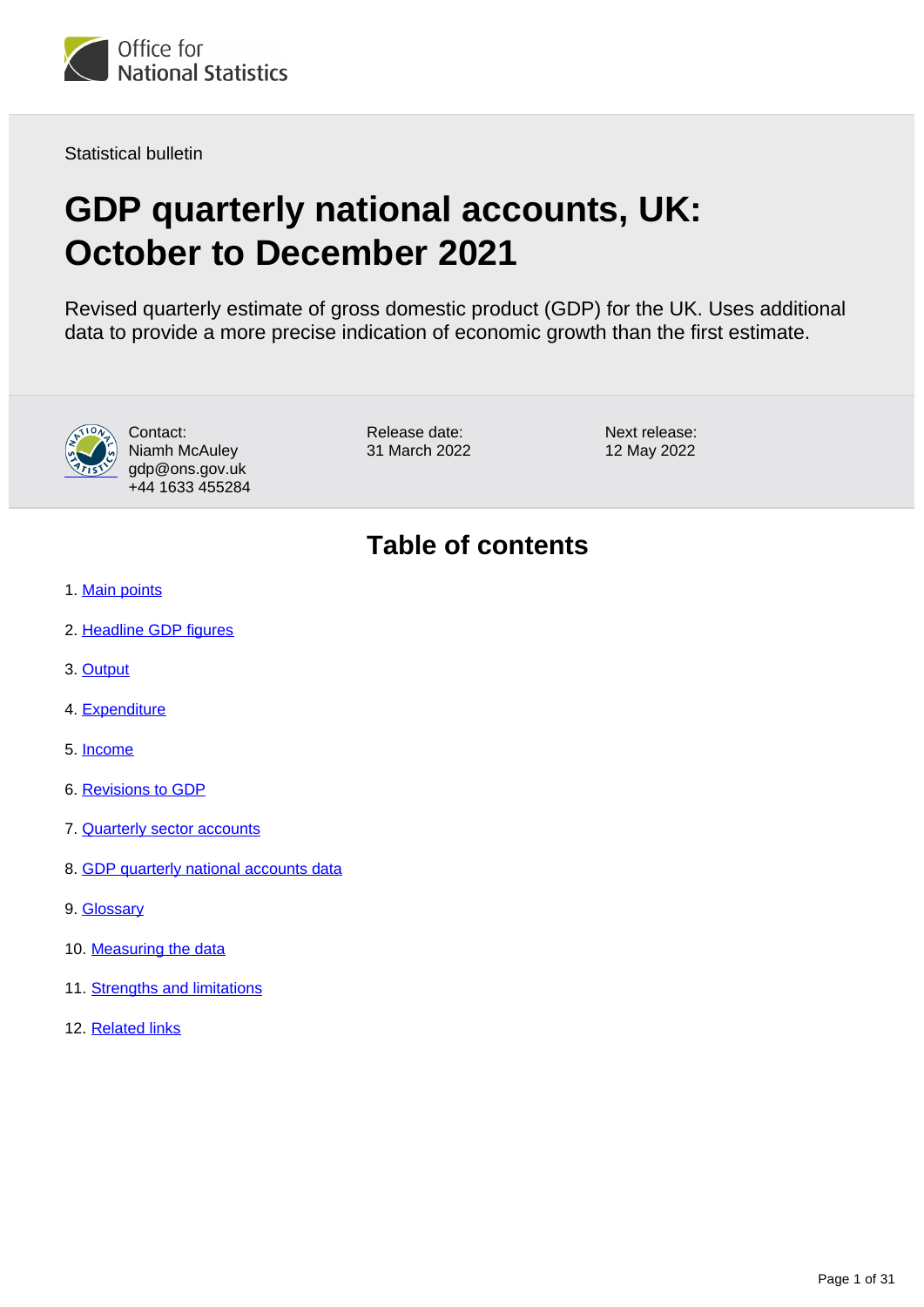Office for National Statistics

Statistical bulletin

# GDP quarterly national accounts, UK: October to December 2021

Revised quarterly estimate of gross domestic product (GDP) for the UK. Uses additional data to provide a more precise indication of economic growth than the first estimate.

Contact:
Niamh McAuley
gdp@ons.gov.uk
+44 1633 455284

Release date:
31 March 2022

Next release:
12 May 2022

## Table of contents

1. Main points
2. Headline GDP figures
3. Output
4. Expenditure
5. Income
6. Revisions to GDP
7. Quarterly sector accounts
8. GDP quarterly national accounts data
9. Glossary
10. Measuring the data
11. Strengths and limitations
12. Related links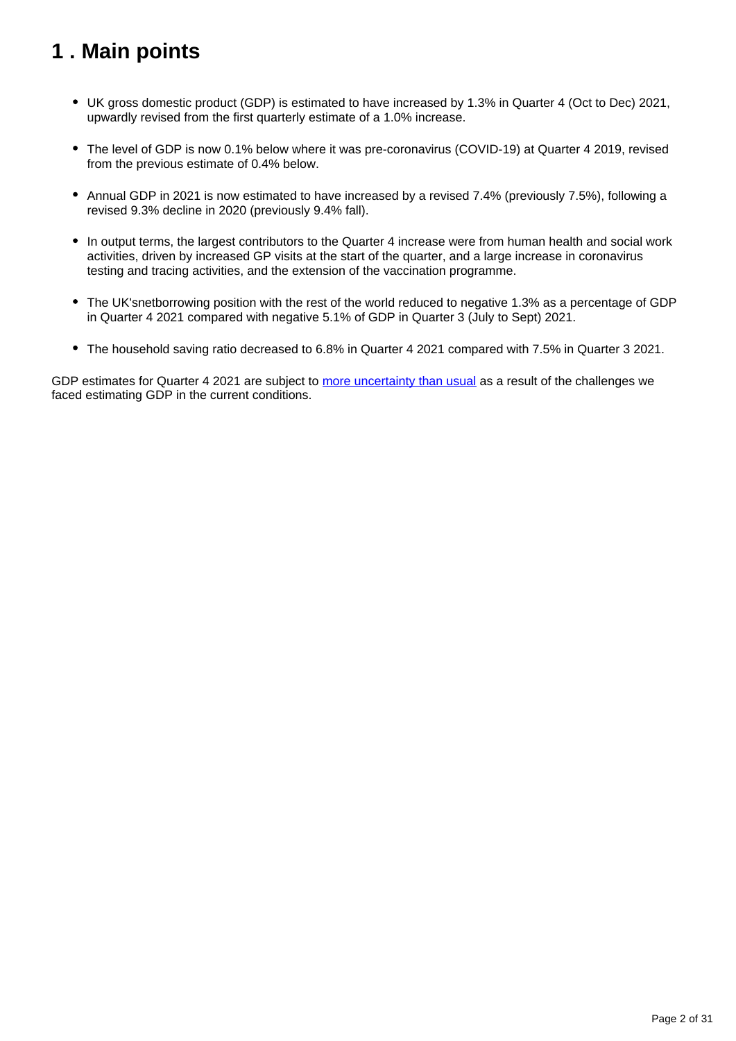## 1 . Main points

- UK gross domestic product (GDP) is estimated to have increased by 1.3% in Quarter 4 (Oct to Dec) 2021, upwardly revised from the first quarterly estimate of a 1.0% increase.
- The level of GDP is now 0.1% below where it was pre-coronavirus (COVID-19) at Quarter 4 2019, revised from the previous estimate of 0.4% below.
- Annual GDP in 2021 is now estimated to have increased by a revised 7.4% (previously 7.5%), following a revised 9.3% decline in 2020 (previously 9.4% fall).
- In output terms, the largest contributors to the Quarter 4 increase were from human health and social work activities, driven by increased GP visits at the start of the quarter, and a large increase in coronavirus testing and tracing activities, and the extension of the vaccination programme.
- The UK'snetborrowing position with the rest of the world reduced to negative 1.3% as a percentage of GDP in Quarter 4 2021 compared with negative 5.1% of GDP in Quarter 3 (July to Sept) 2021.
- The household saving ratio decreased to 6.8% in Quarter 4 2021 compared with 7.5% in Quarter 3 2021.

GDP estimates for Quarter 4 2021 are subject to [more uncertainty than usual] as a result of the challenges we faced estimating GDP in the current conditions.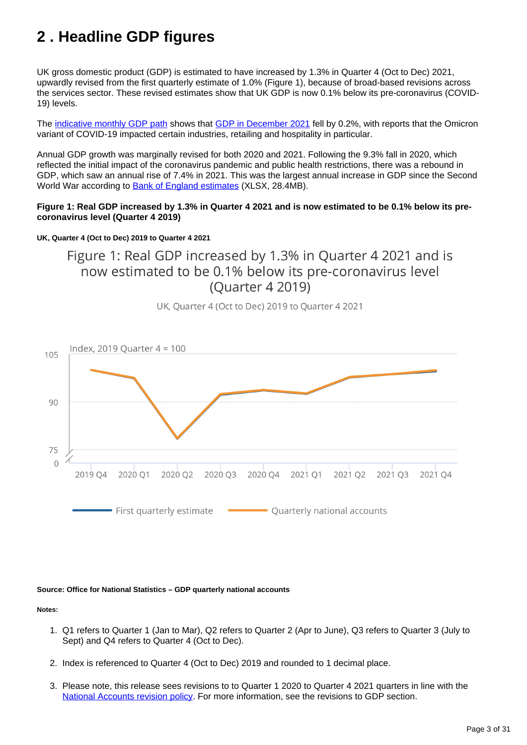## 2 . Headline GDP figures

UK gross domestic product (GDP) is estimated to have increased by 1.3% in Quarter 4 (Oct to Dec) 2021, upwardly revised from the first quarterly estimate of 1.0% (Figure 1), because of broad-based revisions across the services sector. These revised estimates show that UK GDP is now 0.1% below its pre-coronavirus (COVID-19) levels.

The indicative monthly GDP path shows that GDP in December 2021 fell by 0.2%, with reports that the Omicron variant of COVID-19 impacted certain industries, retailing and hospitality in particular.

Annual GDP growth was marginally revised for both 2020 and 2021. Following the 9.3% fall in 2020, which reflected the initial impact of the coronavirus pandemic and public health restrictions, there was a rebound in GDP, which saw an annual rise of 7.4% in 2021. This was the largest annual increase in GDP since the Second World War according to Bank of England estimates (XLSX, 28.4MB).

**Figure 1: Real GDP increased by 1.3% in Quarter 4 2021 and is now estimated to be 0.1% below its pre-coronavirus level (Quarter 4 2019)**

**UK, Quarter 4 (Oct to Dec) 2019 to Quarter 4 2021**

Figure 1: Real GDP increased by 1.3% in Quarter 4 2021 and is now estimated to be 0.1% below its pre-coronavirus level (Quarter 4 2019)

UK, Quarter 4 (Oct to Dec) 2019 to Quarter 4 2021

Index, 2019 Quarter 4 = 100

105, 90, 75, 0

2019 Q4, 2020 Q1, 2020 Q2, 2020 Q3, 2020 Q4, 2021 Q1, 2021 Q2, 2021 Q3, 2021 Q4

First quarterly estimate — Quarterly national accounts

**Source: Office for National Statistics – GDP quarterly national accounts**

**Notes:**

1. Q1 refers to Quarter 1 (Jan to Mar), Q2 refers to Quarter 2 (Apr to June), Q3 refers to Quarter 3 (July to Sept) and Q4 refers to Quarter 4 (Oct to Dec).

2. Index is referenced to Quarter 4 (Oct to Dec) 2019 and rounded to 1 decimal place.

3. Please note, this release sees revisions to to Quarter 1 2020 to Quarter 4 2021 quarters in line with the National Accounts revision policy. For more information, see the revisions to GDP section.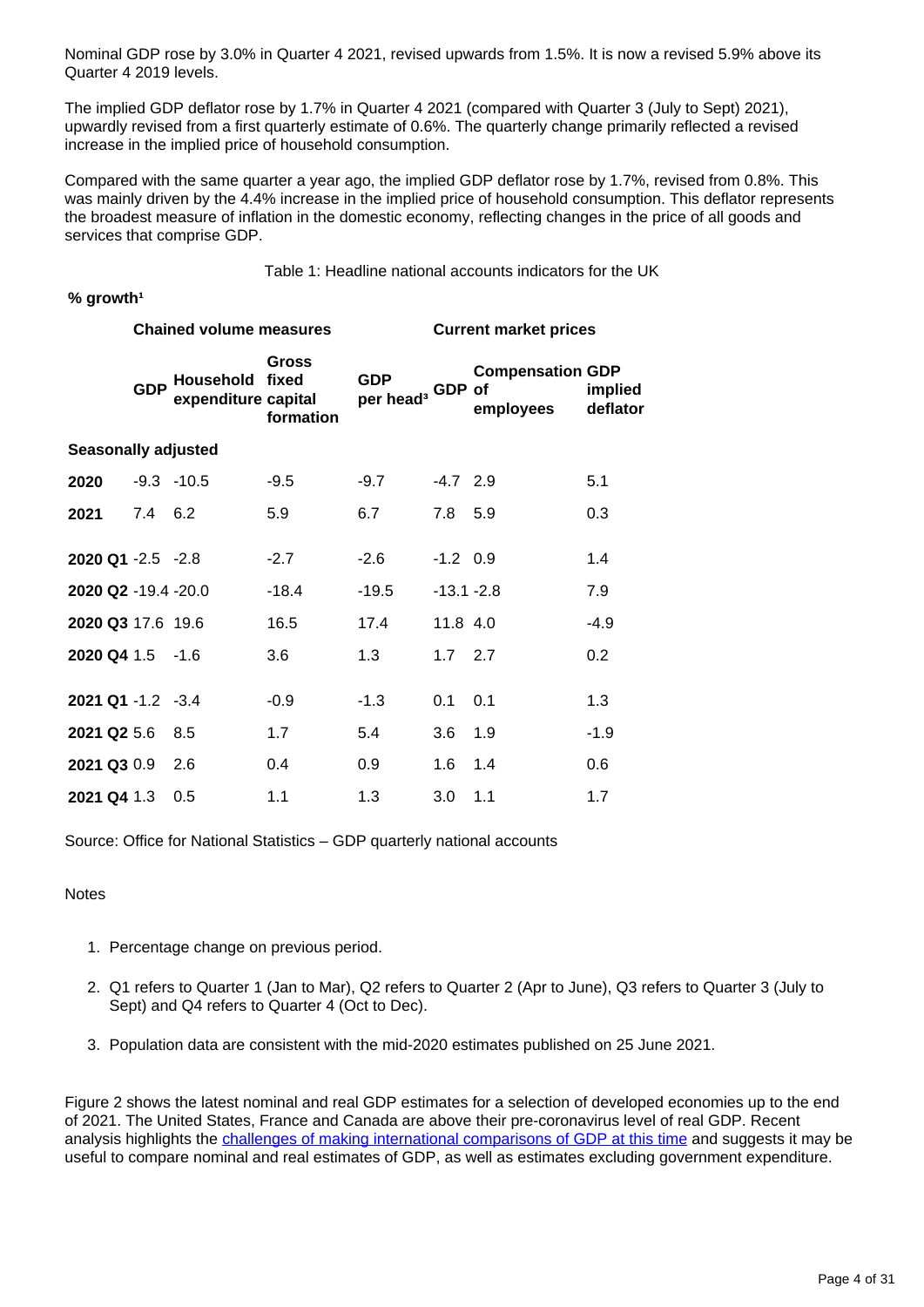Nominal GDP rose by 3.0% in Quarter 4 2021, revised upwards from 1.5%. It is now a revised 5.9% above its Quarter 4 2019 levels.

The implied GDP deflator rose by 1.7% in Quarter 4 2021 (compared with Quarter 3 (July to Sept) 2021), upwardly revised from a first quarterly estimate of 0.6%. The quarterly change primarily reflected a revised increase in the implied price of household consumption.

Compared with the same quarter a year ago, the implied GDP deflator rose by 1.7%, revised from 0.8%. This was mainly driven by the 4.4% increase in the implied price of household consumption. This deflator represents the broadest measure of inflation in the domestic economy, reflecting changes in the price of all goods and services that comprise GDP.

Table 1: Headline national accounts indicators for the UK

**% growth[1]**

| | Chained volume measures | | | | Current market prices | | |
|---|---|---|---|---|---|---|---|
| | **GDP** | **Household expenditure** | **Gross fixed capital formation** | **GDP per head[3]** | **GDP** | **Compensation of employees** | **GDP implied deflator** |
| **Seasonally adjusted** | | | | | | | |
| **2020** | -9.3 | -10.5 | -9.5 | -9.7 | -4.7 | 2.9 | 5.1 |
| **2021** | 7.4 | 6.2 | 5.9 | 6.7 | 7.8 | 5.9 | 0.3 |
| **2020 Q1** | -2.5 | -2.8 | -2.7 | -2.6 | -1.2 | 0.9 | 1.4 |
| **2020 Q2** | -19.4 | -20.0 | -18.4 | -19.5 | -13.1 | -2.8 | 7.9 |
| **2020 Q3** | 17.6 | 19.6 | 16.5 | 17.4 | 11.8 | 4.0 | -4.9 |
| **2020 Q4** | 1.5 | -1.6 | 3.6 | 1.3 | 1.7 | 2.7 | 0.2 |
| **2021 Q1** | -1.2 | -3.4 | -0.9 | -1.3 | 0.1 | 0.1 | 1.3 |
| **2021 Q2** | 5.6 | 8.5 | 1.7 | 5.4 | 3.6 | 1.9 | -1.9 |
| **2021 Q3** | 0.9 | 2.6 | 0.4 | 0.9 | 1.6 | 1.4 | 0.6 |
| **2021 Q4** | 1.3 | 0.5 | 1.1 | 1.3 | 3.0 | 1.1 | 1.7 |

Source: Office for National Statistics – GDP quarterly national accounts

Notes

1. Percentage change on previous period.
2. Q1 refers to Quarter 1 (Jan to Mar), Q2 refers to Quarter 2 (Apr to June), Q3 refers to Quarter 3 (July to Sept) and Q4 refers to Quarter 4 (Oct to Dec).
3. Population data are consistent with the mid-2020 estimates published on 25 June 2021.

Figure 2 shows the latest nominal and real GDP estimates for a selection of developed economies up to the end of 2021. The United States, France and Canada are above their pre-coronavirus level of real GDP. Recent analysis highlights the challenges of making international comparisons of GDP at this time and suggests it may be useful to compare nominal and real estimates of GDP, as well as estimates excluding government expenditure.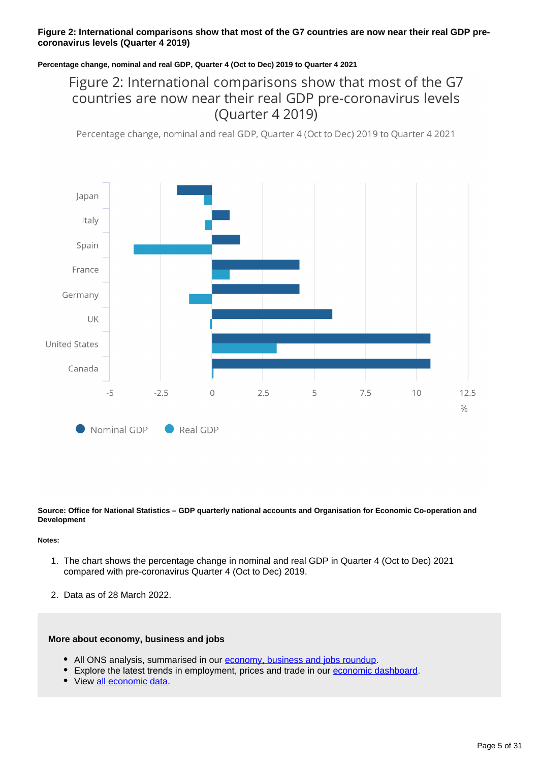**Figure 2: International comparisons show that most of the G7 countries are now near their real GDP pre-coronavirus levels (Quarter 4 2019)**

**Percentage change, nominal and real GDP, Quarter 4 (Oct to Dec) 2019 to Quarter 4 2021**

**Source: Office for National Statistics – GDP quarterly national accounts and Organisation for Economic Co-operation and Development**

**Notes:**

1. The chart shows the percentage change in nominal and real GDP in Quarter 4 (Oct to Dec) 2021 compared with pre-coronavirus Quarter 4 (Oct to Dec) 2019.

2. Data as of 28 March 2022.

**More about economy, business and jobs**

- All ONS analysis, summarised in our economy, business and jobs roundup.
- Explore the latest trends in employment, prices and trade in our economic dashboard.
- View all economic data.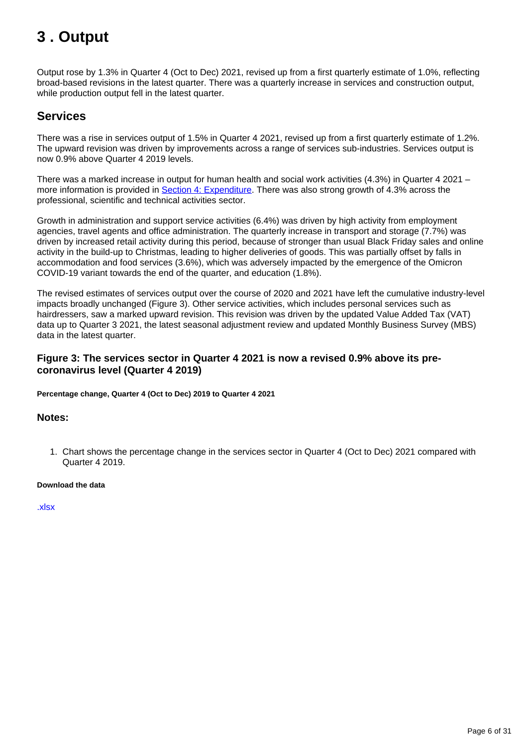# 3 . Output

Output rose by 1.3% in Quarter 4 (Oct to Dec) 2021, revised up from a first quarterly estimate of 1.0%, reflecting broad-based revisions in the latest quarter. There was a quarterly increase in services and construction output, while production output fell in the latest quarter.

## Services

There was a rise in services output of 1.5% in Quarter 4 2021, revised up from a first quarterly estimate of 1.2%. The upward revision was driven by improvements across a range of services sub-industries. Services output is now 0.9% above Quarter 4 2019 levels.

There was a marked increase in output for human health and social work activities (4.3%) in Quarter 4 2021 – more information is provided in Section 4: Expenditure. There was also strong growth of 4.3% across the professional, scientific and technical activities sector.

Growth in administration and support service activities (6.4%) was driven by high activity from employment agencies, travel agents and office administration. The quarterly increase in transport and storage (7.7%) was driven by increased retail activity during this period, because of stronger than usual Black Friday sales and online activity in the build-up to Christmas, leading to higher deliveries of goods. This was partially offset by falls in accommodation and food services (3.6%), which was adversely impacted by the emergence of the Omicron COVID-19 variant towards the end of the quarter, and education (1.8%).

The revised estimates of services output over the course of 2020 and 2021 have left the cumulative industry-level impacts broadly unchanged (Figure 3). Other service activities, which includes personal services such as hairdressers, saw a marked upward revision. This revision was driven by the updated Value Added Tax (VAT) data up to Quarter 3 2021, the latest seasonal adjustment review and updated Monthly Business Survey (MBS) data in the latest quarter.

### Figure 3: The services sector in Quarter 4 2021 is now a revised 0.9% above its pre-coronavirus level (Quarter 4 2019)

**Percentage change, Quarter 4 (Oct to Dec) 2019 to Quarter 4 2021**

### Notes:

1. Chart shows the percentage change in the services sector in Quarter 4 (Oct to Dec) 2021 compared with Quarter 4 2019.

**Download the data**

.xlsx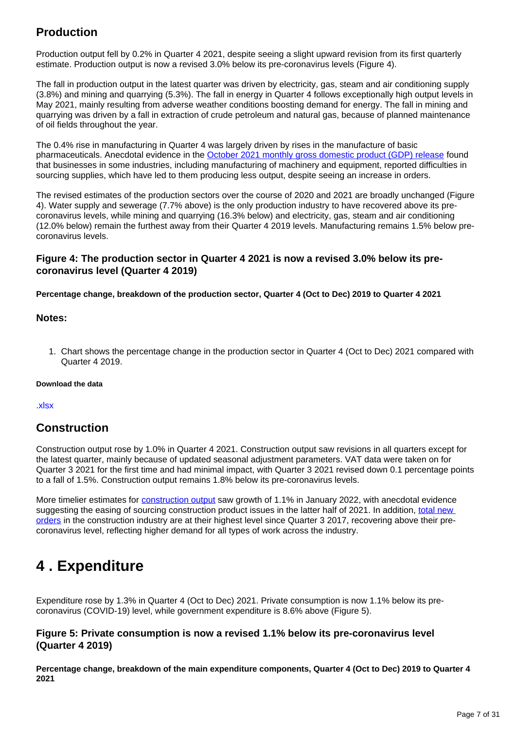## Production

Production output fell by 0.2% in Quarter 4 2021, despite seeing a slight upward revision from its first quarterly estimate. Production output is now a revised 3.0% below its pre-coronavirus levels (Figure 4).

The fall in production output in the latest quarter was driven by electricity, gas, steam and air conditioning supply (3.8%) and mining and quarrying (5.3%). The fall in energy in Quarter 4 follows exceptionally high output levels in May 2021, mainly resulting from adverse weather conditions boosting demand for energy. The fall in mining and quarrying was driven by a fall in extraction of crude petroleum and natural gas, because of planned maintenance of oil fields throughout the year.

The 0.4% rise in manufacturing in Quarter 4 was largely driven by rises in the manufacture of basic pharmaceuticals. Anecdotal evidence in the October 2021 monthly gross domestic product (GDP) release found that businesses in some industries, including manufacturing of machinery and equipment, reported difficulties in sourcing supplies, which have led to them producing less output, despite seeing an increase in orders.

The revised estimates of the production sectors over the course of 2020 and 2021 are broadly unchanged (Figure 4). Water supply and sewerage (7.7% above) is the only production industry to have recovered above its pre-coronavirus levels, while mining and quarrying (16.3% below) and electricity, gas, steam and air conditioning (12.0% below) remain the furthest away from their Quarter 4 2019 levels. Manufacturing remains 1.5% below pre-coronavirus levels.

### Figure 4: The production sector in Quarter 4 2021 is now a revised 3.0% below its pre-coronavirus level (Quarter 4 2019)

**Percentage change, breakdown of the production sector, Quarter 4 (Oct to Dec) 2019 to Quarter 4 2021**

### Notes:

1. Chart shows the percentage change in the production sector in Quarter 4 (Oct to Dec) 2021 compared with Quarter 4 2019.

**Download the data**

.xlsx

## Construction

Construction output rose by 1.0% in Quarter 4 2021. Construction output saw revisions in all quarters except for the latest quarter, mainly because of updated seasonal adjustment parameters. VAT data were taken on for Quarter 3 2021 for the first time and had minimal impact, with Quarter 3 2021 revised down 0.1 percentage points to a fall of 1.5%. Construction output remains 1.8% below its pre-coronavirus levels.

More timelier estimates for construction output saw growth of 1.1% in January 2022, with anecdotal evidence suggesting the easing of sourcing construction product issues in the latter half of 2021. In addition, total new orders in the construction industry are at their highest level since Quarter 3 2017, recovering above their pre-coronavirus level, reflecting higher demand for all types of work across the industry.

# 4 . Expenditure

Expenditure rose by 1.3% in Quarter 4 (Oct to Dec) 2021. Private consumption is now 1.1% below its pre-coronavirus (COVID-19) level, while government expenditure is 8.6% above (Figure 5).

### Figure 5: Private consumption is now a revised 1.1% below its pre-coronavirus level (Quarter 4 2019)

**Percentage change, breakdown of the main expenditure components, Quarter 4 (Oct to Dec) 2019 to Quarter 4 2021**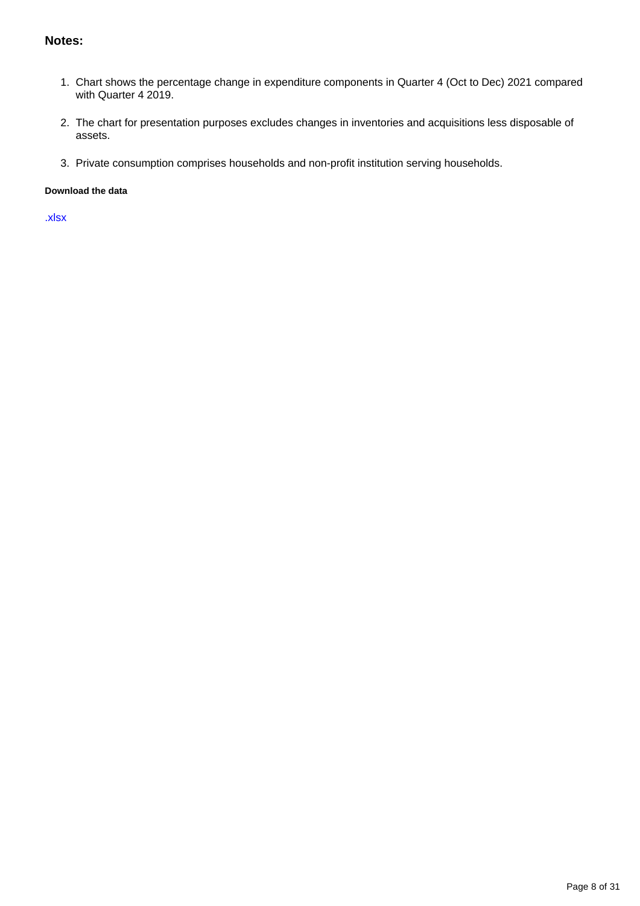### Notes:

1. Chart shows the percentage change in expenditure components in Quarter 4 (Oct to Dec) 2021 compared with Quarter 4 2019.
2. The chart for presentation purposes excludes changes in inventories and acquisitions less disposable of assets.
3. Private consumption comprises households and non-profit institution serving households.

**Download the data**

.xlsx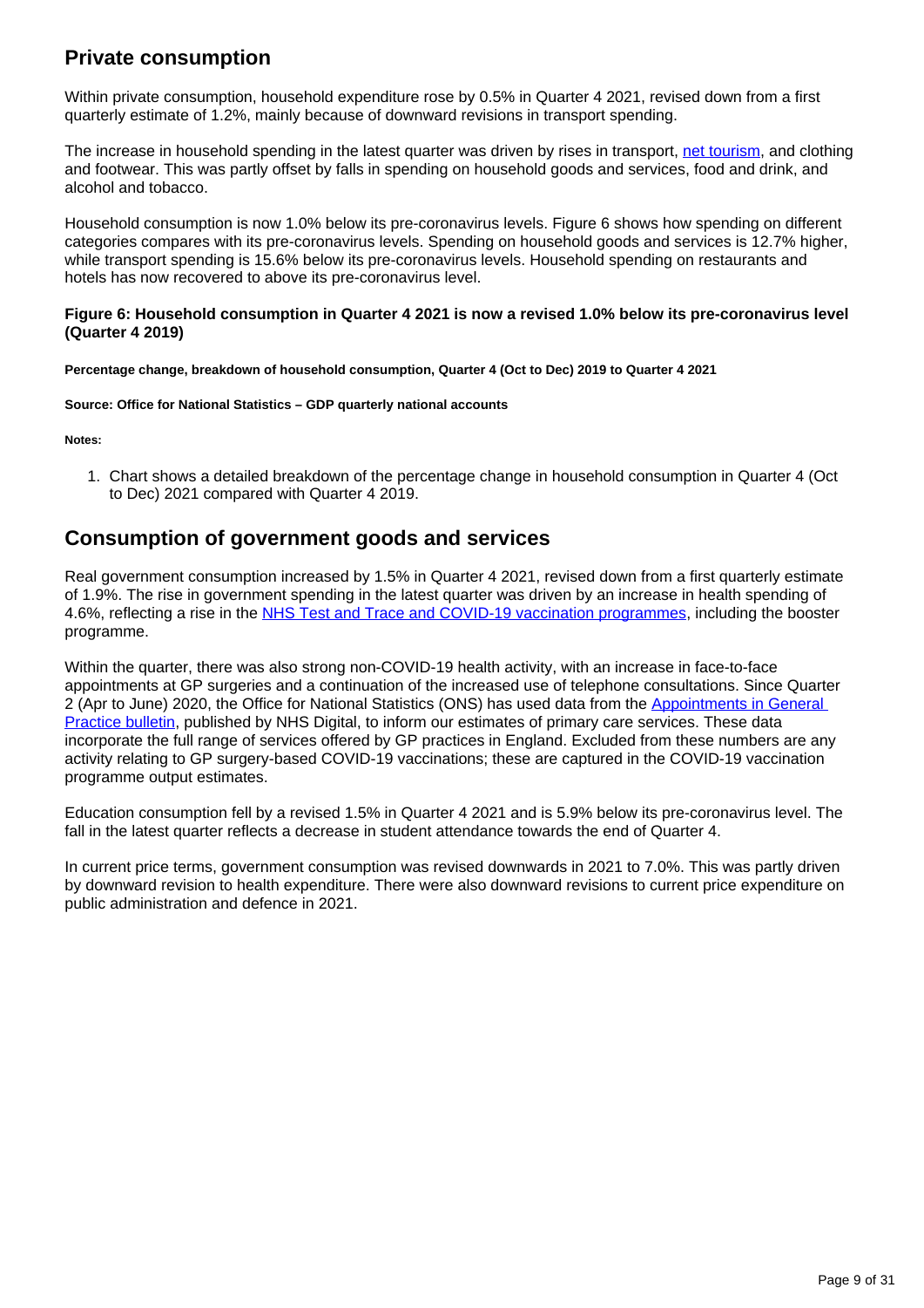## Private consumption

Within private consumption, household expenditure rose by 0.5% in Quarter 4 2021, revised down from a first quarterly estimate of 1.2%, mainly because of downward revisions in transport spending.

The increase in household spending in the latest quarter was driven by rises in transport, net tourism, and clothing and footwear. This was partly offset by falls in spending on household goods and services, food and drink, and alcohol and tobacco.

Household consumption is now 1.0% below its pre-coronavirus levels. Figure 6 shows how spending on different categories compares with its pre-coronavirus levels. Spending on household goods and services is 12.7% higher, while transport spending is 15.6% below its pre-coronavirus levels. Household spending on restaurants and hotels has now recovered to above its pre-coronavirus level.

**Figure 6: Household consumption in Quarter 4 2021 is now a revised 1.0% below its pre-coronavirus level (Quarter 4 2019)**

**Percentage change, breakdown of household consumption, Quarter 4 (Oct to Dec) 2019 to Quarter 4 2021**

**Source: Office for National Statistics – GDP quarterly national accounts**

**Notes:**

1. Chart shows a detailed breakdown of the percentage change in household consumption in Quarter 4 (Oct to Dec) 2021 compared with Quarter 4 2019.

## Consumption of government goods and services

Real government consumption increased by 1.5% in Quarter 4 2021, revised down from a first quarterly estimate of 1.9%. The rise in government spending in the latest quarter was driven by an increase in health spending of 4.6%, reflecting a rise in the NHS Test and Trace and COVID-19 vaccination programmes, including the booster programme.

Within the quarter, there was also strong non-COVID-19 health activity, with an increase in face-to-face appointments at GP surgeries and a continuation of the increased use of telephone consultations. Since Quarter 2 (Apr to June) 2020, the Office for National Statistics (ONS) has used data from the Appointments in General Practice bulletin, published by NHS Digital, to inform our estimates of primary care services. These data incorporate the full range of services offered by GP practices in England. Excluded from these numbers are any activity relating to GP surgery-based COVID-19 vaccinations; these are captured in the COVID-19 vaccination programme output estimates.

Education consumption fell by a revised 1.5% in Quarter 4 2021 and is 5.9% below its pre-coronavirus level. The fall in the latest quarter reflects a decrease in student attendance towards the end of Quarter 4.

In current price terms, government consumption was revised downwards in 2021 to 7.0%. This was partly driven by downward revision to health expenditure. There were also downward revisions to current price expenditure on public administration and defence in 2021.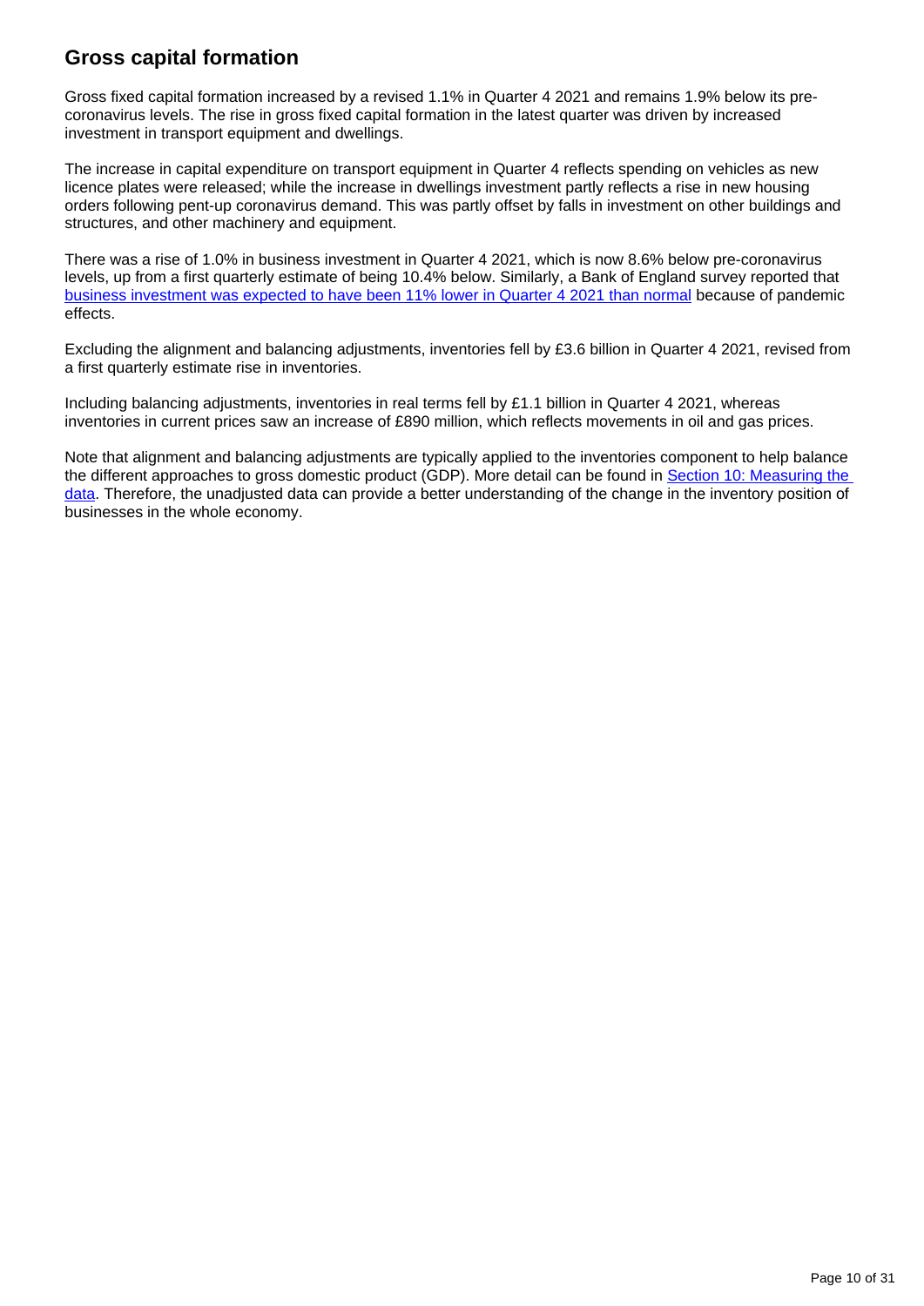## Gross capital formation

Gross fixed capital formation increased by a revised 1.1% in Quarter 4 2021 and remains 1.9% below its pre-coronavirus levels. The rise in gross fixed capital formation in the latest quarter was driven by increased investment in transport equipment and dwellings.

The increase in capital expenditure on transport equipment in Quarter 4 reflects spending on vehicles as new licence plates were released; while the increase in dwellings investment partly reflects a rise in new housing orders following pent-up coronavirus demand. This was partly offset by falls in investment on other buildings and structures, and other machinery and equipment.

There was a rise of 1.0% in business investment in Quarter 4 2021, which is now 8.6% below pre-coronavirus levels, up from a first quarterly estimate of being 10.4% below. Similarly, a Bank of England survey reported that business investment was expected to have been 11% lower in Quarter 4 2021 than normal because of pandemic effects.

Excluding the alignment and balancing adjustments, inventories fell by £3.6 billion in Quarter 4 2021, revised from a first quarterly estimate rise in inventories.

Including balancing adjustments, inventories in real terms fell by £1.1 billion in Quarter 4 2021, whereas inventories in current prices saw an increase of £890 million, which reflects movements in oil and gas prices.

Note that alignment and balancing adjustments are typically applied to the inventories component to help balance the different approaches to gross domestic product (GDP). More detail can be found in Section 10: Measuring the data. Therefore, the unadjusted data can provide a better understanding of the change in the inventory position of businesses in the whole economy.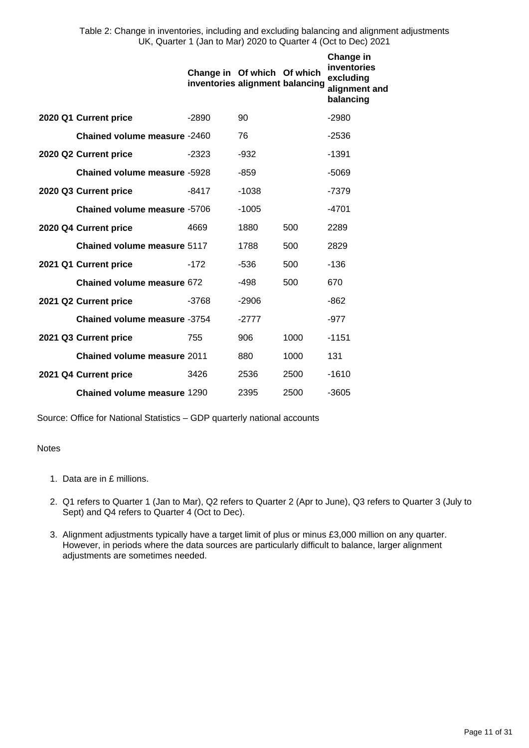Table 2: Change in inventories, including and excluding balancing and alignment adjustments
UK, Quarter 1 (Jan to Mar) 2020 to Quarter 4 (Oct to Dec) 2021

| | | Change in inventories | Of which alignment | Of which balancing | Change in inventories excluding alignment and balancing |
|---|---|---|---|---|---|
| **2020 Q1** | **Current price** | -2890 | 90 | | -2980 |
| | **Chained volume measure** | -2460 | 76 | | -2536 |
| **2020 Q2** | **Current price** | -2323 | -932 | | -1391 |
| | **Chained volume measure** | -5928 | -859 | | -5069 |
| **2020 Q3** | **Current price** | -8417 | -1038 | | -7379 |
| | **Chained volume measure** | -5706 | -1005 | | -4701 |
| **2020 Q4** | **Current price** | 4669 | 1880 | 500 | 2289 |
| | **Chained volume measure** | 5117 | 1788 | 500 | 2829 |
| **2021 Q1** | **Current price** | -172 | -536 | 500 | -136 |
| | **Chained volume measure** | 672 | -498 | 500 | 670 |
| **2021 Q2** | **Current price** | -3768 | -2906 | | -862 |
| | **Chained volume measure** | -3754 | -2777 | | -977 |
| **2021 Q3** | **Current price** | 755 | 906 | 1000 | -1151 |
| | **Chained volume measure** | 2011 | 880 | 1000 | 131 |
| **2021 Q4** | **Current price** | 3426 | 2536 | 2500 | -1610 |
| | **Chained volume measure** | 1290 | 2395 | 2500 | -3605 |

Source: Office for National Statistics – GDP quarterly national accounts

Notes

1. Data are in £ millions.
2. Q1 refers to Quarter 1 (Jan to Mar), Q2 refers to Quarter 2 (Apr to June), Q3 refers to Quarter 3 (July to Sept) and Q4 refers to Quarter 4 (Oct to Dec).
3. Alignment adjustments typically have a target limit of plus or minus £3,000 million on any quarter. However, in periods where the data sources are particularly difficult to balance, larger alignment adjustments are sometimes needed.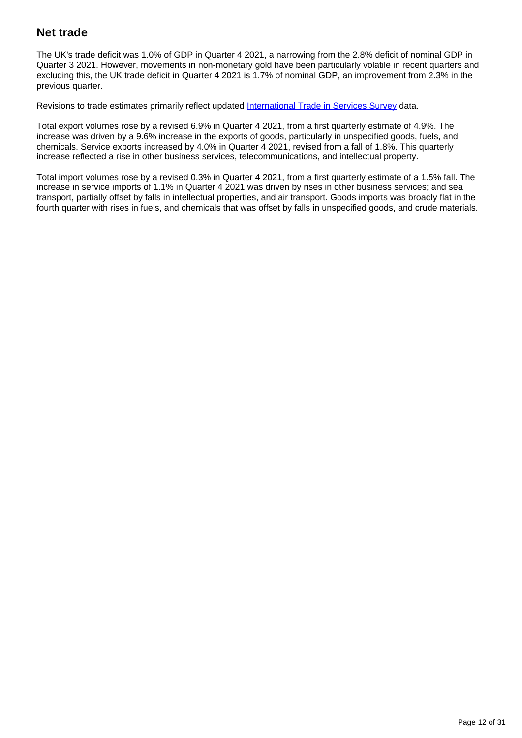## Net trade

The UK's trade deficit was 1.0% of GDP in Quarter 4 2021, a narrowing from the 2.8% deficit of nominal GDP in Quarter 3 2021. However, movements in non-monetary gold have been particularly volatile in recent quarters and excluding this, the UK trade deficit in Quarter 4 2021 is 1.7% of nominal GDP, an improvement from 2.3% in the previous quarter.

Revisions to trade estimates primarily reflect updated [International Trade in Services Survey](#) data.

Total export volumes rose by a revised 6.9% in Quarter 4 2021, from a first quarterly estimate of 4.9%. The increase was driven by a 9.6% increase in the exports of goods, particularly in unspecified goods, fuels, and chemicals. Service exports increased by 4.0% in Quarter 4 2021, revised from a fall of 1.8%. This quarterly increase reflected a rise in other business services, telecommunications, and intellectual property.

Total import volumes rose by a revised 0.3% in Quarter 4 2021, from a first quarterly estimate of a 1.5% fall. The increase in service imports of 1.1% in Quarter 4 2021 was driven by rises in other business services; and sea transport, partially offset by falls in intellectual properties, and air transport. Goods imports was broadly flat in the fourth quarter with rises in fuels, and chemicals that was offset by falls in unspecified goods, and crude materials.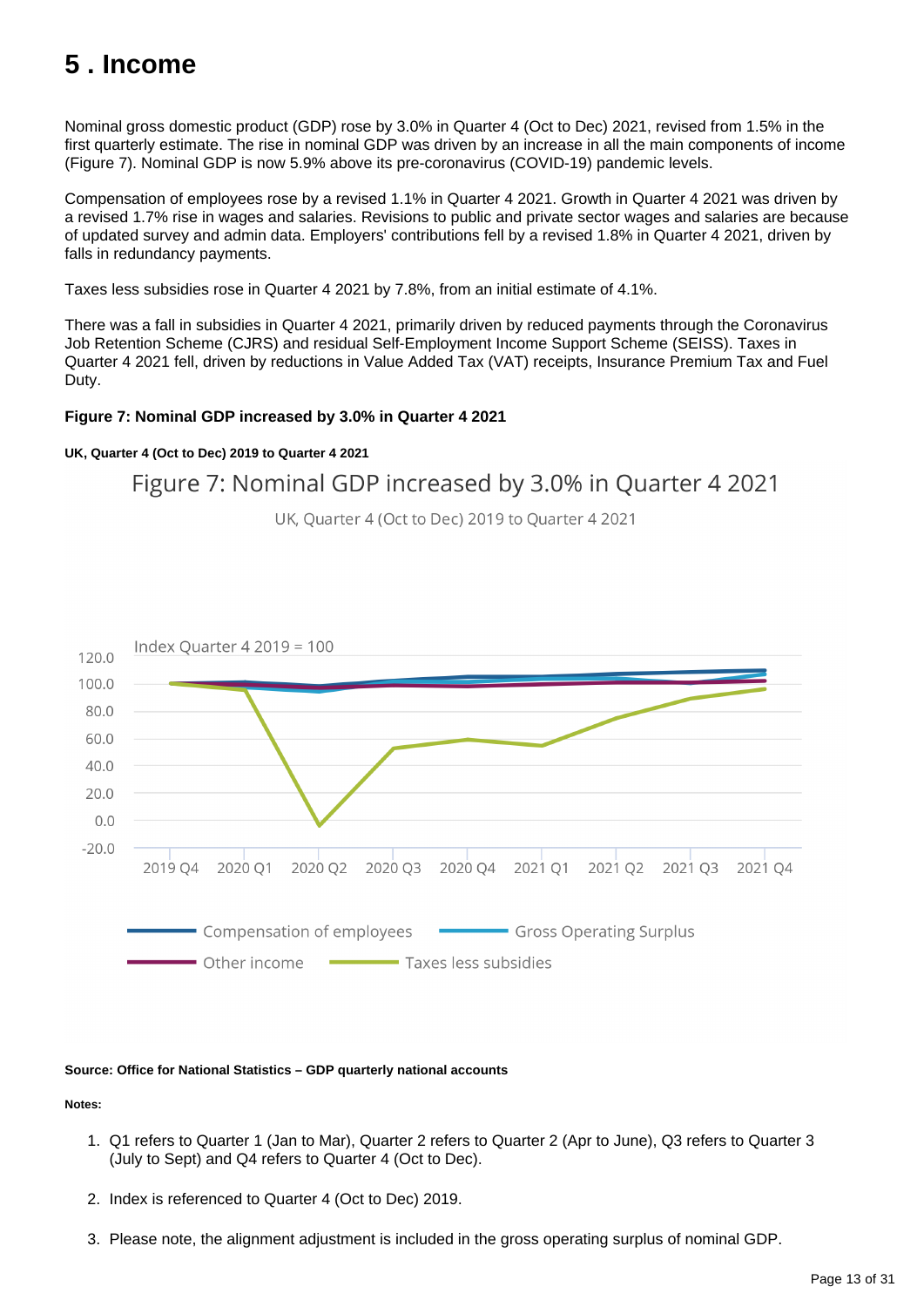# 5 . Income

Nominal gross domestic product (GDP) rose by 3.0% in Quarter 4 (Oct to Dec) 2021, revised from 1.5% in the first quarterly estimate. The rise in nominal GDP was driven by an increase in all the main components of income (Figure 7). Nominal GDP is now 5.9% above its pre-coronavirus (COVID-19) pandemic levels.

Compensation of employees rose by a revised 1.1% in Quarter 4 2021. Growth in Quarter 4 2021 was driven by a revised 1.7% rise in wages and salaries. Revisions to public and private sector wages and salaries are because of updated survey and admin data. Employers' contributions fell by a revised 1.8% in Quarter 4 2021, driven by falls in redundancy payments.

Taxes less subsidies rose in Quarter 4 2021 by 7.8%, from an initial estimate of 4.1%.

There was a fall in subsidies in Quarter 4 2021, primarily driven by reduced payments through the Coronavirus Job Retention Scheme (CJRS) and residual Self-Employment Income Support Scheme (SEISS). Taxes in Quarter 4 2021 fell, driven by reductions in Value Added Tax (VAT) receipts, Insurance Premium Tax and Fuel Duty.

**Figure 7: Nominal GDP increased by 3.0% in Quarter 4 2021**

**UK, Quarter 4 (Oct to Dec) 2019 to Quarter 4 2021**

Figure 7: Nominal GDP increased by 3.0% in Quarter 4 2021

UK, Quarter 4 (Oct to Dec) 2019 to Quarter 4 2021

Index Quarter 4 2019 = 100

Compensation of employees | Gross Operating Surplus | Other income | Taxes less subsidies

**Source: Office for National Statistics – GDP quarterly national accounts**

**Notes:**

1. Q1 refers to Quarter 1 (Jan to Mar), Quarter 2 refers to Quarter 2 (Apr to June), Q3 refers to Quarter 3 (July to Sept) and Q4 refers to Quarter 4 (Oct to Dec).
2. Index is referenced to Quarter 4 (Oct to Dec) 2019.
3. Please note, the alignment adjustment is included in the gross operating surplus of nominal GDP.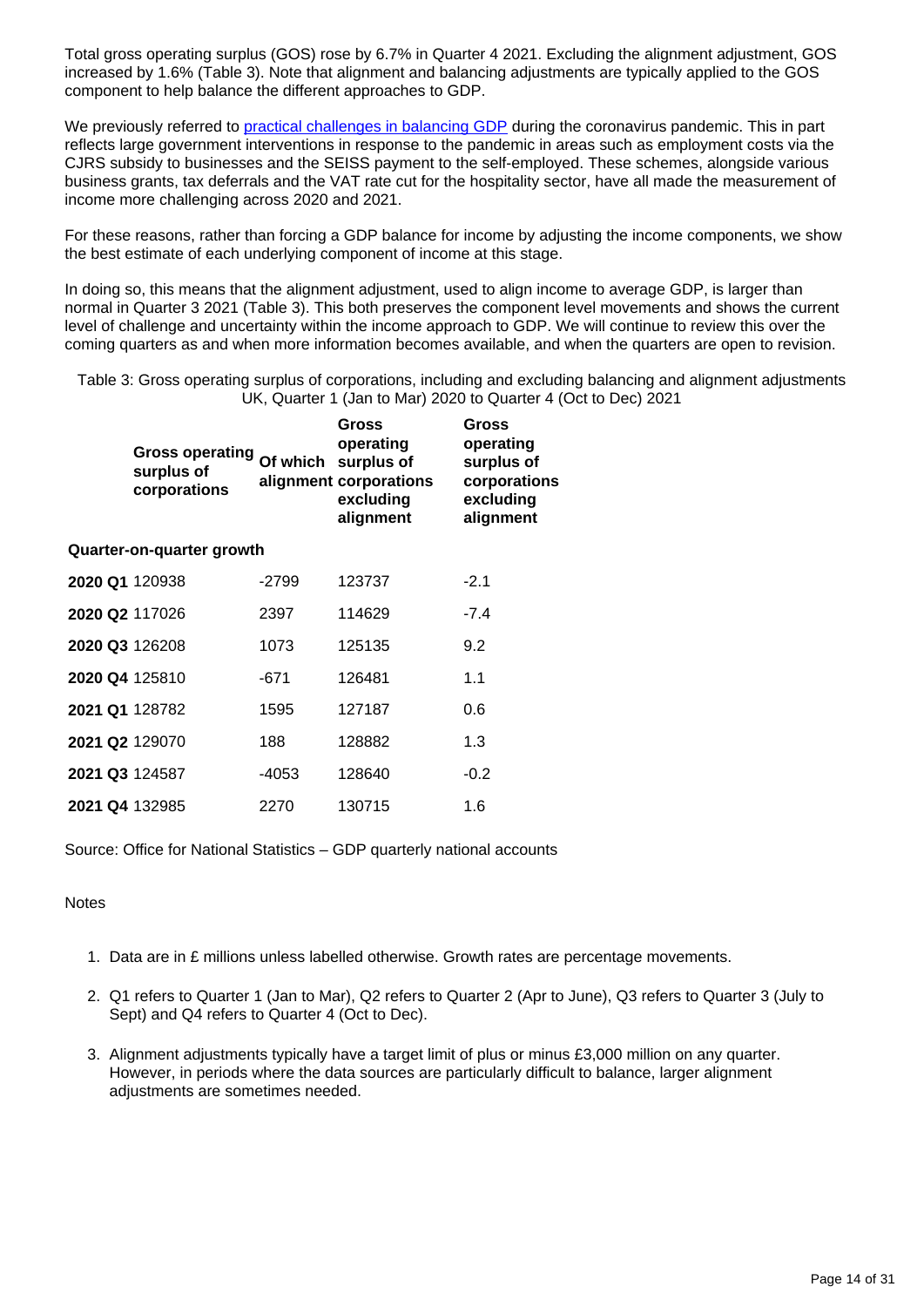Total gross operating surplus (GOS) rose by 6.7% in Quarter 4 2021. Excluding the alignment adjustment, GOS increased by 1.6% (Table 3). Note that alignment and balancing adjustments are typically applied to the GOS component to help balance the different approaches to GDP.

We previously referred to practical challenges in balancing GDP during the coronavirus pandemic. This in part reflects large government interventions in response to the pandemic in areas such as employment costs via the CJRS subsidy to businesses and the SEISS payment to the self-employed. These schemes, alongside various business grants, tax deferrals and the VAT rate cut for the hospitality sector, have all made the measurement of income more challenging across 2020 and 2021.

For these reasons, rather than forcing a GDP balance for income by adjusting the income components, we show the best estimate of each underlying component of income at this stage.

In doing so, this means that the alignment adjustment, used to align income to average GDP, is larger than normal in Quarter 3 2021 (Table 3). This both preserves the component level movements and shows the current level of challenge and uncertainty within the income approach to GDP. We will continue to review this over the coming quarters as and when more information becomes available, and when the quarters are open to revision.

Table 3: Gross operating surplus of corporations, including and excluding balancing and alignment adjustments
UK, Quarter 1 (Jan to Mar) 2020 to Quarter 4 (Oct to Dec) 2021

| | Gross operating surplus of corporations | Of which alignment | Gross operating surplus of corporations excluding alignment | Gross operating surplus of corporations excluding alignment |
|---|---|---|---|---|
| | | | | Quarter-on-quarter growth |
| **2020 Q1** | 120938 | -2799 | 123737 | -2.1 |
| **2020 Q2** | 117026 | 2397 | 114629 | -7.4 |
| **2020 Q3** | 126208 | 1073 | 125135 | 9.2 |
| **2020 Q4** | 125810 | -671 | 126481 | 1.1 |
| **2021 Q1** | 128782 | 1595 | 127187 | 0.6 |
| **2021 Q2** | 129070 | 188 | 128882 | 1.3 |
| **2021 Q3** | 124587 | -4053 | 128640 | -0.2 |
| **2021 Q4** | 132985 | 2270 | 130715 | 1.6 |

Source: Office for National Statistics – GDP quarterly national accounts

Notes

1. Data are in £ millions unless labelled otherwise. Growth rates are percentage movements.
2. Q1 refers to Quarter 1 (Jan to Mar), Q2 refers to Quarter 2 (Apr to June), Q3 refers to Quarter 3 (July to Sept) and Q4 refers to Quarter 4 (Oct to Dec).
3. Alignment adjustments typically have a target limit of plus or minus £3,000 million on any quarter. However, in periods where the data sources are particularly difficult to balance, larger alignment adjustments are sometimes needed.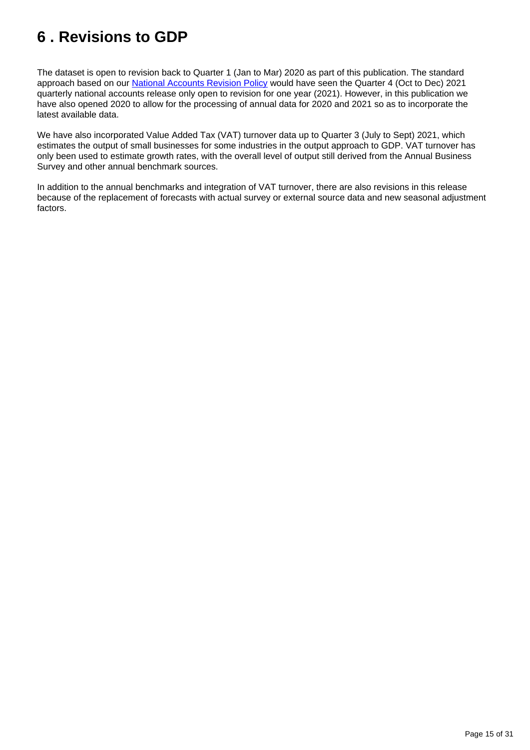## 6 . Revisions to GDP

The dataset is open to revision back to Quarter 1 (Jan to Mar) 2020 as part of this publication. The standard approach based on our [National Accounts Revision Policy] would have seen the Quarter 4 (Oct to Dec) 2021 quarterly national accounts release only open to revision for one year (2021). However, in this publication we have also opened 2020 to allow for the processing of annual data for 2020 and 2021 so as to incorporate the latest available data.

We have also incorporated Value Added Tax (VAT) turnover data up to Quarter 3 (July to Sept) 2021, which estimates the output of small businesses for some industries in the output approach to GDP. VAT turnover has only been used to estimate growth rates, with the overall level of output still derived from the Annual Business Survey and other annual benchmark sources.

In addition to the annual benchmarks and integration of VAT turnover, there are also revisions in this release because of the replacement of forecasts with actual survey or external source data and new seasonal adjustment factors.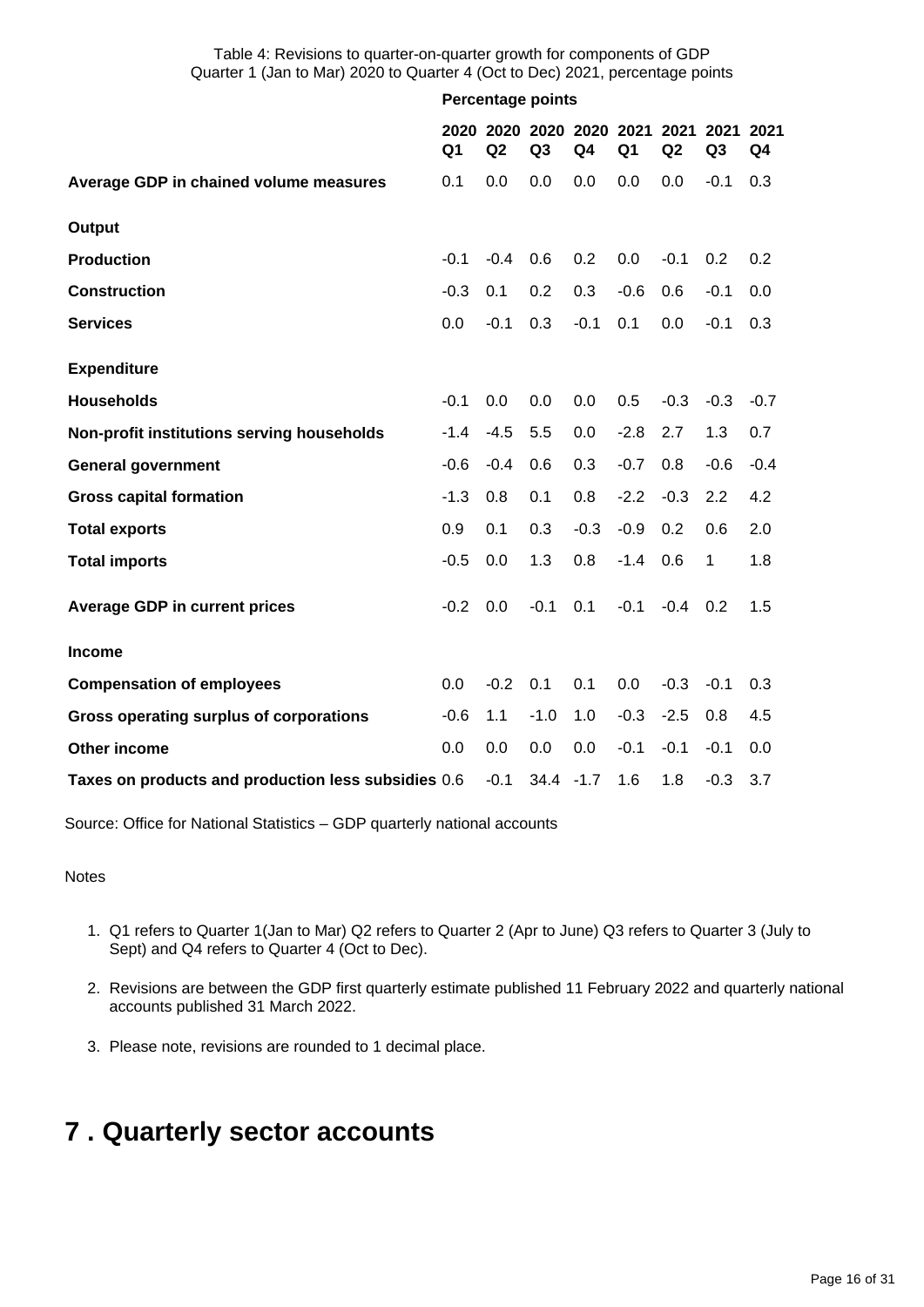Table 4: Revisions to quarter-on-quarter growth for components of GDP
Quarter 1 (Jan to Mar) 2020 to Quarter 4 (Oct to Dec) 2021, percentage points

| | Percentage points | | | | | | | |
|---|---|---|---|---|---|---|---|---|
| | **2020 Q1** | **2020 Q2** | **2020 Q3** | **2020 Q4** | **2021 Q1** | **2021 Q2** | **2021 Q3** | **2021 Q4** |
| **Average GDP in chained volume measures** | 0.1 | 0.0 | 0.0 | 0.0 | 0.0 | 0.0 | -0.1 | 0.3 |
| **Output** | | | | | | | | |
| **Production** | -0.1 | -0.4 | 0.6 | 0.2 | 0.0 | -0.1 | 0.2 | 0.2 |
| **Construction** | -0.3 | 0.1 | 0.2 | 0.3 | -0.6 | 0.6 | -0.1 | 0.0 |
| **Services** | 0.0 | -0.1 | 0.3 | -0.1 | 0.1 | 0.0 | -0.1 | 0.3 |
| **Expenditure** | | | | | | | | |
| **Households** | -0.1 | 0.0 | 0.0 | 0.0 | 0.5 | -0.3 | -0.3 | -0.7 |
| **Non-profit institutions serving households** | -1.4 | -4.5 | 5.5 | 0.0 | -2.8 | 2.7 | 1.3 | 0.7 |
| **General government** | -0.6 | -0.4 | 0.6 | 0.3 | -0.7 | 0.8 | -0.6 | -0.4 |
| **Gross capital formation** | -1.3 | 0.8 | 0.1 | 0.8 | -2.2 | -0.3 | 2.2 | 4.2 |
| **Total exports** | 0.9 | 0.1 | 0.3 | -0.3 | -0.9 | 0.2 | 0.6 | 2.0 |
| **Total imports** | -0.5 | 0.0 | 1.3 | 0.8 | -1.4 | 0.6 | 1 | 1.8 |
| **Average GDP in current prices** | -0.2 | 0.0 | -0.1 | 0.1 | -0.1 | -0.4 | 0.2 | 1.5 |
| **Income** | | | | | | | | |
| **Compensation of employees** | 0.0 | -0.2 | 0.1 | 0.1 | 0.0 | -0.3 | -0.1 | 0.3 |
| **Gross operating surplus of corporations** | -0.6 | 1.1 | -1.0 | 1.0 | -0.3 | -2.5 | 0.8 | 4.5 |
| **Other income** | 0.0 | 0.0 | 0.0 | 0.0 | -0.1 | -0.1 | -0.1 | 0.0 |
| **Taxes on products and production less subsidies** | 0.6 | -0.1 | 34.4 | -1.7 | 1.6 | 1.8 | -0.3 | 3.7 |

Source: Office for National Statistics – GDP quarterly national accounts

Notes

1. Q1 refers to Quarter 1(Jan to Mar) Q2 refers to Quarter 2 (Apr to June) Q3 refers to Quarter 3 (July to Sept) and Q4 refers to Quarter 4 (Oct to Dec).
2. Revisions are between the GDP first quarterly estimate published 11 February 2022 and quarterly national accounts published 31 March 2022.
3. Please note, revisions are rounded to 1 decimal place.

# 7 . Quarterly sector accounts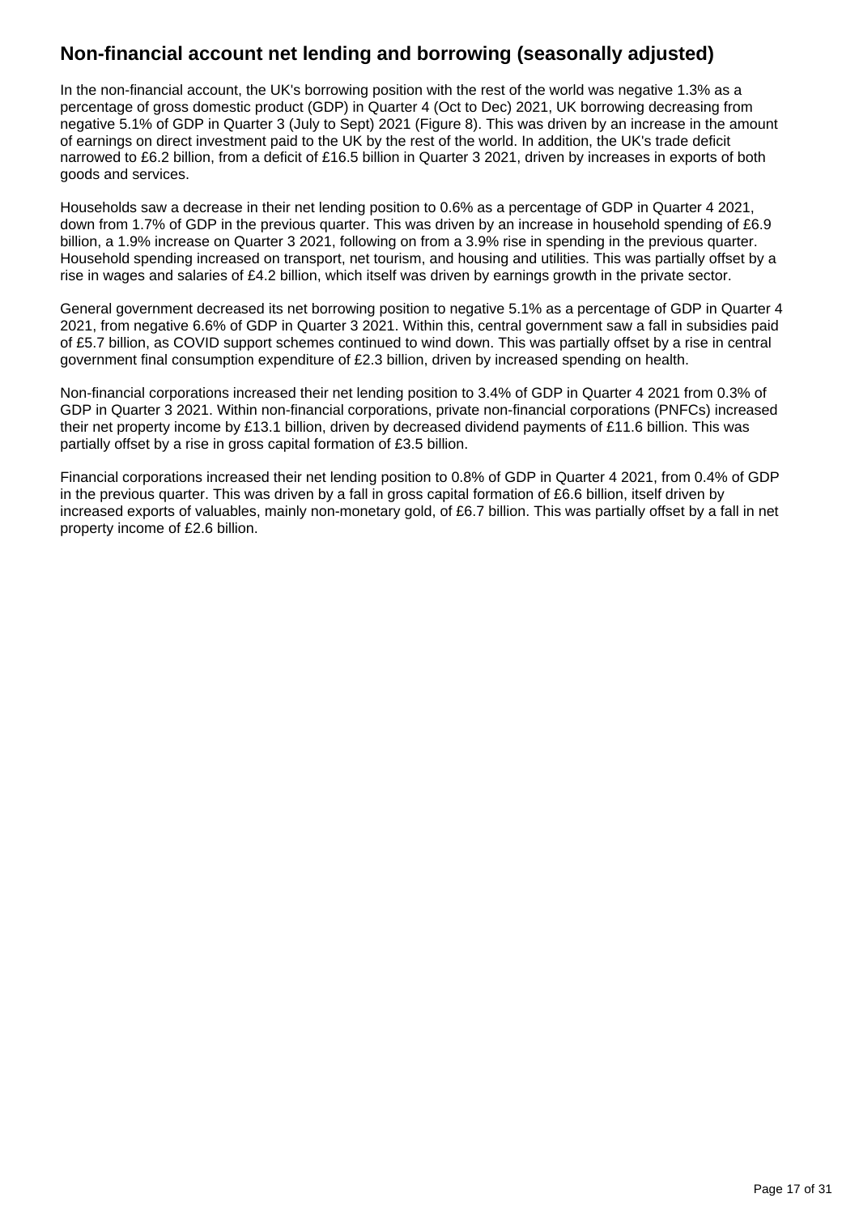## Non-financial account net lending and borrowing (seasonally adjusted)

In the non-financial account, the UK's borrowing position with the rest of the world was negative 1.3% as a percentage of gross domestic product (GDP) in Quarter 4 (Oct to Dec) 2021, UK borrowing decreasing from negative 5.1% of GDP in Quarter 3 (July to Sept) 2021 (Figure 8). This was driven by an increase in the amount of earnings on direct investment paid to the UK by the rest of the world. In addition, the UK's trade deficit narrowed to £6.2 billion, from a deficit of £16.5 billion in Quarter 3 2021, driven by increases in exports of both goods and services.

Households saw a decrease in their net lending position to 0.6% as a percentage of GDP in Quarter 4 2021, down from 1.7% of GDP in the previous quarter. This was driven by an increase in household spending of £6.9 billion, a 1.9% increase on Quarter 3 2021, following on from a 3.9% rise in spending in the previous quarter. Household spending increased on transport, net tourism, and housing and utilities. This was partially offset by a rise in wages and salaries of £4.2 billion, which itself was driven by earnings growth in the private sector.

General government decreased its net borrowing position to negative 5.1% as a percentage of GDP in Quarter 4 2021, from negative 6.6% of GDP in Quarter 3 2021. Within this, central government saw a fall in subsidies paid of £5.7 billion, as COVID support schemes continued to wind down. This was partially offset by a rise in central government final consumption expenditure of £2.3 billion, driven by increased spending on health.

Non-financial corporations increased their net lending position to 3.4% of GDP in Quarter 4 2021 from 0.3% of GDP in Quarter 3 2021. Within non-financial corporations, private non-financial corporations (PNFCs) increased their net property income by £13.1 billion, driven by decreased dividend payments of £11.6 billion. This was partially offset by a rise in gross capital formation of £3.5 billion.

Financial corporations increased their net lending position to 0.8% of GDP in Quarter 4 2021, from 0.4% of GDP in the previous quarter. This was driven by a fall in gross capital formation of £6.6 billion, itself driven by increased exports of valuables, mainly non-monetary gold, of £6.7 billion. This was partially offset by a fall in net property income of £2.6 billion.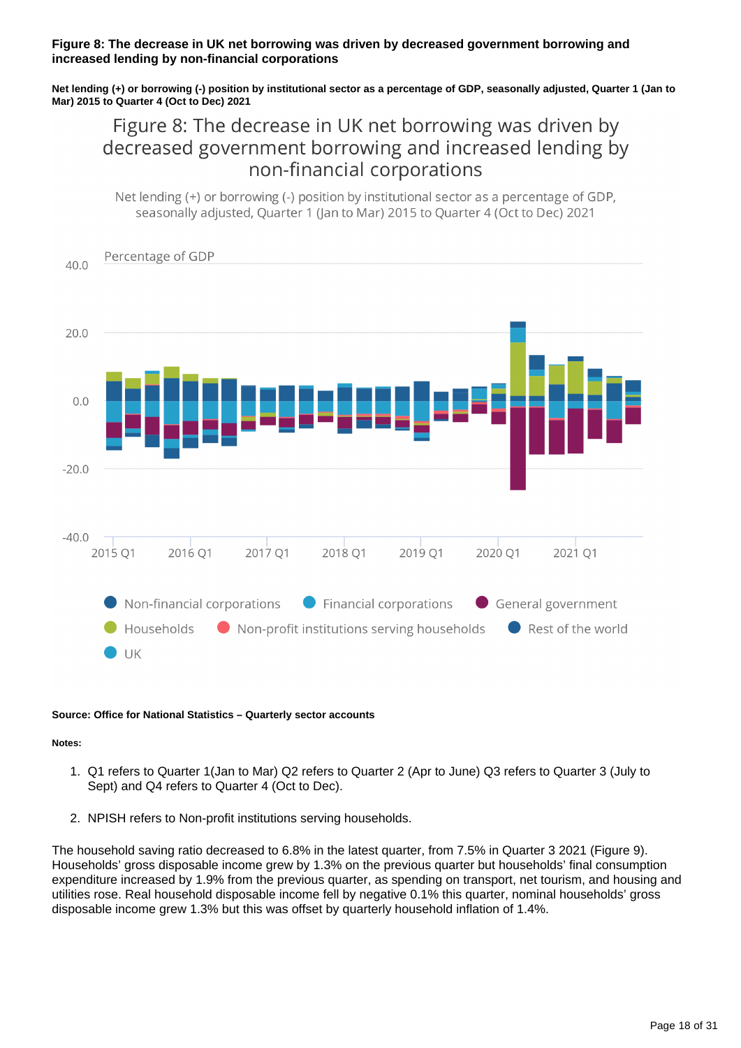**Figure 8: The decrease in UK net borrowing was driven by decreased government borrowing and increased lending by non-financial corporations**

**Net lending (+) or borrowing (-) position by institutional sector as a percentage of GDP, seasonally adjusted, Quarter 1 (Jan to Mar) 2015 to Quarter 4 (Oct to Dec) 2021**

**Source: Office for National Statistics – Quarterly sector accounts**

**Notes:**

1. Q1 refers to Quarter 1(Jan to Mar) Q2 refers to Quarter 2 (Apr to June) Q3 refers to Quarter 3 (July to Sept) and Q4 refers to Quarter 4 (Oct to Dec).
2. NPISH refers to Non-profit institutions serving households.

The household saving ratio decreased to 6.8% in the latest quarter, from 7.5% in Quarter 3 2021 (Figure 9). Households' gross disposable income grew by 1.3% on the previous quarter but households' final consumption expenditure increased by 1.9% from the previous quarter, as spending on transport, net tourism, and housing and utilities rose. Real household disposable income fell by negative 0.1% this quarter, nominal households' gross disposable income grew 1.3% but this was offset by quarterly household inflation of 1.4%.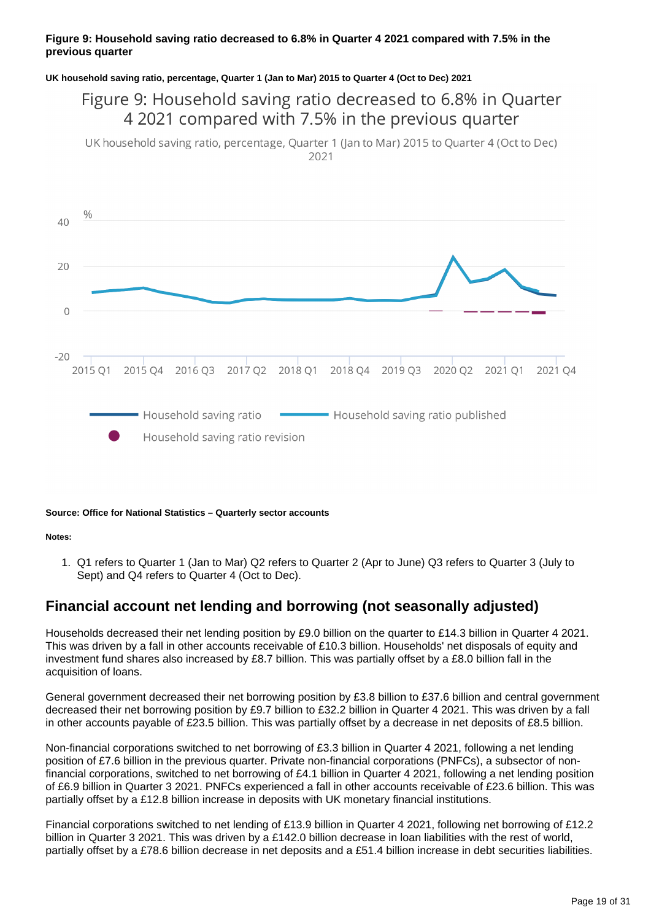**Figure 9: Household saving ratio decreased to 6.8% in Quarter 4 2021 compared with 7.5% in the previous quarter**

**UK household saving ratio, percentage, Quarter 1 (Jan to Mar) 2015 to Quarter 4 (Oct to Dec) 2021**

**Source: Office for National Statistics – Quarterly sector accounts**

**Notes:**

1. Q1 refers to Quarter 1 (Jan to Mar) Q2 refers to Quarter 2 (Apr to June) Q3 refers to Quarter 3 (July to Sept) and Q4 refers to Quarter 4 (Oct to Dec).

## Financial account net lending and borrowing (not seasonally adjusted)

Households decreased their net lending position by £9.0 billion on the quarter to £14.3 billion in Quarter 4 2021. This was driven by a fall in other accounts receivable of £10.3 billion. Households' net disposals of equity and investment fund shares also increased by £8.7 billion. This was partially offset by a £8.0 billion fall in the acquisition of loans.

General government decreased their net borrowing position by £3.8 billion to £37.6 billion and central government decreased their net borrowing position by £9.7 billion to £32.2 billion in Quarter 4 2021. This was driven by a fall in other accounts payable of £23.5 billion. This was partially offset by a decrease in net deposits of £8.5 billion.

Non-financial corporations switched to net borrowing of £3.3 billion in Quarter 4 2021, following a net lending position of £7.6 billion in the previous quarter. Private non-financial corporations (PNFCs), a subsector of non-financial corporations, switched to net borrowing of £4.1 billion in Quarter 4 2021, following a net lending position of £6.9 billion in Quarter 3 2021. PNFCs experienced a fall in other accounts receivable of £23.6 billion. This was partially offset by a £12.8 billion increase in deposits with UK monetary financial institutions.

Financial corporations switched to net lending of £13.9 billion in Quarter 4 2021, following net borrowing of £12.2 billion in Quarter 3 2021. This was driven by a £142.0 billion decrease in loan liabilities with the rest of world, partially offset by a £78.6 billion decrease in net deposits and a £51.4 billion increase in debt securities liabilities.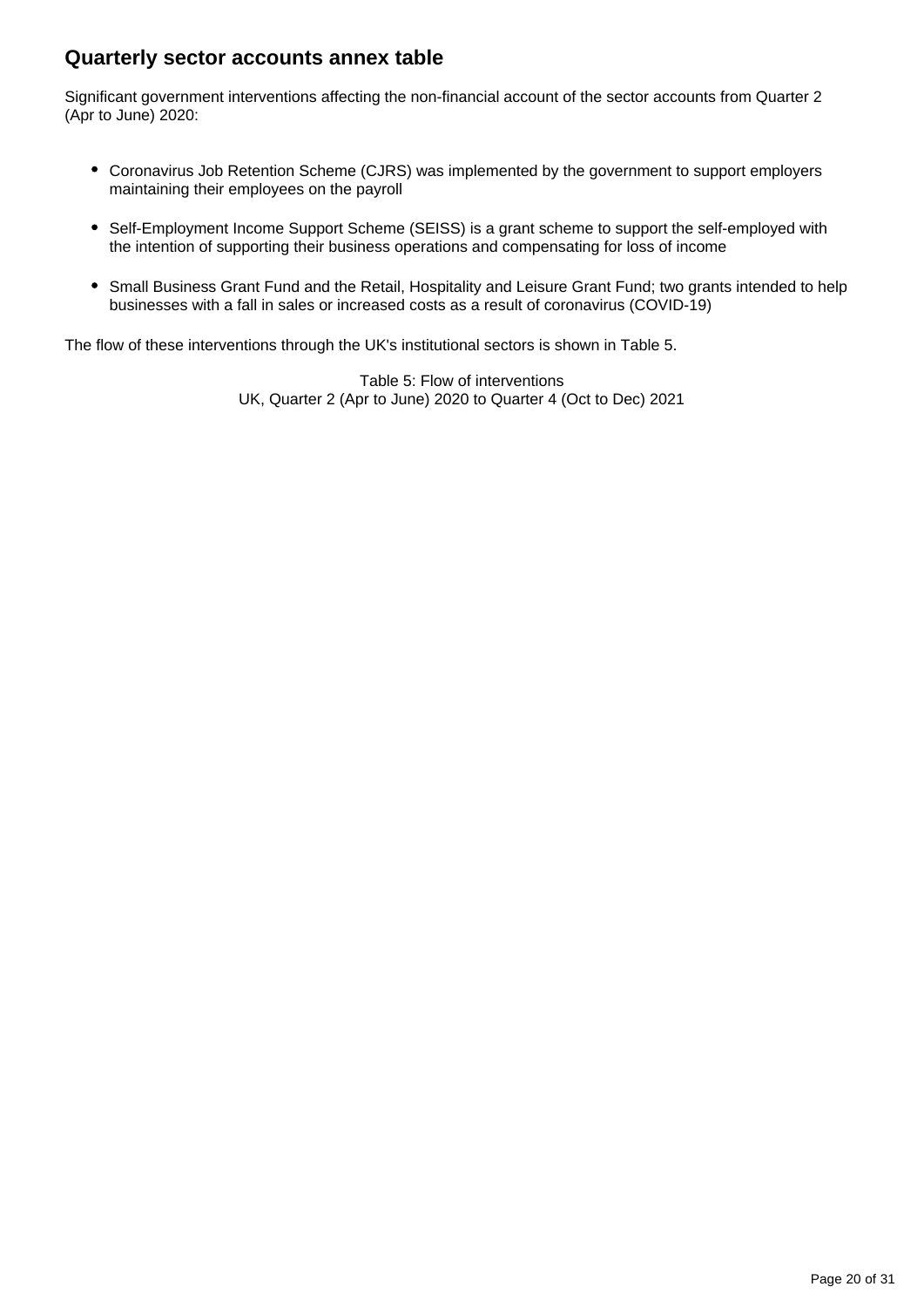## Quarterly sector accounts annex table

Significant government interventions affecting the non-financial account of the sector accounts from Quarter 2 (Apr to June) 2020:

- Coronavirus Job Retention Scheme (CJRS) was implemented by the government to support employers maintaining their employees on the payroll
- Self-Employment Income Support Scheme (SEISS) is a grant scheme to support the self-employed with the intention of supporting their business operations and compensating for loss of income
- Small Business Grant Fund and the Retail, Hospitality and Leisure Grant Fund; two grants intended to help businesses with a fall in sales or increased costs as a result of coronavirus (COVID-19)

The flow of these interventions through the UK's institutional sectors is shown in Table 5.

Table 5: Flow of interventions
UK, Quarter 2 (Apr to June) 2020 to Quarter 4 (Oct to Dec) 2021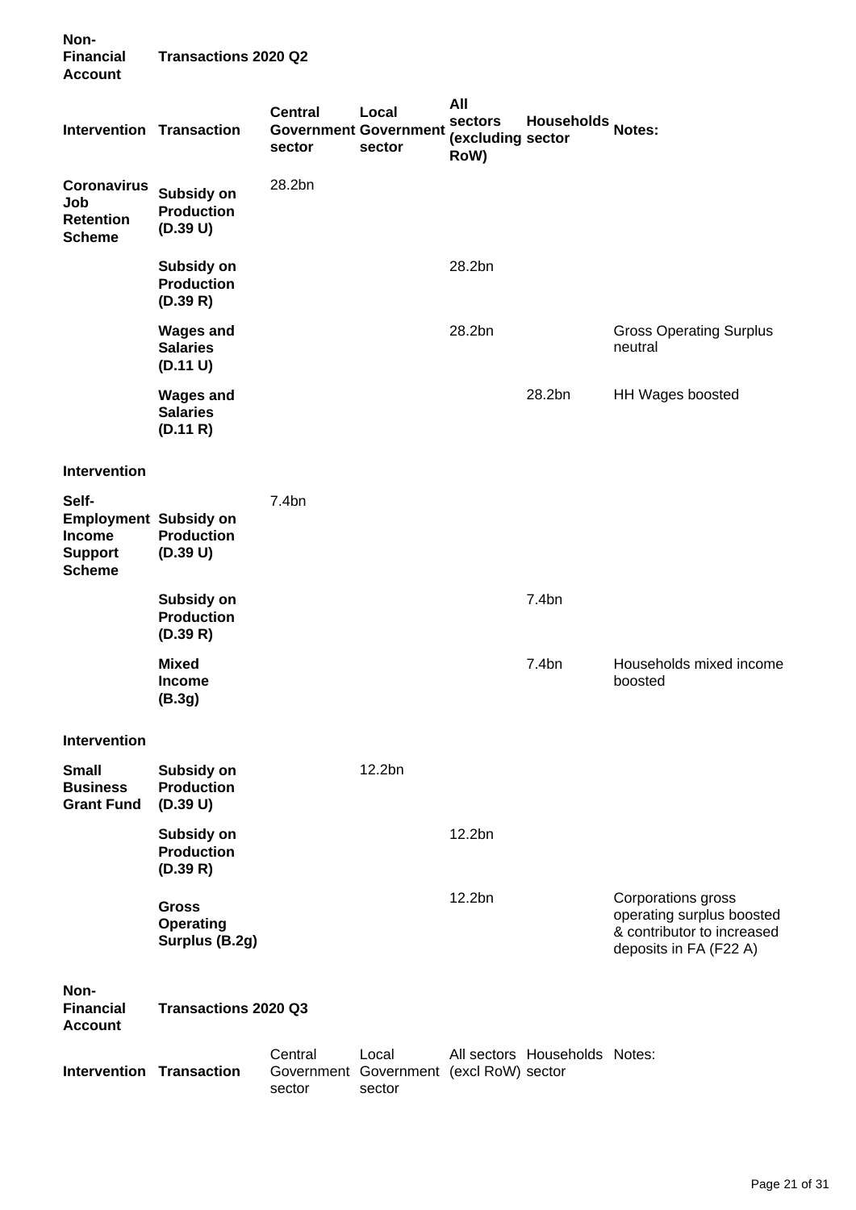**Non-Financial Account** **Transactions 2020 Q2**

| Intervention | Transaction | Central Government sector | Local Government sector | All sectors (excluding RoW) | Households sector | Notes: |
|---|---|---|---|---|---|---|
| **Coronavirus Job Retention Scheme** | **Subsidy on Production (D.39 U)** | 28.2bn | | | | |
| | **Subsidy on Production (D.39 R)** | | | 28.2bn | | |
| | **Wages and Salaries (D.11 U)** | | | 28.2bn | | Gross Operating Surplus neutral |
| | **Wages and Salaries (D.11 R)** | | | | 28.2bn | HH Wages boosted |
| **Intervention** | | | | | | |
| **Self-Employment Income Support Scheme** | **Subsidy on Production (D.39 U)** | 7.4bn | | | | |
| | **Subsidy on Production (D.39 R)** | | | | 7.4bn | |
| | **Mixed Income (B.3g)** | | | | 7.4bn | Households mixed income boosted |
| **Intervention** | | | | | | |
| **Small Business Grant Fund** | **Subsidy on Production (D.39 U)** | | 12.2bn | | | |
| | **Subsidy on Production (D.39 R)** | | | 12.2bn | | |
| | **Gross Operating Surplus (B.2g)** | | | 12.2bn | | Corporations gross operating surplus boosted & contributor to increased deposits in FA (F22 A) |

**Non-Financial Account** **Transactions 2020 Q3**

| Intervention | Transaction | Central Government sector | Local Government sector | All sectors (excl RoW) | Households sector | Notes: |
|---|---|---|---|---|---|---|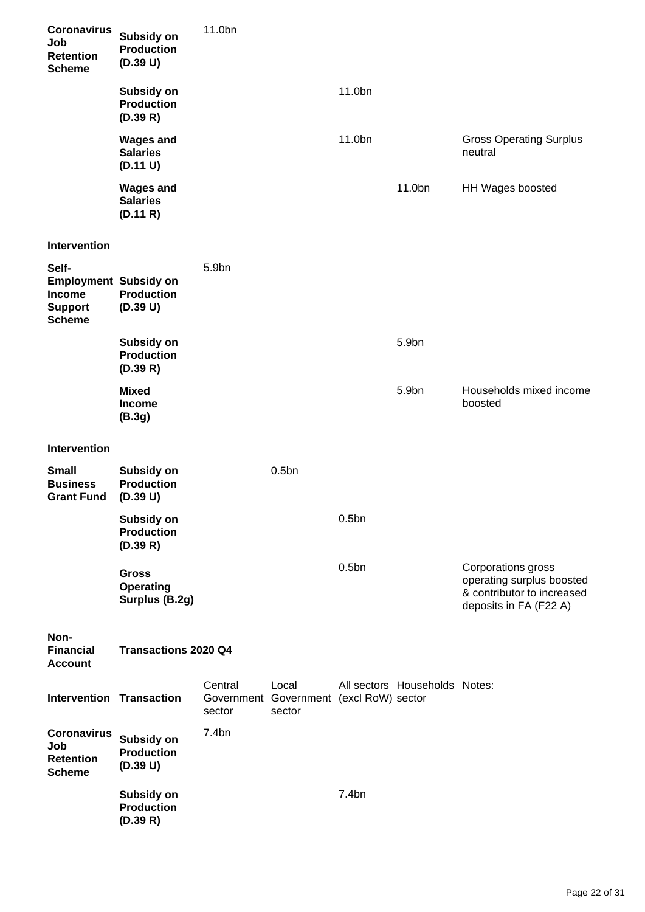| | | | | | | |
|---|---|---|---|---|---|---|
| **Coronavirus Job Retention Scheme** | **Subsidy on Production (D.39 U)** | 11.0bn | | | | |
| | **Subsidy on Production (D.39 R)** | | | 11.0bn | | |
| | **Wages and Salaries (D.11 U)** | | | 11.0bn | | Gross Operating Surplus neutral |
| | **Wages and Salaries (D.11 R)** | | | | 11.0bn | HH Wages boosted |
| **Intervention** | | | | | | |
| **Self-Employment Income Support Scheme** | **Subsidy on Production (D.39 U)** | 5.9bn | | | | |
| | **Subsidy on Production (D.39 R)** | | | | 5.9bn | |
| | **Mixed Income (B.3g)** | | | | 5.9bn | Households mixed income boosted |
| **Intervention** | | | | | | |
| **Small Business Grant Fund** | **Subsidy on Production (D.39 U)** | | 0.5bn | | | |
| | **Subsidy on Production (D.39 R)** | | | 0.5bn | | |
| | **Gross Operating Surplus (B.2g)** | | | 0.5bn | | Corporations gross operating surplus boosted & contributor to increased deposits in FA (F22 A) |

| **Non-Financial Account** | **Transactions 2020 Q4** | | | | | |
|---|---|---|---|---|---|---|
| **Intervention** | **Transaction** | Central Government sector | Local Government sector | All sectors (excl RoW) | Households sector | Notes: |
| **Coronavirus Job Retention Scheme** | **Subsidy on Production (D.39 U)** | 7.4bn | | | | |
| | **Subsidy on Production (D.39 R)** | | | 7.4bn | | |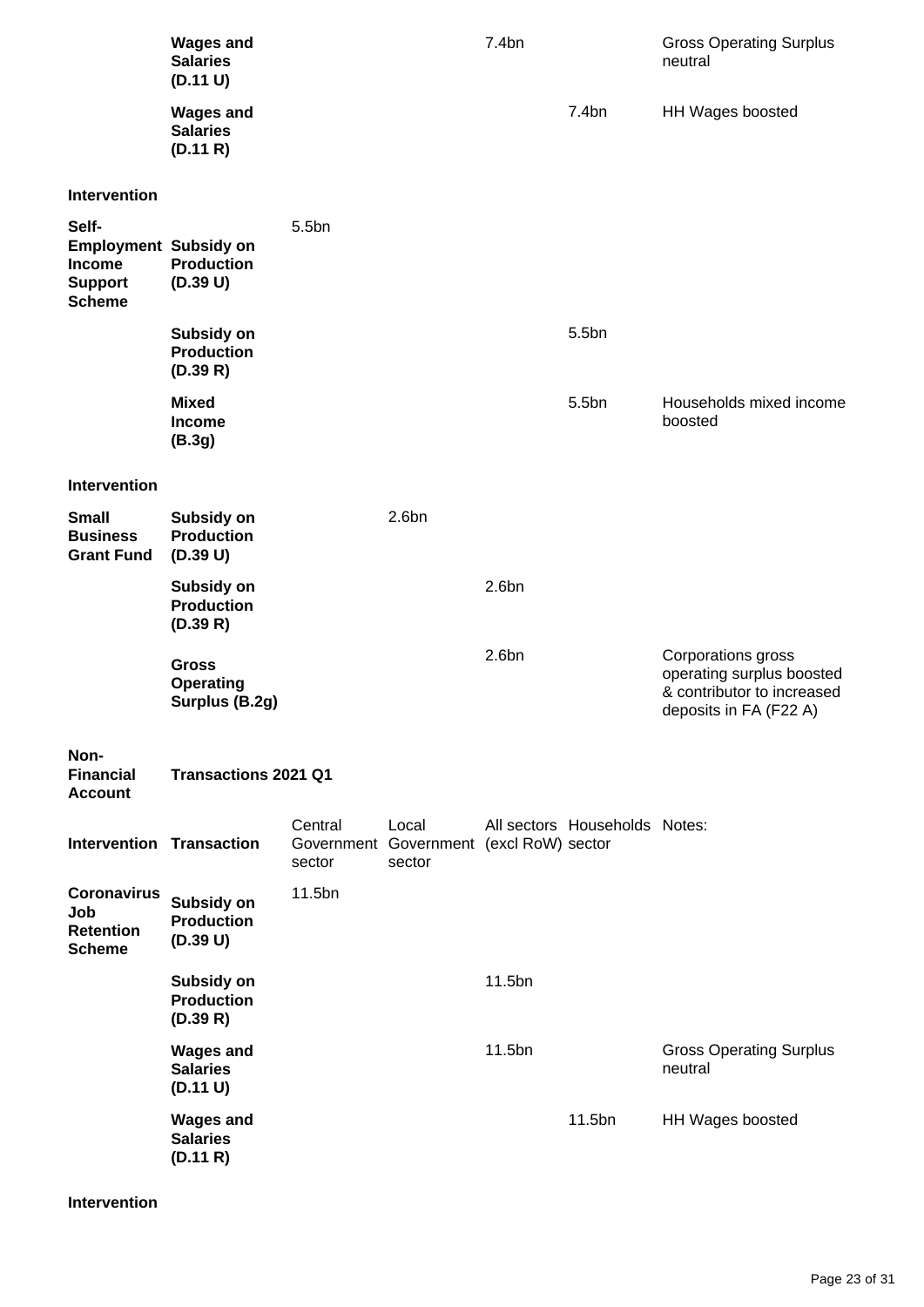| | | | | | | |
|---|---|---|---|---|---|---|
| | **Wages and Salaries (D.11 U)** | | | 7.4bn | | Gross Operating Surplus neutral |
| | **Wages and Salaries (D.11 R)** | | | | 7.4bn | HH Wages boosted |
| **Intervention** | | | | | | |
| **Self-Employment Income Support Scheme** | **Subsidy on Production (D.39 U)** | 5.5bn | | | | |
| | **Subsidy on Production (D.39 R)** | | | | 5.5bn | |
| | **Mixed Income (B.3g)** | | | | 5.5bn | Households mixed income boosted |
| **Intervention** | | | | | | |
| **Small Business Grant Fund** | **Subsidy on Production (D.39 U)** | | 2.6bn | | | |
| | **Subsidy on Production (D.39 R)** | | | 2.6bn | | |
| | **Gross Operating Surplus (B.2g)** | | | 2.6bn | | Corporations gross operating surplus boosted & contributor to increased deposits in FA (F22 A) |

| **Non-Financial Account** | **Transactions 2021 Q1** | | | | | |
|---|---|---|---|---|---|---|
| **Intervention** | **Transaction** | Central Government sector | Local Government sector | All sectors (excl RoW) | Households sector | Notes: |
| **Coronavirus Job Retention Scheme** | **Subsidy on Production (D.39 U)** | 11.5bn | | | | |
| | **Subsidy on Production (D.39 R)** | | | 11.5bn | | |
| | **Wages and Salaries (D.11 U)** | | | 11.5bn | | Gross Operating Surplus neutral |
| | **Wages and Salaries (D.11 R)** | | | | 11.5bn | HH Wages boosted |
| **Intervention** | | | | | | |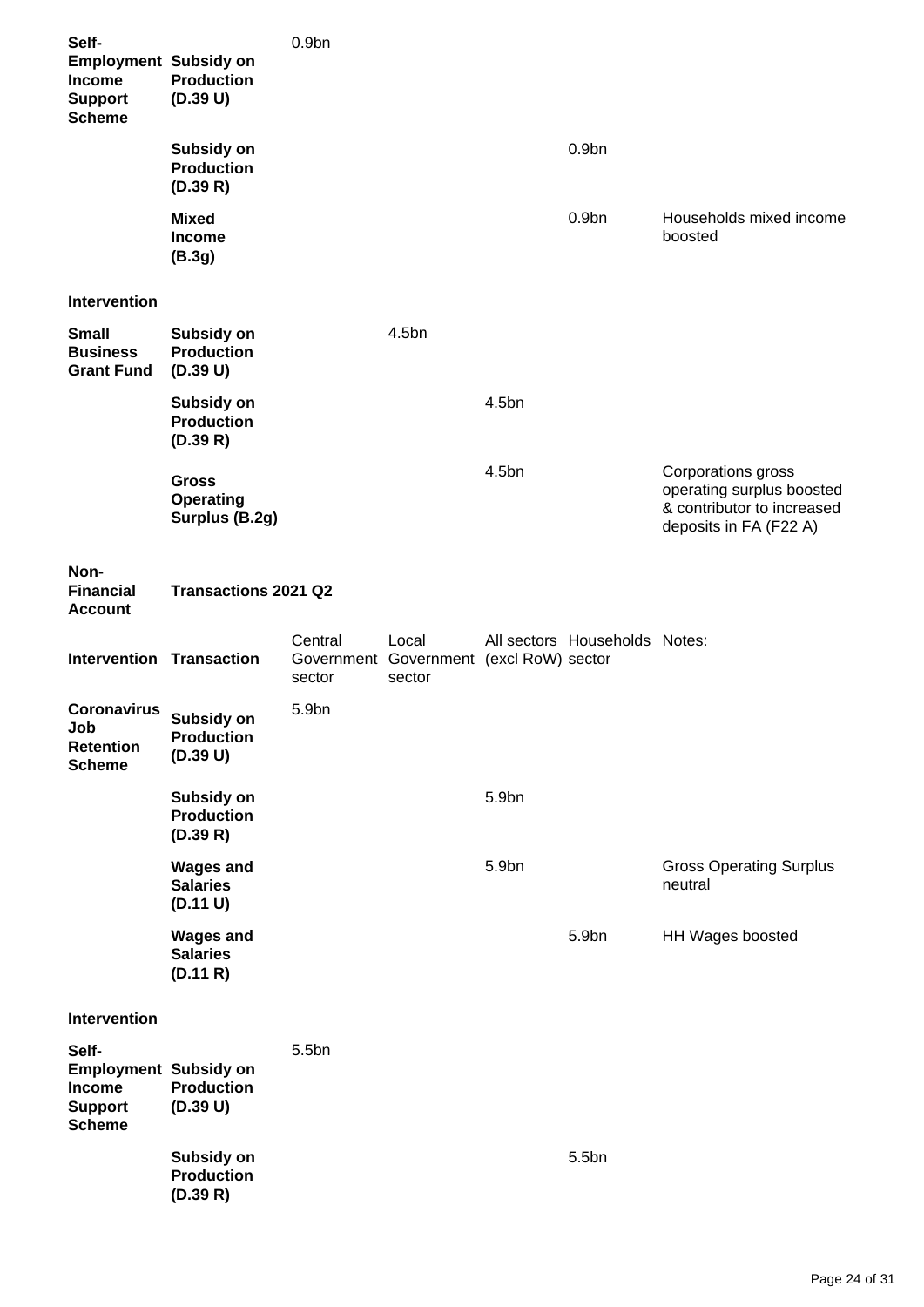| | | | | | | |
|---|---|---|---|---|---|---|
| **Self-Employment Income Support Scheme** | **Subsidy on Production (D.39 U)** | 0.9bn | | | | |
| | **Subsidy on Production (D.39 R)** | | | | 0.9bn | |
| | **Mixed Income (B.3g)** | | | | 0.9bn | Households mixed income boosted |

| | | | | | | |
|---|---|---|---|---|---|---|
| **Intervention** | | | | | | |
| **Small Business Grant Fund** | **Subsidy on Production (D.39 U)** | | 4.5bn | | | |
| | **Subsidy on Production (D.39 R)** | | | 4.5bn | | |
| | **Gross Operating Surplus (B.2g)** | | | 4.5bn | | Corporations gross operating surplus boosted & contributor to increased deposits in FA (F22 A) |

**Non-Financial Account** **Transactions 2021 Q2**

| Intervention | Transaction | Central Government sector | Local Government sector | All sectors (excl RoW) | Households sector | Notes: |
|---|---|---|---|---|---|---|
| **Coronavirus Job Retention Scheme** | **Subsidy on Production (D.39 U)** | 5.9bn | | | | |
| | **Subsidy on Production (D.39 R)** | | | 5.9bn | | |
| | **Wages and Salaries (D.11 U)** | | | 5.9bn | | Gross Operating Surplus neutral |
| | **Wages and Salaries (D.11 R)** | | | | 5.9bn | HH Wages boosted |

| | | | | | | |
|---|---|---|---|---|---|---|
| **Intervention** | | | | | | |
| **Self-Employment Income Support Scheme** | **Subsidy on Production (D.39 U)** | 5.5bn | | | | |
| | **Subsidy on Production (D.39 R)** | | | | 5.5bn | |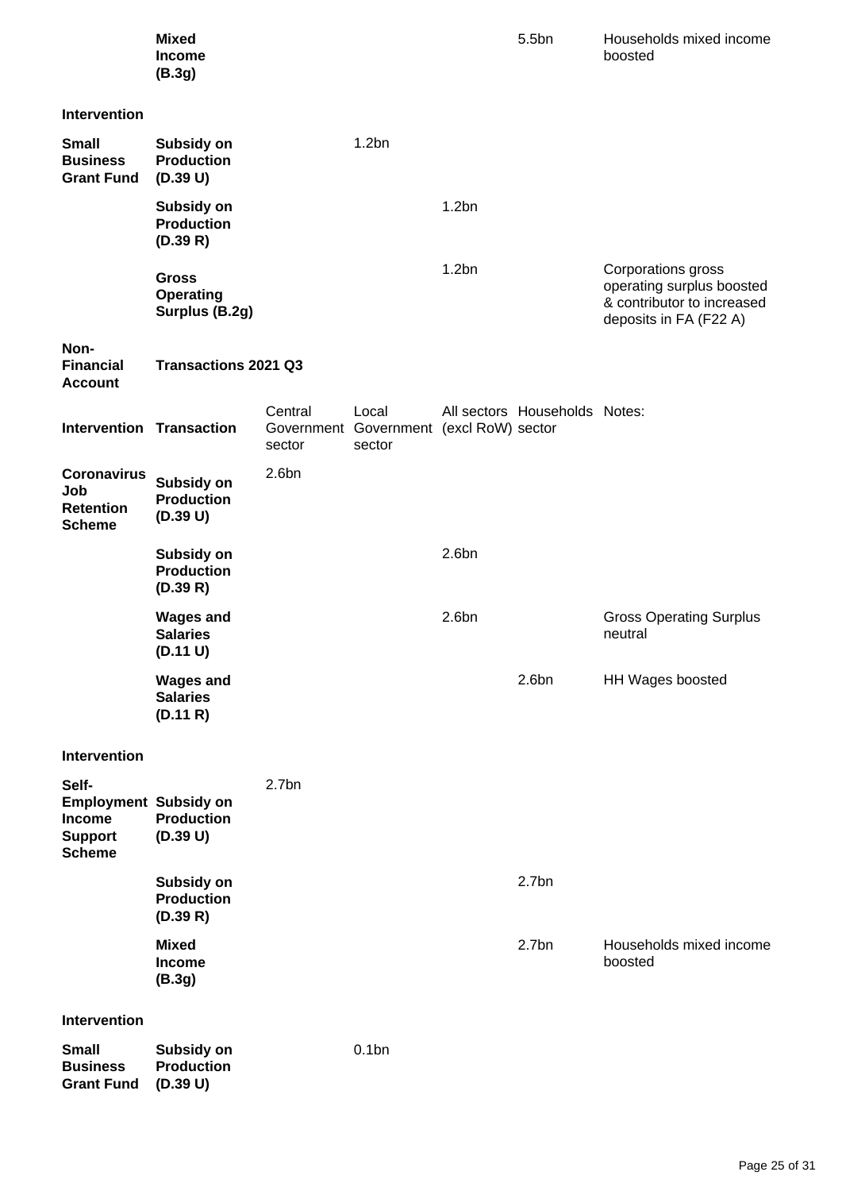| | | | | | | |
|---|---|---|---|---|---|---|
| | **Mixed Income (B.3g)** | | | | 5.5bn | Households mixed income boosted |
| **Intervention** | | | | | | |
| **Small Business Grant Fund** | **Subsidy on Production (D.39 U)** | | 1.2bn | | | |
| | **Subsidy on Production (D.39 R)** | | | 1.2bn | | |
| | **Gross Operating Surplus (B.2g)** | | | 1.2bn | | Corporations gross operating surplus boosted & contributor to increased deposits in FA (F22 A) |

**Non-Financial Account** **Transactions 2021 Q3**

| Intervention | Transaction | Central Government sector | Local Government sector | All sectors (excl RoW) | Households sector | Notes: |
|---|---|---|---|---|---|---|
| **Coronavirus Job Retention Scheme** | **Subsidy on Production (D.39 U)** | 2.6bn | | | | |
| | **Subsidy on Production (D.39 R)** | | | 2.6bn | | |
| | **Wages and Salaries (D.11 U)** | | | 2.6bn | | Gross Operating Surplus neutral |
| | **Wages and Salaries (D.11 R)** | | | | 2.6bn | HH Wages boosted |
| **Intervention** | | | | | | |
| **Self-Employment Income Support Scheme** | **Subsidy on Production (D.39 U)** | 2.7bn | | | | |
| | **Subsidy on Production (D.39 R)** | | | | 2.7bn | |
| | **Mixed Income (B.3g)** | | | | 2.7bn | Households mixed income boosted |
| **Intervention** | | | | | | |
| **Small Business Grant Fund** | **Subsidy on Production (D.39 U)** | | 0.1bn | | | |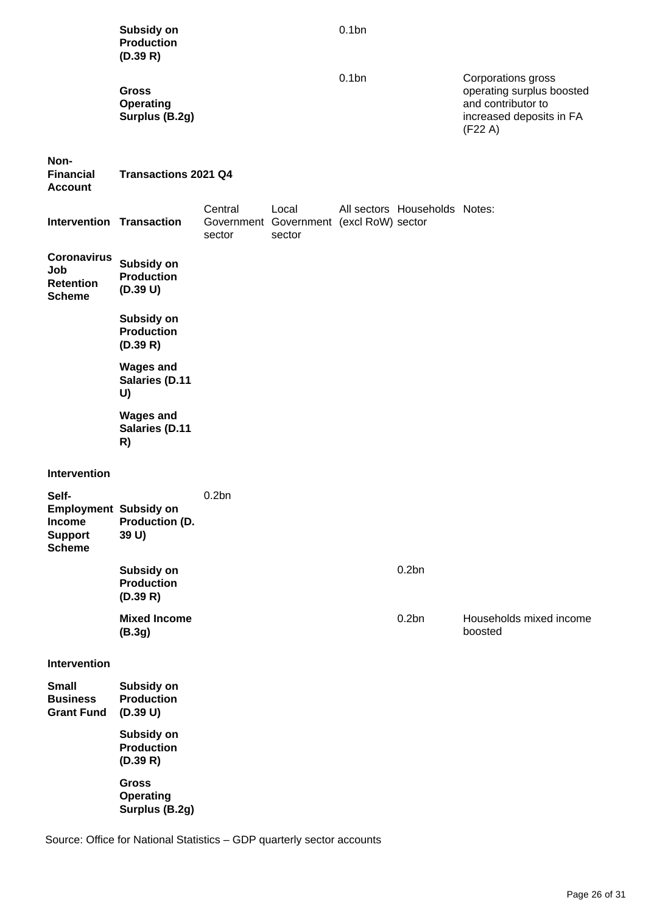| | Transaction | Central Government sector | Local Government sector | All sectors (excl RoW) | Households sector | Notes: |
|---|---|---|---|---|---|---|
| | **Subsidy on Production (D.39 R)** | | | 0.1bn | | |
| | **Gross Operating Surplus (B.2g)** | | | 0.1bn | | Corporations gross operating surplus boosted and contributor to increased deposits in FA (F22 A) |

| **Non-Financial Account** | **Transactions 2021 Q4** | | | | | |
|---|---|---|---|---|---|---|
| **Intervention** | **Transaction** | Central Government sector | Local Government sector | All sectors (excl RoW) | Households sector | Notes: |
| **Coronavirus Job Retention Scheme** | **Subsidy on Production (D.39 U)** | | | | | |
| | **Subsidy on Production (D.39 R)** | | | | | |
| | **Wages and Salaries (D.11 U)** | | | | | |
| | **Wages and Salaries (D.11 R)** | | | | | |
| **Intervention** | | | | | | |
| **Self-Employment Income Support Scheme** | **Subsidy on Production (D. 39 U)** | 0.2bn | | | | |
| | **Subsidy on Production (D.39 R)** | | | | 0.2bn | |
| | **Mixed Income (B.3g)** | | | | 0.2bn | Households mixed income boosted |
| **Intervention** | | | | | | |
| **Small Business Grant Fund** | **Subsidy on Production (D.39 U)** | | | | | |
| | **Subsidy on Production (D.39 R)** | | | | | |
| | **Gross Operating Surplus (B.2g)** | | | | | |

Source: Office for National Statistics – GDP quarterly sector accounts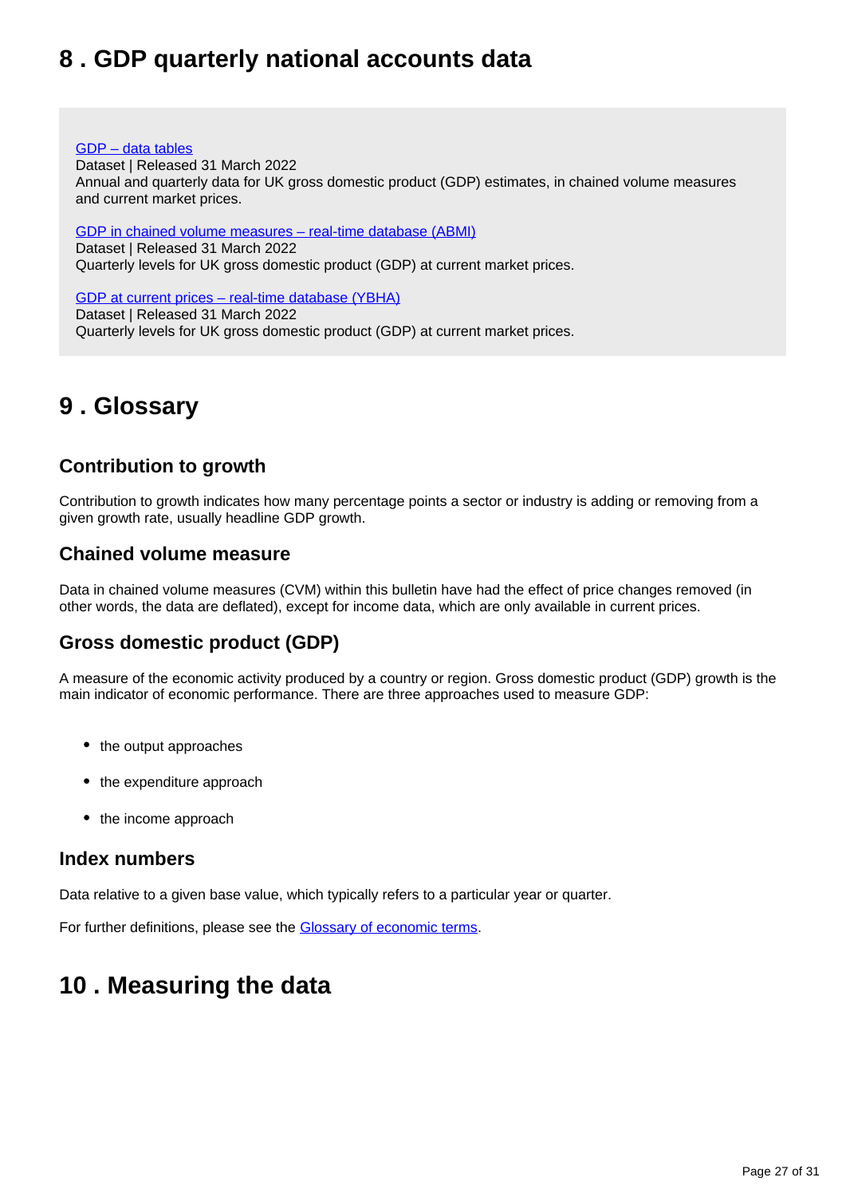## 8 . GDP quarterly national accounts data

[GDP – data tables](#)
Dataset | Released 31 March 2022
Annual and quarterly data for UK gross domestic product (GDP) estimates, in chained volume measures and current market prices.

[GDP in chained volume measures – real-time database (ABMI)](#)
Dataset | Released 31 March 2022
Quarterly levels for UK gross domestic product (GDP) at current market prices.

[GDP at current prices – real-time database (YBHA)](#)
Dataset | Released 31 March 2022
Quarterly levels for UK gross domestic product (GDP) at current market prices.

## 9 . Glossary

### Contribution to growth

Contribution to growth indicates how many percentage points a sector or industry is adding or removing from a given growth rate, usually headline GDP growth.

### Chained volume measure

Data in chained volume measures (CVM) within this bulletin have had the effect of price changes removed (in other words, the data are deflated), except for income data, which are only available in current prices.

### Gross domestic product (GDP)

A measure of the economic activity produced by a country or region. Gross domestic product (GDP) growth is the main indicator of economic performance. There are three approaches used to measure GDP:

- the output approaches
- the expenditure approach
- the income approach

### Index numbers

Data relative to a given base value, which typically refers to a particular year or quarter.

For further definitions, please see the [Glossary of economic terms](#).

## 10 . Measuring the data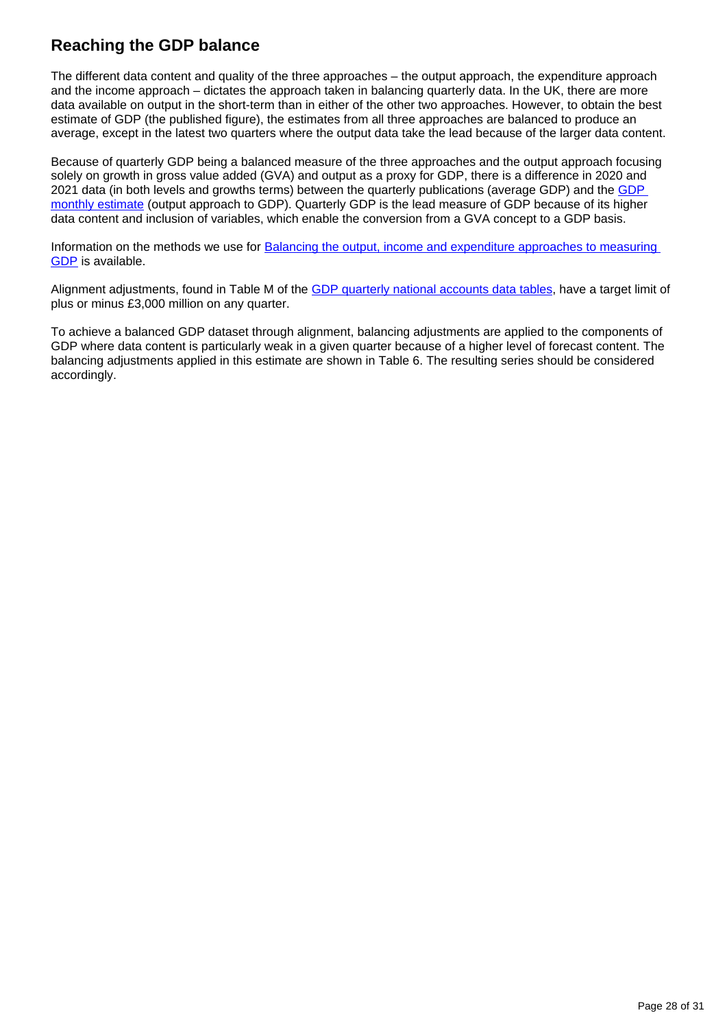## Reaching the GDP balance

The different data content and quality of the three approaches – the output approach, the expenditure approach and the income approach – dictates the approach taken in balancing quarterly data. In the UK, there are more data available on output in the short-term than in either of the other two approaches. However, to obtain the best estimate of GDP (the published figure), the estimates from all three approaches are balanced to produce an average, except in the latest two quarters where the output data take the lead because of the larger data content.

Because of quarterly GDP being a balanced measure of the three approaches and the output approach focusing solely on growth in gross value added (GVA) and output as a proxy for GDP, there is a difference in 2020 and 2021 data (in both levels and growths terms) between the quarterly publications (average GDP) and the [GDP monthly estimate](#) (output approach to GDP). Quarterly GDP is the lead measure of GDP because of its higher data content and inclusion of variables, which enable the conversion from a GVA concept to a GDP basis.

Information on the methods we use for [Balancing the output, income and expenditure approaches to measuring GDP](#) is available.

Alignment adjustments, found in Table M of the [GDP quarterly national accounts data tables](#), have a target limit of plus or minus £3,000 million on any quarter.

To achieve a balanced GDP dataset through alignment, balancing adjustments are applied to the components of GDP where data content is particularly weak in a given quarter because of a higher level of forecast content. The balancing adjustments applied in this estimate are shown in Table 6. The resulting series should be considered accordingly.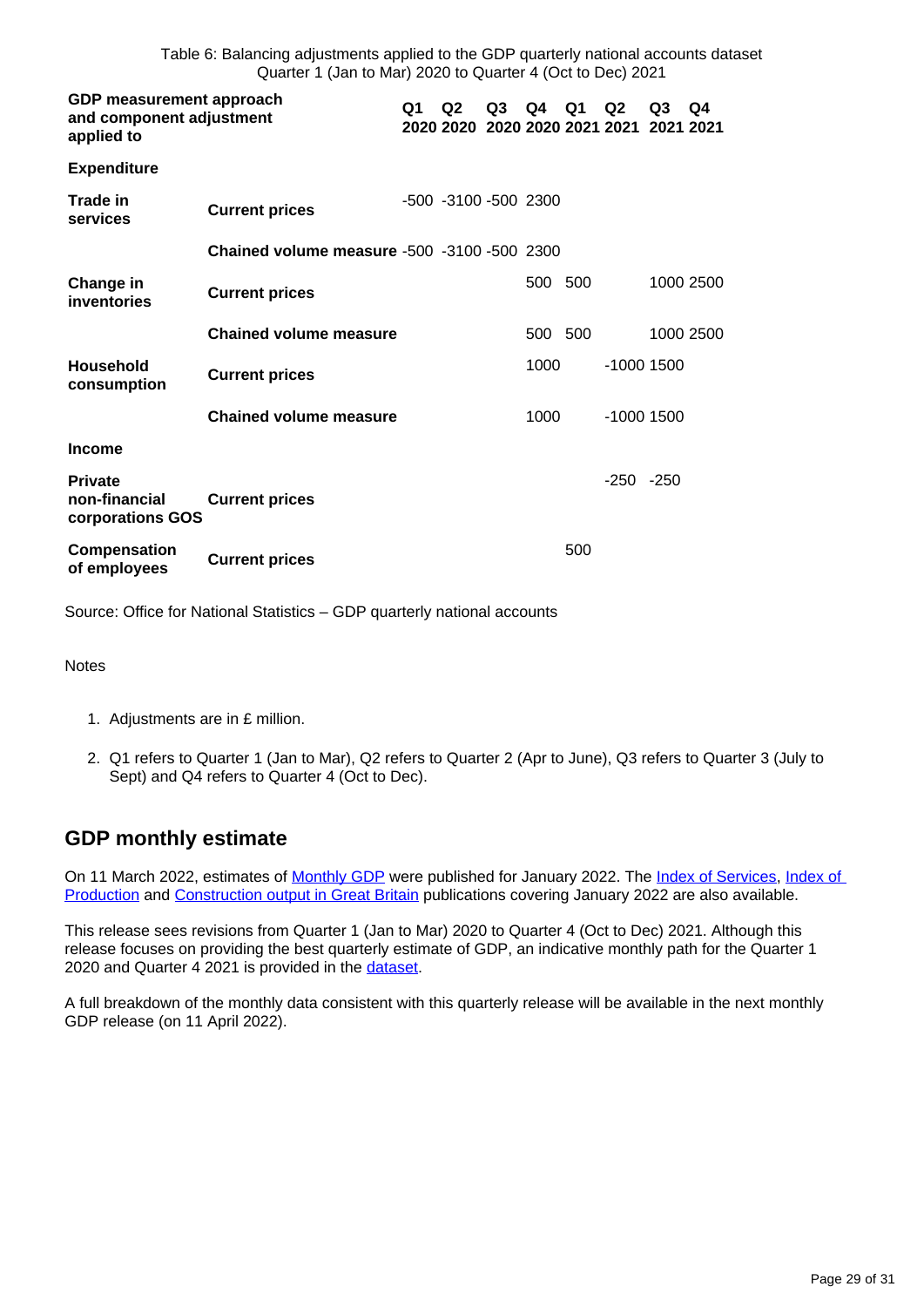Table 6: Balancing adjustments applied to the GDP quarterly national accounts dataset
Quarter 1 (Jan to Mar) 2020 to Quarter 4 (Oct to Dec) 2021

| GDP measurement approach and component adjustment applied to | | Q1 2020 | Q2 2020 | Q3 2020 | Q4 2020 | Q1 2021 | Q2 2021 | Q3 2021 | Q4 2021 |
|---|---|---|---|---|---|---|---|---|---|
| **Expenditure** | | | | | | | | | |
| **Trade in services** | **Current prices** | -500 | -3100 | -500 | 2300 | | | | |
| | **Chained volume measure** | -500 | -3100 | -500 | 2300 | | | | |
| **Change in inventories** | **Current prices** | | | | 500 | 500 | | 1000 | 2500 |
| | **Chained volume measure** | | | | 500 | 500 | | 1000 | 2500 |
| **Household consumption** | **Current prices** | | | | 1000 | | -1000 | 1500 | |
| | **Chained volume measure** | | | | 1000 | | -1000 | 1500 | |
| **Income** | | | | | | | | | |
| **Private non-financial corporations GOS** | **Current prices** | | | | | | -250 | -250 | |
| **Compensation of employees** | **Current prices** | | | | | 500 | | | |

Source: Office for National Statistics – GDP quarterly national accounts

Notes

1. Adjustments are in £ million.
2. Q1 refers to Quarter 1 (Jan to Mar), Q2 refers to Quarter 2 (Apr to June), Q3 refers to Quarter 3 (July to Sept) and Q4 refers to Quarter 4 (Oct to Dec).

## GDP monthly estimate

On 11 March 2022, estimates of Monthly GDP were published for January 2022. The Index of Services, Index of Production and Construction output in Great Britain publications covering January 2022 are also available.

This release sees revisions from Quarter 1 (Jan to Mar) 2020 to Quarter 4 (Oct to Dec) 2021. Although this release focuses on providing the best quarterly estimate of GDP, an indicative monthly path for the Quarter 1 2020 and Quarter 4 2021 is provided in the dataset.

A full breakdown of the monthly data consistent with this quarterly release will be available in the next monthly GDP release (on 11 April 2022).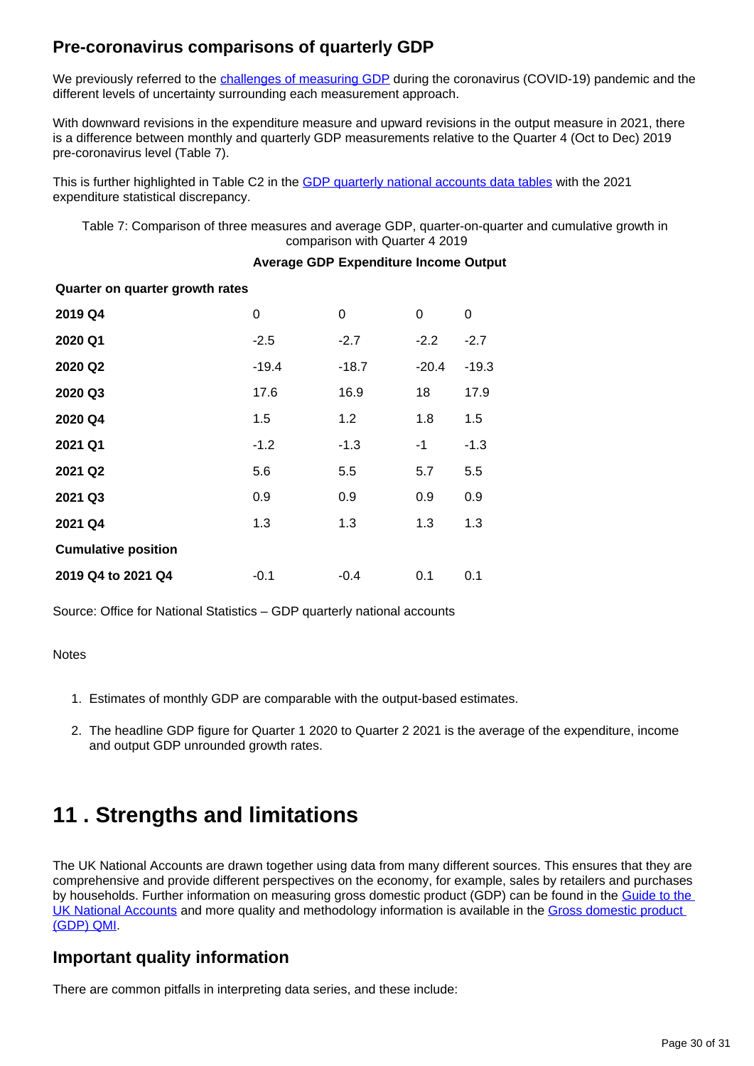## Pre-coronavirus comparisons of quarterly GDP

We previously referred to the [challenges of measuring GDP](#) during the coronavirus (COVID-19) pandemic and the different levels of uncertainty surrounding each measurement approach.

With downward revisions in the expenditure measure and upward revisions in the output measure in 2021, there is a difference between monthly and quarterly GDP measurements relative to the Quarter 4 (Oct to Dec) 2019 pre-coronavirus level (Table 7).

This is further highlighted in Table C2 in the [GDP quarterly national accounts data tables](#) with the 2021 expenditure statistical discrepancy.

Table 7: Comparison of three measures and average GDP, quarter-on-quarter and cumulative growth in comparison with Quarter 4 2019

| | Average GDP | Expenditure | Income | Output |
|---|---|---|---|---|
| **Quarter on quarter growth rates** | | | | |
| **2019 Q4** | 0 | 0 | 0 | 0 |
| **2020 Q1** | -2.5 | -2.7 | -2.2 | -2.7 |
| **2020 Q2** | -19.4 | -18.7 | -20.4 | -19.3 |
| **2020 Q3** | 17.6 | 16.9 | 18 | 17.9 |
| **2020 Q4** | 1.5 | 1.2 | 1.8 | 1.5 |
| **2021 Q1** | -1.2 | -1.3 | -1 | -1.3 |
| **2021 Q2** | 5.6 | 5.5 | 5.7 | 5.5 |
| **2021 Q3** | 0.9 | 0.9 | 0.9 | 0.9 |
| **2021 Q4** | 1.3 | 1.3 | 1.3 | 1.3 |
| **Cumulative position** | | | | |
| **2019 Q4 to 2021 Q4** | -0.1 | -0.4 | 0.1 | 0.1 |

Source: Office for National Statistics – GDP quarterly national accounts

Notes

1. Estimates of monthly GDP are comparable with the output-based estimates.
2. The headline GDP figure for Quarter 1 2020 to Quarter 2 2021 is the average of the expenditure, income and output GDP unrounded growth rates.

# 11 . Strengths and limitations

The UK National Accounts are drawn together using data from many different sources. This ensures that they are comprehensive and provide different perspectives on the economy, for example, sales by retailers and purchases by households. Further information on measuring gross domestic product (GDP) can be found in the [Guide to the UK National Accounts](#) and more quality and methodology information is available in the [Gross domestic product (GDP) QMI](#).

## Important quality information

There are common pitfalls in interpreting data series, and these include: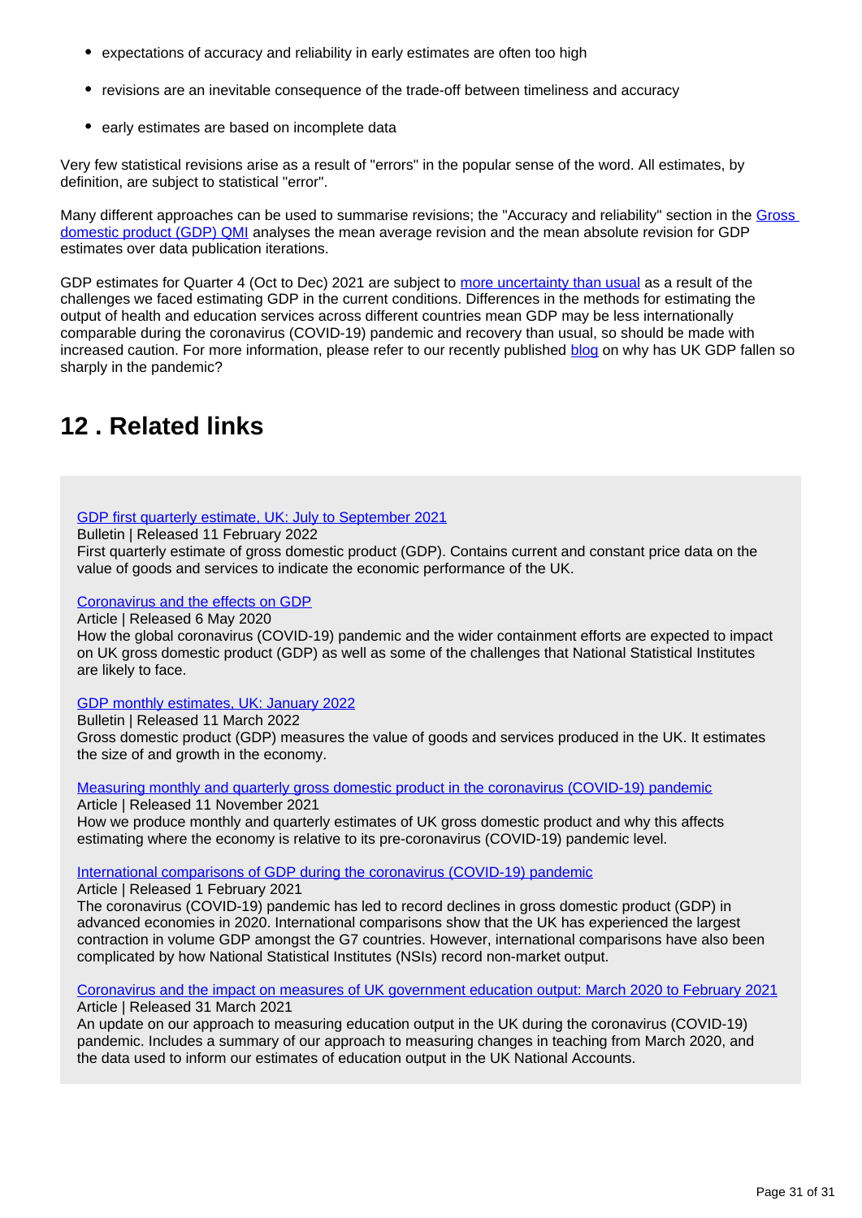- expectations of accuracy and reliability in early estimates are often too high
- revisions are an inevitable consequence of the trade-off between timeliness and accuracy
- early estimates are based on incomplete data

Very few statistical revisions arise as a result of "errors" in the popular sense of the word. All estimates, by definition, are subject to statistical "error".

Many different approaches can be used to summarise revisions; the "Accuracy and reliability" section in the Gross domestic product (GDP) QMI analyses the mean average revision and the mean absolute revision for GDP estimates over data publication iterations.

GDP estimates for Quarter 4 (Oct to Dec) 2021 are subject to more uncertainty than usual as a result of the challenges we faced estimating GDP in the current conditions. Differences in the methods for estimating the output of health and education services across different countries mean GDP may be less internationally comparable during the coronavirus (COVID-19) pandemic and recovery than usual, so should be made with increased caution. For more information, please refer to our recently published blog on why has UK GDP fallen so sharply in the pandemic?

## 12 . Related links

GDP first quarterly estimate, UK: July to September 2021
Bulletin | Released 11 February 2022
First quarterly estimate of gross domestic product (GDP). Contains current and constant price data on the value of goods and services to indicate the economic performance of the UK.

Coronavirus and the effects on GDP
Article | Released 6 May 2020
How the global coronavirus (COVID-19) pandemic and the wider containment efforts are expected to impact on UK gross domestic product (GDP) as well as some of the challenges that National Statistical Institutes are likely to face.

GDP monthly estimates, UK: January 2022
Bulletin | Released 11 March 2022
Gross domestic product (GDP) measures the value of goods and services produced in the UK. It estimates the size of and growth in the economy.

Measuring monthly and quarterly gross domestic product in the coronavirus (COVID-19) pandemic
Article | Released 11 November 2021
How we produce monthly and quarterly estimates of UK gross domestic product and why this affects estimating where the economy is relative to its pre-coronavirus (COVID-19) pandemic level.

International comparisons of GDP during the coronavirus (COVID-19) pandemic
Article | Released 1 February 2021
The coronavirus (COVID-19) pandemic has led to record declines in gross domestic product (GDP) in advanced economies in 2020. International comparisons show that the UK has experienced the largest contraction in volume GDP amongst the G7 countries. However, international comparisons have also been complicated by how National Statistical Institutes (NSIs) record non-market output.

Coronavirus and the impact on measures of UK government education output: March 2020 to February 2021
Article | Released 31 March 2021
An update on our approach to measuring education output in the UK during the coronavirus (COVID-19) pandemic. Includes a summary of our approach to measuring changes in teaching from March 2020, and the data used to inform our estimates of education output in the UK National Accounts.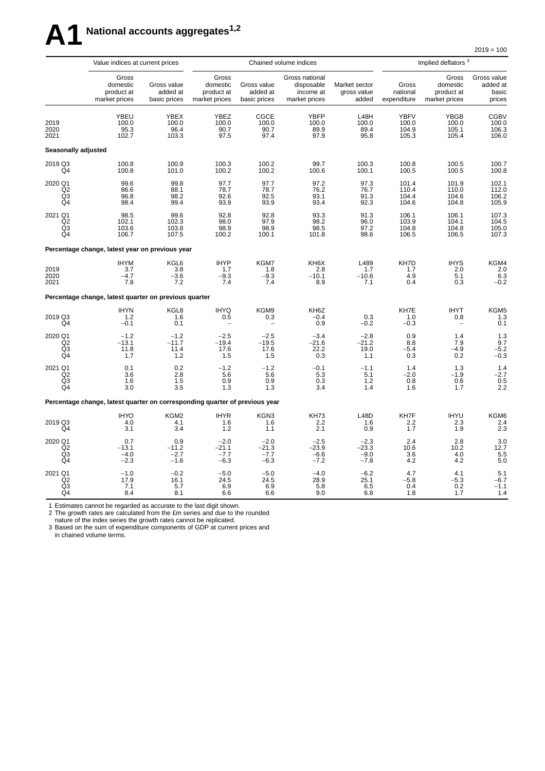# A1 National accounts aggregates[1,2]

2019 = 100

| | Value indices at current prices | | Chained volume indices | | | | Implied deflators[3] | | |
|---|---|---|---|---|---|---|---|---|---|
| | Gross domestic product at market prices | Gross value added at basic prices | Gross domestic product at market prices | Gross value added at basic prices | Gross national disposable income at market prices | Market sector gross value added | Gross national expenditure | Gross domestic product at market prices | Gross value added at basic prices |
| | YBEU | YBEX | YBEZ | CGCE | YBFP | L48H | YBFV | YBGB | CGBV |
| 2019 | 100.0 | 100.0 | 100.0 | 100.0 | 100.0 | 100.0 | 100.0 | 100.0 | 100.0 |
| 2020 | 95.3 | 96.4 | 90.7 | 90.7 | 89.9 | 89.4 | 104.9 | 105.1 | 106.3 |
| 2021 | 102.7 | 103.3 | 97.5 | 97.4 | 97.9 | 95.8 | 105.3 | 105.4 | 106.0 |
| **Seasonally adjusted** | | | | | | | | | |
| 2019 Q3 | 100.8 | 100.9 | 100.3 | 100.2 | 99.7 | 100.3 | 100.8 | 100.5 | 100.7 |
| Q4 | 100.8 | 101.0 | 100.2 | 100.2 | 100.6 | 100.1 | 100.5 | 100.5 | 100.8 |
| 2020 Q1 | 99.6 | 99.8 | 97.7 | 97.7 | 97.2 | 97.3 | 101.4 | 101.9 | 102.1 |
| Q2 | 86.6 | 88.1 | 78.7 | 78.7 | 76.2 | 76.7 | 110.4 | 110.0 | 112.0 |
| Q3 | 96.8 | 98.2 | 92.6 | 92.5 | 93.1 | 91.3 | 104.4 | 104.6 | 106.2 |
| Q4 | 98.4 | 99.4 | 93.9 | 93.9 | 93.4 | 92.3 | 104.6 | 104.8 | 105.9 |
| 2021 Q1 | 98.5 | 99.6 | 92.8 | 92.8 | 93.3 | 91.3 | 106.1 | 106.1 | 107.3 |
| Q2 | 102.1 | 102.3 | 98.0 | 97.9 | 98.2 | 96.0 | 103.9 | 104.1 | 104.5 |
| Q3 | 103.6 | 103.8 | 98.9 | 98.9 | 98.5 | 97.2 | 104.8 | 104.8 | 105.0 |
| Q4 | 106.7 | 107.5 | 100.2 | 100.1 | 101.8 | 98.6 | 106.5 | 106.5 | 107.3 |
| **Percentage change, latest year on previous year** | | | | | | | | | |
| | IHYM | KGL6 | IHYP | KGM7 | KH6X | L489 | KH7D | IHYS | KGM4 |
| 2019 | 3.7 | 3.8 | 1.7 | 1.8 | 2.8 | 1.7 | 1.7 | 2.0 | 2.0 |
| 2020 | –4.7 | –3.6 | –9.3 | –9.3 | –10.1 | –10.6 | 4.9 | 5.1 | 6.3 |
| 2021 | 7.8 | 7.2 | 7.4 | 7.4 | 8.9 | 7.1 | 0.4 | 0.3 | –0.2 |
| **Percentage change, latest quarter on previous quarter** | | | | | | | | | |
| | IHYN | KGL8 | IHYQ | KGM9 | KH6Z | | KH7E | IHYT | KGM5 |
| 2019 Q3 | 1.2 | 1.6 | 0.5 | 0.3 | –0.4 | 0.3 | 1.0 | 0.8 | 1.3 |
| Q4 | –0.1 | 0.1 | – | – | 0.9 | –0.2 | –0.3 | – | 0.1 |
| 2020 Q1 | –1.2 | –1.2 | –2.5 | –2.5 | –3.4 | –2.8 | 0.9 | 1.4 | 1.3 |
| Q2 | –13.1 | –11.7 | –19.4 | –19.5 | –21.6 | –21.2 | 8.8 | 7.9 | 9.7 |
| Q3 | 11.8 | 11.4 | 17.6 | 17.6 | 22.2 | 19.0 | –5.4 | –4.9 | –5.2 |
| Q4 | 1.7 | 1.2 | 1.5 | 1.5 | 0.3 | 1.1 | 0.3 | 0.2 | –0.3 |
| 2021 Q1 | 0.1 | 0.2 | –1.2 | –1.2 | –0.1 | –1.1 | 1.4 | 1.3 | 1.4 |
| Q2 | 3.6 | 2.8 | 5.6 | 5.6 | 5.3 | 5.1 | –2.0 | –1.9 | –2.7 |
| Q3 | 1.6 | 1.5 | 0.9 | 0.9 | 0.3 | 1.2 | 0.8 | 0.6 | 0.5 |
| Q4 | 3.0 | 3.5 | 1.3 | 1.3 | 3.4 | 1.4 | 1.6 | 1.7 | 2.2 |
| **Percentage change, latest quarter on corresponding quarter of previous year** | | | | | | | | | |
| | IHYO | KGM2 | IHYR | KGN3 | KH73 | L48D | KH7F | IHYU | KGM6 |
| 2019 Q3 | 4.0 | 4.1 | 1.6 | 1.6 | 2.2 | 1.6 | 2.2 | 2.3 | 2.4 |
| Q4 | 3.1 | 3.4 | 1.2 | 1.1 | 2.1 | 0.9 | 1.7 | 1.9 | 2.3 |
| 2020 Q1 | 0.7 | 0.9 | –2.0 | –2.0 | –2.5 | –2.3 | 2.4 | 2.8 | 3.0 |
| Q2 | –13.1 | –11.2 | –21.1 | –21.3 | –23.9 | –23.3 | 10.6 | 10.2 | 12.7 |
| Q3 | –4.0 | –2.7 | –7.7 | –7.7 | –6.6 | –9.0 | 3.6 | 4.0 | 5.5 |
| Q4 | –2.3 | –1.6 | –6.3 | –6.3 | –7.2 | –7.8 | 4.2 | 4.2 | 5.0 |
| 2021 Q1 | –1.0 | –0.2 | –5.0 | –5.0 | –4.0 | –6.2 | 4.7 | 4.1 | 5.1 |
| Q2 | 17.9 | 16.1 | 24.5 | 24.5 | 28.9 | 25.1 | –5.8 | –5.3 | –6.7 |
| Q3 | 7.1 | 5.7 | 6.9 | 6.9 | 5.8 | 6.5 | 0.4 | 0.2 | –1.1 |
| Q4 | 8.4 | 8.1 | 6.6 | 6.6 | 9.0 | 6.8 | 1.8 | 1.7 | 1.4 |

1 Estimates cannot be regarded as accurate to the last digit shown.
2 The growth rates are calculated from the £m series and due to the rounded nature of the index series the growth rates cannot be replicated.
3 Based on the sum of expenditure components of GDP at current prices and in chained volume terms.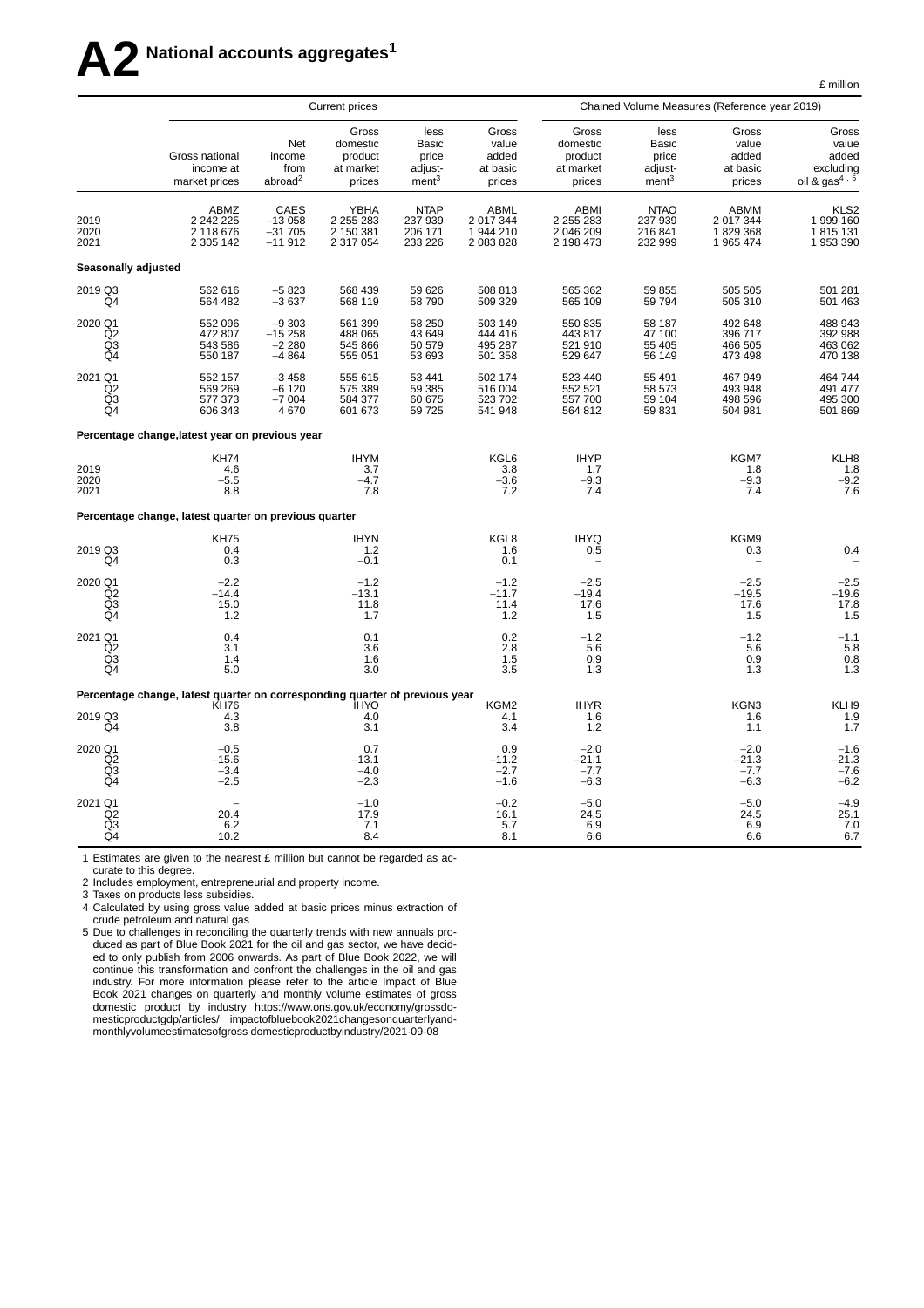# A2 National accounts aggregates[1]

£ million

| | Current prices | | | | | Chained Volume Measures (Reference year 2019) | | | |
|---|---|---|---|---|---|---|---|---|---|
| | Gross national income at market prices | Net income from abroad[2] | Gross domestic product at market prices | less Basic price adjustment[3] | Gross value added at basic prices | Gross domestic product at market prices | less Basic price adjustment[3] | Gross value added at basic prices | Gross value added excluding oil & gas[4, 5] |
| | ABMZ | CAES | YBHA | NTAP | ABML | ABMI | NTAO | ABMM | KLS2 |
| 2019 | 2 242 225 | −13 058 | 2 255 283 | 237 939 | 2 017 344 | 2 255 283 | 237 939 | 2 017 344 | 1 999 160 |
| 2020 | 2 118 676 | −31 705 | 2 150 381 | 206 171 | 1 944 210 | 2 046 209 | 216 841 | 1 829 368 | 1 815 131 |
| 2021 | 2 305 142 | −11 912 | 2 317 054 | 233 226 | 2 083 828 | 2 198 473 | 232 999 | 1 965 474 | 1 953 390 |
| **Seasonally adjusted** | | | | | | | | | |
| 2019 Q3 | 562 616 | −5 823 | 568 439 | 59 626 | 508 813 | 565 362 | 59 855 | 505 505 | 501 281 |
| Q4 | 564 482 | −3 637 | 568 119 | 58 790 | 509 329 | 565 109 | 59 794 | 505 310 | 501 463 |
| 2020 Q1 | 552 096 | −9 303 | 561 399 | 58 250 | 503 149 | 550 835 | 58 187 | 492 648 | 488 943 |
| Q2 | 472 807 | −15 258 | 488 065 | 43 649 | 444 416 | 443 817 | 47 100 | 396 717 | 392 988 |
| Q3 | 543 586 | −2 280 | 545 866 | 50 579 | 495 287 | 521 910 | 55 405 | 466 505 | 463 062 |
| Q4 | 550 187 | −4 864 | 555 051 | 53 693 | 501 358 | 529 647 | 56 149 | 473 498 | 470 138 |
| 2021 Q1 | 552 157 | −3 458 | 555 615 | 53 441 | 502 174 | 523 440 | 55 491 | 467 949 | 464 744 |
| Q2 | 569 269 | −6 120 | 575 389 | 59 385 | 516 004 | 552 521 | 58 573 | 493 948 | 491 477 |
| Q3 | 577 373 | −7 004 | 584 377 | 60 675 | 523 702 | 557 700 | 59 104 | 498 596 | 495 300 |
| Q4 | 606 343 | 4 670 | 601 673 | 59 725 | 541 948 | 564 812 | 59 831 | 504 981 | 501 869 |
| **Percentage change,latest year on previous year** | | | | | | | | | |
| | KH74 | | IHYM | | KGL6 | IHYP | | KGM7 | KLH8 |
| 2019 | 4.6 | | 3.7 | | 3.8 | 1.7 | | 1.8 | 1.8 |
| 2020 | −5.5 | | −4.7 | | −3.6 | −9.3 | | −9.3 | −9.2 |
| 2021 | 8.8 | | 7.8 | | 7.2 | 7.4 | | 7.4 | 7.6 |
| **Percentage change, latest quarter on previous quarter** | | | | | | | | | |
| | KH75 | | IHYN | | KGL8 | IHYQ | | KGM9 | |
| 2019 Q3 | 0.4 | | 1.2 | | 1.6 | 0.5 | | 0.3 | 0.4 |
| Q4 | 0.3 | | −0.1 | | 0.1 | – | | – | – |
| 2020 Q1 | −2.2 | | −1.2 | | −1.2 | −2.5 | | −2.5 | −2.5 |
| Q2 | −14.4 | | −13.1 | | −11.7 | −19.4 | | −19.5 | −19.6 |
| Q3 | 15.0 | | 11.8 | | 11.4 | 17.6 | | 17.6 | 17.8 |
| Q4 | 1.2 | | 1.7 | | 1.2 | 1.5 | | 1.5 | 1.5 |
| 2021 Q1 | 0.4 | | 0.1 | | 0.2 | −1.2 | | −1.2 | −1.1 |
| Q2 | 3.1 | | 3.6 | | 2.8 | 5.6 | | 5.6 | 5.8 |
| Q3 | 1.4 | | 1.6 | | 1.5 | 0.9 | | 0.9 | 0.8 |
| Q4 | 5.0 | | 3.0 | | 3.5 | 1.3 | | 1.3 | 1.3 |
| **Percentage change, latest quarter on corresponding quarter of previous year** | | | | | | | | | |
| | KH76 | | IHYO | | KGM2 | IHYR | | KGN3 | KLH9 |
| 2019 Q3 | 4.3 | | 4.0 | | 4.1 | 1.6 | | 1.6 | 1.9 |
| Q4 | 3.8 | | 3.1 | | 3.4 | 1.2 | | 1.1 | 1.7 |
| 2020 Q1 | −0.5 | | 0.7 | | 0.9 | −2.0 | | −2.0 | −1.6 |
| Q2 | −15.6 | | −13.1 | | −11.2 | −21.1 | | −21.3 | −21.3 |
| Q3 | −3.4 | | −4.0 | | −2.7 | −7.7 | | −7.7 | −7.6 |
| Q4 | −2.5 | | −2.3 | | −1.6 | −6.3 | | −6.3 | −6.2 |
| 2021 Q1 | – | | −1.0 | | −0.2 | −5.0 | | −5.0 | −4.9 |
| Q2 | 20.4 | | 17.9 | | 16.1 | 24.5 | | 24.5 | 25.1 |
| Q3 | 6.2 | | 7.1 | | 5.7 | 6.9 | | 6.9 | 7.0 |
| Q4 | 10.2 | | 8.4 | | 8.1 | 6.6 | | 6.6 | 6.7 |

1 Estimates are given to the nearest £ million but cannot be regarded as accurate to this degree.

2 Includes employment, entrepreneurial and property income.

3 Taxes on products less subsidies.

4 Calculated by using gross value added at basic prices minus extraction of crude petroleum and natural gas

5 Due to challenges in reconciling the quarterly trends with new annuals produced as part of Blue Book 2021 for the oil and gas sector, we have decided to only publish from 2006 onwards. As part of Blue Book 2022, we will continue this transformation and confront the challenges in the oil and gas industry. For more information please refer to the article Impact of Blue Book 2021 changes on quarterly and monthly volume estimates of gross domestic product by industry https://www.ons.gov.uk/economy/grossdomesticproductgdp/articles/ impactofbluebook2021changesonquarterlyandmonthlyvolumeestimatesofgross domesticproductbyindustry/2021-09-08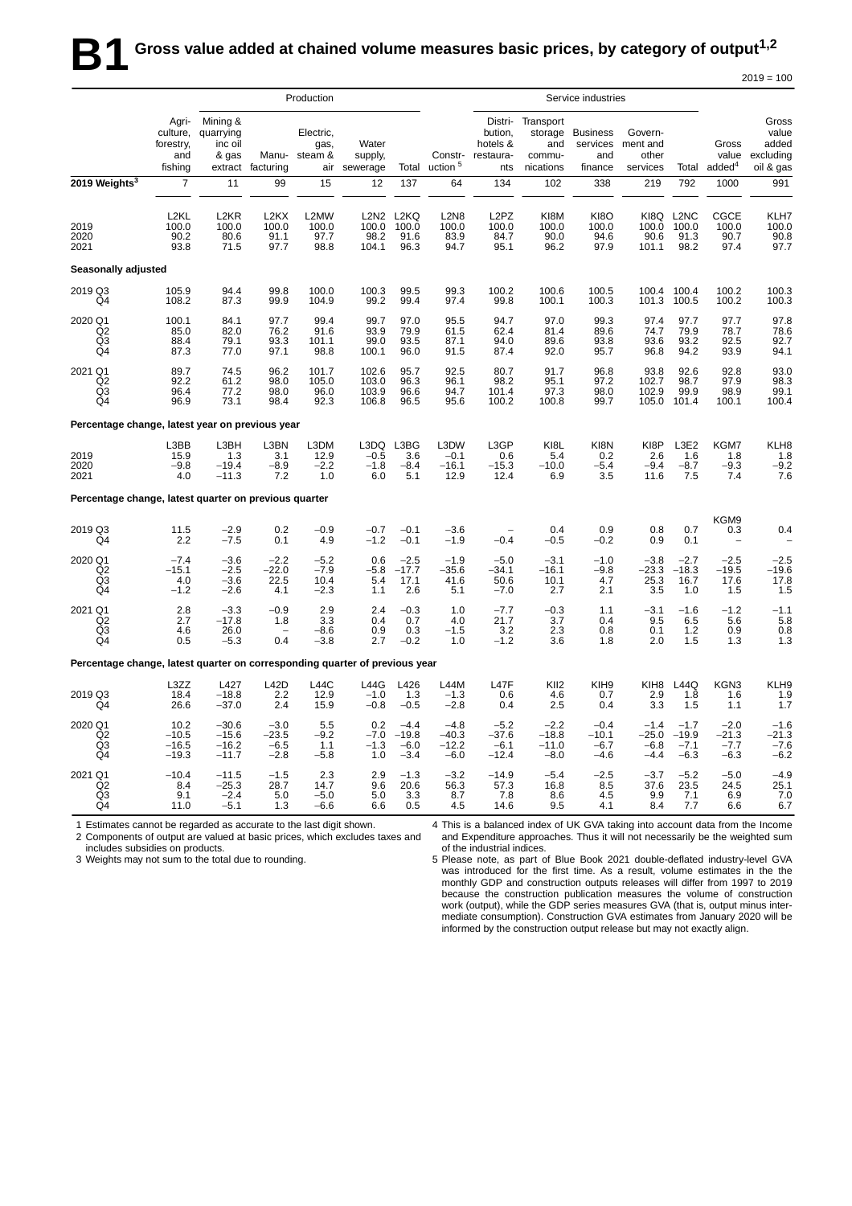# B1 Gross value added at chained volume measures basic prices, by category of output[1,2]

2019 = 100

| | Production | | | | | | | Service industries | | | | | | |
|---|---|---|---|---|---|---|---|---|---|---|---|---|---|---|
| | Agri-culture, forestry, and fishing | Mining & quarrying inc oil & gas extract | Manu-facturing | Electric, gas, steam & air | Water supply, sewerage | Total | Constr-uction[5] | Distri-bution, hotels & restaura-nts | Transport storage and commu-nications | Business services and finance | Govern-ment and other services | Total | Gross value added[4] | Gross value added excluding oil & gas |
| **2019 Weights[3]** | 7 | 11 | 99 | 15 | 12 | 137 | 64 | 134 | 102 | 338 | 219 | 792 | 1000 | 991 |
| | L2KL | L2KR | L2KX | L2MW | L2N2 | L2KQ | L2N8 | L2PZ | KI8M | KI8O | KI8Q | L2NC | CGCE | KLH7 |
| 2019 | 100.0 | 100.0 | 100.0 | 100.0 | 100.0 | 100.0 | 100.0 | 100.0 | 100.0 | 100.0 | 100.0 | 100.0 | 100.0 | 100.0 |
| 2020 | 90.2 | 80.6 | 91.1 | 97.7 | 98.2 | 91.6 | 83.9 | 84.7 | 90.0 | 94.6 | 90.6 | 91.3 | 90.7 | 90.8 |
| 2021 | 93.8 | 71.5 | 97.7 | 98.8 | 104.1 | 96.3 | 94.7 | 95.1 | 96.2 | 97.9 | 101.1 | 98.2 | 97.4 | 97.7 |
| **Seasonally adjusted** | | | | | | | | | | | | | | |
| 2019 Q3 | 105.9 | 94.4 | 99.8 | 100.0 | 100.3 | 99.5 | 99.3 | 100.2 | 100.6 | 100.5 | 100.4 | 100.4 | 100.2 | 100.3 |
| Q4 | 108.2 | 87.3 | 99.9 | 104.9 | 99.2 | 99.4 | 97.4 | 99.8 | 100.1 | 100.3 | 101.3 | 100.5 | 100.2 | 100.3 |
| 2020 Q1 | 100.1 | 84.1 | 97.7 | 99.4 | 99.7 | 97.0 | 95.5 | 94.7 | 97.0 | 99.3 | 97.4 | 97.7 | 97.7 | 97.8 |
| Q2 | 85.0 | 82.0 | 76.2 | 91.6 | 93.9 | 79.9 | 61.5 | 62.4 | 81.4 | 89.6 | 74.7 | 79.9 | 78.7 | 78.6 |
| Q3 | 88.4 | 79.1 | 93.3 | 101.1 | 99.0 | 93.5 | 87.1 | 94.0 | 89.6 | 93.8 | 93.6 | 93.2 | 92.5 | 92.7 |
| Q4 | 87.3 | 77.0 | 97.1 | 98.8 | 100.1 | 96.0 | 91.5 | 87.4 | 92.0 | 95.7 | 96.8 | 94.2 | 93.9 | 94.1 |
| 2021 Q1 | 89.7 | 74.5 | 96.2 | 101.7 | 102.6 | 95.7 | 92.5 | 80.7 | 91.7 | 96.8 | 93.8 | 92.6 | 92.8 | 93.0 |
| Q2 | 92.2 | 61.2 | 98.0 | 105.0 | 103.0 | 96.3 | 96.1 | 98.2 | 95.1 | 97.2 | 102.7 | 98.7 | 97.9 | 98.3 |
| Q3 | 96.4 | 77.2 | 98.0 | 96.0 | 103.9 | 96.6 | 94.7 | 101.4 | 97.3 | 98.0 | 102.9 | 99.9 | 98.9 | 99.1 |
| Q4 | 96.9 | 73.1 | 98.4 | 92.3 | 106.8 | 96.5 | 95.6 | 100.2 | 100.8 | 99.7 | 105.0 | 101.4 | 100.1 | 100.4 |
| **Percentage change, latest year on previous year** | | | | | | | | | | | | | | |
| | L3BB | L3BH | L3BN | L3DM | L3DQ | L3BG | L3DW | L3GP | KI8L | KI8N | KI8P | L3E2 | KGM7 | KLH8 |
| 2019 | 15.9 | 1.3 | 3.1 | 12.9 | −0.5 | 3.6 | −0.1 | 0.6 | 5.4 | 0.2 | 2.6 | 1.6 | 1.8 | 1.8 |
| 2020 | −9.8 | −19.4 | −8.9 | −2.2 | −1.8 | −8.4 | −16.1 | −15.3 | −10.0 | −5.4 | −9.4 | −8.7 | −9.3 | −9.2 |
| 2021 | 4.0 | −11.3 | 7.2 | 1.0 | 6.0 | 5.1 | 12.9 | 12.4 | 6.9 | 3.5 | 11.6 | 7.5 | 7.4 | 7.6 |
| **Percentage change, latest quarter on previous quarter** | | | | | | | | | | | | | | |
| | | | | | | | | | | | | | KGM9 | |
| 2019 Q3 | 11.5 | −2.9 | 0.2 | −0.9 | −0.7 | −0.1 | −3.6 | – | 0.4 | 0.9 | 0.8 | 0.7 | 0.3 | 0.4 |
| Q4 | 2.2 | −7.5 | 0.1 | 4.9 | −1.2 | −0.1 | −1.9 | −0.4 | −0.5 | −0.2 | 0.9 | 0.1 | – | – |
| 2020 Q1 | −7.4 | −3.6 | −2.2 | −5.2 | 0.6 | −2.5 | −1.9 | −5.0 | −3.1 | −1.0 | −3.8 | −2.7 | −2.5 | −2.5 |
| Q2 | −15.1 | −2.5 | −22.0 | −7.9 | −5.8 | −17.7 | −35.6 | −34.1 | −16.1 | −9.8 | −23.3 | −18.3 | −19.5 | −19.6 |
| Q3 | 4.0 | −3.6 | 22.5 | 10.4 | 5.4 | 17.1 | 41.6 | 50.6 | 10.1 | 4.7 | 25.3 | 16.7 | 17.6 | 17.8 |
| Q4 | −1.2 | −2.6 | 4.1 | −2.3 | 1.1 | 2.6 | 5.1 | −7.0 | 2.7 | 2.1 | 3.5 | 1.0 | 1.5 | 1.5 |
| 2021 Q1 | 2.8 | −3.3 | −0.9 | 2.9 | 2.4 | −0.3 | 1.0 | −7.7 | −0.3 | 1.1 | −3.1 | −1.6 | −1.2 | −1.1 |
| Q2 | 2.7 | −17.8 | 1.8 | 3.3 | 0.4 | 0.7 | 4.0 | 21.7 | 3.7 | 0.4 | 9.5 | 6.5 | 5.6 | 5.8 |
| Q3 | 4.6 | 26.0 | – | −8.6 | 0.9 | 0.3 | −1.5 | 3.2 | 2.3 | 0.8 | 0.1 | 1.2 | 0.9 | 0.8 |
| Q4 | 0.5 | −5.3 | 0.4 | −3.8 | 2.7 | −0.2 | 1.0 | −1.2 | 3.6 | 1.8 | 2.0 | 1.5 | 1.3 | 1.3 |
| **Percentage change, latest quarter on corresponding quarter of previous year** | | | | | | | | | | | | | | |
| | L3ZZ | L427 | L42D | L44C | L44G | L426 | L44M | L47F | KII2 | KIH9 | KIH8 | L44Q | KGN3 | KLH9 |
| 2019 Q3 | 18.4 | −18.8 | 2.2 | 12.9 | −1.0 | 1.3 | −1.3 | 0.6 | 4.6 | 0.7 | 2.9 | 1.8 | 1.6 | 1.9 |
| Q4 | 26.6 | −37.0 | 2.4 | 15.9 | −0.8 | −0.5 | −2.8 | 0.4 | 2.5 | 0.4 | 3.3 | 1.5 | 1.1 | 1.7 |
| 2020 Q1 | 10.2 | −30.6 | −3.0 | 5.5 | 0.2 | −4.4 | −4.8 | −5.2 | −2.2 | −0.4 | −1.4 | −1.7 | −2.0 | −1.6 |
| Q2 | −10.5 | −15.6 | −23.5 | −9.2 | −7.0 | −19.8 | −40.3 | −37.6 | −18.8 | −10.1 | −25.0 | −19.9 | −21.3 | −21.3 |
| Q3 | −16.5 | −16.2 | −6.5 | 1.1 | −1.3 | −6.0 | −12.2 | −6.1 | −11.0 | −6.7 | −6.8 | −7.1 | −7.7 | −7.6 |
| Q4 | −19.3 | −11.7 | −2.8 | −5.8 | 1.0 | −3.4 | −6.0 | −12.4 | −8.0 | −4.6 | −4.4 | −6.3 | −6.3 | −6.2 |
| 2021 Q1 | −10.4 | −11.5 | −1.5 | 2.3 | 2.9 | −1.3 | −3.2 | −14.9 | −5.4 | −2.5 | −3.7 | −5.2 | −5.0 | −4.9 |
| Q2 | 8.4 | −25.3 | 28.7 | 14.7 | 9.6 | 20.6 | 56.3 | 57.3 | 16.8 | 8.5 | 37.6 | 23.5 | 24.5 | 25.1 |
| Q3 | 9.1 | −2.4 | 5.0 | −5.0 | 5.0 | 3.3 | 8.7 | 7.8 | 8.6 | 4.5 | 9.9 | 7.1 | 6.9 | 7.0 |
| Q4 | 11.0 | −5.1 | 1.3 | −6.6 | 6.6 | 0.5 | 4.5 | 14.6 | 9.5 | 4.1 | 8.4 | 7.7 | 6.6 | 6.7 |

1 Estimates cannot be regarded as accurate to the last digit shown.

2 Components of output are valued at basic prices, which excludes taxes and includes subsidies on products.

3 Weights may not sum to the total due to rounding.

4 This is a balanced index of UK GVA taking into account data from the Income and Expenditure approaches. Thus it will not necessarily be the weighted sum of the industrial indices.

5 Please note, as part of Blue Book 2021 double-deflated industry-level GVA was introduced for the first time. As a result, volume estimates in the the monthly GDP and construction outputs releases will differ from 1997 to 2019 because the construction publication measures the volume of construction work (output), while the GDP series measures GVA (that is, output minus intermediate consumption). Construction GVA estimates from January 2020 will be informed by the construction output release but may not exactly align.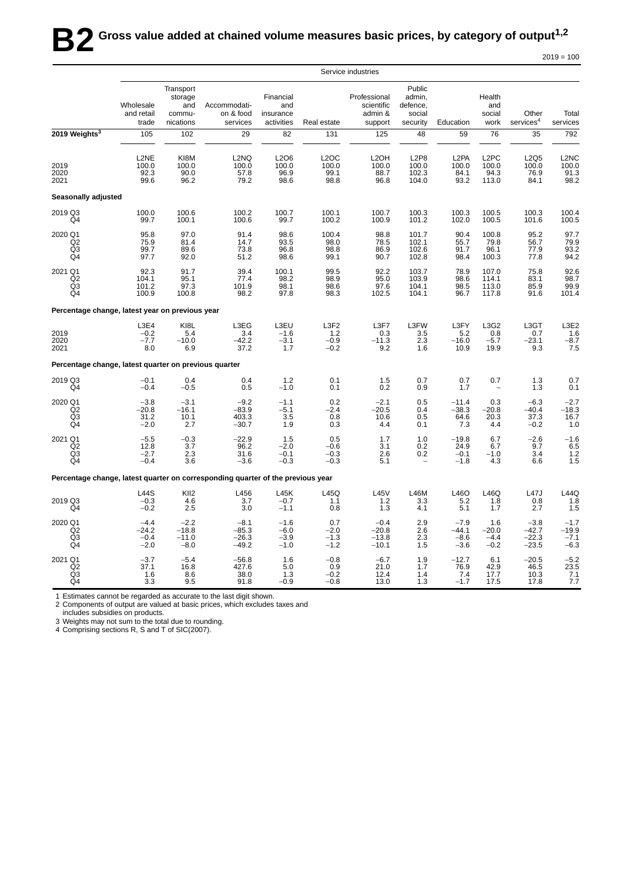# B2 Gross value added at chained volume measures basic prices, by category of output[1,2]

2019 = 100

| | Service industries | | | | | | | | | | |
|---|---|---|---|---|---|---|---|---|---|---|---|
| | Wholesale and retail trade | Transport storage and communications | Accommodation & food services | Financial and insurance activities | Real estate | Professional scientific admin & support | Public admin, defence, social security | Education | Health and social work | Other services[4] | Total services |
| **2019 Weights[3]** | 105 | 102 | 29 | 82 | 131 | 125 | 48 | 59 | 76 | 35 | 792 |
| | L2NE | KI8M | L2NQ | L2O6 | L2OC | L2OH | L2P8 | L2PA | L2PC | L2Q5 | L2NC |
| 2019 | 100.0 | 100.0 | 100.0 | 100.0 | 100.0 | 100.0 | 100.0 | 100.0 | 100.0 | 100.0 | 100.0 |
| 2020 | 92.3 | 90.0 | 57.8 | 96.9 | 99.1 | 88.7 | 102.3 | 84.1 | 94.3 | 76.9 | 91.3 |
| 2021 | 99.6 | 96.2 | 79.2 | 98.6 | 98.8 | 96.8 | 104.0 | 93.2 | 113.0 | 84.1 | 98.2 |
| **Seasonally adjusted** | | | | | | | | | | | |
| 2019 Q3 | 100.0 | 100.6 | 100.2 | 100.7 | 100.1 | 100.7 | 100.3 | 100.3 | 100.5 | 100.3 | 100.4 |
| Q4 | 99.7 | 100.1 | 100.6 | 99.7 | 100.2 | 100.9 | 101.2 | 102.0 | 100.5 | 101.6 | 100.5 |
| 2020 Q1 | 95.8 | 97.0 | 91.4 | 98.6 | 100.4 | 98.8 | 101.7 | 90.4 | 100.8 | 95.2 | 97.7 |
| Q2 | 75.9 | 81.4 | 14.7 | 93.5 | 98.0 | 78.5 | 102.1 | 55.7 | 79.8 | 56.7 | 79.9 |
| Q3 | 99.7 | 89.6 | 73.8 | 96.8 | 98.8 | 86.9 | 102.6 | 91.7 | 96.1 | 77.9 | 93.2 |
| Q4 | 97.7 | 92.0 | 51.2 | 98.6 | 99.1 | 90.7 | 102.8 | 98.4 | 100.3 | 77.8 | 94.2 |
| 2021 Q1 | 92.3 | 91.7 | 39.4 | 100.1 | 99.5 | 92.2 | 103.7 | 78.9 | 107.0 | 75.8 | 92.6 |
| Q2 | 104.1 | 95.1 | 77.4 | 98.2 | 98.9 | 95.0 | 103.9 | 98.6 | 114.1 | 83.1 | 98.7 |
| Q3 | 101.2 | 97.3 | 101.9 | 98.1 | 98.6 | 97.6 | 104.1 | 98.5 | 113.0 | 85.9 | 99.9 |
| Q4 | 100.9 | 100.8 | 98.2 | 97.8 | 98.3 | 102.5 | 104.1 | 96.7 | 117.8 | 91.6 | 101.4 |
| **Percentage change, latest year on previous year** | | | | | | | | | | | |
| | L3E4 | KI8L | L3EG | L3EU | L3F2 | L3F7 | L3FW | L3FY | L3G2 | L3GT | L3E2 |
| 2019 | −0.2 | 5.4 | 3.4 | −1.6 | 1.2 | 0.3 | 3.5 | 5.2 | 0.8 | 0.7 | 1.6 |
| 2020 | −7.7 | −10.0 | −42.2 | −3.1 | −0.9 | −11.3 | 2.3 | −16.0 | −5.7 | −23.1 | −8.7 |
| 2021 | 8.0 | 6.9 | 37.2 | 1.7 | −0.2 | 9.2 | 1.6 | 10.9 | 19.9 | 9.3 | 7.5 |
| **Percentage change, latest quarter on previous quarter** | | | | | | | | | | | |
| 2019 Q3 | −0.1 | 0.4 | 0.4 | 1.2 | 0.1 | 1.5 | 0.7 | 0.7 | 0.7 | 1.3 | 0.7 |
| Q4 | −0.4 | −0.5 | 0.5 | −1.0 | 0.1 | 0.2 | 0.9 | 1.7 | – | 1.3 | 0.1 |
| 2020 Q1 | −3.8 | −3.1 | −9.2 | −1.1 | 0.2 | −2.1 | 0.5 | −11.4 | 0.3 | −6.3 | −2.7 |
| Q2 | −20.8 | −16.1 | −83.9 | −5.1 | −2.4 | −20.5 | 0.4 | −38.3 | −20.8 | −40.4 | −18.3 |
| Q3 | 31.2 | 10.1 | 403.3 | 3.5 | 0.8 | 10.6 | 0.5 | 64.6 | 20.3 | 37.3 | 16.7 |
| Q4 | −2.0 | 2.7 | −30.7 | 1.9 | 0.3 | 4.4 | 0.1 | 7.3 | 4.4 | −0.2 | 1.0 |
| 2021 Q1 | −5.5 | −0.3 | −22.9 | 1.5 | 0.5 | 1.7 | 1.0 | −19.8 | 6.7 | −2.6 | −1.6 |
| Q2 | 12.8 | 3.7 | 96.2 | −2.0 | −0.6 | 3.1 | 0.2 | 24.9 | 6.7 | 9.7 | 6.5 |
| Q3 | −2.7 | 2.3 | 31.6 | −0.1 | −0.3 | 2.6 | 0.2 | −0.1 | −1.0 | 3.4 | 1.2 |
| Q4 | −0.4 | 3.6 | −3.6 | −0.3 | −0.3 | 5.1 | – | −1.8 | 4.3 | 6.6 | 1.5 |
| **Percentage change, latest quarter on corresponding quarter of the previous year** | | | | | | | | | | | |
| | L44S | KII2 | L456 | L45K | L45Q | L45V | L46M | L46O | L46Q | L47J | L44Q |
| 2019 Q3 | −0.3 | 4.6 | 3.7 | −0.7 | 1.1 | 1.2 | 3.3 | 5.2 | 1.8 | 0.8 | 1.8 |
| Q4 | −0.2 | 2.5 | 3.0 | −1.1 | 0.8 | 1.3 | 4.1 | 5.1 | 1.7 | 2.7 | 1.5 |
| 2020 Q1 | −4.4 | −2.2 | −8.1 | −1.6 | 0.7 | −0.4 | 2.9 | −7.9 | 1.6 | −3.8 | −1.7 |
| Q2 | −24.2 | −18.8 | −85.3 | −6.0 | −2.0 | −20.8 | 2.6 | −44.1 | −20.0 | −42.7 | −19.9 |
| Q3 | −0.4 | −11.0 | −26.3 | −3.9 | −1.3 | −13.8 | 2.3 | −8.6 | −4.4 | −22.3 | −7.1 |
| Q4 | −2.0 | −8.0 | −49.2 | −1.0 | −1.2 | −10.1 | 1.5 | −3.6 | −0.2 | −23.5 | −6.3 |
| 2021 Q1 | −3.7 | −5.4 | −56.8 | 1.6 | −0.8 | −6.7 | 1.9 | −12.7 | 6.1 | −20.5 | −5.2 |
| Q2 | 37.1 | 16.8 | 427.6 | 5.0 | 0.9 | 21.0 | 1.7 | 76.9 | 42.9 | 46.5 | 23.5 |
| Q3 | 1.6 | 8.6 | 38.0 | 1.3 | −0.2 | 12.4 | 1.4 | 7.4 | 17.7 | 10.3 | 7.1 |
| Q4 | 3.3 | 9.5 | 91.8 | −0.9 | −0.8 | 13.0 | 1.3 | −1.7 | 17.5 | 17.8 | 7.7 |

1 Estimates cannot be regarded as accurate to the last digit shown.
2 Components of output are valued at basic prices, which excludes taxes and includes subsidies on products.
3 Weights may not sum to the total due to rounding.
4 Comprising sections R, S and T of SIC(2007).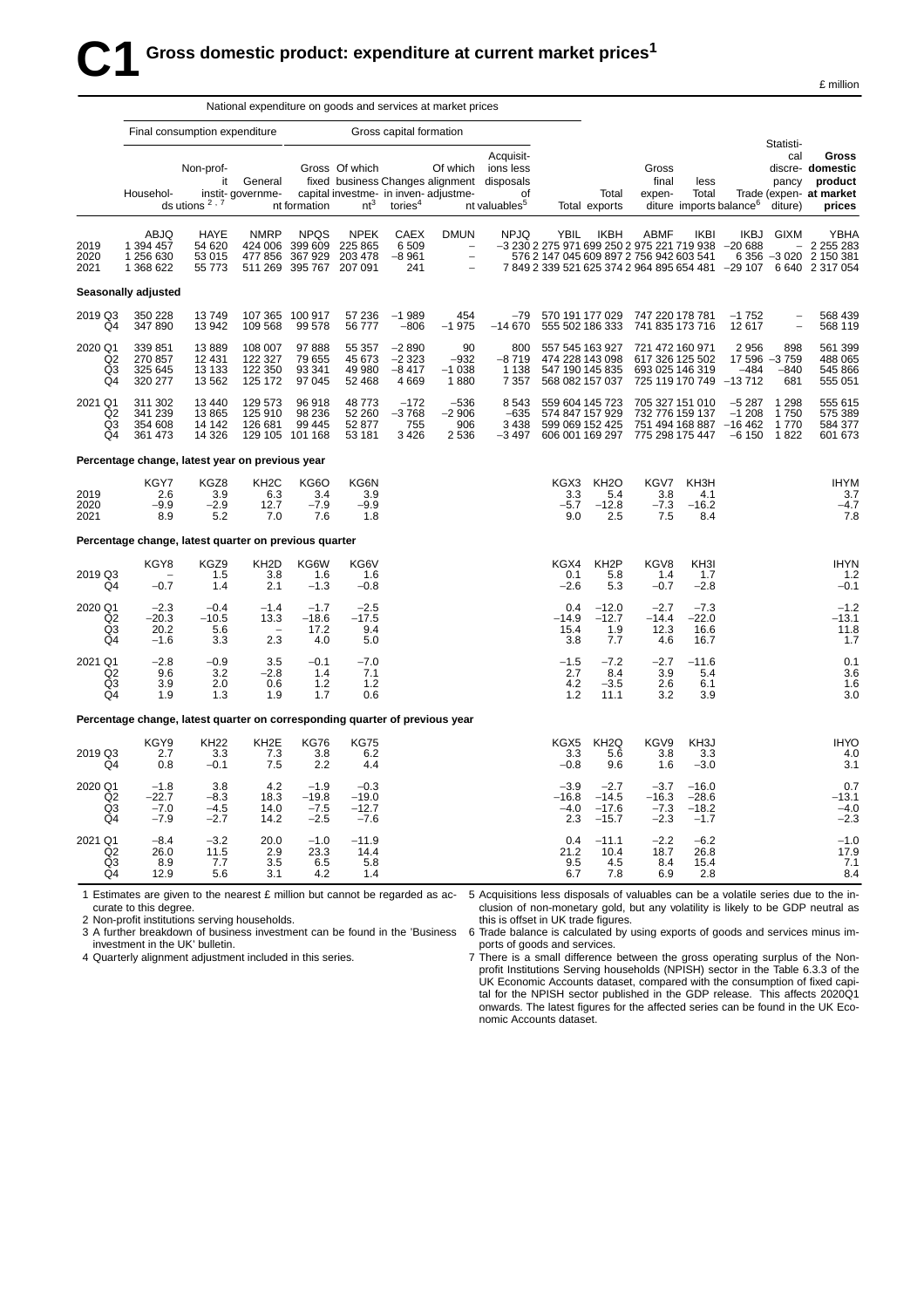# C1 Gross domestic product: expenditure at current market prices[1]

£ million

| | National expenditure on goods and services at market prices | | | | | | | | | | | | | | |
|---|---|---|---|---|---|---|---|---|---|---|---|---|---|---|---|
| | Final consumption expenditure | | | Gross capital formation | | | | | | | | | | | |
| | Households | Non-profit institutions[2,7] | General government | Gross fixed capital formation | Of which business investment[3] | Changes in inventories[4] | Of which alignment adjustment | Acquisitions less disposals of valuables[5] | Total | Total exports | Gross final expenditure | less Total imports | Trade balance[6] | Statistical discrepancy (expenditure) | **Gross domestic product at market prices** |
| | ABJQ | HAYE | NMRP | NPQS | NPEK | CAEX | DMUN | NPJQ | YBIL | IKBH | ABMF | IKBI | IKBJ | GIXM | YBHA |
| 2019 | 1 394 457 | 54 620 | 424 006 | 399 609 | 225 865 | 6 509 | – | –3 230 | 2 275 971 | 699 250 | 2 975 221 | 719 938 | –20 688 | – | 2 255 283 |
| 2020 | 1 256 630 | 53 015 | 477 856 | 367 929 | 203 478 | –8 961 | – | 576 | 2 147 045 | 609 897 | 2 756 942 | 603 541 | 6 356 | –3 020 | 2 150 381 |
| 2021 | 1 368 622 | 55 773 | 511 269 | 395 767 | 207 091 | 241 | – | 7 849 | 2 339 521 | 625 374 | 2 964 895 | 654 481 | –29 107 | 6 640 | 2 317 054 |
| **Seasonally adjusted** | | | | | | | | | | | | | | | |
| 2019 Q3 | 350 228 | 13 749 | 107 365 | 100 917 | 57 236 | –1 989 | 454 | –79 | 570 191 | 177 029 | 747 220 | 178 781 | –1 752 | – | 568 439 |
| Q4 | 347 890 | 13 942 | 109 568 | 99 578 | 56 777 | –806 | –1 975 | –14 670 | 555 502 | 186 333 | 741 835 | 173 716 | 12 617 | – | 568 119 |
| 2020 Q1 | 339 851 | 13 889 | 108 007 | 97 888 | 55 357 | –2 890 | 90 | 800 | 557 545 | 163 927 | 721 472 | 160 971 | 2 956 | 898 | 561 399 |
| Q2 | 270 857 | 12 431 | 122 327 | 79 655 | 45 673 | –2 323 | –932 | –8 719 | 474 228 | 143 098 | 617 326 | 125 502 | 17 596 | –3 759 | 488 065 |
| Q3 | 325 645 | 13 133 | 122 350 | 93 341 | 49 980 | –8 417 | –1 038 | 1 138 | 547 190 | 145 835 | 693 025 | 146 319 | –484 | –840 | 545 866 |
| Q4 | 320 277 | 13 562 | 125 172 | 97 045 | 52 468 | 4 669 | 1 880 | 7 357 | 568 082 | 157 037 | 725 119 | 170 749 | –13 712 | 681 | 555 051 |
| 2021 Q1 | 311 302 | 13 440 | 129 573 | 96 918 | 48 773 | –172 | –536 | 8 543 | 559 604 | 145 723 | 705 327 | 151 010 | –5 287 | 1 298 | 555 615 |
| Q2 | 341 239 | 13 865 | 125 910 | 98 236 | 52 260 | –3 768 | –2 906 | –635 | 574 847 | 157 929 | 732 776 | 159 137 | –1 208 | 1 750 | 575 389 |
| Q3 | 354 608 | 14 142 | 126 681 | 99 445 | 52 877 | 755 | 906 | 3 438 | 599 069 | 152 425 | 751 494 | 168 887 | –16 462 | 1 770 | 584 377 |
| Q4 | 361 473 | 14 326 | 129 105 | 101 168 | 53 181 | 3 426 | 2 536 | –3 497 | 606 001 | 169 297 | 775 298 | 175 447 | –6 150 | 1 822 | 601 673 |
| **Percentage change, latest year on previous year** | | | | | | | | | | | | | | | |
| | KGY7 | KGZ8 | KH2C | KG6O | KG6N | | | | KGX3 | KH2O | KGV7 | KH3H | | | IHYM |
| 2019 | 2.6 | 3.9 | 6.3 | 3.4 | 3.9 | | | | 3.3 | 5.4 | 3.8 | 4.1 | | | 3.7 |
| 2020 | –9.9 | –2.9 | 12.7 | –7.9 | –9.9 | | | | –5.7 | –12.8 | –7.3 | –16.2 | | | –4.7 |
| 2021 | 8.9 | 5.2 | 7.0 | 7.6 | 1.8 | | | | 9.0 | 2.5 | 7.5 | 8.4 | | | 7.8 |
| **Percentage change, latest quarter on previous quarter** | | | | | | | | | | | | | | | |
| | KGY8 | KGZ9 | KH2D | KG6W | KG6V | | | | KGX4 | KH2P | KGV8 | KH3I | | | IHYN |
| 2019 Q3 | – | 1.5 | 3.8 | 1.6 | 1.6 | | | | 0.1 | 5.8 | 1.4 | 1.7 | | | 1.2 |
| Q4 | –0.7 | 1.4 | 2.1 | –1.3 | –0.8 | | | | –2.6 | 5.3 | –0.7 | –2.8 | | | –0.1 |
| 2020 Q1 | –2.3 | –0.4 | –1.4 | –1.7 | –2.5 | | | | 0.4 | –12.0 | –2.7 | –7.3 | | | –1.2 |
| Q2 | –20.3 | –10.5 | 13.3 | –18.6 | –17.5 | | | | –14.9 | –12.7 | –14.4 | –22.0 | | | –13.1 |
| Q3 | 20.2 | 5.6 | – | 17.2 | 9.4 | | | | 15.4 | 1.9 | 12.3 | 16.6 | | | 11.8 |
| Q4 | –1.6 | 3.3 | 2.3 | 4.0 | 5.0 | | | | 3.8 | 7.7 | 4.6 | 16.7 | | | 1.7 |
| 2021 Q1 | –2.8 | –0.9 | 3.5 | –0.1 | –7.0 | | | | –1.5 | –7.2 | –2.7 | –11.6 | | | 0.1 |
| Q2 | 9.6 | 3.2 | –2.8 | 1.4 | 7.1 | | | | 2.7 | 8.4 | 3.9 | 5.4 | | | 3.6 |
| Q3 | 3.9 | 2.0 | 0.6 | 1.2 | 1.2 | | | | 4.2 | –3.5 | 2.6 | 6.1 | | | 1.6 |
| Q4 | 1.9 | 1.3 | 1.9 | 1.7 | 0.6 | | | | 1.2 | 11.1 | 3.2 | 3.9 | | | 3.0 |
| **Percentage change, latest quarter on corresponding quarter of previous year** | | | | | | | | | | | | | | | |
| | KGY9 | KH22 | KH2E | KG76 | KG75 | | | | KGX5 | KH2Q | KGV9 | KH3J | | | IHYO |
| 2019 Q3 | 2.7 | 3.3 | 7.3 | 3.8 | 6.2 | | | | 3.3 | 5.6 | 3.8 | 3.3 | | | 4.0 |
| Q4 | 0.8 | –0.1 | 7.5 | 2.2 | 4.4 | | | | –0.8 | 9.6 | 1.6 | –3.0 | | | 3.1 |
| 2020 Q1 | –1.8 | 3.8 | 4.2 | –1.9 | –0.3 | | | | –3.9 | –2.7 | –3.7 | –16.0 | | | 0.7 |
| Q2 | –22.7 | –8.3 | 18.3 | –19.8 | –19.0 | | | | –16.8 | –14.5 | –16.3 | –28.6 | | | –13.1 |
| Q3 | –7.0 | –4.5 | 14.0 | –7.5 | –12.7 | | | | –4.0 | –17.6 | –7.3 | –18.2 | | | –4.0 |
| Q4 | –7.9 | –2.7 | 14.2 | –2.5 | –7.6 | | | | 2.3 | –15.7 | –2.3 | –1.7 | | | –2.3 |
| 2021 Q1 | –8.4 | –3.2 | 20.0 | –1.0 | –11.9 | | | | 0.4 | –11.1 | –2.2 | –6.2 | | | –1.0 |
| Q2 | 26.0 | 11.5 | 2.9 | 23.3 | 14.4 | | | | 21.2 | 10.4 | 18.7 | 26.8 | | | 17.9 |
| Q3 | 8.9 | 7.7 | 3.5 | 6.5 | 5.8 | | | | 9.5 | 4.5 | 8.4 | 15.4 | | | 7.1 |
| Q4 | 12.9 | 5.6 | 3.1 | 4.2 | 1.4 | | | | 6.7 | 7.8 | 6.9 | 2.8 | | | 8.4 |

1 Estimates are given to the nearest £ million but cannot be regarded as accurate to this degree.

2 Non-profit institutions serving households.

3 A further breakdown of business investment can be found in the 'Business investment in the UK' bulletin.

4 Quarterly alignment adjustment included in this series.

5 Acquisitions less disposals of valuables can be a volatile series due to the inclusion of non-monetary gold, but any volatility is likely to be GDP neutral as this is offset in UK trade figures.

6 Trade balance is calculated by using exports of goods and services minus imports of goods and services.

7 There is a small difference between the gross operating surplus of the Non-profit Institutions Serving households (NPISH) sector in the Table 6.3.3 of the UK Economic Accounts dataset, compared with the consumption of fixed capital for the NPISH sector published in the GDP release. This affects 2020Q1 onwards. The latest figures for the affected series can be found in the UK Economic Accounts dataset.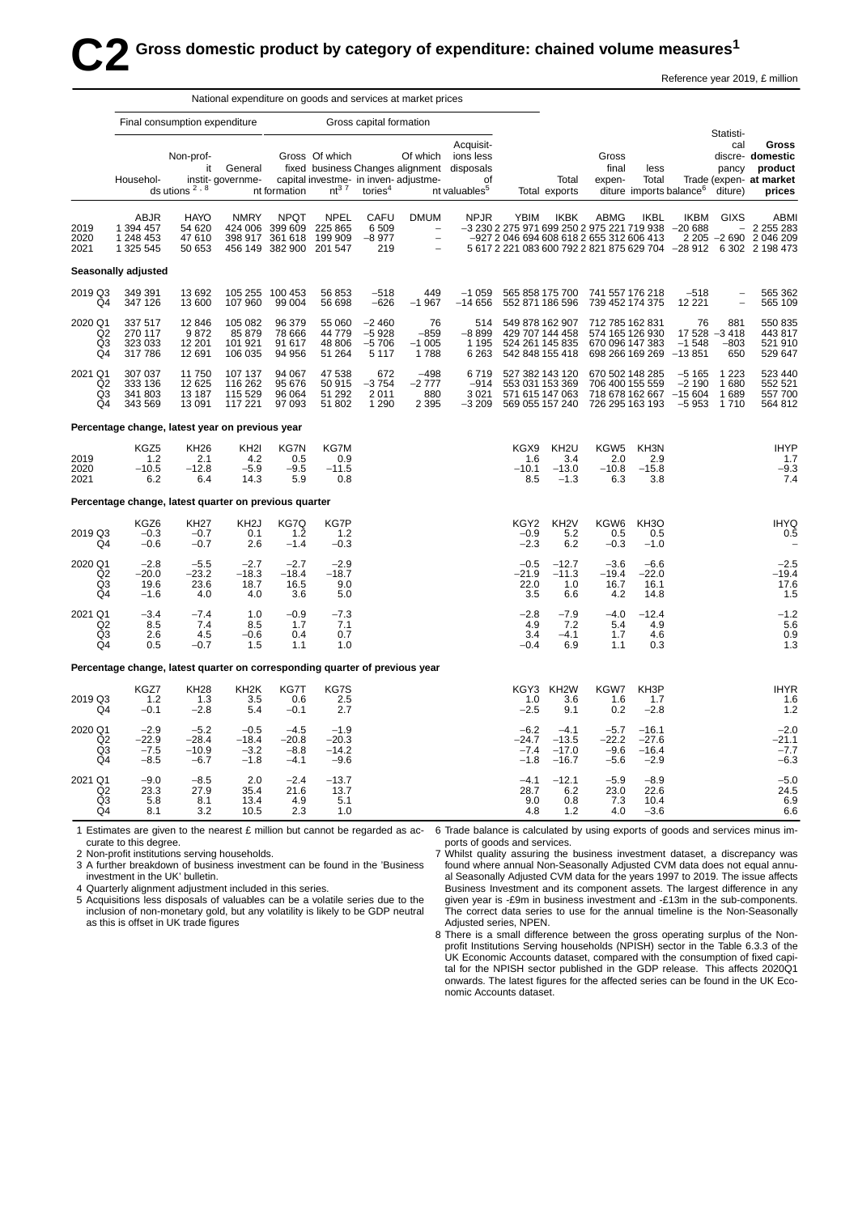# C2 Gross domestic product by category of expenditure: chained volume measures[1]

Reference year 2019, £ million

| | National expenditure on goods and services at market prices | | | | | | | | | | | | | | | |
|---|---|---|---|---|---|---|---|---|---|---|---|---|---|---|---|---|
| | Final consumption expenditure | | | Gross capital formation | | | | | | | | | | | | |
| | Households | Non-profit institutions[2,8] | General government | Gross fixed capital formation | Of which business investment[3,7] | Changes in inventories[4] | Of which alignment adjustment | Acquisitions less disposals of valuables[5] | Total | Total exports | Gross final expenditure | less Total imports | Trade balance[6] | Statistical discrepancy (expenditure) | Gross domestic product at market prices |
| | ABJR | HAYO | NMRY | NPQT | NPEL | CAFU | DMUM | NPJR | YBIM | IKBK | ABMG | IKBL | IKBM | GIXS | ABMI |
| 2019 | 1 394 457 | 54 620 | 424 006 | 399 609 | 225 865 | 6 509 | – | –3 230 | 2 275 971 | 699 250 | 2 975 221 | 719 938 | –20 688 | – | 2 255 283 |
| 2020 | 1 248 453 | 47 610 | 398 917 | 361 618 | 199 909 | –8 977 | – | –927 | 2 046 694 | 608 618 | 2 655 312 | 606 413 | 2 205 | –2 690 | 2 046 209 |
| 2021 | 1 325 545 | 50 653 | 456 149 | 382 900 | 201 547 | 219 | – | 5 617 | 2 221 083 | 600 792 | 2 821 875 | 629 704 | –28 912 | 6 302 | 2 198 473 |
| **Seasonally adjusted** | | | | | | | | | | | | | | | |
| 2019 Q3 | 349 391 | 13 692 | 105 255 | 100 453 | 56 853 | –518 | 449 | –1 059 | 565 858 | 175 700 | 741 557 | 176 218 | –518 | – | 565 362 |
| Q4 | 347 126 | 13 600 | 107 960 | 99 004 | 56 698 | –626 | –1 967 | –14 656 | 552 871 | 186 596 | 739 452 | 174 375 | 12 221 | – | 565 109 |
| 2020 Q1 | 337 517 | 12 846 | 105 082 | 96 379 | 55 060 | –2 460 | 76 | 514 | 549 878 | 162 907 | 712 785 | 162 831 | 76 | 881 | 550 835 |
| Q2 | 270 117 | 9 872 | 85 879 | 78 666 | 44 779 | –5 928 | –859 | –8 899 | 429 707 | 144 458 | 574 165 | 126 930 | 17 528 | –3 418 | 443 817 |
| Q3 | 323 033 | 12 201 | 101 921 | 91 617 | 48 806 | –5 706 | –1 005 | 1 195 | 524 261 | 145 835 | 670 096 | 147 383 | –1 548 | –803 | 521 910 |
| Q4 | 317 786 | 12 691 | 106 035 | 94 956 | 51 264 | 5 117 | 1 788 | 6 263 | 542 848 | 155 418 | 698 266 | 169 269 | –13 851 | 650 | 529 647 |
| 2021 Q1 | 307 037 | 11 750 | 107 137 | 94 067 | 47 538 | 672 | –498 | 6 719 | 527 382 | 143 120 | 670 502 | 148 285 | –5 165 | 1 223 | 523 440 |
| Q2 | 333 136 | 12 625 | 116 262 | 95 676 | 50 915 | –3 754 | –2 777 | –914 | 553 031 | 153 369 | 706 400 | 155 559 | –2 190 | 1 680 | 552 521 |
| Q3 | 341 803 | 13 187 | 115 529 | 96 064 | 51 292 | 2 011 | 880 | 3 021 | 571 615 | 147 063 | 718 678 | 162 667 | –15 604 | 1 689 | 557 700 |
| Q4 | 343 569 | 13 091 | 117 221 | 97 093 | 51 802 | 1 290 | 2 395 | –3 209 | 569 055 | 157 240 | 726 295 | 163 193 | –5 953 | 1 710 | 564 812 |
| **Percentage change, latest year on previous year** | | | | | | | | | | | | | | | |
| | KGZ5 | KH26 | KH2I | KG7N | KG7M | | | | KGX9 | KH2U | KGW5 | KH3N | | | IHYP |
| 2019 | 1.2 | 2.1 | 4.2 | 0.5 | 0.9 | | | | 1.6 | 3.4 | 2.0 | 2.9 | | | 1.7 |
| 2020 | –10.5 | –12.8 | –5.9 | –9.5 | –11.5 | | | | –10.1 | –13.0 | –10.8 | –15.8 | | | –9.3 |
| 2021 | 6.2 | 6.4 | 14.3 | 5.9 | 0.8 | | | | 8.5 | –1.3 | 6.3 | 3.8 | | | 7.4 |
| **Percentage change, latest quarter on previous quarter** | | | | | | | | | | | | | | | |
| | KGZ6 | KH27 | KH2J | KG7Q | KG7P | | | | KGY2 | KH2V | KGW6 | KH3O | | | IHYQ |
| 2019 Q3 | –0.3 | –0.7 | 0.1 | 1.2 | 1.2 | | | | –0.9 | 5.2 | 0.5 | 0.5 | | | 0.5 |
| Q4 | –0.6 | –0.7 | 2.6 | –1.4 | –0.3 | | | | –2.3 | 6.2 | –0.3 | –1.0 | | | – |
| 2020 Q1 | –2.8 | –5.5 | –2.7 | –2.7 | –2.9 | | | | –0.5 | –12.7 | –3.6 | –6.6 | | | –2.5 |
| Q2 | –20.0 | –23.2 | –18.3 | –18.4 | –18.7 | | | | –21.9 | –11.3 | –19.4 | –22.0 | | | –19.4 |
| Q3 | 19.6 | 23.6 | 18.7 | 16.5 | 9.0 | | | | 22.0 | 1.0 | 16.7 | 16.1 | | | 17.6 |
| Q4 | –1.6 | 4.0 | 4.0 | 3.6 | 5.0 | | | | 3.5 | 6.6 | 4.2 | 14.8 | | | 1.5 |
| 2021 Q1 | –3.4 | –7.4 | 1.0 | –0.9 | –7.3 | | | | –2.8 | –7.9 | –4.0 | –12.4 | | | –1.2 |
| Q2 | 8.5 | 7.4 | 8.5 | 1.7 | 7.1 | | | | 4.9 | 7.2 | 5.4 | 4.9 | | | 5.6 |
| Q3 | 2.6 | 4.5 | –0.6 | 0.4 | 0.7 | | | | 3.4 | –4.1 | 1.7 | 4.6 | | | 0.9 |
| Q4 | 0.5 | –0.7 | 1.5 | 1.1 | 1.0 | | | | –0.4 | 6.9 | 1.1 | 0.3 | | | 1.3 |
| **Percentage change, latest quarter on corresponding quarter of previous year** | | | | | | | | | | | | | | | |
| | KGZ7 | KH28 | KH2K | KG7T | KG7S | | | | KGY3 | KH2W | KGW7 | KH3P | | | IHYR |
| 2019 Q3 | 1.2 | 1.3 | 3.5 | 0.6 | 2.5 | | | | 1.0 | 3.6 | 1.6 | 1.7 | | | 1.6 |
| Q4 | –0.1 | –2.8 | 5.4 | –0.1 | 2.7 | | | | –2.5 | 9.1 | 0.2 | –2.8 | | | 1.2 |
| 2020 Q1 | –2.9 | –5.2 | –0.5 | –4.5 | –1.9 | | | | –6.2 | –4.1 | –5.7 | –16.1 | | | –2.0 |
| Q2 | –22.9 | –28.4 | –18.4 | –20.8 | –20.3 | | | | –24.7 | –13.5 | –22.2 | –27.6 | | | –21.1 |
| Q3 | –7.5 | –10.9 | –3.2 | –8.8 | –14.2 | | | | –7.4 | –17.0 | –9.6 | –16.4 | | | –7.7 |
| Q4 | –8.5 | –6.7 | –1.8 | –4.1 | –9.6 | | | | –1.8 | –16.7 | –5.6 | –2.9 | | | –6.3 |
| 2021 Q1 | –9.0 | –8.5 | 2.0 | –2.4 | –13.7 | | | | –4.1 | –12.1 | –5.9 | –8.9 | | | –5.0 |
| Q2 | 23.3 | 27.9 | 35.4 | 21.6 | 13.7 | | | | 28.7 | 6.2 | 23.0 | 22.6 | | | 24.5 |
| Q3 | 5.8 | 8.1 | 13.4 | 4.9 | 5.1 | | | | 9.0 | 0.8 | 7.3 | 10.4 | | | 6.9 |
| Q4 | 8.1 | 3.2 | 10.5 | 2.3 | 1.0 | | | | 4.8 | 1.2 | 4.0 | –3.6 | | | 6.6 |

1 Estimates are given to the nearest £ million but cannot be regarded as accurate to this degree.

2 Non-profit institutions serving households.

3 A further breakdown of business investment can be found in the 'Business investment in the UK' bulletin.

4 Quarterly alignment adjustment included in this series.

5 Acquisitions less disposals of valuables can be a volatile series due to the inclusion of non-monetary gold, but any volatility is likely to be GDP neutral as this is offset in UK trade figures

6 Trade balance is calculated by using exports of goods and services minus imports of goods and services.

7 Whilst quality assuring the business investment dataset, a discrepancy was found where annual Non-Seasonally Adjusted CVM data does not equal annual Seasonally Adjusted CVM data for the years 1997 to 2019. The issue affects Business Investment and its component assets. The largest difference in any given year is -£9m in business investment and -£13m in the sub-components. The correct data series to use for the annual timeline is the Non-Seasonally Adjusted series, NPEN.

8 There is a small difference between the gross operating surplus of the Non-profit Institutions Serving households (NPISH) sector in the Table 6.3.3 of the UK Economic Accounts dataset, compared with the consumption of fixed capital for the NPISH sector published in the GDP release. This affects 2020Q1 onwards. The latest figures for the affected series can be found in the UK Economic Accounts dataset.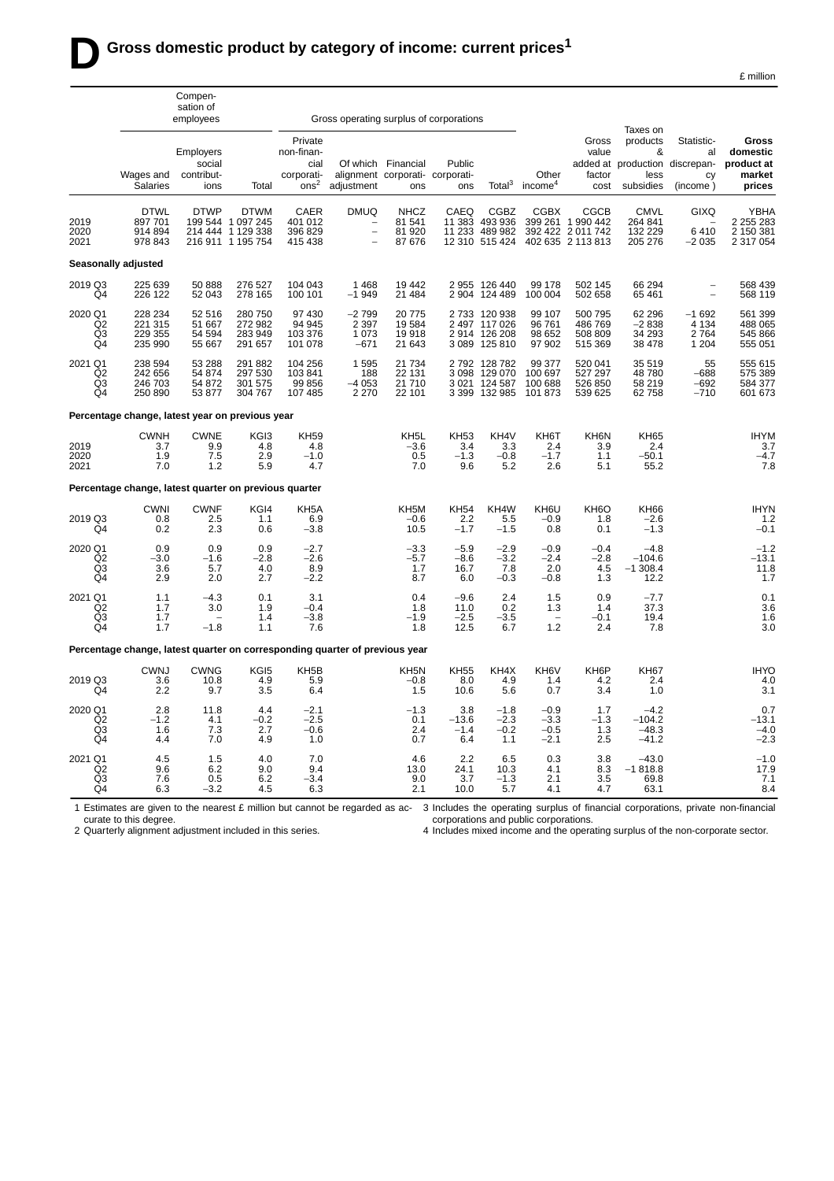# D Gross domestic product by category of income: current prices[1]

£ million

| | Compensation of employees | | | Gross operating surplus of corporations | | | | | | | | | |
|---|---|---|---|---|---|---|---|---|---|---|---|---|---|
| | Wages and Salaries | Employers social contributions | Total | Private non-financial corporations[2] | Of which alignment adjustment | Financial corporations | Public corporations | Total[3] | Other income[4] | Gross value added at factor cost | Taxes on products & production less subsidies | Statistical discrepancy (income ) | Gross domestic product at market prices |
| | DTWL | DTWP | DTWM | CAER | DMUQ | NHCZ | CAEQ | CGBZ | CGBX | CGCB | CMVL | GIXQ | YBHA |
| 2019 | 897 701 | 199 544 | 1 097 245 | 401 012 | – | 81 541 | 11 383 | 493 936 | 399 261 | 1 990 442 | 264 841 | – | 2 255 283 |
| 2020 | 914 894 | 214 444 | 1 129 338 | 396 829 | – | 81 920 | 11 233 | 489 982 | 392 422 | 2 011 742 | 132 229 | 6 410 | 2 150 381 |
| 2021 | 978 843 | 216 911 | 1 195 754 | 415 438 | – | 87 676 | 12 310 | 515 424 | 402 635 | 2 113 813 | 205 276 | –2 035 | 2 317 054 |
| **Seasonally adjusted** | | | | | | | | | | | | | |
| 2019 Q3 | 225 639 | 50 888 | 276 527 | 104 043 | 1 468 | 19 442 | 2 955 | 126 440 | 99 178 | 502 145 | 66 294 | – | 568 439 |
| Q4 | 226 122 | 52 043 | 278 165 | 100 101 | –1 949 | 21 484 | 2 904 | 124 489 | 100 004 | 502 658 | 65 461 | – | 568 119 |
| 2020 Q1 | 228 234 | 52 516 | 280 750 | 97 430 | –2 799 | 20 775 | 2 733 | 120 938 | 99 107 | 500 795 | 62 296 | –1 692 | 561 399 |
| Q2 | 221 315 | 51 667 | 272 982 | 94 945 | 2 397 | 19 584 | 2 497 | 117 026 | 96 761 | 486 769 | –2 838 | 4 134 | 488 065 |
| Q3 | 229 355 | 54 594 | 283 949 | 103 376 | 1 073 | 19 918 | 2 914 | 126 208 | 98 652 | 508 809 | 34 293 | 2 764 | 545 866 |
| Q4 | 235 990 | 55 667 | 291 657 | 101 078 | –671 | 21 643 | 3 089 | 125 810 | 97 902 | 515 369 | 38 478 | 1 204 | 555 051 |
| 2021 Q1 | 238 594 | 53 288 | 291 882 | 104 256 | 1 595 | 21 734 | 2 792 | 128 782 | 99 377 | 520 041 | 35 519 | 55 | 555 615 |
| Q2 | 242 656 | 54 874 | 297 530 | 103 841 | 188 | 22 131 | 3 098 | 129 070 | 100 697 | 527 297 | 48 780 | –688 | 575 389 |
| Q3 | 246 703 | 54 872 | 301 575 | 99 856 | –4 053 | 21 710 | 3 021 | 124 587 | 100 688 | 526 850 | 58 219 | –692 | 584 377 |
| Q4 | 250 890 | 53 877 | 304 767 | 107 485 | 2 270 | 22 101 | 3 399 | 132 985 | 101 873 | 539 625 | 62 758 | –710 | 601 673 |
| **Percentage change, latest year on previous year** | | | | | | | | | | | | | |
| | CWNH | CWNE | KGI3 | KH59 | | KH5L | KH53 | KH4V | KH6T | KH6N | KH65 | | IHYM |
| 2019 | 3.7 | 9.9 | 4.8 | 4.8 | | –3.6 | 3.4 | 3.3 | 2.4 | 3.9 | 2.4 | | 3.7 |
| 2020 | 1.9 | 7.5 | 2.9 | –1.0 | | 0.5 | –1.3 | –0.8 | –1.7 | 1.1 | –50.1 | | –4.7 |
| 2021 | 7.0 | 1.2 | 5.9 | 4.7 | | 7.0 | 9.6 | 5.2 | 2.6 | 5.1 | 55.2 | | 7.8 |
| **Percentage change, latest quarter on previous quarter** | | | | | | | | | | | | | |
| | CWNI | CWNF | KGI4 | KH5A | | KH5M | KH54 | KH4W | KH6U | KH6O | KH66 | | IHYN |
| 2019 Q3 | 0.8 | 2.5 | 1.1 | 6.9 | | –0.6 | 2.2 | 5.5 | –0.9 | 1.8 | –2.6 | | 1.2 |
| Q4 | 0.2 | 2.3 | 0.6 | –3.8 | | 10.5 | –1.7 | –1.5 | 0.8 | 0.1 | –1.3 | | –0.1 |
| 2020 Q1 | 0.9 | 0.9 | 0.9 | –2.7 | | –3.3 | –5.9 | –2.9 | –0.9 | –0.4 | –4.8 | | –1.2 |
| Q2 | –3.0 | –1.6 | –2.8 | –2.6 | | –5.7 | –8.6 | –3.2 | –2.4 | –2.8 | –104.6 | | –13.1 |
| Q3 | 3.6 | 5.7 | 4.0 | 8.9 | | 1.7 | 16.7 | 7.8 | 2.0 | 4.5 | –1 308.4 | | 11.8 |
| Q4 | 2.9 | 2.0 | 2.7 | –2.2 | | 8.7 | 6.0 | –0.3 | –0.8 | 1.3 | 12.2 | | 1.7 |
| 2021 Q1 | 1.1 | –4.3 | 0.1 | 3.1 | | 0.4 | –9.6 | 2.4 | 1.5 | 0.9 | –7.7 | | 0.1 |
| Q2 | 1.7 | 3.0 | 1.9 | –0.4 | | 1.8 | 11.0 | 0.2 | 1.3 | 1.4 | 37.3 | | 3.6 |
| Q3 | 1.7 | – | 1.4 | –3.8 | | –1.9 | –2.5 | –3.5 | – | –0.1 | 19.4 | | 1.6 |
| Q4 | 1.7 | –1.8 | 1.1 | 7.6 | | 1.8 | 12.5 | 6.7 | 1.2 | 2.4 | 7.8 | | 3.0 |
| **Percentage change, latest quarter on corresponding quarter of previous year** | | | | | | | | | | | | | |
| | CWNJ | CWNG | KGI5 | KH5B | | KH5N | KH55 | KH4X | KH6V | KH6P | KH67 | | IHYO |
| 2019 Q3 | 3.6 | 10.8 | 4.9 | 5.9 | | –0.8 | 8.0 | 4.9 | 1.4 | 4.2 | 2.4 | | 4.0 |
| Q4 | 2.2 | 9.7 | 3.5 | 6.4 | | 1.5 | 10.6 | 5.6 | 0.7 | 3.4 | 1.0 | | 3.1 |
| 2020 Q1 | 2.8 | 11.8 | 4.4 | –2.1 | | –1.3 | 3.8 | –1.8 | –0.9 | 1.7 | –4.2 | | 0.7 |
| Q2 | –1.2 | 4.1 | –0.2 | –2.5 | | 0.1 | –13.6 | –2.3 | –3.3 | –1.3 | –104.2 | | –13.1 |
| Q3 | 1.6 | 7.3 | 2.7 | –0.6 | | 2.4 | –1.4 | –0.2 | –0.5 | 1.3 | –48.3 | | –4.0 |
| Q4 | 4.4 | 7.0 | 4.9 | 1.0 | | 0.7 | 6.4 | 1.1 | –2.1 | 2.5 | –41.2 | | –2.3 |
| 2021 Q1 | 4.5 | 1.5 | 4.0 | 7.0 | | 4.6 | 2.2 | 6.5 | 0.3 | 3.8 | –43.0 | | –1.0 |
| Q2 | 9.6 | 6.2 | 9.0 | 9.4 | | 13.0 | 24.1 | 10.3 | 4.1 | 8.3 | –1 818.8 | | 17.9 |
| Q3 | 7.6 | 0.5 | 6.2 | –3.4 | | 9.0 | 3.7 | –1.3 | 2.1 | 3.5 | 69.8 | | 7.1 |
| Q4 | 6.3 | –3.2 | 4.5 | 6.3 | | 2.1 | 10.0 | 5.7 | 4.1 | 4.7 | 63.1 | | 8.4 |

1 Estimates are given to the nearest £ million but cannot be regarded as accurate to this degree.
2 Quarterly alignment adjustment included in this series.
3 Includes the operating surplus of financial corporations, private non-financial corporations and public corporations.
4 Includes mixed income and the operating surplus of the non-corporate sector.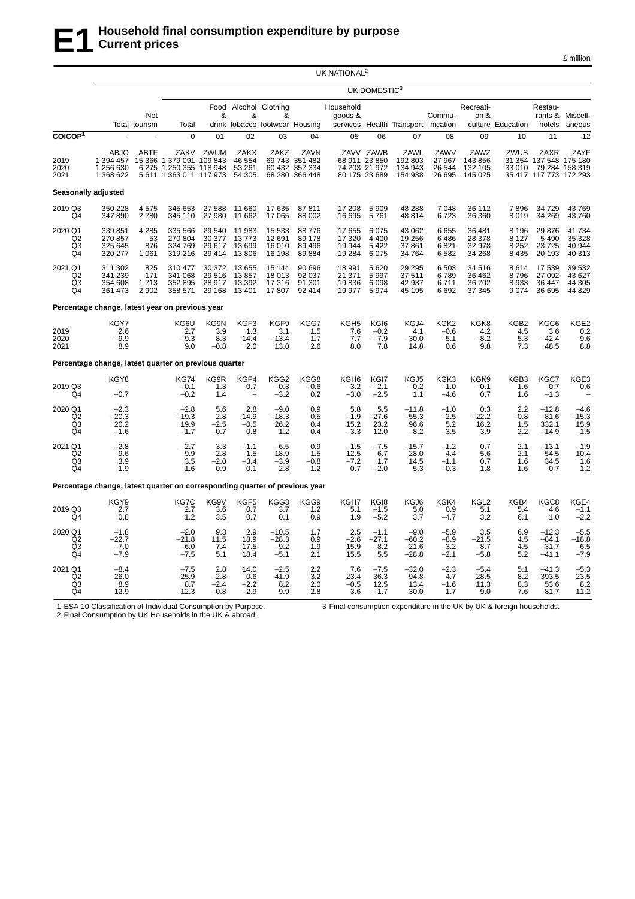# E1 Household final consumption expenditure by purpose
## Current prices

£ million

| | UK NATIONAL[2] | | | | | | | | | | | | | | | | |
|---|---|---|---|---|---|---|---|---|---|---|---|---|---|---|---|---|---|
| | | | UK DOMESTIC[3] | | | | | | | | | | | | | | |
| | Total | Net tourism | Total | Food & drink | Alcohol & tobacco | Clothing & footwear | Housing | Household goods & services | Health | Transport | Commu-nication | Recreati-on & culture | Education | Restau-rants & hotels | Miscell-aneous |
| **COICOP[1]** | - | - | 0 | 01 | 02 | 03 | 04 | 05 | 06 | 07 | 08 | 09 | 10 | 11 | 12 |
| | ABJQ | ABTF | ZAKV | ZWUM | ZAKX | ZAKZ | ZAVN | ZAVV | ZAWB | ZAWL | ZAWV | ZAWZ | ZWUS | ZAXR | ZAYF |
| 2019 | 1 394 457 | 15 366 | 1 379 091 | 109 843 | 46 554 | 69 743 | 351 482 | 68 911 | 23 850 | 192 803 | 27 967 | 143 856 | 31 354 | 137 548 | 175 180 |
| 2020 | 1 256 630 | 6 275 | 1 250 355 | 118 948 | 53 261 | 60 432 | 357 334 | 74 203 | 21 972 | 134 943 | 26 544 | 132 105 | 33 010 | 79 284 | 158 319 |
| 2021 | 1 368 622 | 5 611 | 1 363 011 | 117 973 | 54 305 | 68 280 | 366 448 | 80 175 | 23 689 | 154 938 | 26 695 | 145 025 | 35 417 | 117 773 | 172 293 |
| **Seasonally adjusted** | | | | | | | | | | | | | | | |
| 2019 Q3 | 350 228 | 4 575 | 345 653 | 27 588 | 11 660 | 17 635 | 87 811 | 17 208 | 5 909 | 48 288 | 7 048 | 36 112 | 7 896 | 34 729 | 43 769 |
| Q4 | 347 890 | 2 780 | 345 110 | 27 980 | 11 662 | 17 065 | 88 002 | 16 695 | 5 761 | 48 814 | 6 723 | 36 360 | 8 019 | 34 269 | 43 760 |
| 2020 Q1 | 339 851 | 4 285 | 335 566 | 29 540 | 11 983 | 15 533 | 88 776 | 17 655 | 6 075 | 43 062 | 6 655 | 36 481 | 8 196 | 29 876 | 41 734 |
| Q2 | 270 857 | 53 | 270 804 | 30 377 | 13 773 | 12 691 | 89 178 | 17 320 | 4 400 | 19 256 | 6 486 | 28 378 | 8 127 | 5 490 | 35 328 |
| Q3 | 325 645 | 876 | 324 769 | 29 617 | 13 699 | 16 010 | 89 496 | 19 944 | 5 422 | 37 861 | 6 821 | 32 978 | 8 252 | 23 725 | 40 944 |
| Q4 | 320 277 | 1 061 | 319 216 | 29 414 | 13 806 | 16 198 | 89 884 | 19 284 | 6 075 | 34 764 | 6 582 | 34 268 | 8 435 | 20 193 | 40 313 |
| 2021 Q1 | 311 302 | 825 | 310 477 | 30 372 | 13 655 | 15 144 | 90 696 | 18 991 | 5 620 | 29 295 | 6 503 | 34 516 | 8 614 | 17 539 | 39 532 |
| Q2 | 341 239 | 171 | 341 068 | 29 516 | 13 857 | 18 013 | 92 037 | 21 371 | 5 997 | 37 511 | 6 789 | 36 462 | 8 796 | 27 092 | 43 627 |
| Q3 | 354 608 | 1 713 | 352 895 | 28 917 | 13 392 | 17 316 | 91 301 | 19 836 | 6 098 | 42 937 | 6 711 | 36 702 | 8 933 | 36 447 | 44 305 |
| Q4 | 361 473 | 2 902 | 358 571 | 29 168 | 13 401 | 17 807 | 92 414 | 19 977 | 5 974 | 45 195 | 6 692 | 37 345 | 9 074 | 36 695 | 44 829 |
| **Percentage change, latest year on previous year** | | | | | | | | | | | | | | | |
| | KGY7 | | KG6U | KG9N | KGF3 | KGF9 | KGG7 | KGH5 | KGI6 | KGJ4 | KGK2 | KGK8 | KGB2 | KGC6 | KGE2 |
| 2019 | 2.6 | | 2.7 | 3.9 | 1.3 | 3.1 | 1.5 | 7.6 | −0.2 | 4.1 | −0.6 | 4.2 | 4.5 | 3.6 | 0.2 |
| 2020 | −9.9 | | −9.3 | 8.3 | 14.4 | −13.4 | 1.7 | 7.7 | −7.9 | −30.0 | −5.1 | −8.2 | 5.3 | −42.4 | −9.6 |
| 2021 | 8.9 | | 9.0 | −0.8 | 2.0 | 13.0 | 2.6 | 8.0 | 7.8 | 14.8 | 0.6 | 9.8 | 7.3 | 48.5 | 8.8 |
| **Percentage change, latest quarter on previous quarter** | | | | | | | | | | | | | | | |
| | KGY8 | | KG74 | KG9R | KGF4 | KGG2 | KGG8 | KGH6 | KGI7 | KGJ5 | KGK3 | KGK9 | KGB3 | KGC7 | KGE3 |
| 2019 Q3 | – | | −0.1 | 1.3 | 0.7 | −0.3 | −0.6 | −3.2 | −2.1 | −0.2 | −1.0 | −0.1 | 1.6 | 0.7 | 0.6 |
| Q4 | −0.7 | | −0.2 | 1.4 | – | −3.2 | 0.2 | −3.0 | −2.5 | 1.1 | −4.6 | 0.7 | 1.6 | −1.3 | – |
| 2020 Q1 | −2.3 | | −2.8 | 5.6 | 2.8 | −9.0 | 0.9 | 5.8 | 5.5 | −11.8 | −1.0 | 0.3 | 2.2 | −12.8 | −4.6 |
| Q2 | −20.3 | | −19.3 | 2.8 | 14.9 | −18.3 | 0.5 | −1.9 | −27.6 | −55.3 | −2.5 | −22.2 | −0.8 | −81.6 | −15.3 |
| Q3 | 20.2 | | 19.9 | −2.5 | −0.5 | 26.2 | 0.4 | 15.2 | 23.2 | 96.6 | 5.2 | 16.2 | 1.5 | 332.1 | 15.9 |
| Q4 | −1.6 | | −1.7 | −0.7 | 0.8 | 1.2 | 0.4 | −3.3 | 12.0 | −8.2 | −3.5 | 3.9 | 2.2 | −14.9 | −1.5 |
| 2021 Q1 | −2.8 | | −2.7 | 3.3 | −1.1 | −6.5 | 0.9 | −1.5 | −7.5 | −15.7 | −1.2 | 0.7 | 2.1 | −13.1 | −1.9 |
| Q2 | 9.6 | | 9.9 | −2.8 | 1.5 | 18.9 | 1.5 | 12.5 | 6.7 | 28.0 | 4.4 | 5.6 | 2.1 | 54.5 | 10.4 |
| Q3 | 3.9 | | 3.5 | −2.0 | −3.4 | −3.9 | −0.8 | −7.2 | 1.7 | 14.5 | −1.1 | 0.7 | 1.6 | 34.5 | 1.6 |
| Q4 | 1.9 | | 1.6 | 0.9 | 0.1 | 2.8 | 1.2 | 0.7 | −2.0 | 5.3 | −0.3 | 1.8 | 1.6 | 0.7 | 1.2 |
| **Percentage change, latest quarter on corresponding quarter of previous year** | | | | | | | | | | | | | | | |
| | KGY9 | | KG7C | KG9V | KGF5 | KGG3 | KGG9 | KGH7 | KGI8 | KGJ6 | KGK4 | KGL2 | KGB4 | KGC8 | KGE4 |
| 2019 Q3 | 2.7 | | 2.7 | 3.6 | 0.7 | 3.7 | 1.2 | 5.1 | −1.5 | 5.0 | 0.9 | 5.1 | 5.4 | 4.6 | −1.1 |
| Q4 | 0.8 | | 1.2 | 3.5 | 0.7 | 0.1 | 0.9 | 1.9 | −5.2 | 3.7 | −4.7 | 3.2 | 6.1 | 1.0 | −2.2 |
| 2020 Q1 | −1.8 | | −2.0 | 9.3 | 2.9 | −10.5 | 1.7 | 2.5 | −1.1 | −9.0 | −5.9 | 3.5 | 6.9 | −12.3 | −5.5 |
| Q2 | −22.7 | | −21.8 | 11.5 | 18.9 | −28.3 | 0.9 | −2.6 | −27.1 | −60.2 | −8.9 | −21.5 | 4.5 | −84.1 | −18.8 |
| Q3 | −7.0 | | −6.0 | 7.4 | 17.5 | −9.2 | 1.9 | 15.9 | −8.2 | −21.6 | −3.2 | −8.7 | 4.5 | −31.7 | −6.5 |
| Q4 | −7.9 | | −7.5 | 5.1 | 18.4 | −5.1 | 2.1 | 15.5 | 5.5 | −28.8 | −2.1 | −5.8 | 5.2 | −41.1 | −7.9 |
| 2021 Q1 | −8.4 | | −7.5 | 2.8 | 14.0 | −2.5 | 2.2 | 7.6 | −7.5 | −32.0 | −2.3 | −5.4 | 5.1 | −41.3 | −5.3 |
| Q2 | 26.0 | | 25.9 | −2.8 | 0.6 | 41.9 | 3.2 | 23.4 | 36.3 | 94.8 | 4.7 | 28.5 | 8.2 | 393.5 | 23.5 |
| Q3 | 8.9 | | 8.7 | −2.4 | −2.2 | 8.2 | 2.0 | −0.5 | 12.5 | 13.4 | −1.6 | 11.3 | 8.3 | 53.6 | 8.2 |
| Q4 | 12.9 | | 12.3 | −0.8 | −2.9 | 9.9 | 2.8 | 3.6 | −1.7 | 30.0 | 1.7 | 9.0 | 7.6 | 81.7 | 11.2 |

1 ESA 10 Classification of Individual Consumption by Purpose.
2 Final Consumption by UK Households in the UK & abroad.
3 Final consumption expenditure in the UK by UK & foreign households.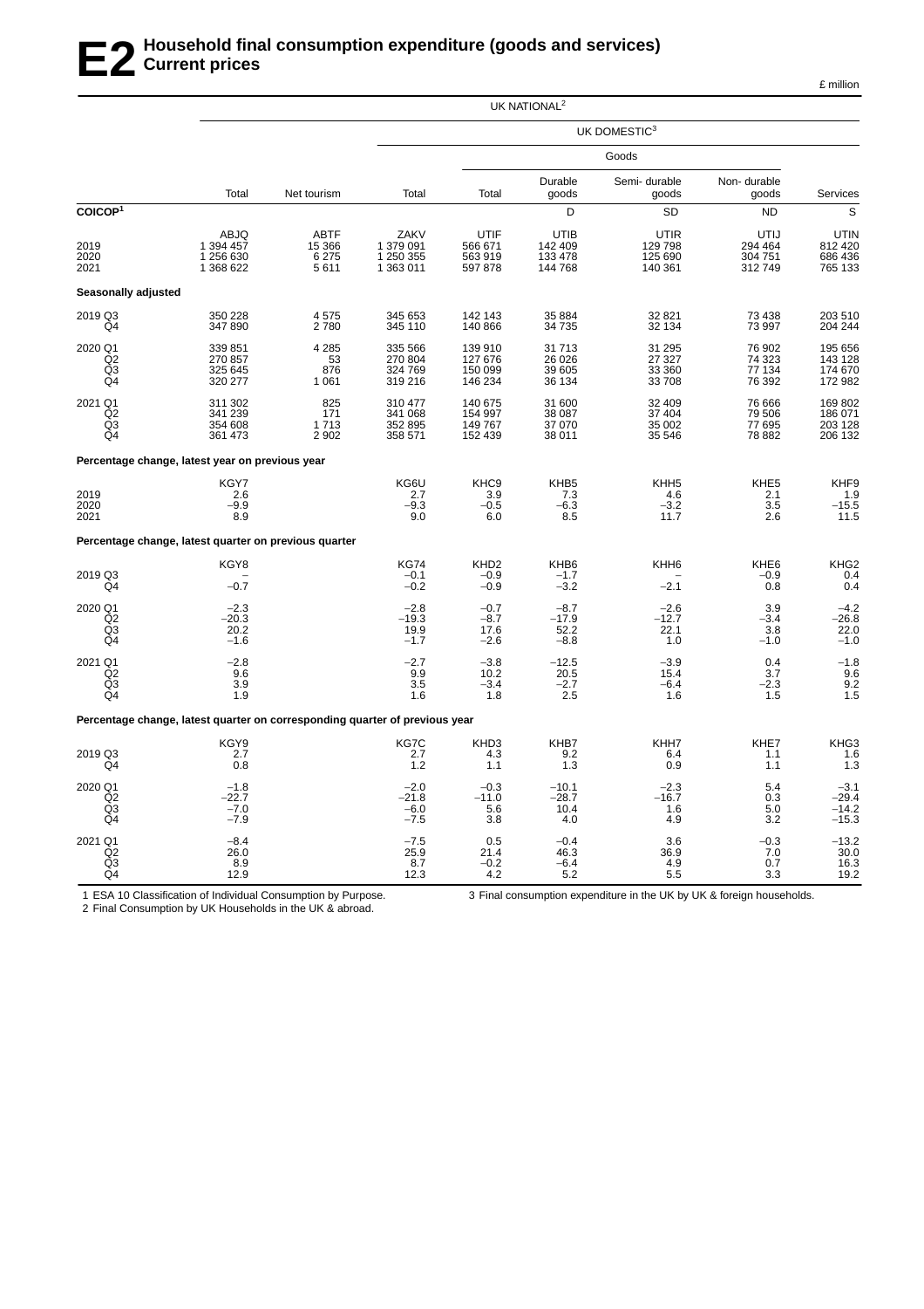# E2 Household final consumption expenditure (goods and services)
## Current prices

£ million

| | UK NATIONAL[2] | | | | | | | |
|---|---|---|---|---|---|---|---|---|
| | | | UK DOMESTIC[3] | | | | | |
| | | | | Goods | | | | |
| | Total | Net tourism | Total | Total | Durable goods | Semi- durable goods | Non- durable goods | Services |
| **COICOP[1]** | | | | | D | SD | ND | S |
| | ABJQ | ABTF | ZAKV | UTIF | UTIB | UTIR | UTIJ | UTIN |
| 2019 | 1 394 457 | 15 366 | 1 379 091 | 566 671 | 142 409 | 129 798 | 294 464 | 812 420 |
| 2020 | 1 256 630 | 6 275 | 1 250 355 | 563 919 | 133 478 | 125 690 | 304 751 | 686 436 |
| 2021 | 1 368 622 | 5 611 | 1 363 011 | 597 878 | 144 768 | 140 361 | 312 749 | 765 133 |
| **Seasonally adjusted** | | | | | | | | |
| 2019 Q3 | 350 228 | 4 575 | 345 653 | 142 143 | 35 884 | 32 821 | 73 438 | 203 510 |
| Q4 | 347 890 | 2 780 | 345 110 | 140 866 | 34 735 | 32 134 | 73 997 | 204 244 |
| 2020 Q1 | 339 851 | 4 285 | 335 566 | 139 910 | 31 713 | 31 295 | 76 902 | 195 656 |
| Q2 | 270 857 | 53 | 270 804 | 127 676 | 26 026 | 27 327 | 74 323 | 143 128 |
| Q3 | 325 645 | 876 | 324 769 | 150 099 | 39 605 | 33 360 | 77 134 | 174 670 |
| Q4 | 320 277 | 1 061 | 319 216 | 146 234 | 36 134 | 33 708 | 76 392 | 172 982 |
| 2021 Q1 | 311 302 | 825 | 310 477 | 140 675 | 31 600 | 32 409 | 76 666 | 169 802 |
| Q2 | 341 239 | 171 | 341 068 | 154 997 | 38 087 | 37 404 | 79 506 | 186 071 |
| Q3 | 354 608 | 1 713 | 352 895 | 149 767 | 37 070 | 35 002 | 77 695 | 203 128 |
| Q4 | 361 473 | 2 902 | 358 571 | 152 439 | 38 011 | 35 546 | 78 882 | 206 132 |
| **Percentage change, latest year on previous year** | | | | | | | | |
| | KGY7 | | KG6U | KHC9 | KHB5 | KHH5 | KHE5 | KHF9 |
| 2019 | 2.6 | | 2.7 | 3.9 | 7.3 | 4.6 | 2.1 | 1.9 |
| 2020 | −9.9 | | −9.3 | −0.5 | −6.3 | −3.2 | 3.5 | −15.5 |
| 2021 | 8.9 | | 9.0 | 6.0 | 8.5 | 11.7 | 2.6 | 11.5 |
| **Percentage change, latest quarter on previous quarter** | | | | | | | | |
| | KGY8 | | KG74 | KHD2 | KHB6 | KHH6 | KHE6 | KHG2 |
| 2019 Q3 | – | | −0.1 | −0.9 | −1.7 | – | −0.9 | 0.4 |
| Q4 | −0.7 | | −0.2 | −0.9 | −3.2 | −2.1 | 0.8 | 0.4 |
| 2020 Q1 | −2.3 | | −2.8 | −0.7 | −8.7 | −2.6 | 3.9 | −4.2 |
| Q2 | −20.3 | | −19.3 | −8.7 | −17.9 | −12.7 | −3.4 | −26.8 |
| Q3 | 20.2 | | 19.9 | 17.6 | 52.2 | 22.1 | 3.8 | 22.0 |
| Q4 | −1.6 | | −1.7 | −2.6 | −8.8 | 1.0 | −1.0 | −1.0 |
| 2021 Q1 | −2.8 | | −2.7 | −3.8 | −12.5 | −3.9 | 0.4 | −1.8 |
| Q2 | 9.6 | | 9.9 | 10.2 | 20.5 | 15.4 | 3.7 | 9.6 |
| Q3 | 3.9 | | 3.5 | −3.4 | −2.7 | −6.4 | −2.3 | 9.2 |
| Q4 | 1.9 | | 1.6 | 1.8 | 2.5 | 1.6 | 1.5 | 1.5 |
| **Percentage change, latest quarter on corresponding quarter of previous year** | | | | | | | | |
| | KGY9 | | KG7C | KHD3 | KHB7 | KHH7 | KHE7 | KHG3 |
| 2019 Q3 | 2.7 | | 2.7 | 4.3 | 9.2 | 6.4 | 1.1 | 1.6 |
| Q4 | 0.8 | | 1.2 | 1.1 | 1.3 | 0.9 | 1.1 | 1.3 |
| 2020 Q1 | −1.8 | | −2.0 | −0.3 | −10.1 | −2.3 | 5.4 | −3.1 |
| Q2 | −22.7 | | −21.8 | −11.0 | −28.7 | −16.7 | 0.3 | −29.4 |
| Q3 | −7.0 | | −6.0 | 5.6 | 10.4 | 1.6 | 5.0 | −14.2 |
| Q4 | −7.9 | | −7.5 | 3.8 | 4.0 | 4.9 | 3.2 | −15.3 |
| 2021 Q1 | −8.4 | | −7.5 | 0.5 | −0.4 | 3.6 | −0.3 | −13.2 |
| Q2 | 26.0 | | 25.9 | 21.4 | 46.3 | 36.9 | 7.0 | 30.0 |
| Q3 | 8.9 | | 8.7 | −0.2 | −6.4 | 4.9 | 0.7 | 16.3 |
| Q4 | 12.9 | | 12.3 | 4.2 | 5.2 | 5.5 | 3.3 | 19.2 |

1 ESA 10 Classification of Individual Consumption by Purpose.
2 Final Consumption by UK Households in the UK & abroad.
3 Final consumption expenditure in the UK by UK & foreign households.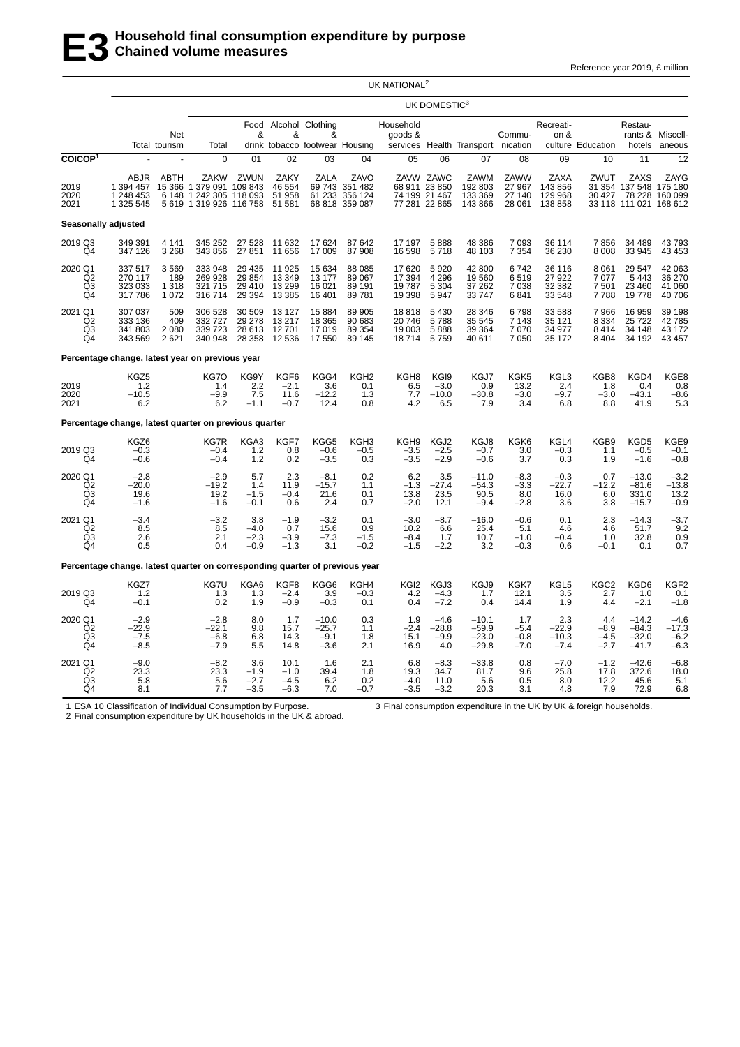# E3 Household final consumption expenditure by purpose
## Chained volume measures

Reference year 2019, £ million

| | UK NATIONAL[2] | | UK DOMESTIC[3] | | | | | | | | | | | | |
|---|---|---|---|---|---|---|---|---|---|---|---|---|---|---|---|
| | Total | Net tourism | Total | Food & drink | Alcohol & tobacco | Clothing & footwear | Housing | Household goods & services | Health | Transport | Commu-nication | Recreati-on & culture | Education | Restau-rants & hotels | Miscell-aneous |
| **COICOP[1]** | - | - | 0 | 01 | 02 | 03 | 04 | 05 | 06 | 07 | 08 | 09 | 10 | 11 | 12 |
| | ABJR | ABTH | ZAKW | ZWUN | ZAKY | ZALA | ZAVO | ZAVW | ZAWC | ZAWM | ZAWW | ZAXA | ZWUT | ZAXS | ZAYG |
| 2019 | 1 394 457 | 15 366 | 1 379 091 | 109 843 | 46 554 | 69 743 | 351 482 | 68 911 | 23 850 | 192 803 | 27 967 | 143 856 | 31 354 | 137 548 | 175 180 |
| 2020 | 1 248 453 | 6 148 | 1 242 305 | 118 093 | 51 958 | 61 233 | 356 124 | 74 199 | 21 467 | 133 369 | 27 140 | 129 968 | 30 427 | 78 228 | 160 099 |
| 2021 | 1 325 545 | 5 619 | 1 319 926 | 116 758 | 51 581 | 68 818 | 359 087 | 77 281 | 22 865 | 143 866 | 28 061 | 138 858 | 33 118 | 111 021 | 168 612 |
| **Seasonally adjusted** | | | | | | | | | | | | | | | |
| 2019 Q3 | 349 391 | 4 141 | 345 252 | 27 528 | 11 632 | 17 624 | 87 642 | 17 197 | 5 888 | 48 386 | 7 093 | 36 114 | 7 856 | 34 489 | 43 793 |
| Q4 | 347 126 | 3 268 | 343 856 | 27 851 | 11 656 | 17 009 | 87 908 | 16 598 | 5 718 | 48 103 | 7 354 | 36 230 | 8 008 | 33 945 | 43 453 |
| 2020 Q1 | 337 517 | 3 569 | 333 948 | 29 435 | 11 925 | 15 634 | 88 085 | 17 620 | 5 920 | 42 800 | 6 742 | 36 116 | 8 061 | 29 547 | 42 063 |
| Q2 | 270 117 | 189 | 269 928 | 29 854 | 13 349 | 13 177 | 89 067 | 17 394 | 4 296 | 19 560 | 6 519 | 27 922 | 7 077 | 5 443 | 36 270 |
| Q3 | 323 033 | 1 318 | 321 715 | 29 410 | 13 299 | 16 021 | 89 191 | 19 787 | 5 304 | 37 262 | 7 038 | 32 382 | 7 501 | 23 460 | 41 060 |
| Q4 | 317 786 | 1 072 | 316 714 | 29 394 | 13 385 | 16 401 | 89 781 | 19 398 | 5 947 | 33 747 | 6 841 | 33 548 | 7 788 | 19 778 | 40 706 |
| 2021 Q1 | 307 037 | 509 | 306 528 | 30 509 | 13 127 | 15 884 | 89 905 | 18 818 | 5 430 | 28 346 | 6 798 | 33 588 | 7 966 | 16 959 | 39 198 |
| Q2 | 333 136 | 409 | 332 727 | 29 278 | 13 217 | 18 365 | 90 683 | 20 746 | 5 788 | 35 545 | 7 143 | 35 121 | 8 334 | 25 722 | 42 785 |
| Q3 | 341 803 | 2 080 | 339 723 | 28 613 | 12 701 | 17 019 | 89 354 | 19 003 | 5 888 | 39 364 | 7 070 | 34 977 | 8 414 | 34 148 | 43 172 |
| Q4 | 343 569 | 2 621 | 340 948 | 28 358 | 12 536 | 17 550 | 89 145 | 18 714 | 5 759 | 40 611 | 7 050 | 35 172 | 8 404 | 34 192 | 43 457 |
| **Percentage change, latest year on previous year** | | | | | | | | | | | | | | | |
| | KGZ5 | | KG7O | KG9Y | KGF6 | KGG4 | KGH2 | KGH8 | KGI9 | KGJ7 | KGK5 | KGL3 | KGB8 | KGD4 | KGE8 |
| 2019 | 1.2 | | 1.4 | 2.2 | −2.1 | 3.6 | 0.1 | 6.5 | −3.0 | 0.9 | 13.2 | 2.4 | 1.8 | 0.4 | 0.8 |
| 2020 | −10.5 | | −9.9 | 7.5 | 11.6 | −12.2 | 1.3 | 7.7 | −10.0 | −30.8 | −3.0 | −9.7 | −3.0 | −43.1 | −8.6 |
| 2021 | 6.2 | | 6.2 | −1.1 | −0.7 | 12.4 | 0.8 | 4.2 | 6.5 | 7.9 | 3.4 | 6.8 | 8.8 | 41.9 | 5.3 |
| **Percentage change, latest quarter on previous quarter** | | | | | | | | | | | | | | | |
| | KGZ6 | | KG7R | KGA3 | KGF7 | KGG5 | KGH3 | KGH9 | KGJ2 | KGJ8 | KGK6 | KGL4 | KGB9 | KGD5 | KGE9 |
| 2019 Q3 | −0.3 | | −0.4 | 1.2 | 0.8 | −0.6 | −0.5 | −3.5 | −2.5 | −0.7 | 3.0 | −0.3 | 1.1 | −0.5 | −0.1 |
| Q4 | −0.6 | | −0.4 | 1.2 | 0.2 | −3.5 | 0.3 | −3.5 | −2.9 | −0.6 | 3.7 | 0.3 | 1.9 | −1.6 | −0.8 |
| 2020 Q1 | −2.8 | | −2.9 | 5.7 | 2.3 | −8.1 | 0.2 | 6.2 | 3.5 | −11.0 | −8.3 | −0.3 | 0.7 | −13.0 | −3.2 |
| Q2 | −20.0 | | −19.2 | 1.4 | 11.9 | −15.7 | 1.1 | −1.3 | −27.4 | −54.3 | −3.3 | −22.7 | −12.2 | −81.6 | −13.8 |
| Q3 | 19.6 | | 19.2 | −1.5 | −0.4 | 21.6 | 0.1 | 13.8 | 23.5 | 90.5 | 8.0 | 16.0 | 6.0 | 331.0 | 13.2 |
| Q4 | −1.6 | | −1.6 | −0.1 | 0.6 | 2.4 | 0.7 | −2.0 | 12.1 | −9.4 | −2.8 | 3.6 | 3.8 | −15.7 | −0.9 |
| 2021 Q1 | −3.4 | | −3.2 | 3.8 | −1.9 | −3.2 | 0.1 | −3.0 | −8.7 | −16.0 | −0.6 | 0.1 | 2.3 | −14.3 | −3.7 |
| Q2 | 8.5 | | 8.5 | −4.0 | 0.7 | 15.6 | 0.9 | 10.2 | 6.6 | 25.4 | 5.1 | 4.6 | 4.6 | 51.7 | 9.2 |
| Q3 | 2.6 | | 2.1 | −2.3 | −3.9 | −7.3 | −1.5 | −8.4 | 1.7 | 10.7 | −1.0 | −0.4 | 1.0 | 32.8 | 0.9 |
| Q4 | 0.5 | | 0.4 | −0.9 | −1.3 | 3.1 | −0.2 | −1.5 | −2.2 | 3.2 | −0.3 | 0.6 | −0.1 | 0.1 | 0.7 |
| **Percentage change, latest quarter on corresponding quarter of previous year** | | | | | | | | | | | | | | | |
| | KGZ7 | | KG7U | KGA6 | KGF8 | KGG6 | KGH4 | KGI2 | KGJ3 | KGJ9 | KGK7 | KGL5 | KGC2 | KGD6 | KGF2 |
| 2019 Q3 | 1.2 | | 1.3 | 1.3 | −2.4 | 3.9 | −0.3 | 4.2 | −4.3 | 1.7 | 12.1 | 3.5 | 2.7 | 1.0 | 0.1 |
| Q4 | −0.1 | | 0.2 | 1.9 | −0.9 | −0.3 | 0.1 | 0.4 | −7.2 | 0.4 | 14.4 | 1.9 | 4.4 | −2.1 | −1.8 |
| 2020 Q1 | −2.9 | | −2.8 | 8.0 | 1.7 | −10.0 | 0.3 | 1.9 | −4.6 | −10.1 | 1.7 | 2.3 | 4.4 | −14.2 | −4.6 |
| Q2 | −22.9 | | −22.1 | 9.8 | 15.7 | −25.7 | 1.1 | −2.4 | −28.8 | −59.9 | −5.4 | −22.9 | −8.9 | −84.3 | −17.3 |
| Q3 | −7.5 | | −6.8 | 6.8 | 14.3 | −9.1 | 1.8 | 15.1 | −9.9 | −23.0 | −0.8 | −10.3 | −4.5 | −32.0 | −6.2 |
| Q4 | −8.5 | | −7.9 | 5.5 | 14.8 | −3.6 | 2.1 | 16.9 | 4.0 | −29.8 | −7.0 | −7.4 | −2.7 | −41.7 | −6.3 |
| 2021 Q1 | −9.0 | | −8.2 | 3.6 | 10.1 | 1.6 | 2.1 | 6.8 | −8.3 | −33.8 | 0.8 | −7.0 | −1.2 | −42.6 | −6.8 |
| Q2 | 23.3 | | 23.3 | −1.9 | −1.0 | 39.4 | 1.8 | 19.3 | 34.7 | 81.7 | 9.6 | 25.8 | 17.8 | 372.6 | 18.0 |
| Q3 | 5.8 | | 5.6 | −2.7 | −4.5 | 6.2 | 0.2 | −4.0 | 11.0 | 5.6 | 0.5 | 8.0 | 12.2 | 45.6 | 5.1 |
| Q4 | 8.1 | | 7.7 | −3.5 | −6.3 | 7.0 | −0.7 | −3.5 | −3.2 | 20.3 | 3.1 | 4.8 | 7.9 | 72.9 | 6.8 |

1 ESA 10 Classification of Individual Consumption by Purpose.
2 Final consumption expenditure by UK households in the UK & abroad.
3 Final consumption expenditure in the UK by UK & foreign households.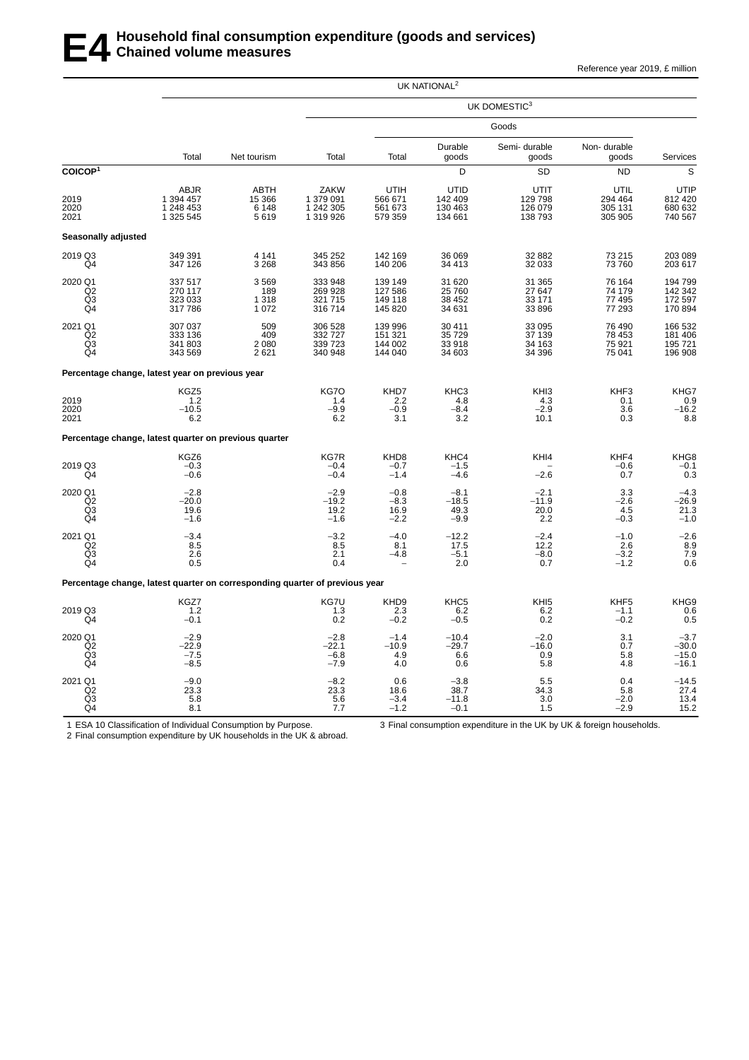# E4 Household final consumption expenditure (goods and services)
## Chained volume measures

Reference year 2019, £ million

| | UK NATIONAL[2] | | | | | | | |
|---|---|---|---|---|---|---|---|---|
| | | | UK DOMESTIC[3] | | | | | |
| | | | | Goods | | | | |
| | Total | Net tourism | Total | Total | Durable goods | Semi- durable goods | Non- durable goods | Services |
| **COICOP[1]** | | | | | D | SD | ND | S |
| | ABJR | ABTH | ZAKW | UTIH | UTID | UTIT | UTIL | UTIP |
| 2019 | 1 394 457 | 15 366 | 1 379 091 | 566 671 | 142 409 | 129 798 | 294 464 | 812 420 |
| 2020 | 1 248 453 | 6 148 | 1 242 305 | 561 673 | 130 463 | 126 079 | 305 131 | 680 632 |
| 2021 | 1 325 545 | 5 619 | 1 319 926 | 579 359 | 134 661 | 138 793 | 305 905 | 740 567 |
| **Seasonally adjusted** | | | | | | | | |
| 2019 Q3 | 349 391 | 4 141 | 345 252 | 142 169 | 36 069 | 32 882 | 73 215 | 203 089 |
| Q4 | 347 126 | 3 268 | 343 856 | 140 206 | 34 413 | 32 033 | 73 760 | 203 617 |
| 2020 Q1 | 337 517 | 3 569 | 333 948 | 139 149 | 31 620 | 31 365 | 76 164 | 194 799 |
| Q2 | 270 117 | 189 | 269 928 | 127 586 | 25 760 | 27 647 | 74 179 | 142 342 |
| Q3 | 323 033 | 1 318 | 321 715 | 149 118 | 38 452 | 33 171 | 77 495 | 172 597 |
| Q4 | 317 786 | 1 072 | 316 714 | 145 820 | 34 631 | 33 896 | 77 293 | 170 894 |
| 2021 Q1 | 307 037 | 509 | 306 528 | 139 996 | 30 411 | 33 095 | 76 490 | 166 532 |
| Q2 | 333 136 | 409 | 332 727 | 151 321 | 35 729 | 37 139 | 78 453 | 181 406 |
| Q3 | 341 803 | 2 080 | 339 723 | 144 002 | 33 918 | 34 163 | 75 921 | 195 721 |
| Q4 | 343 569 | 2 621 | 340 948 | 144 040 | 34 603 | 34 396 | 75 041 | 196 908 |
| **Percentage change, latest year on previous year** | | | | | | | | |
| | KGZ5 | | KG7O | KHD7 | KHC3 | KHI3 | KHF3 | KHG7 |
| 2019 | 1.2 | | 1.4 | 2.2 | 4.8 | 4.3 | 0.1 | 0.9 |
| 2020 | −10.5 | | −9.9 | −0.9 | −8.4 | −2.9 | 3.6 | −16.2 |
| 2021 | 6.2 | | 6.2 | 3.1 | 3.2 | 10.1 | 0.3 | 8.8 |
| **Percentage change, latest quarter on previous quarter** | | | | | | | | |
| | KGZ6 | | KG7R | KHD8 | KHC4 | KHI4 | KHF4 | KHG8 |
| 2019 Q3 | −0.3 | | −0.4 | −0.7 | −1.5 | – | −0.6 | −0.1 |
| Q4 | −0.6 | | −0.4 | −1.4 | −4.6 | −2.6 | 0.7 | 0.3 |
| 2020 Q1 | −2.8 | | −2.9 | −0.8 | −8.1 | −2.1 | 3.3 | −4.3 |
| Q2 | −20.0 | | −19.2 | −8.3 | −18.5 | −11.9 | −2.6 | −26.9 |
| Q3 | 19.6 | | 19.2 | 16.9 | 49.3 | 20.0 | 4.5 | 21.3 |
| Q4 | −1.6 | | −1.6 | −2.2 | −9.9 | 2.2 | −0.3 | −1.0 |
| 2021 Q1 | −3.4 | | −3.2 | −4.0 | −12.2 | −2.4 | −1.0 | −2.6 |
| Q2 | 8.5 | | 8.5 | 8.1 | 17.5 | 12.2 | 2.6 | 8.9 |
| Q3 | 2.6 | | 2.1 | −4.8 | −5.1 | −8.0 | −3.2 | 7.9 |
| Q4 | 0.5 | | 0.4 | – | 2.0 | 0.7 | −1.2 | 0.6 |
| **Percentage change, latest quarter on corresponding quarter of previous year** | | | | | | | | |
| | KGZ7 | | KG7U | KHD9 | KHC5 | KHI5 | KHF5 | KHG9 |
| 2019 Q3 | 1.2 | | 1.3 | 2.3 | 6.2 | 6.2 | −1.1 | 0.6 |
| Q4 | −0.1 | | 0.2 | −0.2 | −0.5 | 0.2 | −0.2 | 0.5 |
| 2020 Q1 | −2.9 | | −2.8 | −1.4 | −10.4 | −2.0 | 3.1 | −3.7 |
| Q2 | −22.9 | | −22.1 | −10.9 | −29.7 | −16.0 | 0.7 | −30.0 |
| Q3 | −7.5 | | −6.8 | 4.9 | 6.6 | 0.9 | 5.8 | −15.0 |
| Q4 | −8.5 | | −7.9 | 4.0 | 0.6 | 5.8 | 4.8 | −16.1 |
| 2021 Q1 | −9.0 | | −8.2 | 0.6 | −3.8 | 5.5 | 0.4 | −14.5 |
| Q2 | 23.3 | | 23.3 | 18.6 | 38.7 | 34.3 | 5.8 | 27.4 |
| Q3 | 5.8 | | 5.6 | −3.4 | −11.8 | 3.0 | −2.0 | 13.4 |
| Q4 | 8.1 | | 7.7 | −1.2 | −0.1 | 1.5 | −2.9 | 15.2 |

1 ESA 10 Classification of Individual Consumption by Purpose.
2 Final consumption expenditure by UK households in the UK & abroad.
3 Final consumption expenditure in the UK by UK & foreign households.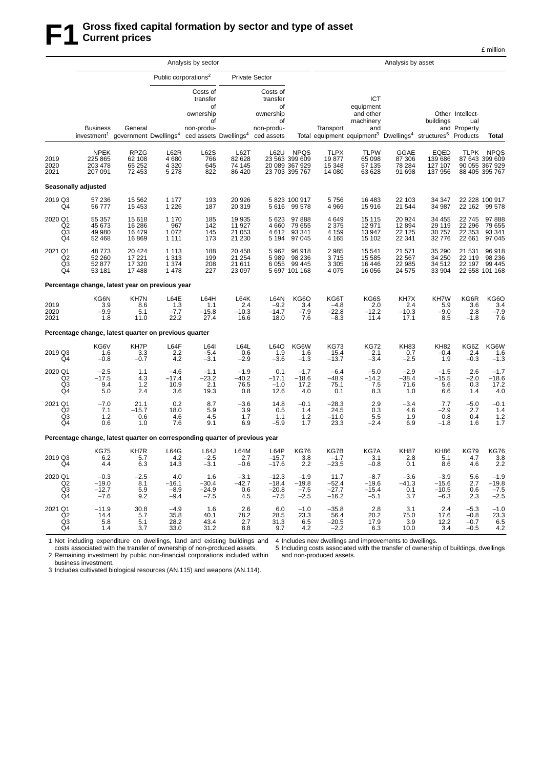# F1 Gross fixed capital formation by sector and type of asset
## Current prices

£ million

| | Analysis by sector | | | | | | | Analysis by asset | | | | | |
|---|---|---|---|---|---|---|---|---|---|---|---|---|---|
| | | | Public corporations[2] | | Private Sector | | | | | | | | |
| | Business investment[1] | General government | Dwellings[4] | Costs of transfer of ownership of non-produced assets | Dwellings[4] | Costs of transfer of ownership of non-produced assets | Total | Transport equipment | ICT equipment and other machinery and equipment[3] | Dwellings[4] | Other buildings and structures[5] | Intellectual Property Products | Total |
| | NPEK | RPZG | L62R | L62S | L62T | L62U | NPQS | TLPX | TLPW | GGAE | EQED | TLPK | NPQS |
| 2019 | 225 865 | 62 108 | 4 680 | 766 | 82 628 | 23 563 | 399 609 | 19 877 | 65 098 | 87 306 | 139 686 | 87 643 | 399 609 |
| 2020 | 203 478 | 65 252 | 4 320 | 645 | 74 145 | 20 089 | 367 929 | 15 348 | 57 135 | 78 284 | 127 107 | 90 055 | 367 929 |
| 2021 | 207 091 | 72 453 | 5 278 | 822 | 86 420 | 23 703 | 395 767 | 14 080 | 63 628 | 91 698 | 137 956 | 88 405 | 395 767 |
| **Seasonally adjusted** | | | | | | | | | | | | | |
| 2019 Q3 | 57 236 | 15 562 | 1 177 | 193 | 20 926 | 5 823 | 100 917 | 5 756 | 16 483 | 22 103 | 34 347 | 22 228 | 100 917 |
| Q4 | 56 777 | 15 453 | 1 226 | 187 | 20 319 | 5 616 | 99 578 | 4 969 | 15 916 | 21 544 | 34 987 | 22 162 | 99 578 |
| 2020 Q1 | 55 357 | 15 618 | 1 170 | 185 | 19 935 | 5 623 | 97 888 | 4 649 | 15 115 | 20 924 | 34 455 | 22 745 | 97 888 |
| Q2 | 45 673 | 16 286 | 967 | 142 | 11 927 | 4 660 | 79 655 | 2 375 | 12 971 | 12 894 | 29 119 | 22 296 | 79 655 |
| Q3 | 49 980 | 16 479 | 1 072 | 145 | 21 053 | 4 612 | 93 341 | 4 159 | 13 947 | 22 125 | 30 757 | 22 353 | 93 341 |
| Q4 | 52 468 | 16 869 | 1 111 | 173 | 21 230 | 5 194 | 97 045 | 4 165 | 15 102 | 22 341 | 32 776 | 22 661 | 97 045 |
| 2021 Q1 | 48 773 | 20 424 | 1 113 | 188 | 20 458 | 5 962 | 96 918 | 2 985 | 15 541 | 21 571 | 35 290 | 21 531 | 96 918 |
| Q2 | 52 260 | 17 221 | 1 313 | 199 | 21 254 | 5 989 | 98 236 | 3 715 | 15 585 | 22 567 | 34 250 | 22 119 | 98 236 |
| Q3 | 52 877 | 17 320 | 1 374 | 208 | 21 611 | 6 055 | 99 445 | 3 305 | 16 446 | 22 985 | 34 512 | 22 197 | 99 445 |
| Q4 | 53 181 | 17 488 | 1 478 | 227 | 23 097 | 5 697 | 101 168 | 4 075 | 16 056 | 24 575 | 33 904 | 22 558 | 101 168 |
| **Percentage change, latest year on previous year** | | | | | | | | | | | | | |
| | KG6N | KH7N | L64E | L64H | L64K | L64N | KG6O | KG6T | KG6S | KH7X | KH7W | KG6R | KG6O |
| 2019 | 3.9 | 8.6 | 1.3 | 1.1 | 2.4 | −9.2 | 3.4 | −4.8 | 2.0 | 2.4 | 5.9 | 3.6 | 3.4 |
| 2020 | −9.9 | 5.1 | −7.7 | −15.8 | −10.3 | −14.7 | −7.9 | −22.8 | −12.2 | −10.3 | −9.0 | 2.8 | −7.9 |
| 2021 | 1.8 | 11.0 | 22.2 | 27.4 | 16.6 | 18.0 | 7.6 | −8.3 | 11.4 | 17.1 | 8.5 | −1.8 | 7.6 |
| **Percentage change, latest quarter on previous quarter** | | | | | | | | | | | | | |
| | KG6V | KH7P | L64F | L64I | L64L | L64O | KG6W | KG73 | KG72 | KH83 | KH82 | KG6Z | KG6W |
| 2019 Q3 | 1.6 | 3.3 | 2.2 | −5.4 | 0.6 | 1.9 | 1.6 | 15.4 | 2.1 | 0.7 | −0.4 | 2.4 | 1.6 |
| Q4 | −0.8 | −0.7 | 4.2 | −3.1 | −2.9 | −3.6 | −1.3 | −13.7 | −3.4 | −2.5 | 1.9 | −0.3 | −1.3 |
| 2020 Q1 | −2.5 | 1.1 | −4.6 | −1.1 | −1.9 | 0.1 | −1.7 | −6.4 | −5.0 | −2.9 | −1.5 | 2.6 | −1.7 |
| Q2 | −17.5 | 4.3 | −17.4 | −23.2 | −40.2 | −17.1 | −18.6 | −48.9 | −14.2 | −38.4 | −15.5 | −2.0 | −18.6 |
| Q3 | 9.4 | 1.2 | 10.9 | 2.1 | 76.5 | −1.0 | 17.2 | 75.1 | 7.5 | 71.6 | 5.6 | 0.3 | 17.2 |
| Q4 | 5.0 | 2.4 | 3.6 | 19.3 | 0.8 | 12.6 | 4.0 | 0.1 | 8.3 | 1.0 | 6.6 | 1.4 | 4.0 |
| 2021 Q1 | −7.0 | 21.1 | 0.2 | 8.7 | −3.6 | 14.8 | −0.1 | −28.3 | 2.9 | −3.4 | 7.7 | −5.0 | −0.1 |
| Q2 | 7.1 | −15.7 | 18.0 | 5.9 | 3.9 | 0.5 | 1.4 | 24.5 | 0.3 | 4.6 | −2.9 | 2.7 | 1.4 |
| Q3 | 1.2 | 0.6 | 4.6 | 4.5 | 1.7 | 1.1 | 1.2 | −11.0 | 5.5 | 1.9 | 0.8 | 0.4 | 1.2 |
| Q4 | 0.6 | 1.0 | 7.6 | 9.1 | 6.9 | −5.9 | 1.7 | 23.3 | −2.4 | 6.9 | −1.8 | 1.6 | 1.7 |
| **Percentage change, latest quarter on corresponding quarter of previous year** | | | | | | | | | | | | | |
| | KG75 | KH7R | L64G | L64J | L64M | L64P | KG76 | KG7B | KG7A | KH87 | KH86 | KG79 | KG76 |
| 2019 Q3 | 6.2 | 5.7 | 4.2 | −2.5 | 2.7 | −15.7 | 3.8 | −1.7 | 3.1 | 2.8 | 5.1 | 4.7 | 3.8 |
| Q4 | 4.4 | 6.3 | 14.3 | −3.1 | −0.6 | −17.6 | 2.2 | −23.5 | −0.8 | 0.1 | 8.6 | 4.6 | 2.2 |
| 2020 Q1 | −0.3 | −2.5 | 4.0 | 1.6 | −3.1 | −12.3 | −1.9 | 11.7 | −8.7 | −3.6 | −3.9 | 5.6 | −1.9 |
| Q2 | −19.0 | 8.1 | −16.1 | −30.4 | −42.7 | −18.4 | −19.8 | −52.4 | −19.6 | −41.3 | −15.6 | 2.7 | −19.8 |
| Q3 | −12.7 | 5.9 | −8.9 | −24.9 | 0.6 | −20.8 | −7.5 | −27.7 | −15.4 | 0.1 | −10.5 | 0.6 | −7.5 |
| Q4 | −7.6 | 9.2 | −9.4 | −7.5 | 4.5 | −7.5 | −2.5 | −16.2 | −5.1 | 3.7 | −6.3 | 2.3 | −2.5 |
| 2021 Q1 | −11.9 | 30.8 | −4.9 | 1.6 | 2.6 | 6.0 | −1.0 | −35.8 | 2.8 | 3.1 | 2.4 | −5.3 | −1.0 |
| Q2 | 14.4 | 5.7 | 35.8 | 40.1 | 78.2 | 28.5 | 23.3 | 56.4 | 20.2 | 75.0 | 17.6 | −0.8 | 23.3 |
| Q3 | 5.8 | 5.1 | 28.2 | 43.4 | 2.7 | 31.3 | 6.5 | −20.5 | 17.9 | 3.9 | 12.2 | −0.7 | 6.5 |
| Q4 | 1.4 | 3.7 | 33.0 | 31.2 | 8.8 | 9.7 | 4.2 | −2.2 | 6.3 | 10.0 | 3.4 | −0.5 | 4.2 |

1 Not including expenditure on dwellings, land and existing buildings and costs associated with the transfer of ownership of non-produced assets.
2 Remaining investment by public non-financial corporations included within business investment.
3 Includes cultivated biological resources (AN.115) and weapons (AN.114).
4 Includes new dwellings and improvements to dwellings.
5 Including costs associated with the transfer of ownership of buildings, dwellings and non-produced assets.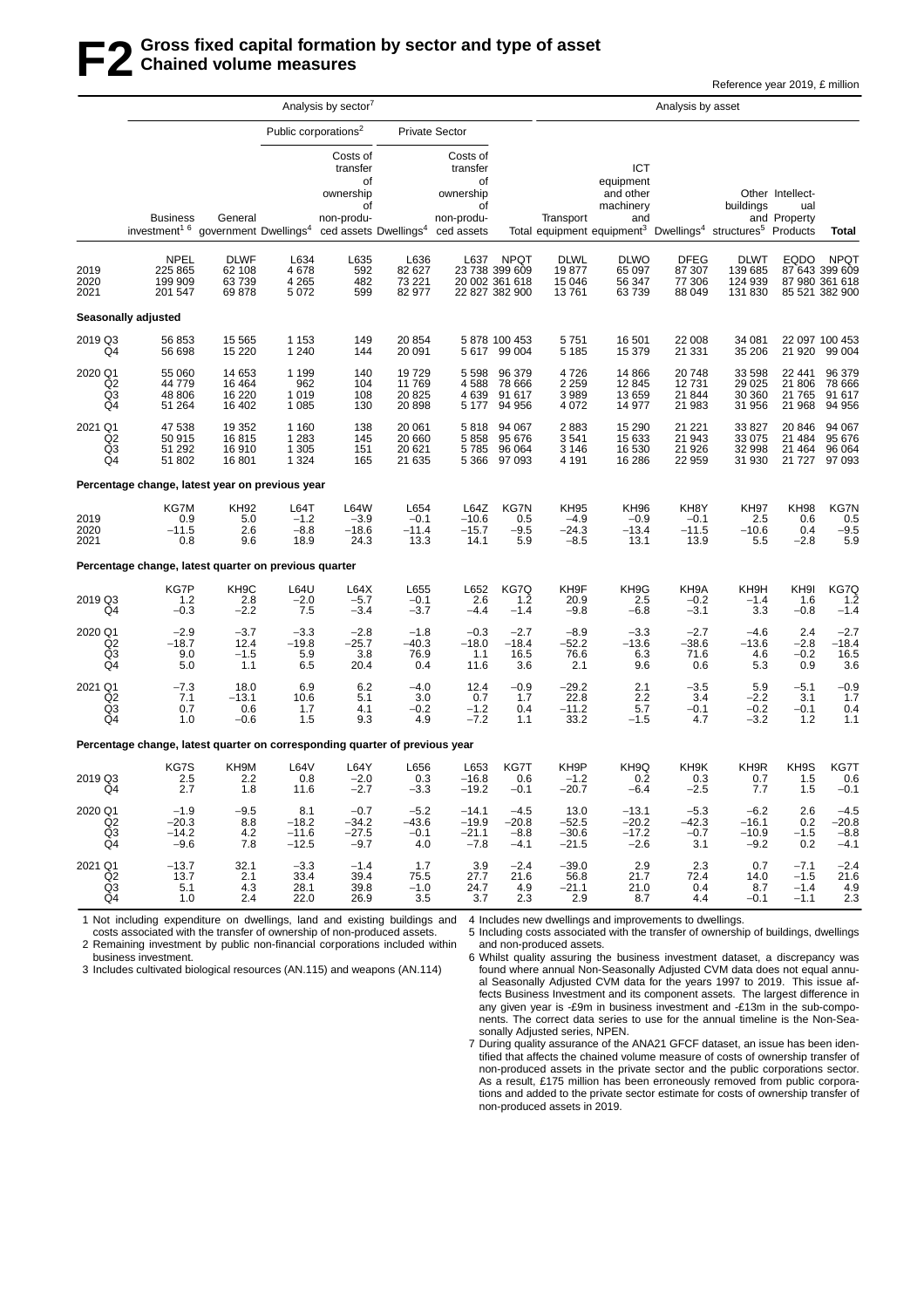# F2 Gross fixed capital formation by sector and type of asset
## Chained volume measures

Reference year 2019, £ million

| | Analysis by sector[7] | | | | | | | Analysis by asset | | | | | | |
|---|---|---|---|---|---|---|---|---|---|---|---|---|---|---|
| | | | Public corporations[2] | | Private Sector | | | | | | | | | |
| | Business investment[1 6] | General government | Dwellings[4] | Costs of transfer of ownership of non-produced assets | Dwellings[4] | Costs of transfer of ownership of non-produced assets | Total | Transport equipment | ICT equipment and other machinery and equipment[3] | Dwellings[4] | Other buildings and structures[5] | Intellectual Property Products | Total |
| | NPEL | DLWF | L634 | L635 | L636 | L637 | NPQT | DLWL | DLWO | DFEG | DLWT | EQDO | NPQT |
| 2019 | 225 865 | 62 108 | 4 678 | 592 | 82 627 | 23 738 | 399 609 | 19 877 | 65 097 | 87 307 | 139 685 | 87 643 | 399 609 |
| 2020 | 199 909 | 63 739 | 4 265 | 482 | 73 221 | 20 002 | 361 618 | 15 046 | 56 347 | 77 306 | 124 939 | 87 980 | 361 618 |
| 2021 | 201 547 | 69 878 | 5 072 | 599 | 82 977 | 22 827 | 382 900 | 13 761 | 63 739 | 88 049 | 131 830 | 85 521 | 382 900 |
| **Seasonally adjusted** | | | | | | | | | | | | | |
| 2019 Q3 | 56 853 | 15 565 | 1 153 | 149 | 20 854 | 5 878 | 100 453 | 5 751 | 16 501 | 22 008 | 34 081 | 22 097 | 100 453 |
| Q4 | 56 698 | 15 220 | 1 240 | 144 | 20 091 | 5 617 | 99 004 | 5 185 | 15 379 | 21 331 | 35 206 | 21 920 | 99 004 |
| 2020 Q1 | 55 060 | 14 653 | 1 199 | 140 | 19 729 | 5 598 | 96 379 | 4 726 | 14 866 | 20 748 | 33 598 | 22 441 | 96 379 |
| Q2 | 44 779 | 16 464 | 962 | 104 | 11 769 | 4 588 | 78 666 | 2 259 | 12 845 | 12 731 | 29 025 | 21 806 | 78 666 |
| Q3 | 48 806 | 16 220 | 1 019 | 108 | 20 825 | 4 639 | 91 617 | 3 989 | 13 659 | 21 844 | 30 360 | 21 765 | 91 617 |
| Q4 | 51 264 | 16 402 | 1 085 | 130 | 20 898 | 5 177 | 94 956 | 4 072 | 14 977 | 21 983 | 31 956 | 21 968 | 94 956 |
| 2021 Q1 | 47 538 | 19 352 | 1 160 | 138 | 20 061 | 5 818 | 94 067 | 2 883 | 15 290 | 21 221 | 33 827 | 20 846 | 94 067 |
| Q2 | 50 915 | 16 815 | 1 283 | 145 | 20 660 | 5 858 | 95 676 | 3 541 | 15 633 | 21 943 | 33 075 | 21 484 | 95 676 |
| Q3 | 51 292 | 16 910 | 1 305 | 151 | 20 621 | 5 785 | 96 064 | 3 146 | 16 530 | 21 926 | 32 998 | 21 464 | 96 064 |
| Q4 | 51 802 | 16 801 | 1 324 | 165 | 21 635 | 5 366 | 97 093 | 4 191 | 16 286 | 22 959 | 31 930 | 21 727 | 97 093 |
| **Percentage change, latest year on previous year** | | | | | | | | | | | | | |
| | KG7M | KH92 | L64T | L64W | L654 | L64Z | KG7N | KH95 | KH96 | KH8Y | KH97 | KH98 | KG7N |
| 2019 | 0.9 | 5.0 | −1.2 | −3.9 | −0.1 | −10.6 | 0.5 | −4.9 | −0.9 | −0.1 | 2.5 | 0.6 | 0.5 |
| 2020 | −11.5 | 2.6 | −8.8 | −18.6 | −11.4 | −15.7 | −9.5 | −24.3 | −13.4 | −11.5 | −10.6 | 0.4 | −9.5 |
| 2021 | 0.8 | 9.6 | 18.9 | 24.3 | 13.3 | 14.1 | 5.9 | −8.5 | 13.1 | 13.9 | 5.5 | −2.8 | 5.9 |
| **Percentage change, latest quarter on previous quarter** | | | | | | | | | | | | | |
| | KG7P | KH9C | L64U | L64X | L655 | L652 | KG7Q | KH9F | KH9G | KH9A | KH9H | KH9I | KG7Q |
| 2019 Q3 | 1.2 | 2.8 | −2.0 | −5.7 | −0.1 | 2.6 | 1.2 | 20.9 | 2.5 | −0.2 | −1.4 | 1.6 | 1.2 |
| Q4 | −0.3 | −2.2 | 7.5 | −3.4 | −3.7 | −4.4 | −1.4 | −9.8 | −6.8 | −3.1 | 3.3 | −0.8 | −1.4 |
| 2020 Q1 | −2.9 | −3.7 | −3.3 | −2.8 | −1.8 | −0.3 | −2.7 | −8.9 | −3.3 | −2.7 | −4.6 | 2.4 | −2.7 |
| Q2 | −18.7 | 12.4 | −19.8 | −25.7 | −40.3 | −18.0 | −18.4 | −52.2 | −13.6 | −38.6 | −13.6 | −2.8 | −18.4 |
| Q3 | 9.0 | −1.5 | 5.9 | 3.8 | 76.9 | 1.1 | 16.5 | 76.6 | 6.3 | 71.6 | 4.6 | −0.2 | 16.5 |
| Q4 | 5.0 | 1.1 | 6.5 | 20.4 | 0.4 | 11.6 | 3.6 | 2.1 | 9.6 | 0.6 | 5.3 | 0.9 | 3.6 |
| 2021 Q1 | −7.3 | 18.0 | 6.9 | 6.2 | −4.0 | 12.4 | −0.9 | −29.2 | 2.1 | −3.5 | 5.9 | −5.1 | −0.9 |
| Q2 | 7.1 | −13.1 | 10.6 | 5.1 | 3.0 | 0.7 | 1.7 | 22.8 | 2.2 | 3.4 | −2.2 | 3.1 | 1.7 |
| Q3 | 0.7 | 0.6 | 1.7 | 4.1 | −0.2 | −1.2 | 0.4 | −11.2 | 5.7 | −0.1 | −0.2 | −0.1 | 0.4 |
| Q4 | 1.0 | −0.6 | 1.5 | 9.3 | 4.9 | −7.2 | 1.1 | 33.2 | −1.5 | 4.7 | −3.2 | 1.2 | 1.1 |
| **Percentage change, latest quarter on corresponding quarter of previous year** | | | | | | | | | | | | | |
| | KG7S | KH9M | L64V | L64Y | L656 | L653 | KG7T | KH9P | KH9Q | KH9K | KH9R | KH9S | KG7T |
| 2019 Q3 | 2.5 | 2.2 | 0.8 | −2.0 | 0.3 | −16.8 | 0.6 | −1.2 | 0.2 | 0.3 | 0.7 | 1.5 | 0.6 |
| Q4 | 2.7 | 1.8 | 11.6 | −2.7 | −3.3 | −19.2 | −0.1 | −20.7 | −6.4 | −2.5 | 7.7 | 1.5 | −0.1 |
| 2020 Q1 | −1.9 | −9.5 | 8.1 | −0.7 | −5.2 | −14.1 | −4.5 | 13.0 | −13.1 | −5.3 | −6.2 | 2.6 | −4.5 |
| Q2 | −20.3 | 8.8 | −18.2 | −34.2 | −43.6 | −19.9 | −20.8 | −52.5 | −20.2 | −42.3 | −16.1 | 0.2 | −20.8 |
| Q3 | −14.2 | 4.2 | −11.6 | −27.5 | −0.1 | −21.1 | −8.8 | −30.6 | −17.2 | −0.7 | −10.9 | −1.5 | −8.8 |
| Q4 | −9.6 | 7.8 | −12.5 | −9.7 | 4.0 | −7.8 | −4.1 | −21.5 | −2.6 | 3.1 | −9.2 | 0.2 | −4.1 |
| 2021 Q1 | −13.7 | 32.1 | −3.3 | −1.4 | 1.7 | 3.9 | −2.4 | −39.0 | 2.9 | 2.3 | 0.7 | −7.1 | −2.4 |
| Q2 | 13.7 | 2.1 | 33.4 | 39.4 | 75.5 | 27.7 | 21.6 | 56.8 | 21.7 | 72.4 | 14.0 | −1.5 | 21.6 |
| Q3 | 5.1 | 4.3 | 28.1 | 39.8 | −1.0 | 24.7 | 4.9 | −21.1 | 21.0 | 0.4 | 8.7 | −1.4 | 4.9 |
| Q4 | 1.0 | 2.4 | 22.0 | 26.9 | 3.5 | 3.7 | 2.3 | 2.9 | 8.7 | 4.4 | −0.1 | −1.1 | 2.3 |

1 Not including expenditure on dwellings, land and existing buildings and costs associated with the transfer of ownership of non-produced assets.

2 Remaining investment by public non-financial corporations included within business investment.

3 Includes cultivated biological resources (AN.115) and weapons (AN.114)

4 Includes new dwellings and improvements to dwellings.

5 Including costs associated with the transfer of ownership of buildings, dwellings and non-produced assets.

6 Whilst quality assuring the business investment dataset, a discrepancy was found where annual Non-Seasonally Adjusted CVM data does not equal annual Seasonally Adjusted CVM data for the years 1997 to 2019. This issue affects Business Investment and its component assets. The largest difference in any given year is -£9m in business investment and -£13m in the sub-components. The correct data series to use for the annual timeline is the Non-Seasonally Adjusted series, NPEN.

7 During quality assurance of the ANA21 GFCF dataset, an issue has been identified that affects the chained volume measure of costs of ownership transfer of non-produced assets in the private sector and the public corporations sector. As a result, £175 million has been erroneously removed from public corporations and added to the private sector estimate for costs of ownership transfer of non-produced assets in 2019.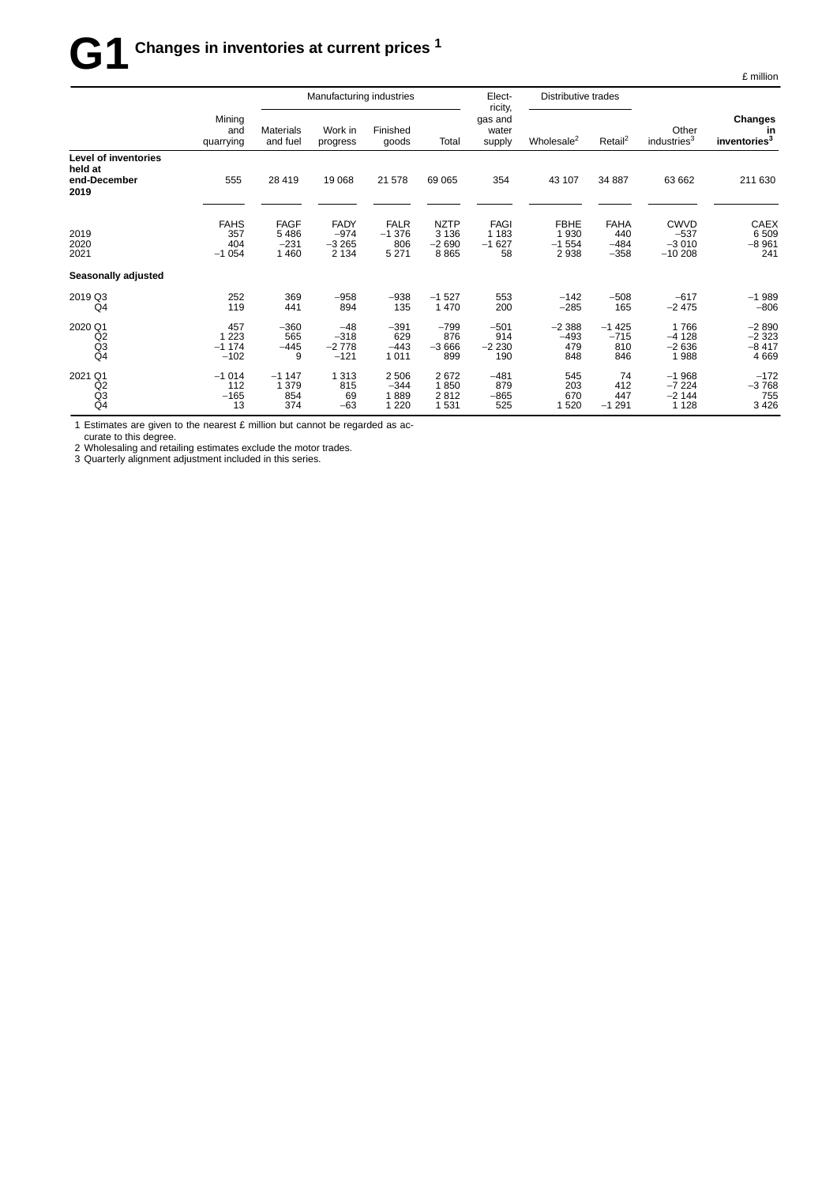# G1 Changes in inventories at current prices [1]

£ million

| | Mining and quarrying | Manufacturing industries | | | | Electricity, gas and water supply | Distributive trades | | Other industries[3] | Changes in inventories[3] |
|---|---|---|---|---|---|---|---|---|---|---|
| | | Materials and fuel | Work in progress | Finished goods | Total | | Wholesale[2] | Retail[2] | | |
| **Level of inventories held at end-December 2019** | 555 | 28 419 | 19 068 | 21 578 | 69 065 | 354 | 43 107 | 34 887 | 63 662 | 211 630 |
| | FAHS | FAGF | FADY | FALR | NZTP | FAGI | FBHE | FAHA | CWVD | CAEX |
| 2019 | 357 | 5 486 | −974 | −1 376 | 3 136 | 1 183 | 1 930 | 440 | −537 | 6 509 |
| 2020 | 404 | −231 | −3 265 | 806 | −2 690 | −1 627 | −1 554 | −484 | −3 010 | −8 961 |
| 2021 | −1 054 | 1 460 | 2 134 | 5 271 | 8 865 | 58 | 2 938 | −358 | −10 208 | 241 |
| **Seasonally adjusted** | | | | | | | | | | |
| 2019 Q3 | 252 | 369 | −958 | −938 | −1 527 | 553 | −142 | −508 | −617 | −1 989 |
| Q4 | 119 | 441 | 894 | 135 | 1 470 | 200 | −285 | 165 | −2 475 | −806 |
| 2020 Q1 | 457 | −360 | −48 | −391 | −799 | −501 | −2 388 | −1 425 | 1 766 | −2 890 |
| Q2 | 1 223 | 565 | −318 | 629 | 876 | 914 | −493 | −715 | −4 128 | −2 323 |
| Q3 | −1 174 | −445 | −2 778 | −443 | −3 666 | −2 230 | 479 | 810 | −2 636 | −8 417 |
| Q4 | −102 | 9 | −121 | 1 011 | 899 | 190 | 848 | 846 | 1 988 | 4 669 |
| 2021 Q1 | −1 014 | −1 147 | 1 313 | 2 506 | 2 672 | −481 | 545 | 74 | −1 968 | −172 |
| Q2 | 112 | 1 379 | 815 | −344 | 1 850 | 879 | 203 | 412 | −7 224 | −3 768 |
| Q3 | −165 | 854 | 69 | 1 889 | 2 812 | −865 | 670 | 447 | −2 144 | 755 |
| Q4 | 13 | 374 | −63 | 1 220 | 1 531 | 525 | 1 520 | −1 291 | 1 128 | 3 426 |

1 Estimates are given to the nearest £ million but cannot be regarded as accurate to this degree.
2 Wholesaling and retailing estimates exclude the motor trades.
3 Quarterly alignment adjustment included in this series.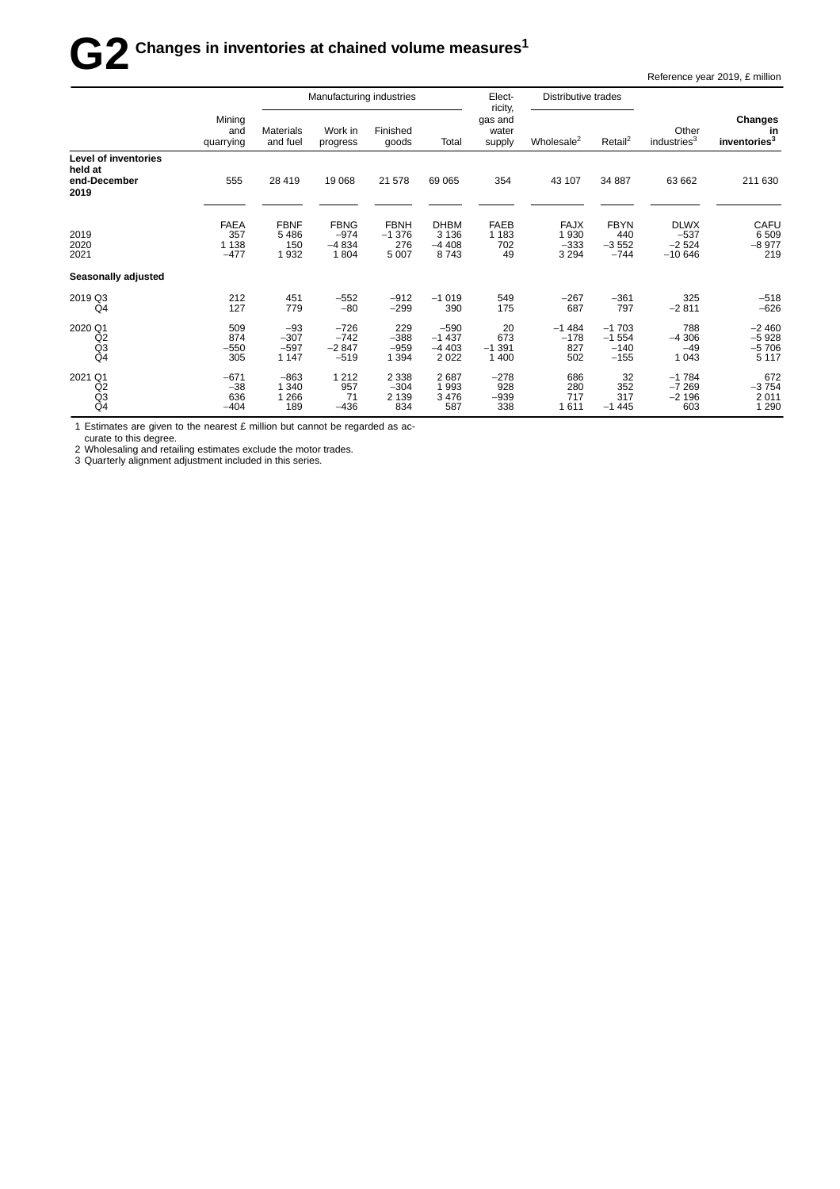# G2 Changes in inventories at chained volume measures[1]

Reference year 2019, £ million

| | Mining and quarrying | Manufacturing industries | | | | Elect-ricity, gas and water supply | Distributive trades | | Other industries[3] | Changes in inventories[3] |
|---|---|---|---|---|---|---|---|---|---|---|
| | | Materials and fuel | Work in progress | Finished goods | Total | | Wholesale[2] | Retail[2] | | |
| **Level of inventories held at end-December 2019** | 555 | 28 419 | 19 068 | 21 578 | 69 065 | 354 | 43 107 | 34 887 | 63 662 | 211 630 |
| | FAEA | FBNF | FBNG | FBNH | DHBM | FAEB | FAJX | FBYN | DLWX | CAFU |
| 2019 | 357 | 5 486 | −974 | −1 376 | 3 136 | 1 183 | 1 930 | 440 | −537 | 6 509 |
| 2020 | 1 138 | 150 | −4 834 | 276 | −4 408 | 702 | −333 | −3 552 | −2 524 | −8 977 |
| 2021 | −477 | 1 932 | 1 804 | 5 007 | 8 743 | 49 | 3 294 | −744 | −10 646 | 219 |
| **Seasonally adjusted** | | | | | | | | | | |
| 2019 Q3 | 212 | 451 | −552 | −912 | −1 019 | 549 | −267 | −361 | 325 | −518 |
| Q4 | 127 | 779 | −80 | −299 | 390 | 175 | 687 | 797 | −2 811 | −626 |
| 2020 Q1 | 509 | −93 | −726 | 229 | −590 | 20 | −1 484 | −1 703 | 788 | −2 460 |
| Q2 | 874 | −307 | −742 | −388 | −1 437 | 673 | −178 | −1 554 | −4 306 | −5 928 |
| Q3 | −550 | −597 | −2 847 | −959 | −4 403 | −1 391 | 827 | −140 | −49 | −5 706 |
| Q4 | 305 | 1 147 | −519 | 1 394 | 2 022 | 1 400 | 502 | −155 | 1 043 | 5 117 |
| 2021 Q1 | −671 | −863 | 1 212 | 2 338 | 2 687 | −278 | 686 | 32 | −1 784 | 672 |
| Q2 | −38 | 1 340 | 957 | −304 | 1 993 | 928 | 280 | 352 | −7 269 | −3 754 |
| Q3 | 636 | 1 266 | 71 | 2 139 | 3 476 | −939 | 717 | 317 | −2 196 | 2 011 |
| Q4 | −404 | 189 | −436 | 834 | 587 | 338 | 1 611 | −1 445 | 603 | 1 290 |

1 Estimates are given to the nearest £ million but cannot be regarded as accurate to this degree.
2 Wholesaling and retailing estimates exclude the motor trades.
3 Quarterly alignment adjustment included in this series.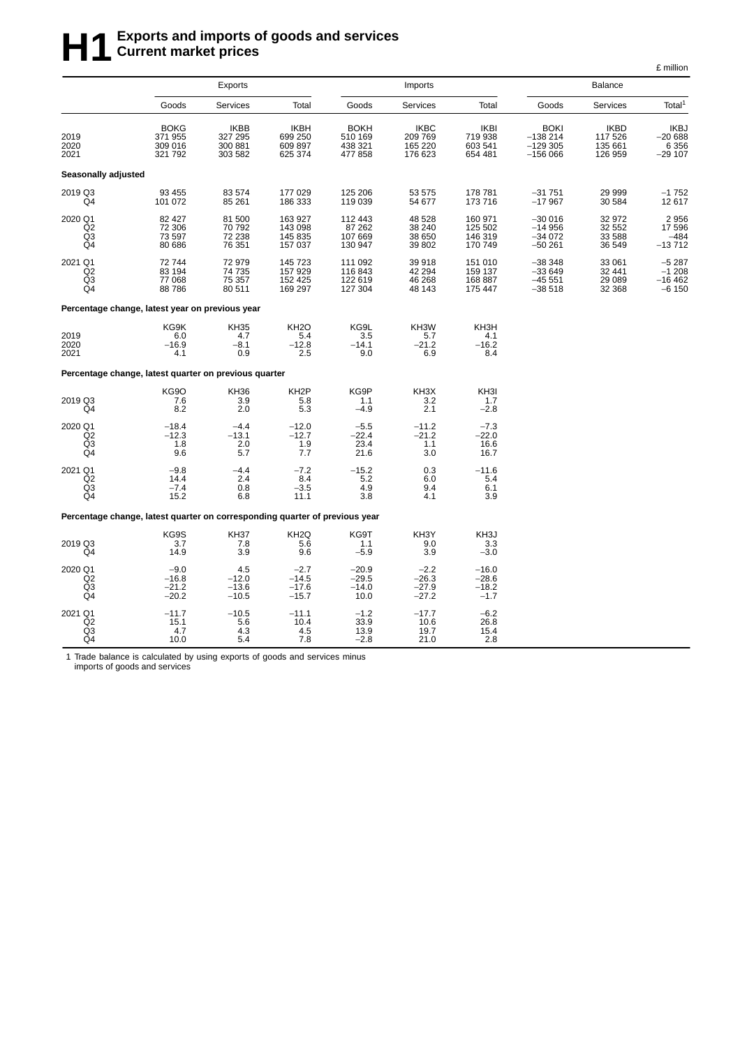# H1 Exports and imports of goods and services Current market prices

£ million

| | Exports | | | Imports | | | Balance | | |
|---|---|---|---|---|---|---|---|---|---|
| | Goods | Services | Total | Goods | Services | Total | Goods | Services | Total[1] |
| | BOKG | IKBB | IKBH | BOKH | IKBC | IKBI | BOKI | IKBD | IKBJ |
| 2019 | 371 955 | 327 295 | 699 250 | 510 169 | 209 769 | 719 938 | −138 214 | 117 526 | −20 688 |
| 2020 | 309 016 | 300 881 | 609 897 | 438 321 | 165 220 | 603 541 | −129 305 | 135 661 | 6 356 |
| 2021 | 321 792 | 303 582 | 625 374 | 477 858 | 176 623 | 654 481 | −156 066 | 126 959 | −29 107 |
| **Seasonally adjusted** | | | | | | | | | |
| 2019 Q3 | 93 455 | 83 574 | 177 029 | 125 206 | 53 575 | 178 781 | −31 751 | 29 999 | −1 752 |
| Q4 | 101 072 | 85 261 | 186 333 | 119 039 | 54 677 | 173 716 | −17 967 | 30 584 | 12 617 |
| 2020 Q1 | 82 427 | 81 500 | 163 927 | 112 443 | 48 528 | 160 971 | −30 016 | 32 972 | 2 956 |
| Q2 | 72 306 | 70 792 | 143 098 | 87 262 | 38 240 | 125 502 | −14 956 | 32 552 | 17 596 |
| Q3 | 73 597 | 72 238 | 145 835 | 107 669 | 38 650 | 146 319 | −34 072 | 33 588 | −484 |
| Q4 | 80 686 | 76 351 | 157 037 | 130 947 | 39 802 | 170 749 | −50 261 | 36 549 | −13 712 |
| 2021 Q1 | 72 744 | 72 979 | 145 723 | 111 092 | 39 918 | 151 010 | −38 348 | 33 061 | −5 287 |
| Q2 | 83 194 | 74 735 | 157 929 | 116 843 | 42 294 | 159 137 | −33 649 | 32 441 | −1 208 |
| Q3 | 77 068 | 75 357 | 152 425 | 122 619 | 46 268 | 168 887 | −45 551 | 29 089 | −16 462 |
| Q4 | 88 786 | 80 511 | 169 297 | 127 304 | 48 143 | 175 447 | −38 518 | 32 368 | −6 150 |
| **Percentage change, latest year on previous year** | | | | | | | | | |
| | KG9K | KH35 | KH2O | KG9L | KH3W | KH3H | | | |
| 2019 | 6.0 | 4.7 | 5.4 | 3.5 | 5.7 | 4.1 | | | |
| 2020 | −16.9 | −8.1 | −12.8 | −14.1 | −21.2 | −16.2 | | | |
| 2021 | 4.1 | 0.9 | 2.5 | 9.0 | 6.9 | 8.4 | | | |
| **Percentage change, latest quarter on previous quarter** | | | | | | | | | |
| | KG9O | KH36 | KH2P | KG9P | KH3X | KH3I | | | |
| 2019 Q3 | 7.6 | 3.9 | 5.8 | 1.1 | 3.2 | 1.7 | | | |
| Q4 | 8.2 | 2.0 | 5.3 | −4.9 | 2.1 | −2.8 | | | |
| 2020 Q1 | −18.4 | −4.4 | −12.0 | −5.5 | −11.2 | −7.3 | | | |
| Q2 | −12.3 | −13.1 | −12.7 | −22.4 | −21.2 | −22.0 | | | |
| Q3 | 1.8 | 2.0 | 1.9 | 23.4 | 1.1 | 16.6 | | | |
| Q4 | 9.6 | 5.7 | 7.7 | 21.6 | 3.0 | 16.7 | | | |
| 2021 Q1 | −9.8 | −4.4 | −7.2 | −15.2 | 0.3 | −11.6 | | | |
| Q2 | 14.4 | 2.4 | 8.4 | 5.2 | 6.0 | 5.4 | | | |
| Q3 | −7.4 | 0.8 | −3.5 | 4.9 | 9.4 | 6.1 | | | |
| Q4 | 15.2 | 6.8 | 11.1 | 3.8 | 4.1 | 3.9 | | | |
| **Percentage change, latest quarter on corresponding quarter of previous year** | | | | | | | | | |
| | KG9S | KH37 | KH2Q | KG9T | KH3Y | KH3J | | | |
| 2019 Q3 | 3.7 | 7.8 | 5.6 | 1.1 | 9.0 | 3.3 | | | |
| Q4 | 14.9 | 3.9 | 9.6 | −5.9 | 3.9 | −3.0 | | | |
| 2020 Q1 | −9.0 | 4.5 | −2.7 | −20.9 | −2.2 | −16.0 | | | |
| Q2 | −16.8 | −12.0 | −14.5 | −29.5 | −26.3 | −28.6 | | | |
| Q3 | −21.2 | −13.6 | −17.6 | −14.0 | −27.9 | −18.2 | | | |
| Q4 | −20.2 | −10.5 | −15.7 | 10.0 | −27.2 | −1.7 | | | |
| 2021 Q1 | −11.7 | −10.5 | −11.1 | −1.2 | −17.7 | −6.2 | | | |
| Q2 | 15.1 | 5.6 | 10.4 | 33.9 | 10.6 | 26.8 | | | |
| Q3 | 4.7 | 4.3 | 4.5 | 13.9 | 19.7 | 15.4 | | | |
| Q4 | 10.0 | 5.4 | 7.8 | −2.8 | 21.0 | 2.8 | | | |

1 Trade balance is calculated by using exports of goods and services minus imports of goods and services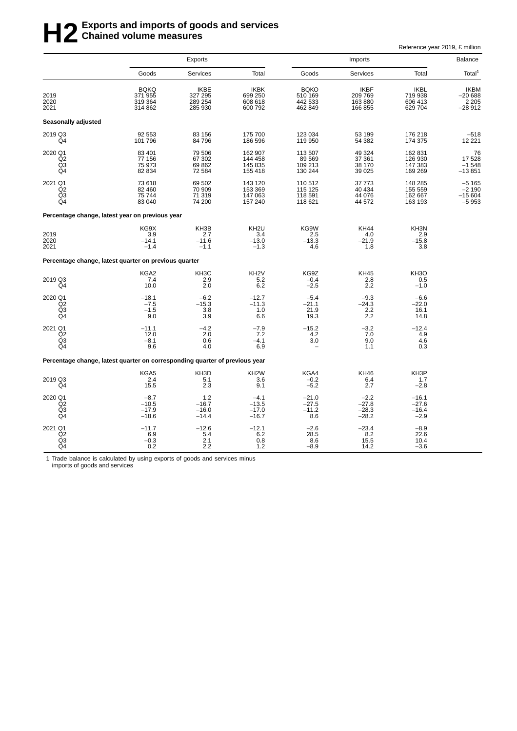# H2 Exports and imports of goods and services
## Chained volume measures

Reference year 2019, £ million

| | Exports | | | Imports | | | Balance |
|---|---|---|---|---|---|---|---|
| | Goods | Services | Total | Goods | Services | Total | Total[1] |
| | BQKQ | IKBE | IKBK | BQKO | IKBF | IKBL | IKBM |
| 2019 | 371 955 | 327 295 | 699 250 | 510 169 | 209 769 | 719 938 | −20 688 |
| 2020 | 319 364 | 289 254 | 608 618 | 442 533 | 163 880 | 606 413 | 2 205 |
| 2021 | 314 862 | 285 930 | 600 792 | 462 849 | 166 855 | 629 704 | −28 912 |
| **Seasonally adjusted** | | | | | | | |
| 2019 Q3 | 92 553 | 83 156 | 175 700 | 123 034 | 53 199 | 176 218 | −518 |
| Q4 | 101 796 | 84 796 | 186 596 | 119 950 | 54 382 | 174 375 | 12 221 |
| 2020 Q1 | 83 401 | 79 506 | 162 907 | 113 507 | 49 324 | 162 831 | 76 |
| Q2 | 77 156 | 67 302 | 144 458 | 89 569 | 37 361 | 126 930 | 17 528 |
| Q3 | 75 973 | 69 862 | 145 835 | 109 213 | 38 170 | 147 383 | −1 548 |
| Q4 | 82 834 | 72 584 | 155 418 | 130 244 | 39 025 | 169 269 | −13 851 |
| 2021 Q1 | 73 618 | 69 502 | 143 120 | 110 512 | 37 773 | 148 285 | −5 165 |
| Q2 | 82 460 | 70 909 | 153 369 | 115 125 | 40 434 | 155 559 | −2 190 |
| Q3 | 75 744 | 71 319 | 147 063 | 118 591 | 44 076 | 162 667 | −15 604 |
| Q4 | 83 040 | 74 200 | 157 240 | 118 621 | 44 572 | 163 193 | −5 953 |
| **Percentage change, latest year on previous year** | | | | | | | |
| | KG9X | KH3B | KH2U | KG9W | KH44 | KH3N | |
| 2019 | 3.9 | 2.7 | 3.4 | 2.5 | 4.0 | 2.9 | |
| 2020 | −14.1 | −11.6 | −13.0 | −13.3 | −21.9 | −15.8 | |
| 2021 | −1.4 | −1.1 | −1.3 | 4.6 | 1.8 | 3.8 | |
| **Percentage change, latest quarter on previous quarter** | | | | | | | |
| | KGA2 | KH3C | KH2V | KG9Z | KH45 | KH3O | |
| 2019 Q3 | 7.4 | 2.9 | 5.2 | −0.4 | 2.8 | 0.5 | |
| Q4 | 10.0 | 2.0 | 6.2 | −2.5 | 2.2 | −1.0 | |
| 2020 Q1 | −18.1 | −6.2 | −12.7 | −5.4 | −9.3 | −6.6 | |
| Q2 | −7.5 | −15.3 | −11.3 | −21.1 | −24.3 | −22.0 | |
| Q3 | −1.5 | 3.8 | 1.0 | 21.9 | 2.2 | 16.1 | |
| Q4 | 9.0 | 3.9 | 6.6 | 19.3 | 2.2 | 14.8 | |
| 2021 Q1 | −11.1 | −4.2 | −7.9 | −15.2 | −3.2 | −12.4 | |
| Q2 | 12.0 | 2.0 | 7.2 | 4.2 | 7.0 | 4.9 | |
| Q3 | −8.1 | 0.6 | −4.1 | 3.0 | 9.0 | 4.6 | |
| Q4 | 9.6 | 4.0 | 6.9 | – | 1.1 | 0.3 | |
| **Percentage change, latest quarter on corresponding quarter of previous year** | | | | | | | |
| | KGA5 | KH3D | KH2W | KGA4 | KH46 | KH3P | |
| 2019 Q3 | 2.4 | 5.1 | 3.6 | −0.2 | 6.4 | 1.7 | |
| Q4 | 15.5 | 2.3 | 9.1 | −5.2 | 2.7 | −2.8 | |
| 2020 Q1 | −8.7 | 1.2 | −4.1 | −21.0 | −2.2 | −16.1 | |
| Q2 | −10.5 | −16.7 | −13.5 | −27.5 | −27.8 | −27.6 | |
| Q3 | −17.9 | −16.0 | −17.0 | −11.2 | −28.3 | −16.4 | |
| Q4 | −18.6 | −14.4 | −16.7 | 8.6 | −28.2 | −2.9 | |
| 2021 Q1 | −11.7 | −12.6 | −12.1 | −2.6 | −23.4 | −8.9 | |
| Q2 | 6.9 | 5.4 | 6.2 | 28.5 | 8.2 | 22.6 | |
| Q3 | −0.3 | 2.1 | 0.8 | 8.6 | 15.5 | 10.4 | |
| Q4 | 0.2 | 2.2 | 1.2 | −8.9 | 14.2 | −3.6 | |

1 Trade balance is calculated by using exports of goods and services minus imports of goods and services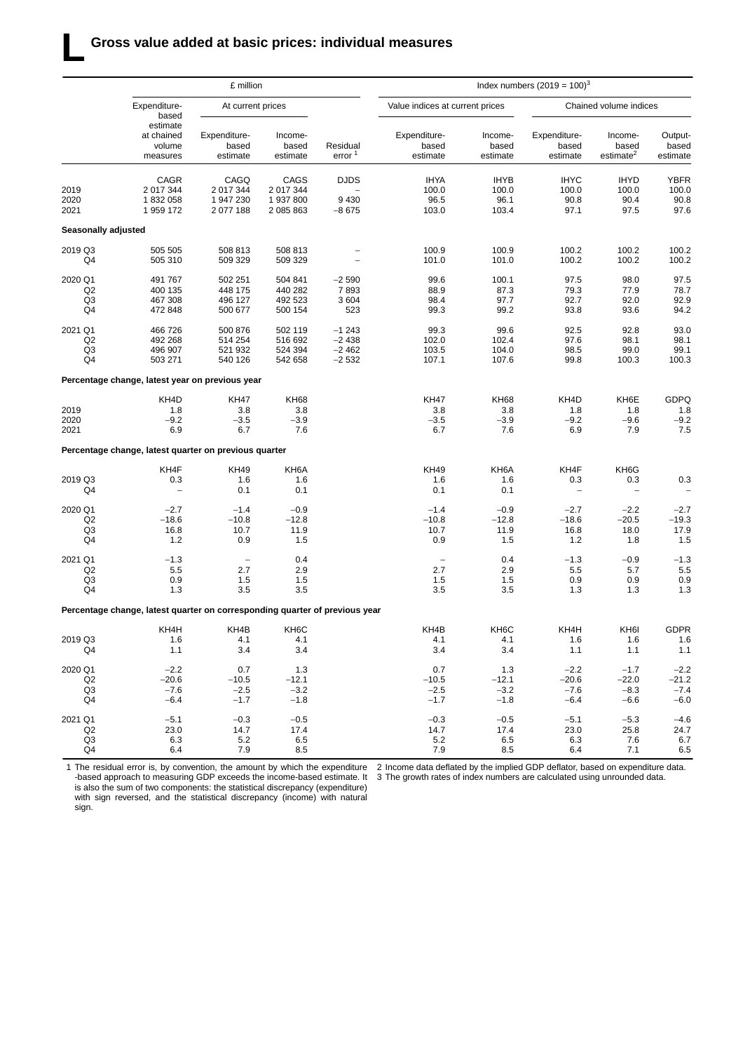# L Gross value added at basic prices: individual measures

| | £ million | | | | Index numbers (2019 = 100)[3] | | | | |
|---|---|---|---|---|---|---|---|---|---|
| | Expenditure-based estimate at chained volume measures | At current prices | | | Value indices at current prices | | Chained volume indices | | |
| | | Expenditure-based estimate | Income-based estimate | Residual error [1] | Expenditure-based estimate | Income-based estimate | Expenditure-based estimate | Income-based estimate[2] | Output-based estimate |
| | CAGR | CAGQ | CAGS | DJDS | IHYA | IHYB | IHYC | IHYD | YBFR |
| 2019 | 2 017 344 | 2 017 344 | 2 017 344 | – | 100.0 | 100.0 | 100.0 | 100.0 | 100.0 |
| 2020 | 1 832 058 | 1 947 230 | 1 937 800 | 9 430 | 96.5 | 96.1 | 90.8 | 90.4 | 90.8 |
| 2021 | 1 959 172 | 2 077 188 | 2 085 863 | −8 675 | 103.0 | 103.4 | 97.1 | 97.5 | 97.6 |
| **Seasonally adjusted** | | | | | | | | | |
| 2019 Q3 | 505 505 | 508 813 | 508 813 | – | 100.9 | 100.9 | 100.2 | 100.2 | 100.2 |
| Q4 | 505 310 | 509 329 | 509 329 | – | 101.0 | 101.0 | 100.2 | 100.2 | 100.2 |
| 2020 Q1 | 491 767 | 502 251 | 504 841 | −2 590 | 99.6 | 100.1 | 97.5 | 98.0 | 97.5 |
| Q2 | 400 135 | 448 175 | 440 282 | 7 893 | 88.9 | 87.3 | 79.3 | 77.9 | 78.7 |
| Q3 | 467 308 | 496 127 | 492 523 | 3 604 | 98.4 | 97.7 | 92.7 | 92.0 | 92.9 |
| Q4 | 472 848 | 500 677 | 500 154 | 523 | 99.3 | 99.2 | 93.8 | 93.6 | 94.2 |
| 2021 Q1 | 466 726 | 500 876 | 502 119 | −1 243 | 99.3 | 99.6 | 92.5 | 92.8 | 93.0 |
| Q2 | 492 268 | 514 254 | 516 692 | −2 438 | 102.0 | 102.4 | 97.6 | 98.1 | 98.1 |
| Q3 | 496 907 | 521 932 | 524 394 | −2 462 | 103.5 | 104.0 | 98.5 | 99.0 | 99.1 |
| Q4 | 503 271 | 540 126 | 542 658 | −2 532 | 107.1 | 107.6 | 99.8 | 100.3 | 100.3 |
| **Percentage change, latest year on previous year** | | | | | | | | | |
| | KH4D | KH47 | KH68 | | KH47 | KH68 | KH4D | KH6E | GDPQ |
| 2019 | 1.8 | 3.8 | 3.8 | | 3.8 | 3.8 | 1.8 | 1.8 | 1.8 |
| 2020 | −9.2 | −3.5 | −3.9 | | −3.5 | −3.9 | −9.2 | −9.6 | −9.2 |
| 2021 | 6.9 | 6.7 | 7.6 | | 6.7 | 7.6 | 6.9 | 7.9 | 7.5 |
| **Percentage change, latest quarter on previous quarter** | | | | | | | | | |
| | KH4F | KH49 | KH6A | | KH49 | KH6A | KH4F | KH6G | |
| 2019 Q3 | 0.3 | 1.6 | 1.6 | | 1.6 | 1.6 | 0.3 | 0.3 | 0.3 |
| Q4 | – | 0.1 | 0.1 | | 0.1 | 0.1 | – | – | – |
| 2020 Q1 | −2.7 | −1.4 | −0.9 | | −1.4 | −0.9 | −2.7 | −2.2 | −2.7 |
| Q2 | −18.6 | −10.8 | −12.8 | | −10.8 | −12.8 | −18.6 | −20.5 | −19.3 |
| Q3 | 16.8 | 10.7 | 11.9 | | 10.7 | 11.9 | 16.8 | 18.0 | 17.9 |
| Q4 | 1.2 | 0.9 | 1.5 | | 0.9 | 1.5 | 1.2 | 1.8 | 1.5 |
| 2021 Q1 | −1.3 | – | 0.4 | | – | 0.4 | −1.3 | −0.9 | −1.3 |
| Q2 | 5.5 | 2.7 | 2.9 | | 2.7 | 2.9 | 5.5 | 5.7 | 5.5 |
| Q3 | 0.9 | 1.5 | 1.5 | | 1.5 | 1.5 | 0.9 | 0.9 | 0.9 |
| Q4 | 1.3 | 3.5 | 3.5 | | 3.5 | 3.5 | 1.3 | 1.3 | 1.3 |
| **Percentage change, latest quarter on corresponding quarter of previous year** | | | | | | | | | |
| | KH4H | KH4B | KH6C | | KH4B | KH6C | KH4H | KH6I | GDPR |
| 2019 Q3 | 1.6 | 4.1 | 4.1 | | 4.1 | 4.1 | 1.6 | 1.6 | 1.6 |
| Q4 | 1.1 | 3.4 | 3.4 | | 3.4 | 3.4 | 1.1 | 1.1 | 1.1 |
| 2020 Q1 | −2.2 | 0.7 | 1.3 | | 0.7 | 1.3 | −2.2 | −1.7 | −2.2 |
| Q2 | −20.6 | −10.5 | −12.1 | | −10.5 | −12.1 | −20.6 | −22.0 | −21.2 |
| Q3 | −7.6 | −2.5 | −3.2 | | −2.5 | −3.2 | −7.6 | −8.3 | −7.4 |
| Q4 | −6.4 | −1.7 | −1.8 | | −1.7 | −1.8 | −6.4 | −6.6 | −6.0 |
| 2021 Q1 | −5.1 | −0.3 | −0.5 | | −0.3 | −0.5 | −5.1 | −5.3 | −4.6 |
| Q2 | 23.0 | 14.7 | 17.4 | | 14.7 | 17.4 | 23.0 | 25.8 | 24.7 |
| Q3 | 6.3 | 5.2 | 6.5 | | 5.2 | 6.5 | 6.3 | 7.6 | 6.7 |
| Q4 | 6.4 | 7.9 | 8.5 | | 7.9 | 8.5 | 6.4 | 7.1 | 6.5 |

1 The residual error is, by convention, the amount by which the expenditure-based approach to measuring GDP exceeds the income-based estimate. It is also the sum of two components: the statistical discrepancy (expenditure) with sign reversed, and the statistical discrepancy (income) with natural sign.

2 Income data deflated by the implied GDP deflator, based on expenditure data.

3 The growth rates of index numbers are calculated using unrounded data.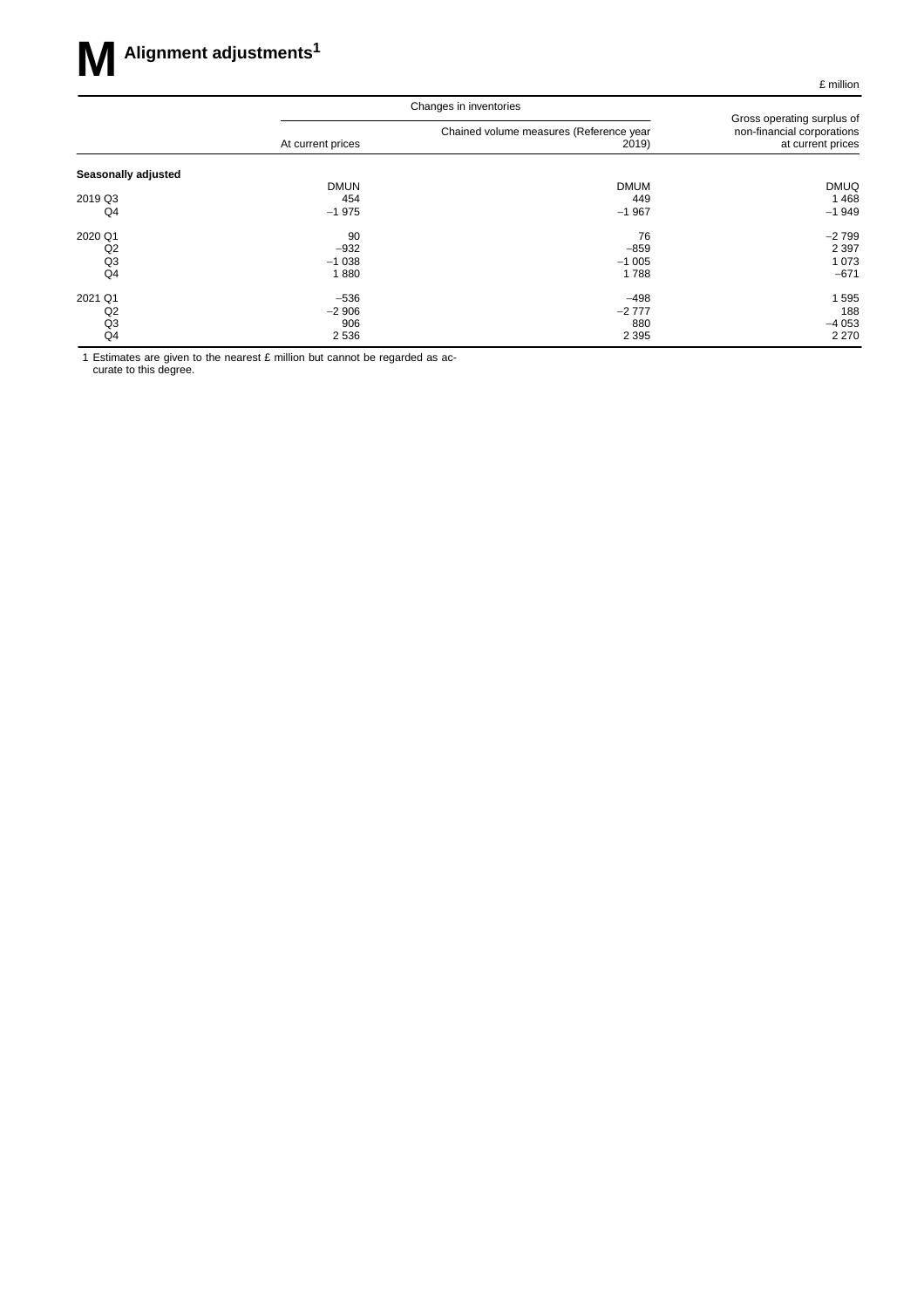# M Alignment adjustments[1]

£ million

| | Changes in inventories | | Gross operating surplus of non-financial corporations at current prices |
|---|---|---|---|
| | At current prices | Chained volume measures (Reference year 2019) | |
| **Seasonally adjusted** | | | |
| | DMUN | DMUM | DMUQ |
| 2019 Q3 | 454 | 449 | 1 468 |
| Q4 | −1 975 | −1 967 | −1 949 |
| 2020 Q1 | 90 | 76 | −2 799 |
| Q2 | −932 | −859 | 2 397 |
| Q3 | −1 038 | −1 005 | 1 073 |
| Q4 | 1 880 | 1 788 | −671 |
| 2021 Q1 | −536 | −498 | 1 595 |
| Q2 | −2 906 | −2 777 | 188 |
| Q3 | 906 | 880 | −4 053 |
| Q4 | 2 536 | 2 395 | 2 270 |

1 Estimates are given to the nearest £ million but cannot be regarded as accurate to this degree.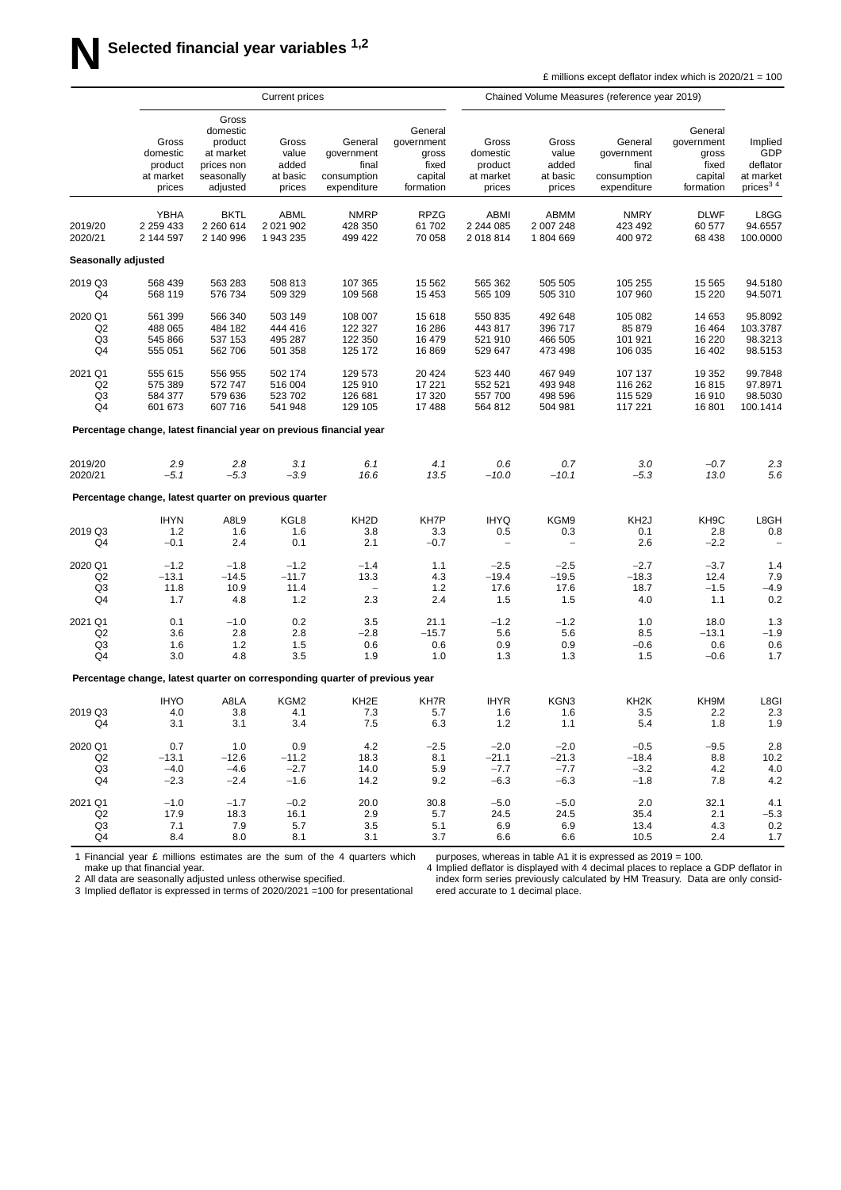# N Selected financial year variables [1,2]

£ millions except deflator index which is 2020/21 = 100

| | Current prices | | | | | Chained Volume Measures (reference year 2019) | | | | |
|---|---|---|---|---|---|---|---|---|---|---|
| | Gross domestic product at market prices | Gross domestic product at market prices non seasonally adjusted | Gross value added at basic prices | General government final consumption expenditure | General government gross fixed capital formation | Gross domestic product at market prices | Gross value added at basic prices | General government final consumption expenditure | General government gross fixed capital formation | Implied GDP deflator at market prices[3 4] |
| | YBHA | BKTL | ABML | NMRP | RPZG | ABMI | ABMM | NMRY | DLWF | L8GG |
| 2019/20 | 2 259 433 | 2 260 614 | 2 021 902 | 428 350 | 61 702 | 2 244 085 | 2 007 248 | 423 492 | 60 577 | 94.6557 |
| 2020/21 | 2 144 597 | 2 140 996 | 1 943 235 | 499 422 | 70 058 | 2 018 814 | 1 804 669 | 400 972 | 68 438 | 100.0000 |
| **Seasonally adjusted** | | | | | | | | | | |
| 2019 Q3 | 568 439 | 563 283 | 508 813 | 107 365 | 15 562 | 565 362 | 505 505 | 105 255 | 15 565 | 94.5180 |
| Q4 | 568 119 | 576 734 | 509 329 | 109 568 | 15 453 | 565 109 | 505 310 | 107 960 | 15 220 | 94.5071 |
| 2020 Q1 | 561 399 | 566 340 | 503 149 | 108 007 | 15 618 | 550 835 | 492 648 | 105 082 | 14 653 | 95.8092 |
| Q2 | 488 065 | 484 182 | 444 416 | 122 327 | 16 286 | 443 817 | 396 717 | 85 879 | 16 464 | 103.3787 |
| Q3 | 545 866 | 537 153 | 495 287 | 122 350 | 16 479 | 521 910 | 466 505 | 101 921 | 16 220 | 98.3213 |
| Q4 | 555 051 | 562 706 | 501 358 | 125 172 | 16 869 | 529 647 | 473 498 | 106 035 | 16 402 | 98.5153 |
| 2021 Q1 | 555 615 | 556 955 | 502 174 | 129 573 | 20 424 | 523 440 | 467 949 | 107 137 | 19 352 | 99.7848 |
| Q2 | 575 389 | 572 747 | 516 004 | 125 910 | 17 221 | 552 521 | 493 948 | 116 262 | 16 815 | 97.8971 |
| Q3 | 584 377 | 579 636 | 523 702 | 126 681 | 17 320 | 557 700 | 498 596 | 115 529 | 16 910 | 98.5030 |
| Q4 | 601 673 | 607 716 | 541 948 | 129 105 | 17 488 | 564 812 | 504 981 | 117 221 | 16 801 | 100.1414 |
| **Percentage change, latest financial year on previous financial year** | | | | | | | | | | |
| 2019/20 | *2.9* | *2.8* | *3.1* | *6.1* | *4.1* | *0.6* | *0.7* | *3.0* | *–0.7* | *2.3* |
| 2020/21 | *–5.1* | *–5.3* | *–3.9* | *16.6* | *13.5* | *–10.0* | *–10.1* | *–5.3* | *13.0* | *5.6* |
| **Percentage change, latest quarter on previous quarter** | | | | | | | | | | |
| | IHYN | A8L9 | KGL8 | KH2D | KH7P | IHYQ | KGM9 | KH2J | KH9C | L8GH |
| 2019 Q3 | 1.2 | 1.6 | 1.6 | 3.8 | 3.3 | 0.5 | 0.3 | 0.1 | 2.8 | 0.8 |
| Q4 | –0.1 | 2.4 | 0.1 | 2.1 | –0.7 | – | – | 2.6 | –2.2 | – |
| 2020 Q1 | –1.2 | –1.8 | –1.2 | –1.4 | 1.1 | –2.5 | –2.5 | –2.7 | –3.7 | 1.4 |
| Q2 | –13.1 | –14.5 | –11.7 | 13.3 | 4.3 | –19.4 | –19.5 | –18.3 | 12.4 | 7.9 |
| Q3 | 11.8 | 10.9 | 11.4 | – | 1.2 | 17.6 | 17.6 | 18.7 | –1.5 | –4.9 |
| Q4 | 1.7 | 4.8 | 1.2 | 2.3 | 2.4 | 1.5 | 1.5 | 4.0 | 1.1 | 0.2 |
| 2021 Q1 | 0.1 | –1.0 | 0.2 | 3.5 | 21.1 | –1.2 | –1.2 | 1.0 | 18.0 | 1.3 |
| Q2 | 3.6 | 2.8 | 2.8 | –2.8 | –15.7 | 5.6 | 5.6 | 8.5 | –13.1 | –1.9 |
| Q3 | 1.6 | 1.2 | 1.5 | 0.6 | 0.6 | 0.9 | 0.9 | –0.6 | 0.6 | 0.6 |
| Q4 | 3.0 | 4.8 | 3.5 | 1.9 | 1.0 | 1.3 | 1.3 | 1.5 | –0.6 | 1.7 |
| **Percentage change, latest quarter on corresponding quarter of previous year** | | | | | | | | | | |
| | IHYO | A8LA | KGM2 | KH2E | KH7R | IHYR | KGN3 | KH2K | KH9M | L8GI |
| 2019 Q3 | 4.0 | 3.8 | 4.1 | 7.3 | 5.7 | 1.6 | 1.6 | 3.5 | 2.2 | 2.3 |
| Q4 | 3.1 | 3.1 | 3.4 | 7.5 | 6.3 | 1.2 | 1.1 | 5.4 | 1.8 | 1.9 |
| 2020 Q1 | 0.7 | 1.0 | 0.9 | 4.2 | –2.5 | –2.0 | –2.0 | –0.5 | –9.5 | 2.8 |
| Q2 | –13.1 | –12.6 | –11.2 | 18.3 | 8.1 | –21.1 | –21.3 | –18.4 | 8.8 | 10.2 |
| Q3 | –4.0 | –4.6 | –2.7 | 14.0 | 5.9 | –7.7 | –7.7 | –3.2 | 4.2 | 4.0 |
| Q4 | –2.3 | –2.4 | –1.6 | 14.2 | 9.2 | –6.3 | –6.3 | –1.8 | 7.8 | 4.2 |
| 2021 Q1 | –1.0 | –1.7 | –0.2 | 20.0 | 30.8 | –5.0 | –5.0 | 2.0 | 32.1 | 4.1 |
| Q2 | 17.9 | 18.3 | 16.1 | 2.9 | 5.7 | 24.5 | 24.5 | 35.4 | 2.1 | –5.3 |
| Q3 | 7.1 | 7.9 | 5.7 | 3.5 | 5.1 | 6.9 | 6.9 | 13.4 | 4.3 | 0.2 |
| Q4 | 8.4 | 8.0 | 8.1 | 3.1 | 3.7 | 6.6 | 6.6 | 10.5 | 2.4 | 1.7 |

1 Financial year £ millions estimates are the sum of the 4 quarters which make up that financial year.
2 All data are seasonally adjusted unless otherwise specified.
3 Implied deflator is expressed in terms of 2020/2021 =100 for presentational purposes, whereas in table A1 it is expressed as 2019 = 100.
4 Implied deflator is displayed with 4 decimal places to replace a GDP deflator in index form series previously calculated by HM Treasury. Data are only considered accurate to 1 decimal place.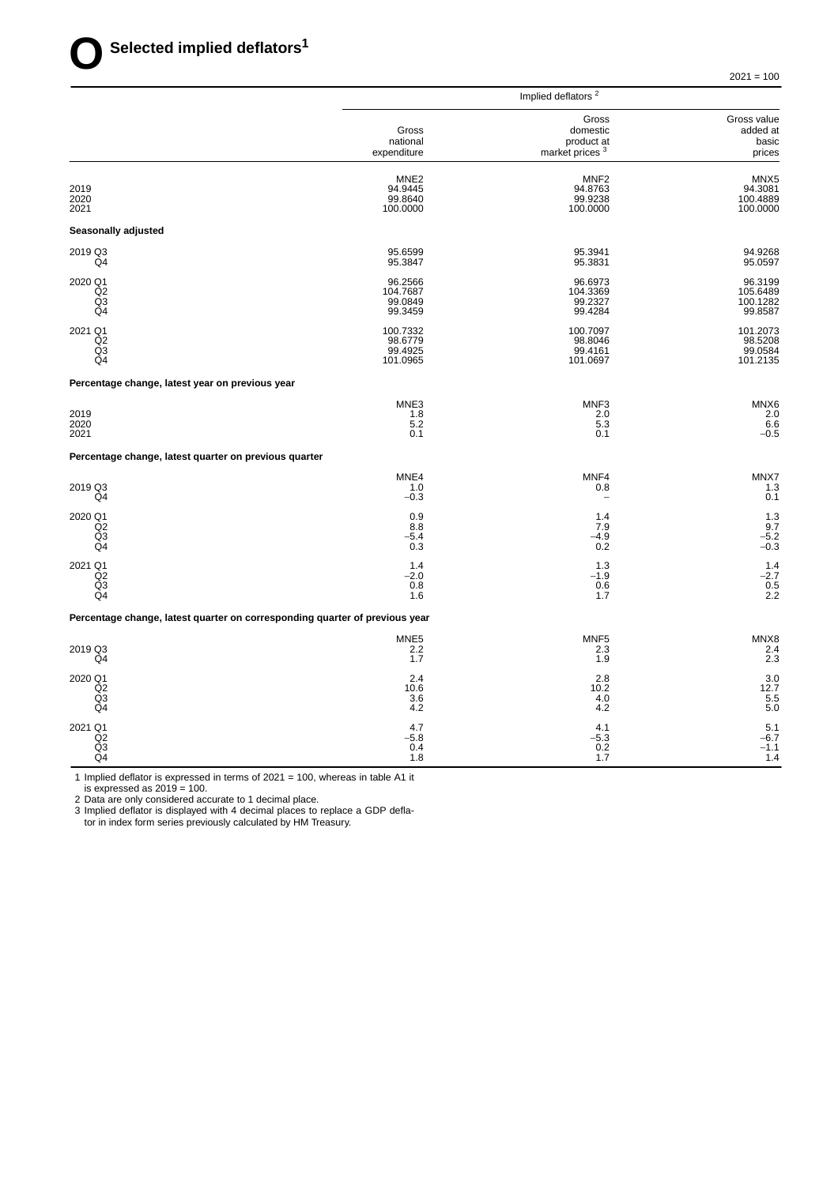# O Selected implied deflators[1]

2021 = 100

| | Implied deflators [2] | | |
|---|---|---|---|
| | Gross national expenditure | Gross domestic product at market prices [3] | Gross value added at basic prices |
| | MNE2 | MNF2 | MNX5 |
| 2019 | 94.9445 | 94.8763 | 94.3081 |
| 2020 | 99.8640 | 99.9238 | 100.4889 |
| 2021 | 100.0000 | 100.0000 | 100.0000 |
| **Seasonally adjusted** | | | |
| 2019 Q3 | 95.6599 | 95.3941 | 94.9268 |
| Q4 | 95.3847 | 95.3831 | 95.0597 |
| 2020 Q1 | 96.2566 | 96.6973 | 96.3199 |
| Q2 | 104.7687 | 104.3369 | 105.6489 |
| Q3 | 99.0849 | 99.2327 | 100.1282 |
| Q4 | 99.3459 | 99.4284 | 99.8587 |
| 2021 Q1 | 100.7332 | 100.7097 | 101.2073 |
| Q2 | 98.6779 | 98.8046 | 98.5208 |
| Q3 | 99.4925 | 99.4161 | 99.0584 |
| Q4 | 101.0965 | 101.0697 | 101.2135 |
| **Percentage change, latest year on previous year** | | | |
| | MNE3 | MNF3 | MNX6 |
| 2019 | 1.8 | 2.0 | 2.0 |
| 2020 | 5.2 | 5.3 | 6.6 |
| 2021 | 0.1 | 0.1 | –0.5 |
| **Percentage change, latest quarter on previous quarter** | | | |
| | MNE4 | MNF4 | MNX7 |
| 2019 Q3 | 1.0 | 0.8 | 1.3 |
| Q4 | –0.3 | – | 0.1 |
| 2020 Q1 | 0.9 | 1.4 | 1.3 |
| Q2 | 8.8 | 7.9 | 9.7 |
| Q3 | –5.4 | –4.9 | –5.2 |
| Q4 | 0.3 | 0.2 | –0.3 |
| 2021 Q1 | 1.4 | 1.3 | 1.4 |
| Q2 | –2.0 | –1.9 | –2.7 |
| Q3 | 0.8 | 0.6 | 0.5 |
| Q4 | 1.6 | 1.7 | 2.2 |
| **Percentage change, latest quarter on corresponding quarter of previous year** | | | |
| | MNE5 | MNF5 | MNX8 |
| 2019 Q3 | 2.2 | 2.3 | 2.4 |
| Q4 | 1.7 | 1.9 | 2.3 |
| 2020 Q1 | 2.4 | 2.8 | 3.0 |
| Q2 | 10.6 | 10.2 | 12.7 |
| Q3 | 3.6 | 4.0 | 5.5 |
| Q4 | 4.2 | 4.2 | 5.0 |
| 2021 Q1 | 4.7 | 4.1 | 5.1 |
| Q2 | –5.8 | –5.3 | –6.7 |
| Q3 | 0.4 | 0.2 | –1.1 |
| Q4 | 1.8 | 1.7 | 1.4 |

1 Implied deflator is expressed in terms of 2021 = 100, whereas in table A1 it is expressed as 2019 = 100.
2 Data are only considered accurate to 1 decimal place.
3 Implied deflator is displayed with 4 decimal places to replace a GDP deflator in index form series previously calculated by HM Treasury.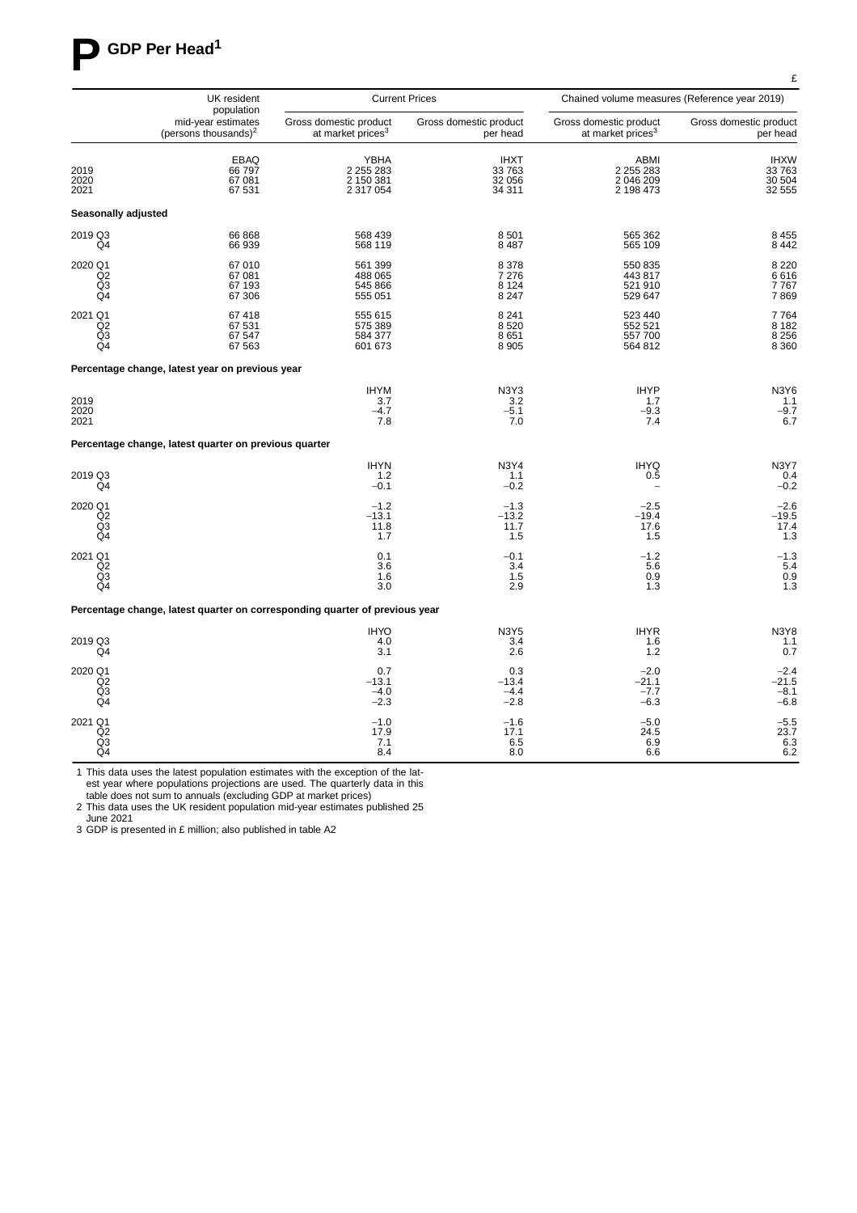# P GDP Per Head[1]

£

| | UK resident population mid-year estimates (persons thousands)[2] | Current Prices | | Chained volume measures (Reference year 2019) | |
|---|---|---|---|---|---|
| | | Gross domestic product at market prices[3] | Gross domestic product per head | Gross domestic product at market prices[3] | Gross domestic product per head |
| | EBAQ | YBHA | IHXT | ABMI | IHXW |
| 2019 | 66 797 | 2 255 283 | 33 763 | 2 255 283 | 33 763 |
| 2020 | 67 081 | 2 150 381 | 32 056 | 2 046 209 | 30 504 |
| 2021 | 67 531 | 2 317 054 | 34 311 | 2 198 473 | 32 555 |
| **Seasonally adjusted** | | | | | |
| 2019 Q3 | 66 868 | 568 439 | 8 501 | 565 362 | 8 455 |
| Q4 | 66 939 | 568 119 | 8 487 | 565 109 | 8 442 |
| 2020 Q1 | 67 010 | 561 399 | 8 378 | 550 835 | 8 220 |
| Q2 | 67 081 | 488 065 | 7 276 | 443 817 | 6 616 |
| Q3 | 67 193 | 545 866 | 8 124 | 521 910 | 7 767 |
| Q4 | 67 306 | 555 051 | 8 247 | 529 647 | 7 869 |
| 2021 Q1 | 67 418 | 555 615 | 8 241 | 523 440 | 7 764 |
| Q2 | 67 531 | 575 389 | 8 520 | 552 521 | 8 182 |
| Q3 | 67 547 | 584 377 | 8 651 | 557 700 | 8 256 |
| Q4 | 67 563 | 601 673 | 8 905 | 564 812 | 8 360 |
| **Percentage change, latest year on previous year** | | | | | |
| | | IHYM | N3Y3 | IHYP | N3Y6 |
| 2019 | | 3.7 | 3.2 | 1.7 | 1.1 |
| 2020 | | –4.7 | –5.1 | –9.3 | –9.7 |
| 2021 | | 7.8 | 7.0 | 7.4 | 6.7 |
| **Percentage change, latest quarter on previous quarter** | | | | | |
| | | IHYN | N3Y4 | IHYQ | N3Y7 |
| 2019 Q3 | | 1.2 | 1.1 | 0.5 | 0.4 |
| Q4 | | –0.1 | –0.2 | – | –0.2 |
| 2020 Q1 | | –1.2 | –1.3 | –2.5 | –2.6 |
| Q2 | | –13.1 | –13.2 | –19.4 | –19.5 |
| Q3 | | 11.8 | 11.7 | 17.6 | 17.4 |
| Q4 | | 1.7 | 1.5 | 1.5 | 1.3 |
| 2021 Q1 | | 0.1 | –0.1 | –1.2 | –1.3 |
| Q2 | | 3.6 | 3.4 | 5.6 | 5.4 |
| Q3 | | 1.6 | 1.5 | 0.9 | 0.9 |
| Q4 | | 3.0 | 2.9 | 1.3 | 1.3 |
| **Percentage change, latest quarter on corresponding quarter of previous year** | | | | | |
| | | IHYO | N3Y5 | IHYR | N3Y8 |
| 2019 Q3 | | 4.0 | 3.4 | 1.6 | 1.1 |
| Q4 | | 3.1 | 2.6 | 1.2 | 0.7 |
| 2020 Q1 | | 0.7 | 0.3 | –2.0 | –2.4 |
| Q2 | | –13.1 | –13.4 | –21.1 | –21.5 |
| Q3 | | –4.0 | –4.4 | –7.7 | –8.1 |
| Q4 | | –2.3 | –2.8 | –6.3 | –6.8 |
| 2021 Q1 | | –1.0 | –1.6 | –5.0 | –5.5 |
| Q2 | | 17.9 | 17.1 | 24.5 | 23.7 |
| Q3 | | 7.1 | 6.5 | 6.9 | 6.3 |
| Q4 | | 8.4 | 8.0 | 6.6 | 6.2 |

1 This data uses the latest population estimates with the exception of the latest year where populations projections are used. The quarterly data in this table does not sum to annuals (excluding GDP at market prices)

2 This data uses the UK resident population mid-year estimates published 25 June 2021

3 GDP is presented in £ million; also published in table A2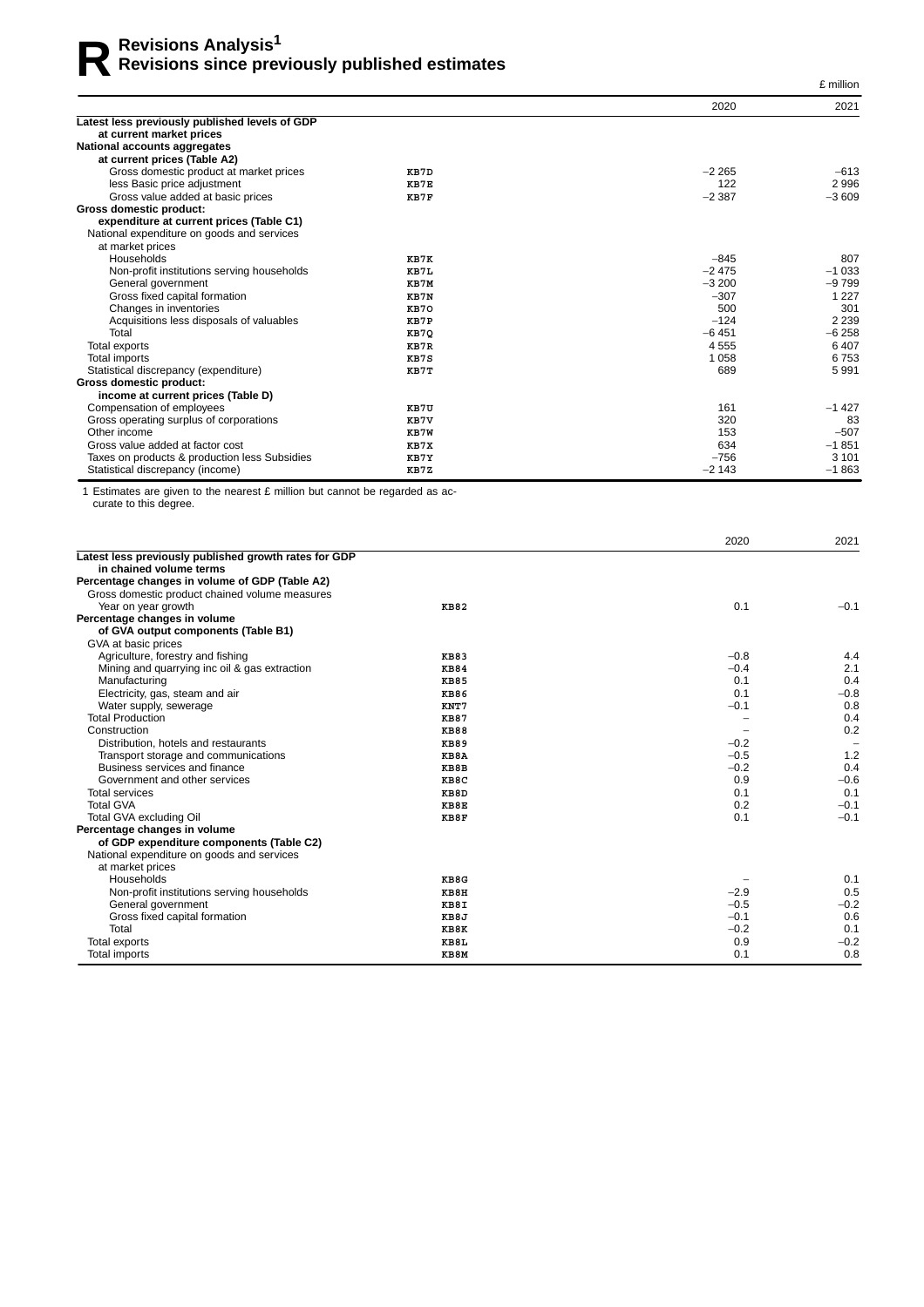# R Revisions Analysis[1]
## Revisions since previously published estimates

£ million

| | | 2020 | 2021 |
|---|---|---|---|
| **Latest less previously published levels of GDP at current market prices** | | | |
| **National accounts aggregates at current prices (Table A2)** | | | |
| Gross domestic product at market prices | KB7D | −2 265 | −613 |
| less Basic price adjustment | KB7E | 122 | 2 996 |
| Gross value added at basic prices | KB7F | −2 387 | −3 609 |
| **Gross domestic product: expenditure at current prices (Table C1)** | | | |
| National expenditure on goods and services at market prices | | | |
| Households | KB7K | −845 | 807 |
| Non-profit institutions serving households | KB7L | −2 475 | −1 033 |
| General government | KB7M | −3 200 | −9 799 |
| Gross fixed capital formation | KB7N | −307 | 1 227 |
| Changes in inventories | KB7O | 500 | 301 |
| Acquisitions less disposals of valuables | KB7P | −124 | 2 239 |
| Total | KB7Q | −6 451 | −6 258 |
| Total exports | KB7R | 4 555 | 6 407 |
| Total imports | KB7S | 1 058 | 6 753 |
| Statistical discrepancy (expenditure) | KB7T | 689 | 5 991 |
| **Gross domestic product: income at current prices (Table D)** | | | |
| Compensation of employees | KB7U | 161 | −1 427 |
| Gross operating surplus of corporations | KB7V | 320 | 83 |
| Other income | KB7W | 153 | −507 |
| Gross value added at factor cost | KB7X | 634 | −1 851 |
| Taxes on products & production less Subsidies | KB7Y | −756 | 3 101 |
| Statistical discrepancy (income) | KB7Z | −2 143 | −1 863 |

1 Estimates are given to the nearest £ million but cannot be regarded as accurate to this degree.

| | | 2020 | 2021 |
|---|---|---|---|
| **Latest less previously published growth rates for GDP in chained volume terms** | | | |
| **Percentage changes in volume of GDP (Table A2)** | | | |
| Gross domestic product chained volume measures | | | |
| Year on year growth | KB82 | 0.1 | −0.1 |
| **Percentage changes in volume of GVA output components (Table B1)** | | | |
| GVA at basic prices | | | |
| Agriculture, forestry and fishing | KB83 | −0.8 | 4.4 |
| Mining and quarrying inc oil & gas extraction | KB84 | −0.4 | 2.1 |
| Manufacturing | KB85 | 0.1 | 0.4 |
| Electricity, gas, steam and air | KB86 | 0.1 | −0.8 |
| Water supply, sewerage | KNT7 | −0.1 | 0.8 |
| Total Production | KB87 | – | 0.4 |
| Construction | KB88 | – | 0.2 |
| Distribution, hotels and restaurants | KB89 | −0.2 | – |
| Transport storage and communications | KB8A | −0.5 | 1.2 |
| Business services and finance | KB8B | −0.2 | 0.4 |
| Government and other services | KB8C | 0.9 | −0.6 |
| Total services | KB8D | 0.1 | 0.1 |
| Total GVA | KB8E | 0.2 | −0.1 |
| Total GVA excluding Oil | KB8F | 0.1 | −0.1 |
| **Percentage changes in volume of GDP expenditure components (Table C2)** | | | |
| National expenditure on goods and services at market prices | | | |
| Households | KB8G | – | 0.1 |
| Non-profit institutions serving households | KB8H | −2.9 | 0.5 |
| General government | KB8I | −0.5 | −0.2 |
| Gross fixed capital formation | KB8J | −0.1 | 0.6 |
| Total | KB8K | −0.2 | 0.1 |
| Total exports | KB8L | 0.9 | −0.2 |
| Total imports | KB8M | 0.1 | 0.8 |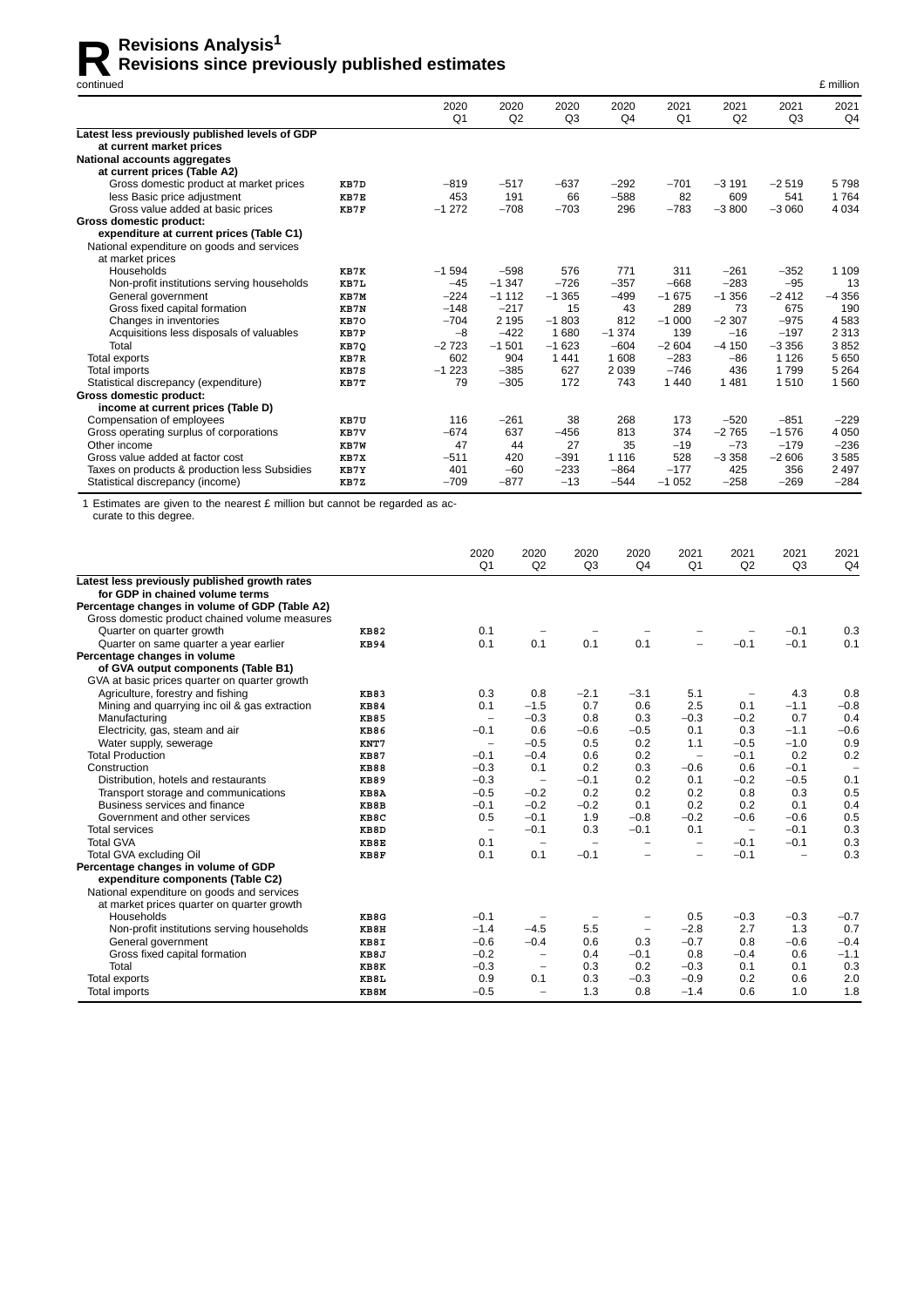# R Revisions Analysis[1]

## Revisions since previously published estimates

continued

£ million

| | | 2020 Q1 | 2020 Q2 | 2020 Q3 | 2020 Q4 | 2021 Q1 | 2021 Q2 | 2021 Q3 | 2021 Q4 |
|---|---|---|---|---|---|---|---|---|---|
| **Latest less previously published levels of GDP at current market prices** | | | | | | | | | |
| **National accounts aggregates at current prices (Table A2)** | | | | | | | | | |
| Gross domestic product at market prices | KB7D | –819 | –517 | –637 | –292 | –701 | –3 191 | –2 519 | 5 798 |
| less Basic price adjustment | KB7E | 453 | 191 | 66 | –588 | 82 | 609 | 541 | 1 764 |
| Gross value added at basic prices | KB7F | –1 272 | –708 | –703 | 296 | –783 | –3 800 | –3 060 | 4 034 |
| **Gross domestic product: expenditure at current prices (Table C1)** | | | | | | | | | |
| National expenditure on goods and services at market prices | | | | | | | | | |
| Households | KB7K | –1 594 | –598 | 576 | 771 | 311 | –261 | –352 | 1 109 |
| Non-profit institutions serving households | KB7L | –45 | –1 347 | –726 | –357 | –668 | –283 | –95 | 13 |
| General government | KB7M | –224 | –1 112 | –1 365 | –499 | –1 675 | –1 356 | –2 412 | –4 356 |
| Gross fixed capital formation | KB7N | –148 | –217 | 15 | 43 | 289 | 73 | 675 | 190 |
| Changes in inventories | KB7O | –704 | 2 195 | –1 803 | 812 | –1 000 | –2 307 | –975 | 4 583 |
| Acquisitions less disposals of valuables | KB7P | –8 | –422 | 1 680 | –1 374 | 139 | –16 | –197 | 2 313 |
| Total | KB7Q | –2 723 | –1 501 | –1 623 | –604 | –2 604 | –4 150 | –3 356 | 3 852 |
| Total exports | KB7R | 602 | 904 | 1 441 | 1 608 | –283 | –86 | 1 126 | 5 650 |
| Total imports | KB7S | –1 223 | –385 | 627 | 2 039 | –746 | 436 | 1 799 | 5 264 |
| Statistical discrepancy (expenditure) | KB7T | 79 | –305 | 172 | 743 | 1 440 | 1 481 | 1 510 | 1 560 |
| **Gross domestic product: income at current prices (Table D)** | | | | | | | | | |
| Compensation of employees | KB7U | 116 | –261 | 38 | 268 | 173 | –520 | –851 | –229 |
| Gross operating surplus of corporations | KB7V | –674 | 637 | –456 | 813 | 374 | –2 765 | –1 576 | 4 050 |
| Other income | KB7W | 47 | 44 | 27 | 35 | –19 | –73 | –179 | –236 |
| Gross value added at factor cost | KB7X | –511 | 420 | –391 | 1 116 | 528 | –3 358 | –2 606 | 3 585 |
| Taxes on products & production less Subsidies | KB7Y | 401 | –60 | –233 | –864 | –177 | 425 | 356 | 2 497 |
| Statistical discrepancy (income) | KB7Z | –709 | –877 | –13 | –544 | –1 052 | –258 | –269 | –284 |

1 Estimates are given to the nearest £ million but cannot be regarded as accurate to this degree.

| | | 2020 Q1 | 2020 Q2 | 2020 Q3 | 2020 Q4 | 2021 Q1 | 2021 Q2 | 2021 Q3 | 2021 Q4 |
|---|---|---|---|---|---|---|---|---|---|
| **Latest less previously published growth rates for GDP in chained volume terms** | | | | | | | | | |
| **Percentage changes in volume of GDP (Table A2)** | | | | | | | | | |
| Gross domestic product chained volume measures | | | | | | | | | |
| Quarter on quarter growth | KB82 | 0.1 | – | – | – | – | – | –0.1 | 0.3 |
| Quarter on same quarter a year earlier | KB94 | 0.1 | 0.1 | 0.1 | 0.1 | – | –0.1 | –0.1 | 0.1 |
| **Percentage changes in volume of GVA output components (Table B1)** | | | | | | | | | |
| GVA at basic prices quarter on quarter growth | | | | | | | | | |
| Agriculture, forestry and fishing | KB83 | 0.3 | 0.8 | –2.1 | –3.1 | 5.1 | – | 4.3 | 0.8 |
| Mining and quarrying inc oil & gas extraction | KB84 | 0.1 | –1.5 | 0.7 | 0.6 | 2.5 | 0.1 | –1.1 | –0.8 |
| Manufacturing | KB85 | – | –0.3 | 0.8 | 0.3 | –0.3 | –0.2 | 0.7 | 0.4 |
| Electricity, gas, steam and air | KB86 | –0.1 | 0.6 | –0.6 | –0.5 | 0.1 | 0.3 | –1.1 | –0.6 |
| Water supply, sewerage | KNT7 | – | –0.5 | 0.5 | 0.2 | 1.1 | –0.5 | –1.0 | 0.9 |
| Total Production | KB87 | –0.1 | –0.4 | 0.6 | 0.2 | – | –0.1 | 0.2 | 0.2 |
| Construction | KB88 | –0.3 | 0.1 | 0.2 | 0.3 | –0.6 | 0.6 | –0.1 | – |
| Distribution, hotels and restaurants | KB89 | –0.3 | – | –0.1 | 0.2 | 0.1 | –0.2 | –0.5 | 0.1 |
| Transport storage and communications | KB8A | –0.5 | –0.2 | 0.2 | 0.2 | 0.2 | 0.8 | 0.3 | 0.5 |
| Business services and finance | KB8B | –0.1 | –0.2 | –0.2 | 0.1 | 0.2 | 0.2 | 0.1 | 0.4 |
| Government and other services | KB8C | 0.5 | –0.1 | 1.9 | –0.8 | –0.2 | –0.6 | –0.6 | 0.5 |
| Total services | KB8D | – | –0.1 | 0.3 | –0.1 | 0.1 | – | –0.1 | 0.3 |
| Total GVA | KB8E | 0.1 | – | – | – | – | –0.1 | –0.1 | 0.3 |
| Total GVA excluding Oil | KB8F | 0.1 | 0.1 | –0.1 | – | – | –0.1 | – | 0.3 |
| **Percentage changes in volume of GDP expenditure components (Table C2)** | | | | | | | | | |
| National expenditure on goods and services at market prices quarter on quarter growth | | | | | | | | | |
| Households | KB8G | –0.1 | – | – | – | 0.5 | –0.3 | –0.3 | –0.7 |
| Non-profit institutions serving households | KB8H | –1.4 | –4.5 | 5.5 | – | –2.8 | 2.7 | 1.3 | 0.7 |
| General government | KB8I | –0.6 | –0.4 | 0.6 | 0.3 | –0.7 | 0.8 | –0.6 | –0.4 |
| Gross fixed capital formation | KB8J | –0.2 | – | 0.4 | –0.1 | 0.8 | –0.4 | 0.6 | –1.1 |
| Total | KB8K | –0.3 | – | 0.3 | 0.2 | –0.3 | 0.1 | 0.1 | 0.3 |
| Total exports | KB8L | 0.9 | 0.1 | 0.3 | –0.3 | –0.9 | 0.2 | 0.6 | 2.0 |
| Total imports | KB8M | –0.5 | – | 1.3 | 0.8 | –1.4 | 0.6 | 1.0 | 1.8 |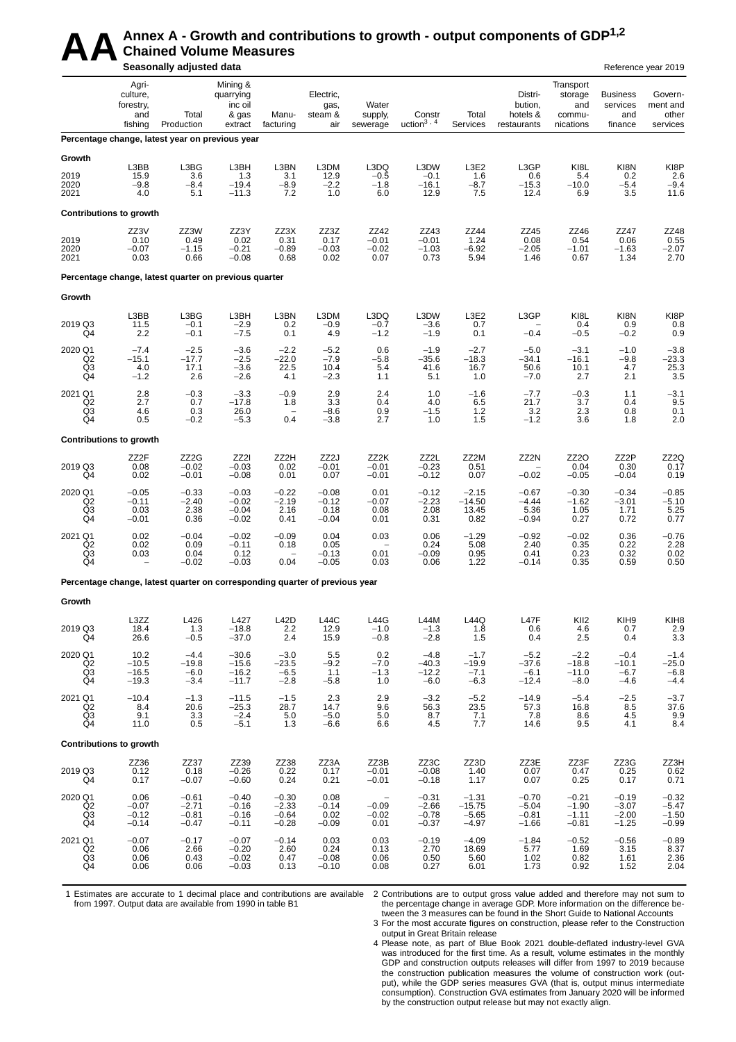# AA Annex A - Growth and contributions to growth - output components of GDP[1,2]

## Chained Volume Measures

**Seasonally adjusted data** — Reference year 2019

| | Agri-culture, forestry, and fishing | Total Production | Mining & quarrying inc oil & gas extract | Manu-facturing | Electric, gas, steam & air | Water supply, sewerage | Construction[3, 4] | Total Services | Distri-bution, hotels & restaurants | Transport storage and commu-nications | Business services and finance | Govern-ment and other services |
|---|---|---|---|---|---|---|---|---|---|---|---|---|
| **Percentage change, latest year on previous year** | | | | | | | | | | | | |
| **Growth** | | | | | | | | | | | | |
| | L3BB | L3BG | L3BH | L3BN | L3DM | L3DQ | L3DW | L3E2 | L3GP | KI8L | KI8N | KI8P |
| 2019 | 15.9 | 3.6 | 1.3 | 3.1 | 12.9 | −0.5 | −0.1 | 1.6 | 0.6 | 5.4 | 0.2 | 2.6 |
| 2020 | −9.8 | −8.4 | −19.4 | −8.9 | −2.2 | −1.8 | −16.1 | −8.7 | −15.3 | −10.0 | −5.4 | −9.4 |
| 2021 | 4.0 | 5.1 | −11.3 | 7.2 | 1.0 | 6.0 | 12.9 | 7.5 | 12.4 | 6.9 | 3.5 | 11.6 |
| **Contributions to growth** | | | | | | | | | | | | |
| | ZZ3V | ZZ3W | ZZ3Y | ZZ3X | ZZ3Z | ZZ42 | ZZ43 | ZZ44 | ZZ45 | ZZ46 | ZZ47 | ZZ48 |
| 2019 | 0.10 | 0.49 | 0.02 | 0.31 | 0.17 | −0.01 | −0.01 | 1.24 | 0.08 | 0.54 | 0.06 | 0.55 |
| 2020 | −0.07 | −1.15 | −0.21 | −0.89 | −0.03 | −0.02 | −1.03 | −6.92 | −2.05 | −1.01 | −1.63 | −2.07 |
| 2021 | 0.03 | 0.66 | −0.08 | 0.68 | 0.02 | 0.07 | 0.73 | 5.94 | 1.46 | 0.67 | 1.34 | 2.70 |
| **Percentage change, latest quarter on previous quarter** | | | | | | | | | | | | |
| **Growth** | | | | | | | | | | | | |
| | L3BB | L3BG | L3BH | L3BN | L3DM | L3DQ | L3DW | L3E2 | L3GP | KI8L | KI8N | KI8P |
| 2019 Q3 | 11.5 | −0.1 | −2.9 | 0.2 | −0.9 | −0.7 | −3.6 | 0.7 | – | 0.4 | 0.9 | 0.8 |
| Q4 | 2.2 | −0.1 | −7.5 | 0.1 | 4.9 | −1.2 | −1.9 | 0.1 | −0.4 | −0.5 | −0.2 | 0.9 |
| 2020 Q1 | −7.4 | −2.5 | −3.6 | −2.2 | −5.2 | 0.6 | −1.9 | −2.7 | −5.0 | −3.1 | −1.0 | −3.8 |
| Q2 | −15.1 | −17.7 | −2.5 | −22.0 | −7.9 | −5.8 | −35.6 | −18.3 | −34.1 | −16.1 | −9.8 | −23.3 |
| Q3 | 4.0 | 17.1 | −3.6 | 22.5 | 10.4 | 5.4 | 41.6 | 16.7 | 50.6 | 10.1 | 4.7 | 25.3 |
| Q4 | −1.2 | 2.6 | −2.6 | 4.1 | −2.3 | 1.1 | 5.1 | 1.0 | −7.0 | 2.7 | 2.1 | 3.5 |
| 2021 Q1 | 2.8 | −0.3 | −3.3 | −0.9 | 2.9 | 2.4 | 1.0 | −1.6 | −7.7 | −0.3 | 1.1 | −3.1 |
| Q2 | 2.7 | 0.7 | −17.8 | 1.8 | 3.3 | 0.4 | 4.0 | 6.5 | 21.7 | 3.7 | 0.4 | 9.5 |
| Q3 | 4.6 | 0.3 | 26.0 | – | −8.6 | 0.9 | −1.5 | 1.2 | 3.2 | 2.3 | 0.8 | 0.1 |
| Q4 | 0.5 | −0.2 | −5.3 | 0.4 | −3.8 | 2.7 | 1.0 | 1.5 | −1.2 | 3.6 | 1.8 | 2.0 |
| **Contributions to growth** | | | | | | | | | | | | |
| | ZZ2F | ZZ2G | ZZ2I | ZZ2H | ZZ2J | ZZ2K | ZZ2L | ZZ2M | ZZ2N | ZZ2O | ZZ2P | ZZ2Q |
| 2019 Q3 | 0.08 | −0.02 | −0.03 | 0.02 | −0.01 | −0.01 | −0.23 | 0.51 | – | 0.04 | 0.30 | 0.17 |
| Q4 | 0.02 | −0.01 | −0.08 | 0.01 | 0.07 | −0.01 | −0.12 | 0.07 | −0.02 | −0.05 | −0.04 | 0.19 |
| 2020 Q1 | −0.05 | −0.33 | −0.03 | −0.22 | −0.08 | 0.01 | −0.12 | −2.15 | −0.67 | −0.30 | −0.34 | −0.85 |
| Q2 | −0.11 | −2.40 | −0.02 | −2.19 | −0.12 | −0.07 | −2.23 | −14.50 | −4.44 | −1.62 | −3.01 | −5.10 |
| Q3 | 0.03 | 2.38 | −0.04 | 2.16 | 0.18 | 0.08 | 2.08 | 13.45 | 5.36 | 1.05 | 1.71 | 5.25 |
| Q4 | −0.01 | 0.36 | −0.02 | 0.41 | −0.04 | 0.01 | 0.31 | 0.82 | −0.94 | 0.27 | 0.72 | 0.77 |
| 2021 Q1 | 0.02 | −0.04 | −0.02 | −0.09 | 0.04 | 0.03 | 0.06 | −1.29 | −0.92 | −0.02 | 0.36 | −0.76 |
| Q2 | 0.02 | 0.09 | −0.11 | 0.18 | 0.05 | – | 0.24 | 5.08 | 2.40 | 0.35 | 0.22 | 2.28 |
| Q3 | 0.03 | 0.04 | 0.12 | – | −0.13 | 0.01 | −0.09 | 0.95 | 0.41 | 0.23 | 0.32 | 0.02 |
| Q4 | – | −0.02 | −0.03 | 0.04 | −0.05 | 0.03 | 0.06 | 1.22 | −0.14 | 0.35 | 0.59 | 0.50 |
| **Percentage change, latest quarter on corresponding quarter of previous year** | | | | | | | | | | | | |
| **Growth** | | | | | | | | | | | | |
| | L3ZZ | L426 | L427 | L42D | L44C | L44G | L44M | L44Q | L47F | KII2 | KIH9 | KIH8 |
| 2019 Q3 | 18.4 | 1.3 | −18.8 | 2.2 | 12.9 | −1.0 | −1.3 | 1.8 | 0.6 | 4.6 | 0.7 | 2.9 |
| Q4 | 26.6 | −0.5 | −37.0 | 2.4 | 15.9 | −0.8 | −2.8 | 1.5 | 0.4 | 2.5 | 0.4 | 3.3 |
| 2020 Q1 | 10.2 | −4.4 | −30.6 | −3.0 | 5.5 | 0.2 | −4.8 | −1.7 | −5.2 | −2.2 | −0.4 | −1.4 |
| Q2 | −10.5 | −19.8 | −15.6 | −23.5 | −9.2 | −7.0 | −40.3 | −19.9 | −37.6 | −18.8 | −10.1 | −25.0 |
| Q3 | −16.5 | −6.0 | −16.2 | −6.5 | 1.1 | −1.3 | −12.2 | −7.1 | −6.1 | −11.0 | −6.7 | −6.8 |
| Q4 | −19.3 | −3.4 | −11.7 | −2.8 | −5.8 | 1.0 | −6.0 | −6.3 | −12.4 | −8.0 | −4.6 | −4.4 |
| 2021 Q1 | −10.4 | −1.3 | −11.5 | −1.5 | 2.3 | 2.9 | −3.2 | −5.2 | −14.9 | −5.4 | −2.5 | −3.7 |
| Q2 | 8.4 | 20.6 | −25.3 | 28.7 | 14.7 | 9.6 | 56.3 | 23.5 | 57.3 | 16.8 | 8.5 | 37.6 |
| Q3 | 9.1 | 3.3 | −2.4 | 5.0 | −5.0 | 5.0 | 8.7 | 7.1 | 7.8 | 8.6 | 4.5 | 9.9 |
| Q4 | 11.0 | 0.5 | −5.1 | 1.3 | −6.6 | 6.6 | 4.5 | 7.7 | 14.6 | 9.5 | 4.1 | 8.4 |
| **Contributions to growth** | | | | | | | | | | | | |
| | ZZ36 | ZZ37 | ZZ39 | ZZ38 | ZZ3A | ZZ3B | ZZ3C | ZZ3D | ZZ3E | ZZ3F | ZZ3G | ZZ3H |
| 2019 Q3 | 0.12 | 0.18 | −0.26 | 0.22 | 0.17 | −0.01 | −0.08 | 1.40 | 0.07 | 0.47 | 0.25 | 0.62 |
| Q4 | 0.17 | −0.07 | −0.60 | 0.24 | 0.21 | −0.01 | −0.18 | 1.17 | 0.07 | 0.25 | 0.17 | 0.71 |
| 2020 Q1 | 0.06 | −0.61 | −0.40 | −0.30 | 0.08 | – | −0.31 | −1.31 | −0.70 | −0.21 | −0.19 | −0.32 |
| Q2 | −0.07 | −2.71 | −0.16 | −2.33 | −0.14 | −0.09 | −2.66 | −15.75 | −5.04 | −1.90 | −3.07 | −5.47 |
| Q3 | −0.12 | −0.81 | −0.16 | −0.64 | 0.02 | −0.02 | −0.78 | −5.65 | −0.81 | −1.11 | −2.00 | −1.50 |
| Q4 | −0.14 | −0.47 | −0.11 | −0.28 | −0.09 | 0.01 | −0.37 | −4.97 | −1.66 | −0.81 | −1.25 | −0.99 |
| 2021 Q1 | −0.07 | −0.17 | −0.07 | −0.14 | 0.03 | 0.03 | −0.19 | −4.09 | −1.84 | −0.52 | −0.56 | −0.89 |
| Q2 | 0.06 | 2.66 | −0.20 | 2.60 | 0.24 | 0.13 | 2.70 | 18.69 | 5.77 | 1.69 | 3.15 | 8.37 |
| Q3 | 0.06 | 0.43 | −0.02 | 0.47 | −0.08 | 0.06 | 0.50 | 5.60 | 1.02 | 0.82 | 1.61 | 2.36 |
| Q4 | 0.06 | 0.06 | −0.03 | 0.13 | −0.10 | 0.08 | 0.27 | 6.01 | 1.73 | 0.92 | 1.52 | 2.04 |

1 Estimates are accurate to 1 decimal place and contributions are available from 1997. Output data are available from 1990 in table B1

2 Contributions are to output gross value added and therefore may not sum to the percentage change in average GDP. More information on the difference between the 3 measures can be found in the Short Guide to National Accounts

3 For the most accurate figures on construction, please refer to the Construction output in Great Britain release

4 Please note, as part of Blue Book 2021 double-deflated industry-level GVA was introduced for the first time. As a result, volume estimates in the monthly GDP and construction outputs releases will differ from 1997 to 2019 because the construction publication measures the volume of construction work (output), while the GDP series measures GVA (that is, output minus intermediate consumption). Construction GVA estimates from January 2020 will be informed by the construction output release but may not exactly align.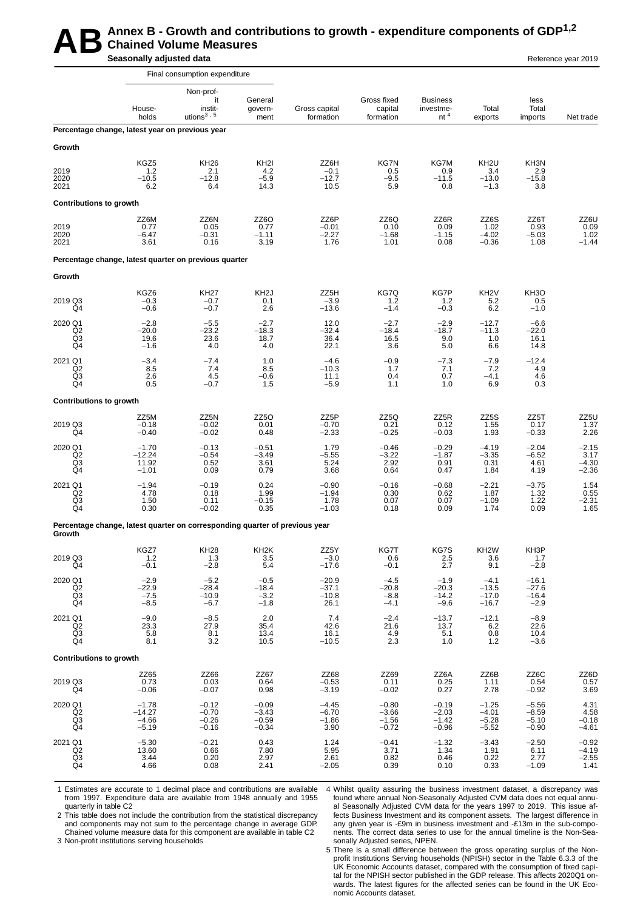# AB Annex B - Growth and contributions to growth - expenditure components of GDP[1,2]

## Chained Volume Measures

**Seasonally adjusted data** — Reference year 2019

| | Final consumption expenditure | | | | | | | | |
|---|---|---|---|---|---|---|---|---|---|
| | Households | Non-profit institutions[3,5] | General government | Gross capital formation | Gross fixed capital formation | Business investment[4] | Total exports | less Total imports | Net trade |
| **Percentage change, latest year on previous year** | | | | | | | | | |
| **Growth** | | | | | | | | | |
| | KGZ5 | KH26 | KH2I | ZZ6H | KG7N | KG7M | KH2U | KH3N | |
| 2019 | 1.2 | 2.1 | 4.2 | −0.1 | 0.5 | 0.9 | 3.4 | 2.9 | |
| 2020 | −10.5 | −12.8 | −5.9 | −12.7 | −9.5 | −11.5 | −13.0 | −15.8 | |
| 2021 | 6.2 | 6.4 | 14.3 | 10.5 | 5.9 | 0.8 | −1.3 | 3.8 | |
| **Contributions to growth** | | | | | | | | | |
| | ZZ6M | ZZ6N | ZZ6O | ZZ6P | ZZ6Q | ZZ6R | ZZ6S | ZZ6T | ZZ6U |
| 2019 | 0.77 | 0.05 | 0.77 | −0.01 | 0.10 | 0.09 | 1.02 | 0.93 | 0.09 |
| 2020 | −6.47 | −0.31 | −1.11 | −2.27 | −1.68 | −1.15 | −4.02 | −5.03 | 1.02 |
| 2021 | 3.61 | 0.16 | 3.19 | 1.76 | 1.01 | 0.08 | −0.36 | 1.08 | −1.44 |
| **Percentage change, latest quarter on previous quarter** | | | | | | | | | |
| **Growth** | | | | | | | | | |
| | KGZ6 | KH27 | KH2J | ZZ5H | KG7Q | KG7P | KH2V | KH3O | |
| 2019 Q3 | −0.3 | −0.7 | 0.1 | −3.9 | 1.2 | 1.2 | 5.2 | 0.5 | |
| Q4 | −0.6 | −0.7 | 2.6 | −13.6 | −1.4 | −0.3 | 6.2 | −1.0 | |
| 2020 Q1 | −2.8 | −5.5 | −2.7 | 12.0 | −2.7 | −2.9 | −12.7 | −6.6 | |
| Q2 | −20.0 | −23.2 | −18.3 | −32.4 | −18.4 | −18.7 | −11.3 | −22.0 | |
| Q3 | 19.6 | 23.6 | 18.7 | 36.4 | 16.5 | 9.0 | 1.0 | 16.1 | |
| Q4 | −1.6 | 4.0 | 4.0 | 22.1 | 3.6 | 5.0 | 6.6 | 14.8 | |
| 2021 Q1 | −3.4 | −7.4 | 1.0 | −4.6 | −0.9 | −7.3 | −7.9 | −12.4 | |
| Q2 | 8.5 | 7.4 | 8.5 | −10.3 | 1.7 | 7.1 | 7.2 | 4.9 | |
| Q3 | 2.6 | 4.5 | −0.6 | 11.1 | 0.4 | 0.7 | −4.1 | 4.6 | |
| Q4 | 0.5 | −0.7 | 1.5 | −5.9 | 1.1 | 1.0 | 6.9 | 0.3 | |
| **Contributions to growth** | | | | | | | | | |
| | ZZ5M | ZZ5N | ZZ5O | ZZ5P | ZZ5Q | ZZ5R | ZZ5S | ZZ5T | ZZ5U |
| 2019 Q3 | −0.18 | −0.02 | 0.01 | −0.70 | 0.21 | 0.12 | 1.55 | 0.17 | 1.37 |
| Q4 | −0.40 | −0.02 | 0.48 | −2.33 | −0.25 | −0.03 | 1.93 | −0.33 | 2.26 |
| 2020 Q1 | −1.70 | −0.13 | −0.51 | 1.79 | −0.46 | −0.29 | −4.19 | −2.04 | −2.15 |
| Q2 | −12.24 | −0.54 | −3.49 | −5.55 | −3.22 | −1.87 | −3.35 | −6.52 | 3.17 |
| Q3 | 11.92 | 0.52 | 3.61 | 5.24 | 2.92 | 0.91 | 0.31 | 4.61 | −4.30 |
| Q4 | −1.01 | 0.09 | 0.79 | 3.68 | 0.64 | 0.47 | 1.84 | 4.19 | −2.36 |
| 2021 Q1 | −1.94 | −0.19 | 0.24 | −0.90 | −0.16 | −0.68 | −2.21 | −3.75 | 1.54 |
| Q2 | 4.78 | 0.18 | 1.99 | −1.94 | 0.30 | 0.62 | 1.87 | 1.32 | 0.55 |
| Q3 | 1.50 | 0.11 | −0.15 | 1.78 | 0.07 | 0.07 | −1.09 | 1.22 | −2.31 |
| Q4 | 0.30 | −0.02 | 0.35 | −1.03 | 0.18 | 0.09 | 1.74 | 0.09 | 1.65 |
| **Percentage change, latest quarter on corresponding quarter of previous year** | | | | | | | | | |
| **Growth** | | | | | | | | | |
| | KGZ7 | KH28 | KH2K | ZZ5Y | KG7T | KG7S | KH2W | KH3P | |
| 2019 Q3 | 1.2 | 1.3 | 3.5 | −3.0 | 0.6 | 2.5 | 3.6 | 1.7 | |
| Q4 | −0.1 | −2.8 | 5.4 | −17.6 | −0.1 | 2.7 | 9.1 | −2.8 | |
| 2020 Q1 | −2.9 | −5.2 | −0.5 | −20.9 | −4.5 | −1.9 | −4.1 | −16.1 | |
| Q2 | −22.9 | −28.4 | −18.4 | −37.1 | −20.8 | −20.3 | −13.5 | −27.6 | |
| Q3 | −7.5 | −10.9 | −3.2 | −10.8 | −8.8 | −14.2 | −17.0 | −16.4 | |
| Q4 | −8.5 | −6.7 | −1.8 | 26.1 | −4.1 | −9.6 | −16.7 | −2.9 | |
| 2021 Q1 | −9.0 | −8.5 | 2.0 | 7.4 | −2.4 | −13.7 | −12.1 | −8.9 | |
| Q2 | 23.3 | 27.9 | 35.4 | 42.6 | 21.6 | 13.7 | 6.2 | 22.6 | |
| Q3 | 5.8 | 8.1 | 13.4 | 16.1 | 4.9 | 5.1 | 0.8 | 10.4 | |
| Q4 | 8.1 | 3.2 | 10.5 | −10.5 | 2.3 | 1.0 | 1.2 | −3.6 | |
| **Contributions to growth** | | | | | | | | | |
| | ZZ65 | ZZ66 | ZZ67 | ZZ68 | ZZ69 | ZZ6A | ZZ6B | ZZ6C | ZZ6D |
| 2019 Q3 | 0.73 | 0.03 | 0.64 | −0.53 | 0.11 | 0.25 | 1.11 | 0.54 | 0.57 |
| Q4 | −0.06 | −0.07 | 0.98 | −3.19 | −0.02 | 0.27 | 2.78 | −0.92 | 3.69 |
| 2020 Q1 | −1.78 | −0.12 | −0.09 | −4.45 | −0.80 | −0.19 | −1.25 | −5.56 | 4.31 |
| Q2 | −14.27 | −0.70 | −3.43 | −6.70 | −3.66 | −2.03 | −4.01 | −8.59 | 4.58 |
| Q3 | −4.66 | −0.26 | −0.59 | −1.86 | −1.56 | −1.42 | −5.28 | −5.10 | −0.18 |
| Q4 | −5.19 | −0.16 | −0.34 | 3.90 | −0.72 | −0.96 | −5.52 | −0.90 | −4.61 |
| 2021 Q1 | −5.30 | −0.21 | 0.43 | 1.24 | −0.41 | −1.32 | −3.43 | −2.50 | −0.92 |
| Q2 | 13.60 | 0.66 | 7.80 | 5.95 | 3.71 | 1.34 | 1.91 | 6.11 | −4.19 |
| Q3 | 3.44 | 0.20 | 2.97 | 2.61 | 0.82 | 0.46 | 0.22 | 2.77 | −2.55 |
| Q4 | 4.66 | 0.08 | 2.41 | −2.05 | 0.39 | 0.10 | 0.33 | −1.09 | 1.41 |

1 Estimates are accurate to 1 decimal place and contributions are available from 1997. Expenditure data are available from 1948 annually and 1955 quarterly in table C2

2 This table does not include the contribution from the statistical discrepancy and components may not sum to the percentage change in average GDP. Chained volume measure data for this component are available in table C2

3 Non-profit institutions serving households

4 Whilst quality assuring the business investment dataset, a discrepancy was found where annual Non-Seasonally Adjusted CVM data does not equal annual Seasonally Adjusted CVM data for the years 1997 to 2019. This issue affects Business Investment and its component assets. The largest difference in any given year is -£9m in business investment and -£13m in the sub-components. The correct data series to use for the annual timeline is the Non-Seasonally Adjusted series, NPEN.

5 There is a small difference between the gross operating surplus of the Non-profit Institutions Serving households (NPISH) sector in the Table 6.3.3 of the UK Economic Accounts dataset, compared with the consumption of fixed capital for the NPISH sector published in the GDP release. This affects 2020Q1 onwards. The latest figures for the affected series can be found in the UK Economic Accounts dataset.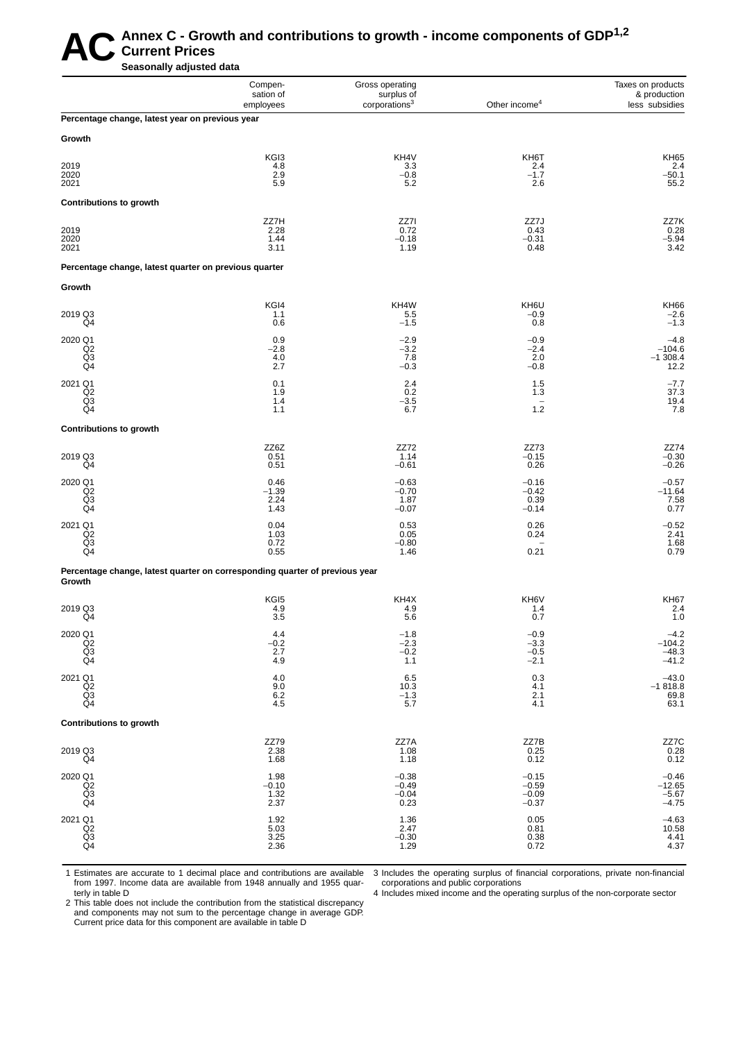# AC Annex C - Growth and contributions to growth - income components of GDP[1,2] Current Prices

**Seasonally adjusted data**

| | Compensation of employees | Gross operating surplus of corporations[3] | Other income[4] | Taxes on products & production less subsidies |
|---|---|---|---|---|
| **Percentage change, latest year on previous year** | | | | |
| **Growth** | | | | |
| | KGI3 | KH4V | KH6T | KH65 |
| 2019 | 4.8 | 3.3 | 2.4 | 2.4 |
| 2020 | 2.9 | −0.8 | −1.7 | −50.1 |
| 2021 | 5.9 | 5.2 | 2.6 | 55.2 |
| **Contributions to growth** | | | | |
| | ZZ7H | ZZ7I | ZZ7J | ZZ7K |
| 2019 | 2.28 | 0.72 | 0.43 | 0.28 |
| 2020 | 1.44 | −0.18 | −0.31 | −5.94 |
| 2021 | 3.11 | 1.19 | 0.48 | 3.42 |
| **Percentage change, latest quarter on previous quarter** | | | | |
| **Growth** | | | | |
| | KGI4 | KH4W | KH6U | KH66 |
| 2019 Q3 | 1.1 | 5.5 | −0.9 | −2.6 |
| Q4 | 0.6 | −1.5 | 0.8 | −1.3 |
| 2020 Q1 | 0.9 | −2.9 | −0.9 | −4.8 |
| Q2 | −2.8 | −3.2 | −2.4 | −104.6 |
| Q3 | 4.0 | 7.8 | 2.0 | −1 308.4 |
| Q4 | 2.7 | −0.3 | −0.8 | 12.2 |
| 2021 Q1 | 0.1 | 2.4 | 1.5 | −7.7 |
| Q2 | 1.9 | 0.2 | 1.3 | 37.3 |
| Q3 | 1.4 | −3.5 | − | 19.4 |
| Q4 | 1.1 | 6.7 | 1.2 | 7.8 |
| **Contributions to growth** | | | | |
| | ZZ6Z | ZZ72 | ZZ73 | ZZ74 |
| 2019 Q3 | 0.51 | 1.14 | −0.15 | −0.30 |
| Q4 | 0.51 | −0.61 | 0.26 | −0.26 |
| 2020 Q1 | 0.46 | −0.63 | −0.16 | −0.57 |
| Q2 | −1.39 | −0.70 | −0.42 | −11.64 |
| Q3 | 2.24 | 1.87 | 0.39 | 7.58 |
| Q4 | 1.43 | −0.07 | −0.14 | 0.77 |
| 2021 Q1 | 0.04 | 0.53 | 0.26 | −0.52 |
| Q2 | 1.03 | 0.05 | 0.24 | 2.41 |
| Q3 | 0.72 | −0.80 | − | 1.68 |
| Q4 | 0.55 | 1.46 | 0.21 | 0.79 |
| **Percentage change, latest quarter on corresponding quarter of previous year** | | | | |
| **Growth** | | | | |
| | KGI5 | KH4X | KH6V | KH67 |
| 2019 Q3 | 4.9 | 4.9 | 1.4 | 2.4 |
| Q4 | 3.5 | 5.6 | 0.7 | 1.0 |
| 2020 Q1 | 4.4 | −1.8 | −0.9 | −4.2 |
| Q2 | −0.2 | −2.3 | −3.3 | −104.2 |
| Q3 | 2.7 | −0.2 | −0.5 | −48.3 |
| Q4 | 4.9 | 1.1 | −2.1 | −41.2 |
| 2021 Q1 | 4.0 | 6.5 | 0.3 | −43.0 |
| Q2 | 9.0 | 10.3 | 4.1 | −1 818.8 |
| Q3 | 6.2 | −1.3 | 2.1 | 69.8 |
| Q4 | 4.5 | 5.7 | 4.1 | 63.1 |
| **Contributions to growth** | | | | |
| | ZZ79 | ZZ7A | ZZ7B | ZZ7C |
| 2019 Q3 | 2.38 | 1.08 | 0.25 | 0.28 |
| Q4 | 1.68 | 1.18 | 0.12 | 0.12 |
| 2020 Q1 | 1.98 | −0.38 | −0.15 | −0.46 |
| Q2 | −0.10 | −0.49 | −0.59 | −12.65 |
| Q3 | 1.32 | −0.04 | −0.09 | −5.67 |
| Q4 | 2.37 | 0.23 | −0.37 | −4.75 |
| 2021 Q1 | 1.92 | 1.36 | 0.05 | −4.63 |
| Q2 | 5.03 | 2.47 | 0.81 | 10.58 |
| Q3 | 3.25 | −0.30 | 0.38 | 4.41 |
| Q4 | 2.36 | 1.29 | 0.72 | 4.37 |

1 Estimates are accurate to 1 decimal place and contributions are available from 1997. Income data are available from 1948 annually and 1955 quarterly in table D

2 This table does not include the contribution from the statistical discrepancy and components may not sum to the percentage change in average GDP. Current price data for this component are available in table D

3 Includes the operating surplus of financial corporations, private non-financial corporations and public corporations

4 Includes mixed income and the operating surplus of the non-corporate sector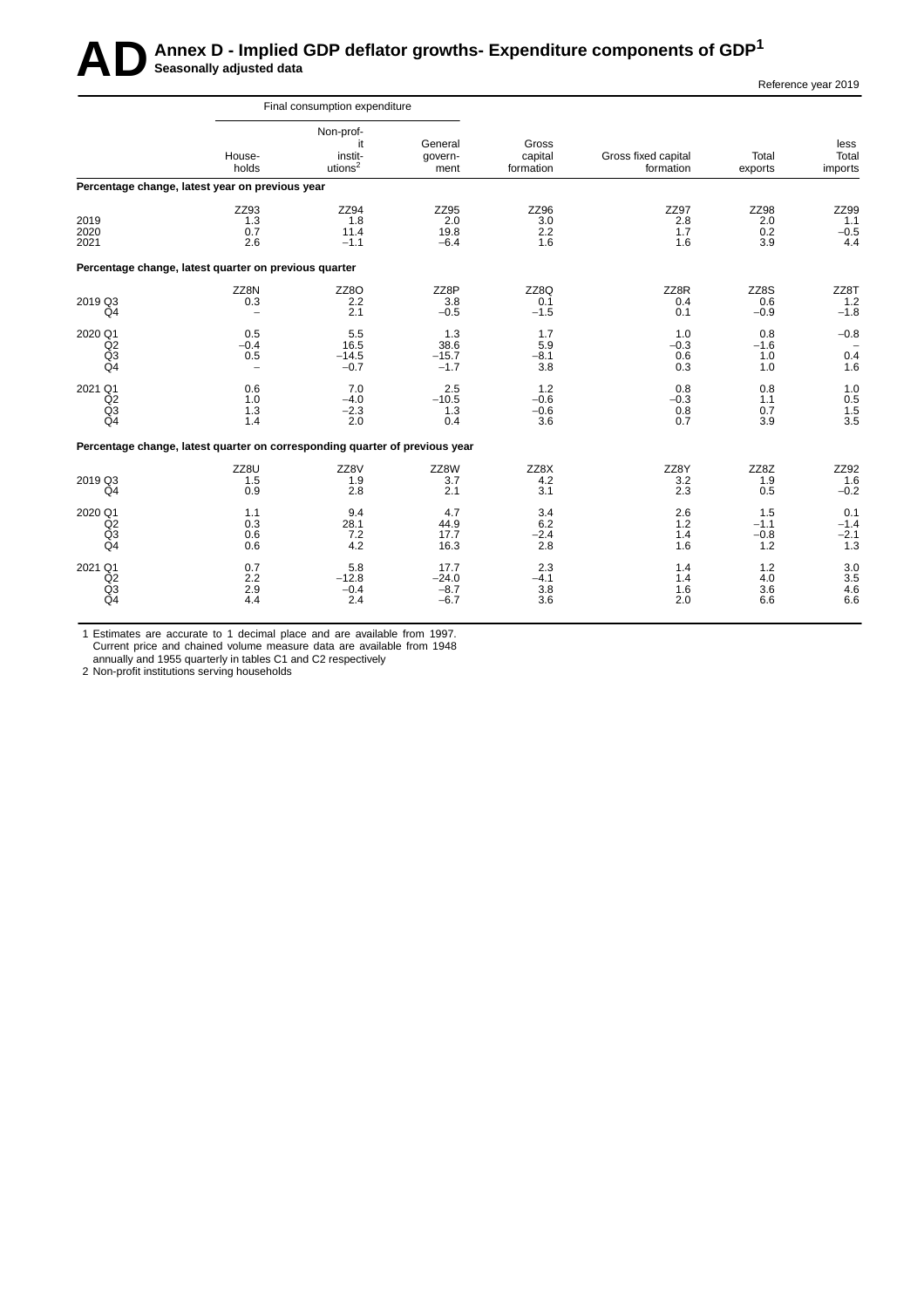# AD Annex D - Implied GDP deflator growths- Expenditure components of GDP[1]

**Seasonally adjusted data**

Reference year 2019

| | Final consumption expenditure | | | | | | |
|---|---|---|---|---|---|---|---|
| | Households | Non-profit institutions[2] | General government | Gross capital formation | Gross fixed capital formation | Total exports | less Total imports |
| **Percentage change, latest year on previous year** | | | | | | | |
| | ZZ93 | ZZ94 | ZZ95 | ZZ96 | ZZ97 | ZZ98 | ZZ99 |
| 2019 | 1.3 | 1.8 | 2.0 | 3.0 | 2.8 | 2.0 | 1.1 |
| 2020 | 0.7 | 11.4 | 19.8 | 2.2 | 1.7 | 0.2 | −0.5 |
| 2021 | 2.6 | −1.1 | −6.4 | 1.6 | 1.6 | 3.9 | 4.4 |
| **Percentage change, latest quarter on previous quarter** | | | | | | | |
| | ZZ8N | ZZ8O | ZZ8P | ZZ8Q | ZZ8R | ZZ8S | ZZ8T |
| 2019 Q3 | 0.3 | 2.2 | 3.8 | 0.1 | 0.4 | 0.6 | 1.2 |
| Q4 | – | 2.1 | −0.5 | −1.5 | 0.1 | −0.9 | −1.8 |
| 2020 Q1 | 0.5 | 5.5 | 1.3 | 1.7 | 1.0 | 0.8 | −0.8 |
| Q2 | −0.4 | 16.5 | 38.6 | 5.9 | −0.3 | −1.6 | – |
| Q3 | 0.5 | −14.5 | −15.7 | −8.1 | 0.6 | 1.0 | 0.4 |
| Q4 | – | −0.7 | −1.7 | 3.8 | 0.3 | 1.0 | 1.6 |
| 2021 Q1 | 0.6 | 7.0 | 2.5 | 1.2 | 0.8 | 0.8 | 1.0 |
| Q2 | 1.0 | −4.0 | −10.5 | −0.6 | −0.3 | 1.1 | 0.5 |
| Q3 | 1.3 | −2.3 | 1.3 | −0.6 | 0.8 | 0.7 | 1.5 |
| Q4 | 1.4 | 2.0 | 0.4 | 3.6 | 0.7 | 3.9 | 3.5 |
| **Percentage change, latest quarter on corresponding quarter of previous year** | | | | | | | |
| | ZZ8U | ZZ8V | ZZ8W | ZZ8X | ZZ8Y | ZZ8Z | ZZ92 |
| 2019 Q3 | 1.5 | 1.9 | 3.7 | 4.2 | 3.2 | 1.9 | 1.6 |
| Q4 | 0.9 | 2.8 | 2.1 | 3.1 | 2.3 | 0.5 | −0.2 |
| 2020 Q1 | 1.1 | 9.4 | 4.7 | 3.4 | 2.6 | 1.5 | 0.1 |
| Q2 | 0.3 | 28.1 | 44.9 | 6.2 | 1.2 | −1.1 | −1.4 |
| Q3 | 0.6 | 7.2 | 17.7 | −2.4 | 1.4 | −0.8 | −2.1 |
| Q4 | 0.6 | 4.2 | 16.3 | 2.8 | 1.6 | 1.2 | 1.3 |
| 2021 Q1 | 0.7 | 5.8 | 17.7 | 2.3 | 1.4 | 1.2 | 3.0 |
| Q2 | 2.2 | −12.8 | −24.0 | −4.1 | 1.4 | 4.0 | 3.5 |
| Q3 | 2.9 | −0.4 | −8.7 | 3.8 | 1.6 | 3.6 | 4.6 |
| Q4 | 4.4 | 2.4 | −6.7 | 3.6 | 2.0 | 6.6 | 6.6 |

1 Estimates are accurate to 1 decimal place and are available from 1997. Current price and chained volume measure data are available from 1948 annually and 1955 quarterly in tables C1 and C2 respectively

2 Non-profit institutions serving households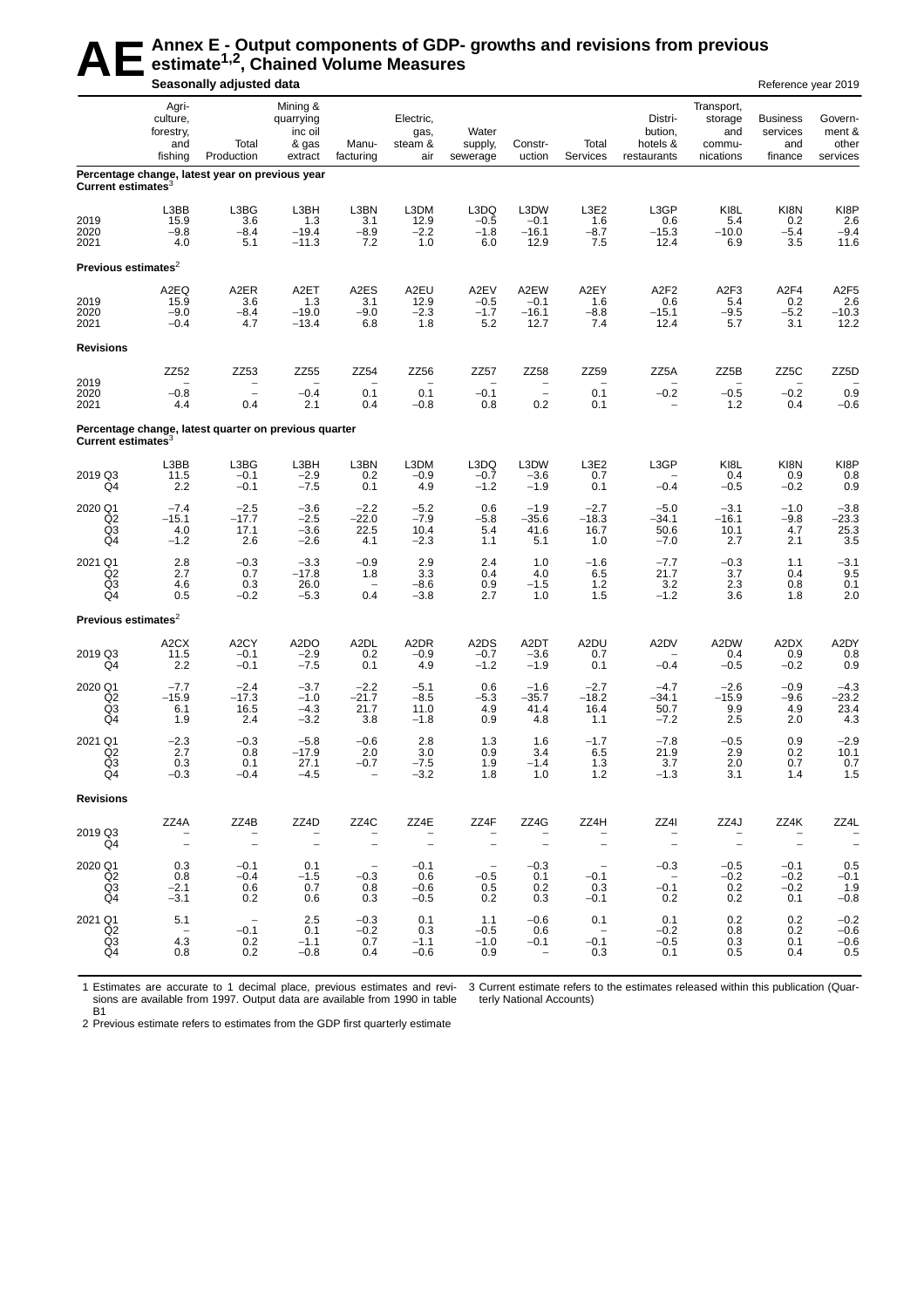# AE Annex E - Output components of GDP- growths and revisions from previous estimate[1,2], Chained Volume Measures

**Seasonally adjusted data** — Reference year 2019

| | Agri-culture, forestry, and fishing | Total Production | Mining & quarrying inc oil & gas extract | Manu-facturing | Electric, gas, steam & air | Water supply, sewerage | Constr-uction | Total Services | Distri-bution, hotels & restaurants | Transport, storage and commu-nications | Business services and finance | Govern-ment & other services |
|---|---|---|---|---|---|---|---|---|---|---|---|---|
| **Percentage change, latest year on previous year** | | | | | | | | | | | | |
| **Current estimates[3]** | | | | | | | | | | | | |
| | L3BB | L3BG | L3BH | L3BN | L3DM | L3DQ | L3DW | L3E2 | L3GP | KI8L | KI8N | KI8P |
| 2019 | 15.9 | 3.6 | 1.3 | 3.1 | 12.9 | –0.5 | –0.1 | 1.6 | 0.6 | 5.4 | 0.2 | 2.6 |
| 2020 | –9.8 | –8.4 | –19.4 | –8.9 | –2.2 | –1.8 | –16.1 | –8.7 | –15.3 | –10.0 | –5.4 | –9.4 |
| 2021 | 4.0 | 5.1 | –11.3 | 7.2 | 1.0 | 6.0 | 12.9 | 7.5 | 12.4 | 6.9 | 3.5 | 11.6 |
| **Previous estimates[2]** | | | | | | | | | | | | |
| | A2EQ | A2ER | A2ET | A2ES | A2EU | A2EV | A2EW | A2EY | A2F2 | A2F3 | A2F4 | A2F5 |
| 2019 | 15.9 | 3.6 | 1.3 | 3.1 | 12.9 | –0.5 | –0.1 | 1.6 | 0.6 | 5.4 | 0.2 | 2.6 |
| 2020 | –9.0 | –8.4 | –19.0 | –9.0 | –2.3 | –1.7 | –16.1 | –8.8 | –15.1 | –9.5 | –5.2 | –10.3 |
| 2021 | –0.4 | 4.7 | –13.4 | 6.8 | 1.8 | 5.2 | 12.7 | 7.4 | 12.4 | 5.7 | 3.1 | 12.2 |
| **Revisions** | | | | | | | | | | | | |
| | ZZ52 | ZZ53 | ZZ55 | ZZ54 | ZZ56 | ZZ57 | ZZ58 | ZZ59 | ZZ5A | ZZ5B | ZZ5C | ZZ5D |
| 2019 | – | – | – | – | – | – | – | – | – | – | – | – |
| 2020 | –0.8 | – | –0.4 | 0.1 | 0.1 | –0.1 | – | 0.1 | –0.2 | –0.5 | –0.2 | 0.9 |
| 2021 | 4.4 | 0.4 | 2.1 | 0.4 | –0.8 | 0.8 | 0.2 | 0.1 | – | 1.2 | 0.4 | –0.6 |
| **Percentage change, latest quarter on previous quarter** | | | | | | | | | | | | |
| **Current estimates[3]** | | | | | | | | | | | | |
| | L3BB | L3BG | L3BH | L3BN | L3DM | L3DQ | L3DW | L3E2 | L3GP | KI8L | KI8N | KI8P |
| 2019 Q3 | 11.5 | –0.1 | –2.9 | 0.2 | –0.9 | –0.7 | –3.6 | 0.7 | – | 0.4 | 0.9 | 0.8 |
| Q4 | 2.2 | –0.1 | –7.5 | 0.1 | 4.9 | –1.2 | –1.9 | 0.1 | –0.4 | –0.5 | –0.2 | 0.9 |
| 2020 Q1 | –7.4 | –2.5 | –3.6 | –2.2 | –5.2 | 0.6 | –1.9 | –2.7 | –5.0 | –3.1 | –1.0 | –3.8 |
| Q2 | –15.1 | –17.7 | –2.5 | –22.0 | –7.9 | –5.8 | –35.6 | –18.3 | –34.1 | –16.1 | –9.8 | –23.3 |
| Q3 | 4.0 | 17.1 | –3.6 | 22.5 | 10.4 | 5.4 | 41.6 | 16.7 | 50.6 | 10.1 | 4.7 | 25.3 |
| Q4 | –1.2 | 2.6 | –2.6 | 4.1 | –2.3 | 1.1 | 5.1 | 1.0 | –7.0 | 2.7 | 2.1 | 3.5 |
| 2021 Q1 | 2.8 | –0.3 | –3.3 | –0.9 | 2.9 | 2.4 | 1.0 | –1.6 | –7.7 | –0.3 | 1.1 | –3.1 |
| Q2 | 2.7 | 0.7 | –17.8 | 1.8 | 3.3 | 0.4 | 4.0 | 6.5 | 21.7 | 3.7 | 0.4 | 9.5 |
| Q3 | 4.6 | 0.3 | 26.0 | – | –8.6 | 0.9 | –1.5 | 1.2 | 3.2 | 2.3 | 0.8 | 0.1 |
| Q4 | 0.5 | –0.2 | –5.3 | 0.4 | –3.8 | 2.7 | 1.0 | 1.5 | –1.2 | 3.6 | 1.8 | 2.0 |
| **Previous estimates[2]** | | | | | | | | | | | | |
| | A2CX | A2CY | A2DO | A2DL | A2DR | A2DS | A2DT | A2DU | A2DV | A2DW | A2DX | A2DY |
| 2019 Q3 | 11.5 | –0.1 | –2.9 | 0.2 | –0.9 | –0.7 | –3.6 | 0.7 | – | 0.4 | 0.9 | 0.8 |
| Q4 | 2.2 | –0.1 | –7.5 | 0.1 | 4.9 | –1.2 | –1.9 | 0.1 | –0.4 | –0.5 | –0.2 | 0.9 |
| 2020 Q1 | –7.7 | –2.4 | –3.7 | –2.2 | –5.1 | 0.6 | –1.6 | –2.7 | –4.7 | –2.6 | –0.9 | –4.3 |
| Q2 | –15.9 | –17.3 | –1.0 | –21.7 | –8.5 | –5.3 | –35.7 | –18.2 | –34.1 | –15.9 | –9.6 | –23.2 |
| Q3 | 6.1 | 16.5 | –4.3 | 21.7 | 11.0 | 4.9 | 41.4 | 16.4 | 50.7 | 9.9 | 4.9 | 23.4 |
| Q4 | 1.9 | 2.4 | –3.2 | 3.8 | –1.8 | 0.9 | 4.8 | 1.1 | –7.2 | 2.5 | 2.0 | 4.3 |
| 2021 Q1 | –2.3 | –0.3 | –5.8 | –0.6 | 2.8 | 1.3 | 1.6 | –1.7 | –7.8 | –0.5 | 0.9 | –2.9 |
| Q2 | 2.7 | 0.8 | –17.9 | 2.0 | 3.0 | 0.9 | 3.4 | 6.5 | 21.9 | 2.9 | 0.2 | 10.1 |
| Q3 | 0.3 | 0.1 | 27.1 | –0.7 | –7.5 | 1.9 | –1.4 | 1.3 | 3.7 | 2.0 | 0.7 | 0.7 |
| Q4 | –0.3 | –0.4 | –4.5 | – | –3.2 | 1.8 | 1.0 | 1.2 | –1.3 | 3.1 | 1.4 | 1.5 |
| **Revisions** | | | | | | | | | | | | |
| | ZZ4A | ZZ4B | ZZ4D | ZZ4C | ZZ4E | ZZ4F | ZZ4G | ZZ4H | ZZ4I | ZZ4J | ZZ4K | ZZ4L |
| 2019 Q3 | – | – | – | – | – | – | – | – | – | – | – | – |
| Q4 | – | – | – | – | – | – | – | – | – | – | – | – |
| 2020 Q1 | 0.3 | –0.1 | 0.1 | – | –0.1 | – | –0.3 | – | –0.3 | –0.5 | –0.1 | 0.5 |
| Q2 | 0.8 | –0.4 | –1.5 | –0.3 | 0.6 | –0.5 | 0.1 | –0.1 | – | –0.2 | –0.2 | –0.1 |
| Q3 | –2.1 | 0.6 | 0.7 | 0.8 | –0.6 | 0.5 | 0.2 | 0.3 | –0.1 | 0.2 | –0.2 | 1.9 |
| Q4 | –3.1 | 0.2 | 0.6 | 0.3 | –0.5 | 0.2 | 0.3 | –0.1 | 0.2 | 0.2 | 0.1 | –0.8 |
| 2021 Q1 | 5.1 | – | 2.5 | –0.3 | 0.1 | 1.1 | –0.6 | 0.1 | 0.1 | 0.2 | 0.2 | –0.2 |
| Q2 | – | –0.1 | 0.1 | –0.2 | 0.3 | –0.5 | 0.6 | – | –0.2 | 0.8 | 0.2 | –0.6 |
| Q3 | 4.3 | 0.2 | –1.1 | 0.7 | –1.1 | –1.0 | –0.1 | –0.1 | –0.5 | 0.3 | 0.1 | –0.6 |
| Q4 | 0.8 | 0.2 | –0.8 | 0.4 | –0.6 | 0.9 | – | 0.3 | 0.1 | 0.5 | 0.4 | 0.5 |

1 Estimates are accurate to 1 decimal place, previous estimates and revisions are available from 1997. Output data are available from 1990 in table B1

2 Previous estimate refers to estimates from the GDP first quarterly estimate

3 Current estimate refers to the estimates released within this publication (Quarterly National Accounts)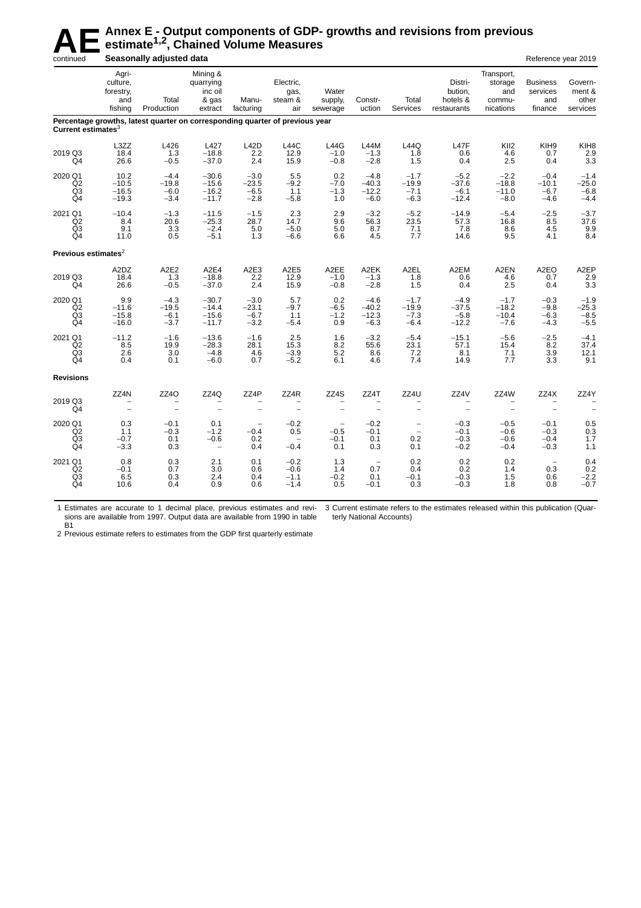# AE Annex E - Output components of GDP- growths and revisions from previous estimate[1,2], Chained Volume Measures

continued

**Seasonally adjusted data**

Reference year 2019

| | Agri-culture, forestry, and fishing | Total Production | Mining & quarrying inc oil & gas extract | Manu-facturing | Electric, gas, steam & air | Water supply, sewerage | Constr-uction | Total Services | Distri-bution, hotels & restaurants | Transport, storage and commu-nications | Business services and finance | Govern-ment & other services |
|---|---|---|---|---|---|---|---|---|---|---|---|---|
| **Percentage growths, latest quarter on corresponding quarter of previous year** | | | | | | | | | | | | |
| **Current estimates[3]** | | | | | | | | | | | | |
| | L3ZZ | L426 | L427 | L42D | L44C | L44G | L44M | L44Q | L47F | KII2 | KIH9 | KIH8 |
| 2019 Q3 | 18.4 | 1.3 | −18.8 | 2.2 | 12.9 | −1.0 | −1.3 | 1.8 | 0.6 | 4.6 | 0.7 | 2.9 |
| Q4 | 26.6 | −0.5 | −37.0 | 2.4 | 15.9 | −0.8 | −2.8 | 1.5 | 0.4 | 2.5 | 0.4 | 3.3 |
| 2020 Q1 | 10.2 | −4.4 | −30.6 | −3.0 | 5.5 | 0.2 | −4.8 | −1.7 | −5.2 | −2.2 | −0.4 | −1.4 |
| Q2 | −10.5 | −19.8 | −15.6 | −23.5 | −9.2 | −7.0 | −40.3 | −19.9 | −37.6 | −18.8 | −10.1 | −25.0 |
| Q3 | −16.5 | −6.0 | −16.2 | −6.5 | 1.1 | −1.3 | −12.2 | −7.1 | −6.1 | −11.0 | −6.7 | −6.8 |
| Q4 | −19.3 | −3.4 | −11.7 | −2.8 | −5.8 | 1.0 | −6.0 | −6.3 | −12.4 | −8.0 | −4.6 | −4.4 |
| 2021 Q1 | −10.4 | −1.3 | −11.5 | −1.5 | 2.3 | 2.9 | −3.2 | −5.2 | −14.9 | −5.4 | −2.5 | −3.7 |
| Q2 | 8.4 | 20.6 | −25.3 | 28.7 | 14.7 | 9.6 | 56.3 | 23.5 | 57.3 | 16.8 | 8.5 | 37.6 |
| Q3 | 9.1 | 3.3 | −2.4 | 5.0 | −5.0 | 5.0 | 8.7 | 7.1 | 7.8 | 8.6 | 4.5 | 9.9 |
| Q4 | 11.0 | 0.5 | −5.1 | 1.3 | −6.6 | 6.6 | 4.5 | 7.7 | 14.6 | 9.5 | 4.1 | 8.4 |
| **Previous estimates[2]** | | | | | | | | | | | | |
| | A2DZ | A2E2 | A2E4 | A2E3 | A2E5 | A2EE | A2EK | A2EL | A2EM | A2EN | A2EO | A2EP |
| 2019 Q3 | 18.4 | 1.3 | −18.8 | 2.2 | 12.9 | −1.0 | −1.3 | 1.8 | 0.6 | 4.6 | 0.7 | 2.9 |
| Q4 | 26.6 | −0.5 | −37.0 | 2.4 | 15.9 | −0.8 | −2.8 | 1.5 | 0.4 | 2.5 | 0.4 | 3.3 |
| 2020 Q1 | 9.9 | −4.3 | −30.7 | −3.0 | 5.7 | 0.2 | −4.6 | −1.7 | −4.9 | −1.7 | −0.3 | −1.9 |
| Q2 | −11.6 | −19.5 | −14.4 | −23.1 | −9.7 | −6.5 | −40.2 | −19.9 | −37.5 | −18.2 | −9.8 | −25.3 |
| Q3 | −15.8 | −6.1 | −15.6 | −6.7 | 1.1 | −1.2 | −12.3 | −7.3 | −5.8 | −10.4 | −6.3 | −8.5 |
| Q4 | −16.0 | −3.7 | −11.7 | −3.2 | −5.4 | 0.9 | −6.3 | −6.4 | −12.2 | −7.6 | −4.3 | −5.5 |
| 2021 Q1 | −11.2 | −1.6 | −13.6 | −1.6 | 2.5 | 1.6 | −3.2 | −5.4 | −15.1 | −5.6 | −2.5 | −4.1 |
| Q2 | 8.5 | 19.9 | −28.3 | 28.1 | 15.3 | 8.2 | 55.6 | 23.1 | 57.1 | 15.4 | 8.2 | 37.4 |
| Q3 | 2.6 | 3.0 | −4.8 | 4.6 | −3.9 | 5.2 | 8.6 | 7.2 | 8.1 | 7.1 | 3.9 | 12.1 |
| Q4 | 0.4 | 0.1 | −6.0 | 0.7 | −5.2 | 6.1 | 4.6 | 7.4 | 14.9 | 7.7 | 3.3 | 9.1 |
| **Revisions** | | | | | | | | | | | | |
| | ZZ4N | ZZ4O | ZZ4Q | ZZ4P | ZZ4R | ZZ4S | ZZ4T | ZZ4U | ZZ4V | ZZ4W | ZZ4X | ZZ4Y |
| 2019 Q3 | − | − | − | − | − | − | − | − | − | − | − | − |
| Q4 | − | − | − | − | − | − | − | − | − | − | − | − |
| 2020 Q1 | 0.3 | −0.1 | 0.1 | − | −0.2 | − | −0.2 | − | −0.3 | −0.5 | −0.1 | 0.5 |
| Q2 | 1.1 | −0.3 | −1.2 | −0.4 | 0.5 | −0.5 | −0.1 | − | −0.1 | −0.6 | −0.3 | 0.3 |
| Q3 | −0.7 | 0.1 | −0.6 | 0.2 | − | −0.1 | 0.1 | 0.2 | −0.3 | −0.6 | −0.4 | 1.7 |
| Q4 | −3.3 | 0.3 | − | 0.4 | −0.4 | 0.1 | 0.3 | 0.1 | −0.2 | −0.4 | −0.3 | 1.1 |
| 2021 Q1 | 0.8 | 0.3 | 2.1 | 0.1 | −0.2 | 1.3 | − | 0.2 | 0.2 | 0.2 | − | 0.4 |
| Q2 | −0.1 | 0.7 | 3.0 | 0.6 | −0.6 | 1.4 | 0.7 | 0.4 | 0.2 | 1.4 | 0.3 | 0.2 |
| Q3 | 6.5 | 0.3 | 2.4 | 0.4 | −1.1 | −0.2 | 0.1 | −0.1 | −0.3 | 1.5 | 0.6 | −2.2 |
| Q4 | 10.6 | 0.4 | 0.9 | 0.6 | −1.4 | 0.5 | −0.1 | 0.3 | −0.3 | 1.8 | 0.8 | −0.7 |

1 Estimates are accurate to 1 decimal place, previous estimates and revisions are available from 1997. Output data are available from 1990 in table B1

2 Previous estimate refers to estimates from the GDP first quarterly estimate

3 Current estimate refers to the estimates released within this publication (Quarterly National Accounts)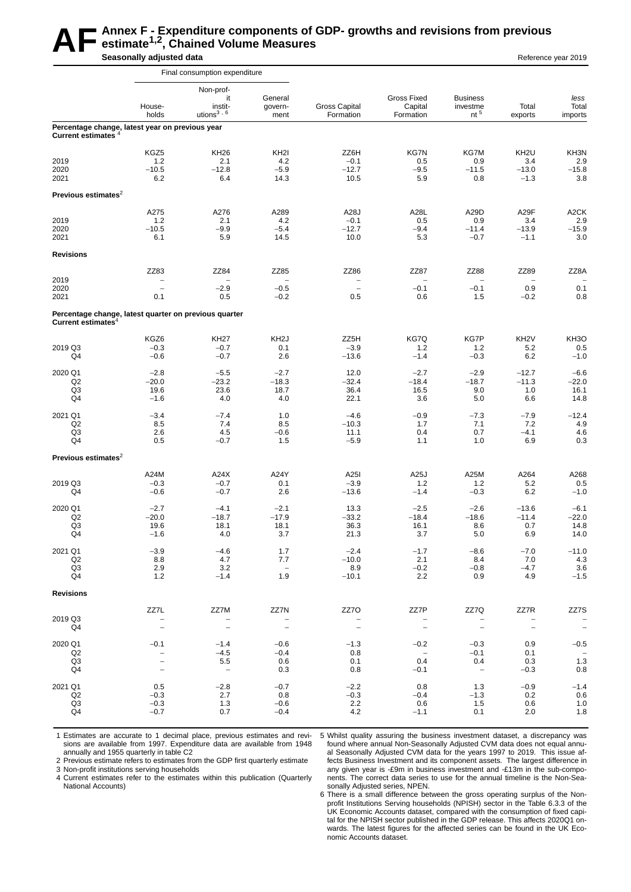# AF Annex F - Expenditure components of GDP- growths and revisions from previous estimate[1,2], Chained Volume Measures

**Seasonally adjusted data**

Reference year 2019

| | Final consumption expenditure | | | | | | | |
|---|---|---|---|---|---|---|---|---|
| | Households | Non-profit institutions[3, 6] | General government | Gross Capital Formation | Gross Fixed Capital Formation | Business investment[5] | Total exports | *less* Total imports |
| **Percentage change, latest year on previous year** | | | | | | | | |
| **Current estimates**[4] | | | | | | | | |
| | KGZ5 | KH26 | KH2I | ZZ6H | KG7N | KG7M | KH2U | KH3N |
| 2019 | 1.2 | 2.1 | 4.2 | –0.1 | 0.5 | 0.9 | 3.4 | 2.9 |
| 2020 | –10.5 | –12.8 | –5.9 | –12.7 | –9.5 | –11.5 | –13.0 | –15.8 |
| 2021 | 6.2 | 6.4 | 14.3 | 10.5 | 5.9 | 0.8 | –1.3 | 3.8 |
| **Previous estimates**[2] | | | | | | | | |
| | A275 | A276 | A289 | A28J | A28L | A29D | A29F | A2CK |
| 2019 | 1.2 | 2.1 | 4.2 | –0.1 | 0.5 | 0.9 | 3.4 | 2.9 |
| 2020 | –10.5 | –9.9 | –5.4 | –12.7 | –9.4 | –11.4 | –13.9 | –15.9 |
| 2021 | 6.1 | 5.9 | 14.5 | 10.0 | 5.3 | –0.7 | –1.1 | 3.0 |
| **Revisions** | | | | | | | | |
| | ZZ83 | ZZ84 | ZZ85 | ZZ86 | ZZ87 | ZZ88 | ZZ89 | ZZ8A |
| 2019 | – | – | – | – | – | – | – | – |
| 2020 | – | –2.9 | –0.5 | – | –0.1 | –0.1 | 0.9 | 0.1 |
| 2021 | 0.1 | 0.5 | –0.2 | 0.5 | 0.6 | 1.5 | –0.2 | 0.8 |
| **Percentage change, latest quarter on previous quarter** | | | | | | | | |
| **Current estimates**[4] | | | | | | | | |
| | KGZ6 | KH27 | KH2J | ZZ5H | KG7Q | KG7P | KH2V | KH3O |
| 2019 Q3 | –0.3 | –0.7 | 0.1 | –3.9 | 1.2 | 1.2 | 5.2 | 0.5 |
| Q4 | –0.6 | –0.7 | 2.6 | –13.6 | –1.4 | –0.3 | 6.2 | –1.0 |
| 2020 Q1 | –2.8 | –5.5 | –2.7 | 12.0 | –2.7 | –2.9 | –12.7 | –6.6 |
| Q2 | –20.0 | –23.2 | –18.3 | –32.4 | –18.4 | –18.7 | –11.3 | –22.0 |
| Q3 | 19.6 | 23.6 | 18.7 | 36.4 | 16.5 | 9.0 | 1.0 | 16.1 |
| Q4 | –1.6 | 4.0 | 4.0 | 22.1 | 3.6 | 5.0 | 6.6 | 14.8 |
| 2021 Q1 | –3.4 | –7.4 | 1.0 | –4.6 | –0.9 | –7.3 | –7.9 | –12.4 |
| Q2 | 8.5 | 7.4 | 8.5 | –10.3 | 1.7 | 7.1 | 7.2 | 4.9 |
| Q3 | 2.6 | 4.5 | –0.6 | 11.1 | 0.4 | 0.7 | –4.1 | 4.6 |
| Q4 | 0.5 | –0.7 | 1.5 | –5.9 | 1.1 | 1.0 | 6.9 | 0.3 |
| **Previous estimates**[2] | | | | | | | | |
| | A24M | A24X | A24Y | A25I | A25J | A25M | A264 | A268 |
| 2019 Q3 | –0.3 | –0.7 | 0.1 | –3.9 | 1.2 | 1.2 | 5.2 | 0.5 |
| Q4 | –0.6 | –0.7 | 2.6 | –13.6 | –1.4 | –0.3 | 6.2 | –1.0 |
| 2020 Q1 | –2.7 | –4.1 | –2.1 | 13.3 | –2.5 | –2.6 | –13.6 | –6.1 |
| Q2 | –20.0 | –18.7 | –17.9 | –33.2 | –18.4 | –18.6 | –11.4 | –22.0 |
| Q3 | 19.6 | 18.1 | 18.1 | 36.3 | 16.1 | 8.6 | 0.7 | 14.8 |
| Q4 | –1.6 | 4.0 | 3.7 | 21.3 | 3.7 | 5.0 | 6.9 | 14.0 |
| 2021 Q1 | –3.9 | –4.6 | 1.7 | –2.4 | –1.7 | –8.6 | –7.0 | –11.0 |
| Q2 | 8.8 | 4.7 | 7.7 | –10.0 | 2.1 | 8.4 | 7.0 | 4.3 |
| Q3 | 2.9 | 3.2 | – | 8.9 | –0.2 | –0.8 | –4.7 | 3.6 |
| Q4 | 1.2 | –1.4 | 1.9 | –10.1 | 2.2 | 0.9 | 4.9 | –1.5 |
| **Revisions** | | | | | | | | |
| | ZZ7L | ZZ7M | ZZ7N | ZZ7O | ZZ7P | ZZ7Q | ZZ7R | ZZ7S |
| 2019 Q3 | – | – | – | – | – | – | – | – |
| Q4 | – | – | – | – | – | – | – | – |
| 2020 Q1 | –0.1 | –1.4 | –0.6 | –1.3 | –0.2 | –0.3 | 0.9 | –0.5 |
| Q2 | – | –4.5 | –0.4 | 0.8 | – | –0.1 | 0.1 | – |
| Q3 | – | 5.5 | 0.6 | 0.1 | 0.4 | 0.4 | 0.3 | 1.3 |
| Q4 | – | – | 0.3 | 0.8 | –0.1 | – | –0.3 | 0.8 |
| 2021 Q1 | 0.5 | –2.8 | –0.7 | –2.2 | 0.8 | 1.3 | –0.9 | –1.4 |
| Q2 | –0.3 | 2.7 | 0.8 | –0.3 | –0.4 | –1.3 | 0.2 | 0.6 |
| Q3 | –0.3 | 1.3 | –0.6 | 2.2 | 0.6 | 1.5 | 0.6 | 1.0 |
| Q4 | –0.7 | 0.7 | –0.4 | 4.2 | –1.1 | 0.1 | 2.0 | 1.8 |

1 Estimates are accurate to 1 decimal place, previous estimates and revisions are available from 1997. Expenditure data are available from 1948 annually and 1955 quarterly in table C2

2 Previous estimate refers to estimates from the GDP first quarterly estimate

3 Non-profit institutions serving households

4 Current estimates refer to the estimates within this publication (Quarterly National Accounts)

5 Whilst quality assuring the business investment dataset, a discrepancy was found where annual Non-Seasonally Adjusted CVM data does not equal annual Seasonally Adjusted CVM data for the years 1997 to 2019. This issue affects Business Investment and its component assets. The largest difference in any given year is -£9m in business investment and -£13m in the sub-components. The correct data series to use for the annual timeline is the Non-Seasonally Adjusted series, NPEN.

6 There is a small difference between the gross operating surplus of the Non-profit Institutions Serving households (NPISH) sector in the Table 6.3.3 of the UK Economic Accounts dataset, compared with the consumption of fixed capital for the NPISH sector published in the GDP release. This affects 2020Q1 onwards. The latest figures for the affected series can be found in the UK Economic Accounts dataset.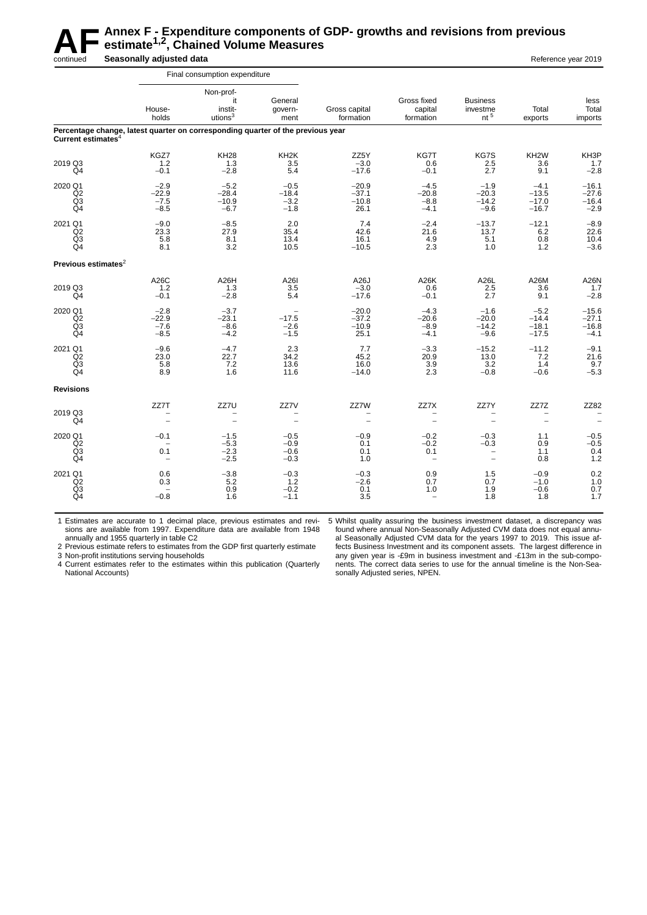# AF Annex F - Expenditure components of GDP- growths and revisions from previous estimate[1,2], Chained Volume Measures

continued

**Seasonally adjusted data** — Reference year 2019

| | Final consumption expenditure | | | | | | | |
|---|---|---|---|---|---|---|---|---|
| | Households | Non-profit institutions[3] | General government | Gross capital formation | Gross fixed capital formation | Business investment[5] | Total exports | less Total imports |
| **Percentage change, latest quarter on corresponding quarter of the previous year** | | | | | | | | |
| **Current estimates**[4] | | | | | | | | |
| | KGZ7 | KH28 | KH2K | ZZ5Y | KG7T | KG7S | KH2W | KH3P |
| 2019 Q3 | 1.2 | 1.3 | 3.5 | −3.0 | 0.6 | 2.5 | 3.6 | 1.7 |
| Q4 | −0.1 | −2.8 | 5.4 | −17.6 | −0.1 | 2.7 | 9.1 | −2.8 |
| 2020 Q1 | −2.9 | −5.2 | −0.5 | −20.9 | −4.5 | −1.9 | −4.1 | −16.1 |
| Q2 | −22.9 | −28.4 | −18.4 | −37.1 | −20.8 | −20.3 | −13.5 | −27.6 |
| Q3 | −7.5 | −10.9 | −3.2 | −10.8 | −8.8 | −14.2 | −17.0 | −16.4 |
| Q4 | −8.5 | −6.7 | −1.8 | 26.1 | −4.1 | −9.6 | −16.7 | −2.9 |
| 2021 Q1 | −9.0 | −8.5 | 2.0 | 7.4 | −2.4 | −13.7 | −12.1 | −8.9 |
| Q2 | 23.3 | 27.9 | 35.4 | 42.6 | 21.6 | 13.7 | 6.2 | 22.6 |
| Q3 | 5.8 | 8.1 | 13.4 | 16.1 | 4.9 | 5.1 | 0.8 | 10.4 |
| Q4 | 8.1 | 3.2 | 10.5 | −10.5 | 2.3 | 1.0 | 1.2 | −3.6 |
| **Previous estimates**[2] | | | | | | | | |
| | A26C | A26H | A26I | A26J | A26K | A26L | A26M | A26N |
| 2019 Q3 | 1.2 | 1.3 | 3.5 | −3.0 | 0.6 | 2.5 | 3.6 | 1.7 |
| Q4 | −0.1 | −2.8 | 5.4 | −17.6 | −0.1 | 2.7 | 9.1 | −2.8 |
| 2020 Q1 | −2.8 | −3.7 | – | −20.0 | −4.3 | −1.6 | −5.2 | −15.6 |
| Q2 | −22.9 | −23.1 | −17.5 | −37.2 | −20.6 | −20.0 | −14.4 | −27.1 |
| Q3 | −7.6 | −8.6 | −2.6 | −10.9 | −8.9 | −14.2 | −18.1 | −16.8 |
| Q4 | −8.5 | −4.2 | −1.5 | 25.1 | −4.1 | −9.6 | −17.5 | −4.1 |
| 2021 Q1 | −9.6 | −4.7 | 2.3 | 7.7 | −3.3 | −15.2 | −11.2 | −9.1 |
| Q2 | 23.0 | 22.7 | 34.2 | 45.2 | 20.9 | 13.0 | 7.2 | 21.6 |
| Q3 | 5.8 | 7.2 | 13.6 | 16.0 | 3.9 | 3.2 | 1.4 | 9.7 |
| Q4 | 8.9 | 1.6 | 11.6 | −14.0 | 2.3 | −0.8 | −0.6 | −5.3 |
| **Revisions** | | | | | | | | |
| | ZZ7T | ZZ7U | ZZ7V | ZZ7W | ZZ7X | ZZ7Y | ZZ7Z | ZZ82 |
| 2019 Q3 | – | – | – | – | – | – | – | – |
| Q4 | – | – | – | – | – | – | – | – |
| 2020 Q1 | −0.1 | −1.5 | −0.5 | −0.9 | −0.2 | −0.3 | 1.1 | −0.5 |
| Q2 | – | −5.3 | −0.9 | 0.1 | −0.2 | −0.3 | 0.9 | −0.5 |
| Q3 | 0.1 | −2.3 | −0.6 | 0.1 | 0.1 | – | 1.1 | 0.4 |
| Q4 | – | −2.5 | −0.3 | 1.0 | – | – | 0.8 | 1.2 |
| 2021 Q1 | 0.6 | −3.8 | −0.3 | −0.3 | 0.9 | 1.5 | −0.9 | 0.2 |
| Q2 | 0.3 | 5.2 | 1.2 | −2.6 | 0.7 | 0.7 | −1.0 | 1.0 |
| Q3 | – | 0.9 | −0.2 | 0.1 | 1.0 | 1.9 | −0.6 | 0.7 |
| Q4 | −0.8 | 1.6 | −1.1 | 3.5 | – | 1.8 | 1.8 | 1.7 |

1 Estimates are accurate to 1 decimal place, previous estimates and revisions are available from 1997. Expenditure data are available from 1948 annually and 1955 quarterly in table C2

2 Previous estimate refers to estimates from the GDP first quarterly estimate

3 Non-profit institutions serving households

4 Current estimates refer to the estimates within this publication (Quarterly National Accounts)

5 Whilst quality assuring the business investment dataset, a discrepancy was found where annual Non-Seasonally Adjusted CVM data does not equal annual Seasonally Adjusted CVM data for the years 1997 to 2019. This issue affects Business Investment and its component assets. The largest difference in any given year is -£9m in business investment and -£13m in the sub-components. The correct data series to use for the annual timeline is the Non-Seasonally Adjusted series, NPEN.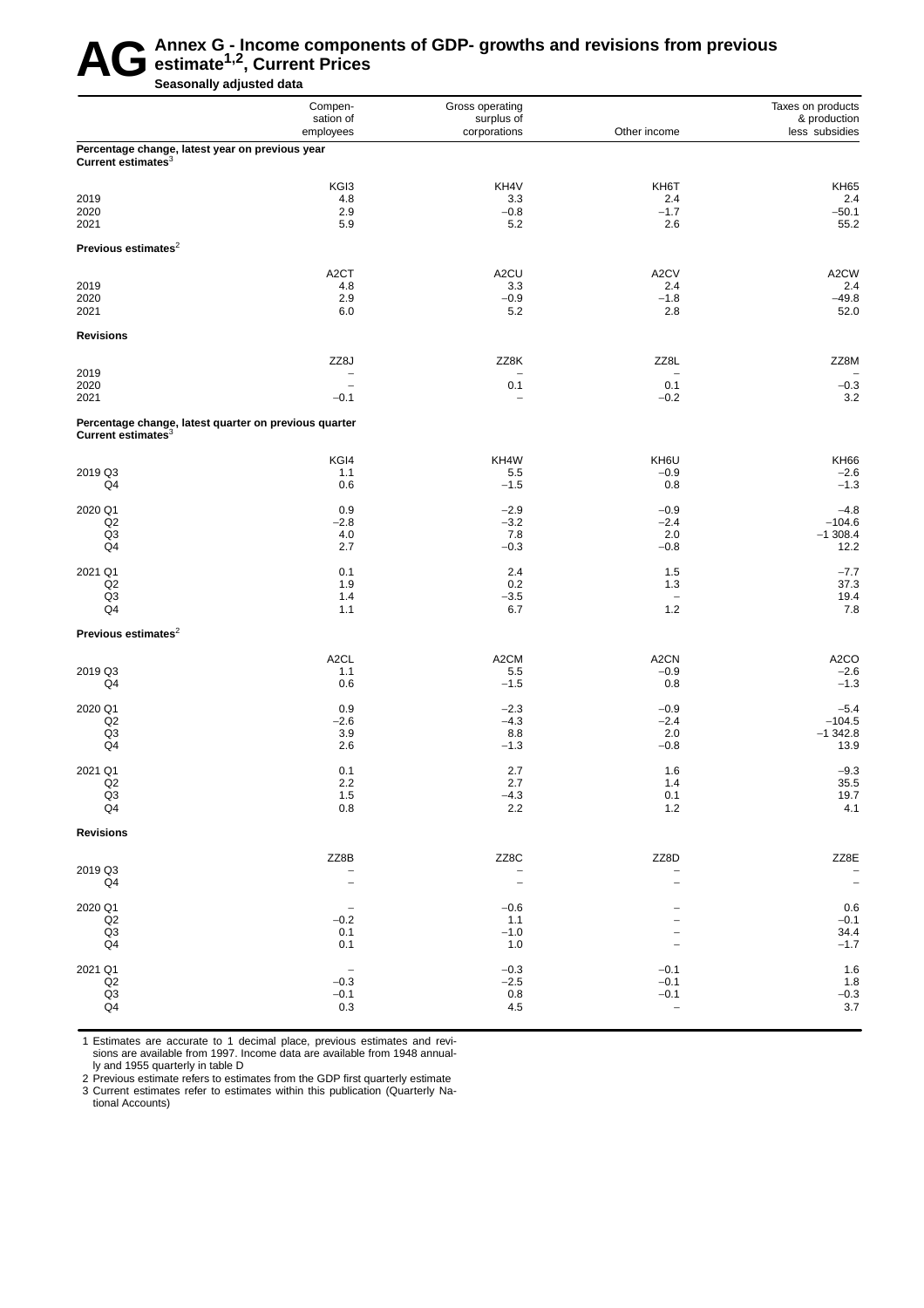# AG Annex G - Income components of GDP- growths and revisions from previous estimate[1,2], Current Prices

**Seasonally adjusted data**

| | Compensation of employees | Gross operating surplus of corporations | Other income | Taxes on products & production less subsidies |
|---|---|---|---|---|
| **Percentage change, latest year on previous year** | | | | |
| **Current estimates**[3] | | | | |
| | KGI3 | KH4V | KH6T | KH65 |
| 2019 | 4.8 | 3.3 | 2.4 | 2.4 |
| 2020 | 2.9 | −0.8 | −1.7 | −50.1 |
| 2021 | 5.9 | 5.2 | 2.6 | 55.2 |
| **Previous estimates**[2] | | | | |
| | A2CT | A2CU | A2CV | A2CW |
| 2019 | 4.8 | 3.3 | 2.4 | 2.4 |
| 2020 | 2.9 | −0.9 | −1.8 | −49.8 |
| 2021 | 6.0 | 5.2 | 2.8 | 52.0 |
| **Revisions** | | | | |
| | ZZ8J | ZZ8K | ZZ8L | ZZ8M |
| 2019 | – | – | – | – |
| 2020 | – | 0.1 | 0.1 | −0.3 |
| 2021 | −0.1 | – | −0.2 | 3.2 |
| **Percentage change, latest quarter on previous quarter** | | | | |
| **Current estimates**[3] | | | | |
| | KGI4 | KH4W | KH6U | KH66 |
| 2019 Q3 | 1.1 | 5.5 | −0.9 | −2.6 |
| Q4 | 0.6 | −1.5 | 0.8 | −1.3 |
| 2020 Q1 | 0.9 | −2.9 | −0.9 | −4.8 |
| Q2 | −2.8 | −3.2 | −2.4 | −104.6 |
| Q3 | 4.0 | 7.8 | 2.0 | −1 308.4 |
| Q4 | 2.7 | −0.3 | −0.8 | 12.2 |
| 2021 Q1 | 0.1 | 2.4 | 1.5 | −7.7 |
| Q2 | 1.9 | 0.2 | 1.3 | 37.3 |
| Q3 | 1.4 | −3.5 | – | 19.4 |
| Q4 | 1.1 | 6.7 | 1.2 | 7.8 |
| **Previous estimates**[2] | | | | |
| | A2CL | A2CM | A2CN | A2CO |
| 2019 Q3 | 1.1 | 5.5 | −0.9 | −2.6 |
| Q4 | 0.6 | −1.5 | 0.8 | −1.3 |
| 2020 Q1 | 0.9 | −2.3 | −0.9 | −5.4 |
| Q2 | −2.6 | −4.3 | −2.4 | −104.5 |
| Q3 | 3.9 | 8.8 | 2.0 | −1 342.8 |
| Q4 | 2.6 | −1.3 | −0.8 | 13.9 |
| 2021 Q1 | 0.1 | 2.7 | 1.6 | −9.3 |
| Q2 | 2.2 | 2.7 | 1.4 | 35.5 |
| Q3 | 1.5 | −4.3 | 0.1 | 19.7 |
| Q4 | 0.8 | 2.2 | 1.2 | 4.1 |
| **Revisions** | | | | |
| | ZZ8B | ZZ8C | ZZ8D | ZZ8E |
| 2019 Q3 | – | – | – | – |
| Q4 | – | – | – | – |
| 2020 Q1 | – | −0.6 | – | 0.6 |
| Q2 | −0.2 | 1.1 | – | −0.1 |
| Q3 | 0.1 | −1.0 | – | 34.4 |
| Q4 | 0.1 | 1.0 | – | −1.7 |
| 2021 Q1 | – | −0.3 | −0.1 | 1.6 |
| Q2 | −0.3 | −2.5 | −0.1 | 1.8 |
| Q3 | −0.1 | 0.8 | −0.1 | −0.3 |
| Q4 | 0.3 | 4.5 | – | 3.7 |

1 Estimates are accurate to 1 decimal place, previous estimates and revisions are available from 1997. Income data are available from 1948 annually and 1955 quarterly in table D

2 Previous estimate refers to estimates from the GDP first quarterly estimate

3 Current estimates refer to estimates within this publication (Quarterly National Accounts)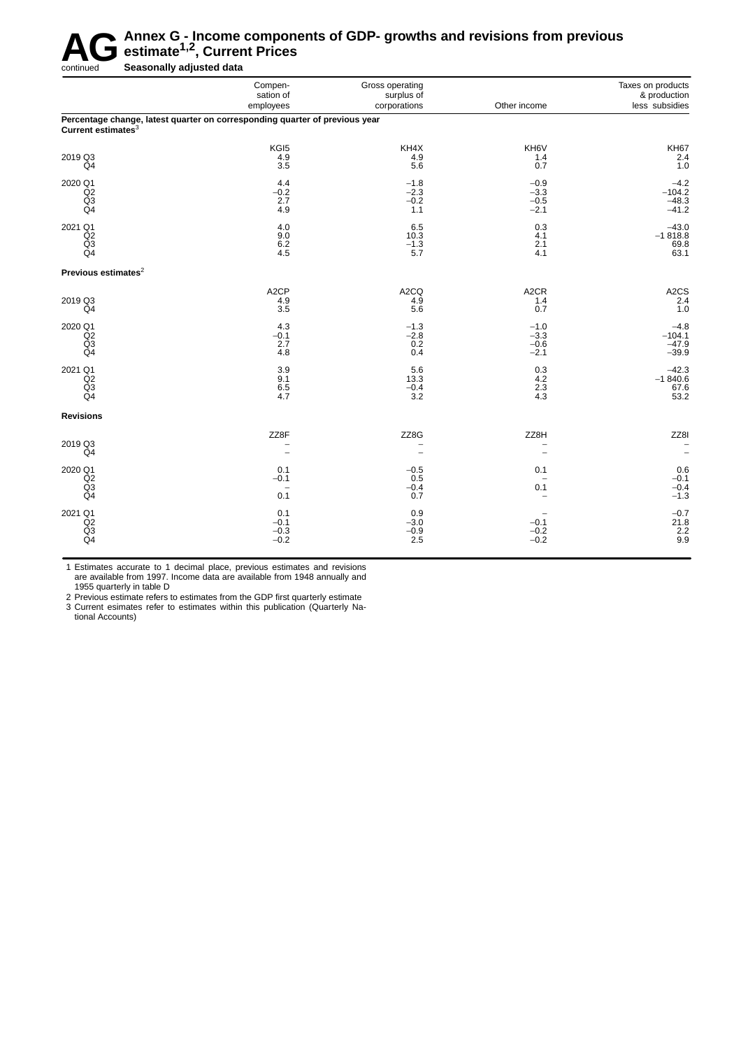# AG Annex G - Income components of GDP- growths and revisions from previous estimate[1,2], Current Prices

continued

**Seasonally adjusted data**

| | Compen-sation of employees | Gross operating surplus of corporations | Other income | Taxes on products & production less subsidies |
|---|---|---|---|---|
| **Percentage change, latest quarter on corresponding quarter of previous year** | | | | |
| **Current estimates**[3] | | | | |
| | KGI5 | KH4X | KH6V | KH67 |
| 2019 Q3 | 4.9 | 4.9 | 1.4 | 2.4 |
| Q4 | 3.5 | 5.6 | 0.7 | 1.0 |
| 2020 Q1 | 4.4 | −1.8 | −0.9 | −4.2 |
| Q2 | −0.2 | −2.3 | −3.3 | −104.2 |
| Q3 | 2.7 | −0.2 | −0.5 | −48.3 |
| Q4 | 4.9 | 1.1 | −2.1 | −41.2 |
| 2021 Q1 | 4.0 | 6.5 | 0.3 | −43.0 |
| Q2 | 9.0 | 10.3 | 4.1 | −1 818.8 |
| Q3 | 6.2 | −1.3 | 2.1 | 69.8 |
| Q4 | 4.5 | 5.7 | 4.1 | 63.1 |
| **Previous estimates**[2] | | | | |
| | A2CP | A2CQ | A2CR | A2CS |
| 2019 Q3 | 4.9 | 4.9 | 1.4 | 2.4 |
| Q4 | 3.5 | 5.6 | 0.7 | 1.0 |
| 2020 Q1 | 4.3 | −1.3 | −1.0 | −4.8 |
| Q2 | −0.1 | −2.8 | −3.3 | −104.1 |
| Q3 | 2.7 | 0.2 | −0.6 | −47.9 |
| Q4 | 4.8 | 0.4 | −2.1 | −39.9 |
| 2021 Q1 | 3.9 | 5.6 | 0.3 | −42.3 |
| Q2 | 9.1 | 13.3 | 4.2 | −1 840.6 |
| Q3 | 6.5 | −0.4 | 2.3 | 67.6 |
| Q4 | 4.7 | 3.2 | 4.3 | 53.2 |
| **Revisions** | | | | |
| | ZZ8F | ZZ8G | ZZ8H | ZZ8I |
| 2019 Q3 | – | – | – | – |
| Q4 | – | – | – | – |
| 2020 Q1 | 0.1 | −0.5 | 0.1 | 0.6 |
| Q2 | −0.1 | 0.5 | – | −0.1 |
| Q3 | – | −0.4 | 0.1 | −0.4 |
| Q4 | 0.1 | 0.7 | – | −1.3 |
| 2021 Q1 | 0.1 | 0.9 | – | −0.7 |
| Q2 | −0.1 | −3.0 | −0.1 | 21.8 |
| Q3 | −0.3 | −0.9 | −0.2 | 2.2 |
| Q4 | −0.2 | 2.5 | −0.2 | 9.9 |

1 Estimates accurate to 1 decimal place, previous estimates and revisions are available from 1997. Income data are available from 1948 annually and 1955 quarterly in table D

2 Previous estimate refers to estimates from the GDP first quarterly estimate

3 Current esimates refer to estimates within this publication (Quarterly National Accounts)